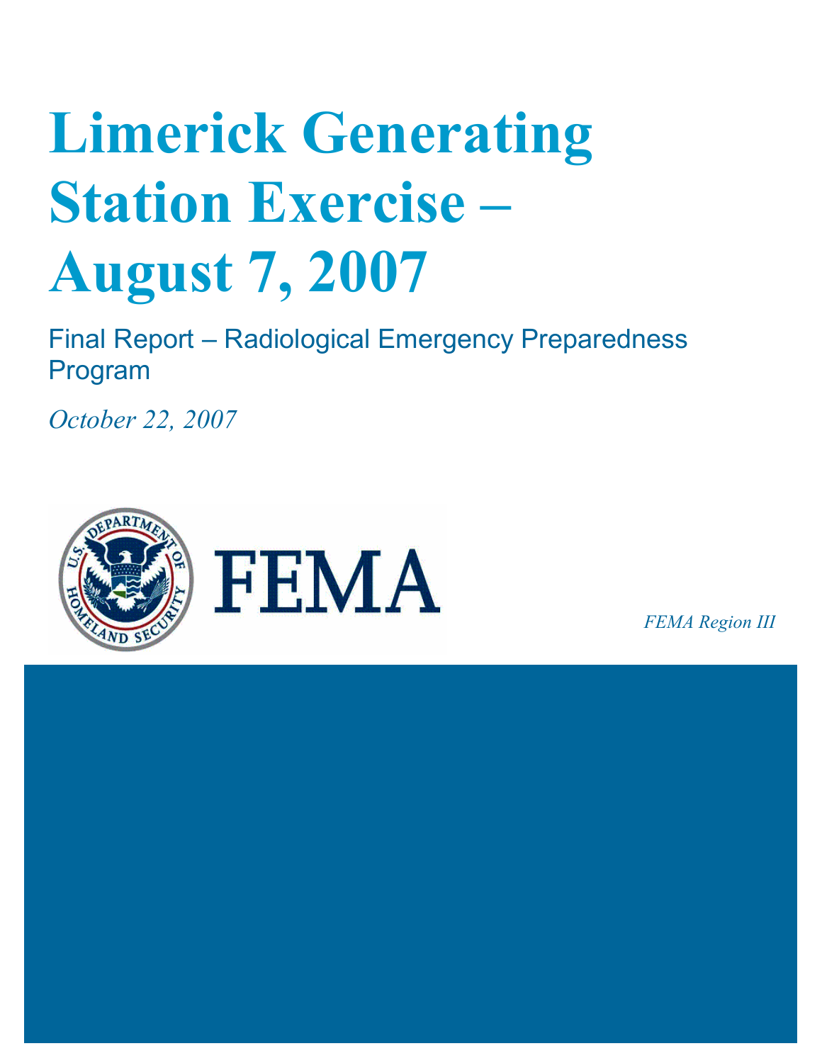# Limerick Generating Station Exercise – August 7, 2007

Final Report – Radiological Emergency Preparedness Program

*October 22, 2007*

FEMA

*FEMA Region III*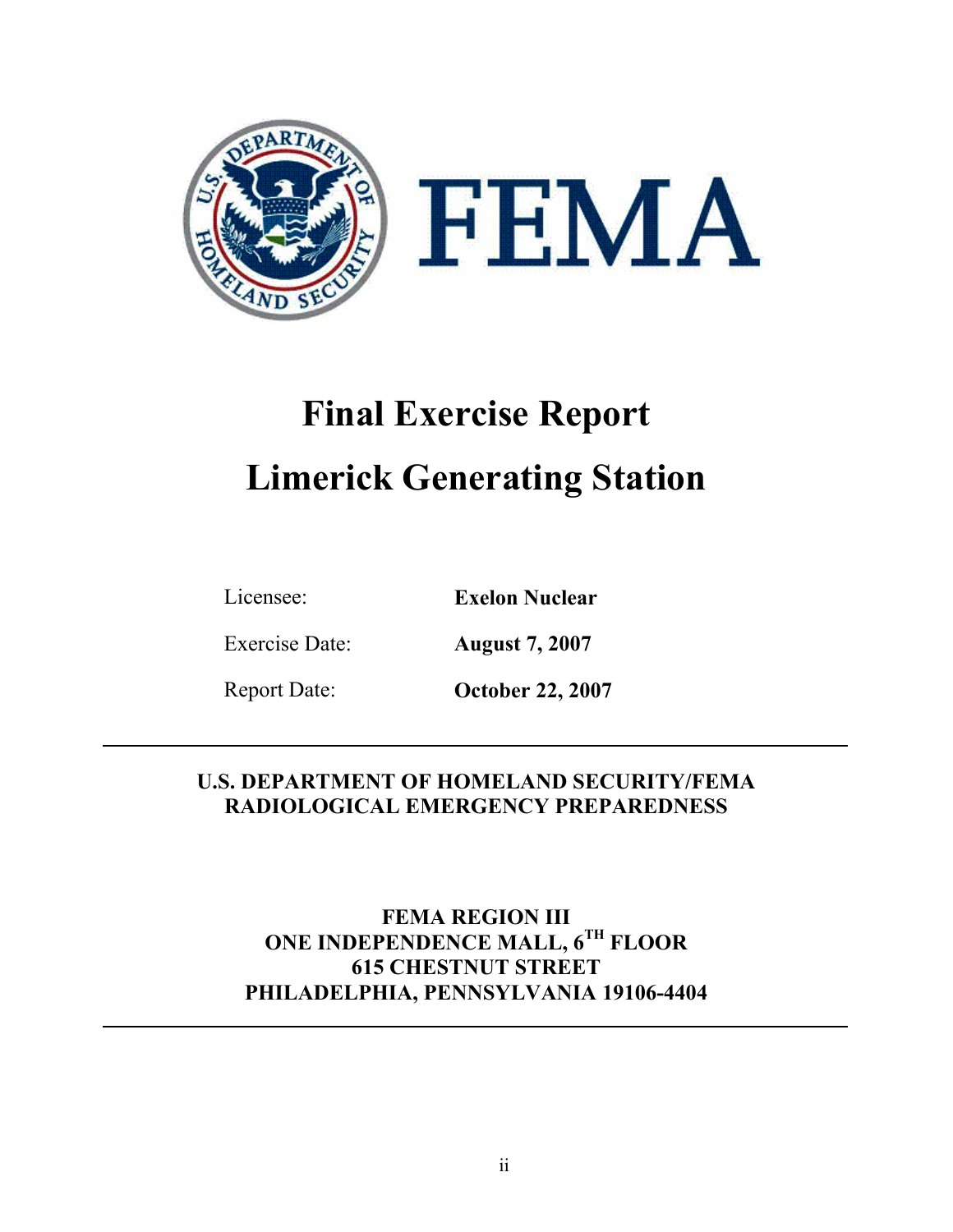# Final Exercise Report

# Limerick Generating Station

| | |
|---|---|
| Licensee: | **Exelon Nuclear** |
| Exercise Date: | **August 7, 2007** |
| Report Date: | **October 22, 2007** |

---

**U.S. DEPARTMENT OF HOMELAND SECURITY/FEMA**
**RADIOLOGICAL EMERGENCY PREPAREDNESS**

**FEMA REGION III**
**ONE INDEPENDENCE MALL, 6TH FLOOR**
**615 CHESTNUT STREET**
**PHILADELPHIA, PENNSYLVANIA 19106-4404**

---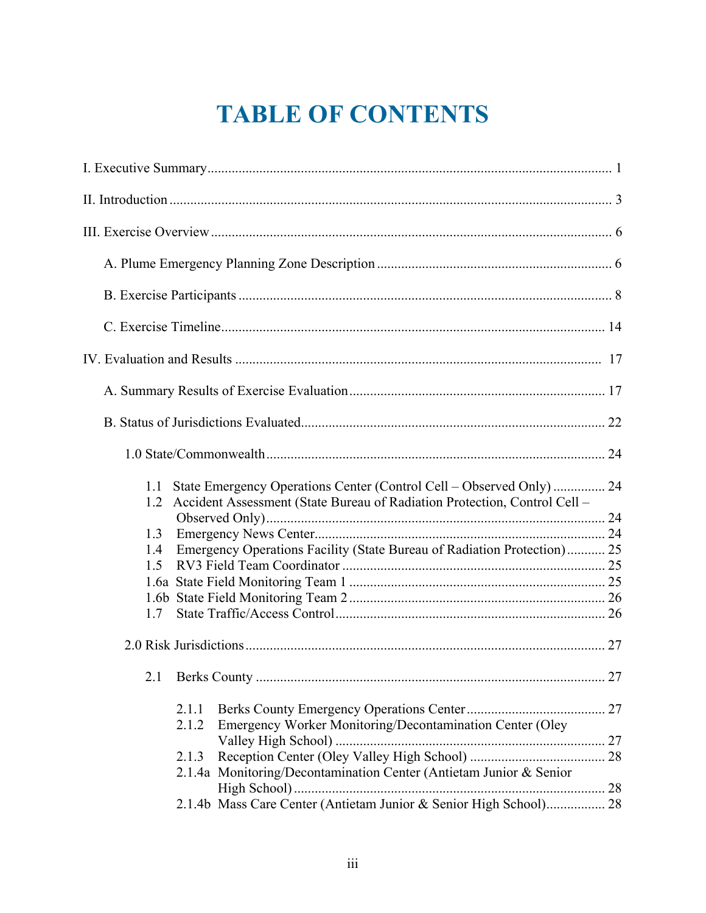# TABLE OF CONTENTS

I. Executive Summary .................................................................................................... 1

II. Introduction ............................................................................................................... 3

III. Exercise Overview ................................................................................................... 6

A. Plume Emergency Planning Zone Description ................................................................... 6

B. Exercise Participants ........................................................................................... 8

C. Exercise Timeline ............................................................................................... 14

IV. Evaluation and Results ......................................................................................... 17

A. Summary Results of Exercise Evaluation ......................................................................... 17

B. Status of Jurisdictions Evaluated ....................................................................................... 22

1.0 State/Commonwealth ................................................................................................ 24

1.1 State Emergency Operations Center (Control Cell – Observed Only) ............... 24
1.2 Accident Assessment (State Bureau of Radiation Protection, Control Cell – Observed Only) ........................................................................................ 24
1.3 Emergency News Center ................................................................................... 24
1.4 Emergency Operations Facility (State Bureau of Radiation Protection) ........... 25
1.5 RV3 Field Team Coordinator ........................................................................... 25
1.6a State Field Monitoring Team 1 ......................................................................... 25
1.6b State Field Monitoring Team 2 ......................................................................... 26
1.7 State Traffic/Access Control ............................................................................. 26

2.0 Risk Jurisdictions ....................................................................................................... 27

2.1 Berks County .................................................................................................... 27

2.1.1 Berks County Emergency Operations Center ........................................ 27
2.1.2 Emergency Worker Monitoring/Decontamination Center (Oley Valley High School) ............................................................................. 27
2.1.3 Reception Center (Oley Valley High School) ....................................... 28
2.1.4a Monitoring/Decontamination Center (Antietam Junior & Senior High School) ......................................................................................... 28
2.1.4b Mass Care Center (Antietam Junior & Senior High School) ................. 28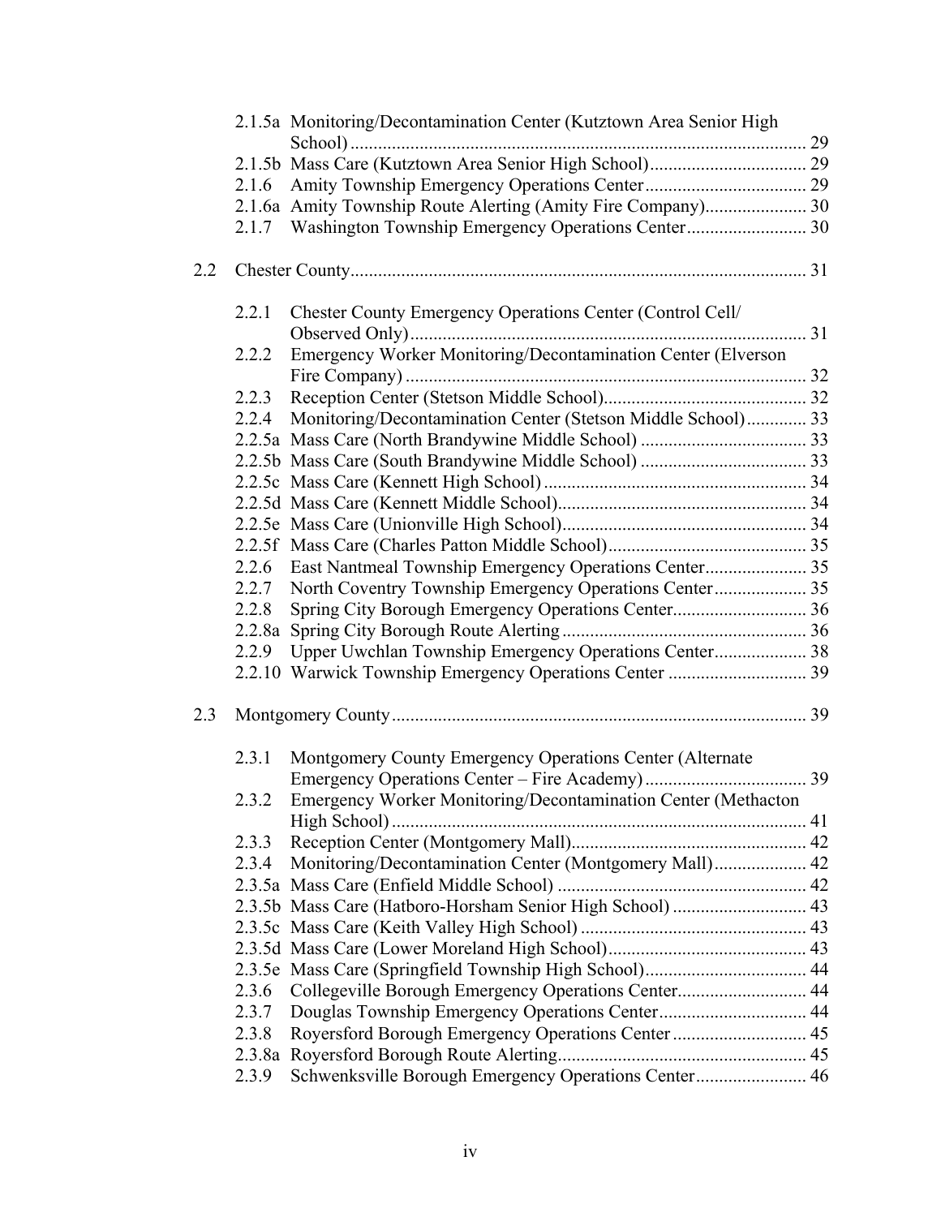2.1.5a Monitoring/Decontamination Center (Kutztown Area Senior High School) ..... 29
2.1.5b Mass Care (Kutztown Area Senior High School) ..... 29
2.1.6 Amity Township Emergency Operations Center ..... 29
2.1.6a Amity Township Route Alerting (Amity Fire Company) ..... 30
2.1.7 Washington Township Emergency Operations Center ..... 30

2.2 Chester County ..... 31

2.2.1 Chester County Emergency Operations Center (Control Cell/ Observed Only) ..... 31
2.2.2 Emergency Worker Monitoring/Decontamination Center (Elverson Fire Company) ..... 32
2.2.3 Reception Center (Stetson Middle School) ..... 32
2.2.4 Monitoring/Decontamination Center (Stetson Middle School) ..... 33
2.2.5a Mass Care (North Brandywine Middle School) ..... 33
2.2.5b Mass Care (South Brandywine Middle School) ..... 33
2.2.5c Mass Care (Kennett High School) ..... 34
2.2.5d Mass Care (Kennett Middle School) ..... 34
2.2.5e Mass Care (Unionville High School) ..... 34
2.2.5f Mass Care (Charles Patton Middle School) ..... 35
2.2.6 East Nantmeal Township Emergency Operations Center ..... 35
2.2.7 North Coventry Township Emergency Operations Center ..... 35
2.2.8 Spring City Borough Emergency Operations Center ..... 36
2.2.8a Spring City Borough Route Alerting ..... 36
2.2.9 Upper Uwchlan Township Emergency Operations Center ..... 38
2.2.10 Warwick Township Emergency Operations Center ..... 39

2.3 Montgomery County ..... 39

2.3.1 Montgomery County Emergency Operations Center (Alternate Emergency Operations Center – Fire Academy) ..... 39
2.3.2 Emergency Worker Monitoring/Decontamination Center (Methacton High School) ..... 41
2.3.3 Reception Center (Montgomery Mall) ..... 42
2.3.4 Monitoring/Decontamination Center (Montgomery Mall) ..... 42
2.3.5a Mass Care (Enfield Middle School) ..... 42
2.3.5b Mass Care (Hatboro-Horsham Senior High School) ..... 43
2.3.5c Mass Care (Keith Valley High School) ..... 43
2.3.5d Mass Care (Lower Moreland High School) ..... 43
2.3.5e Mass Care (Springfield Township High School) ..... 44
2.3.6 Collegeville Borough Emergency Operations Center ..... 44
2.3.7 Douglas Township Emergency Operations Center ..... 44
2.3.8 Royersford Borough Emergency Operations Center ..... 45
2.3.8a Royersford Borough Route Alerting ..... 45
2.3.9 Schwenksville Borough Emergency Operations Center ..... 46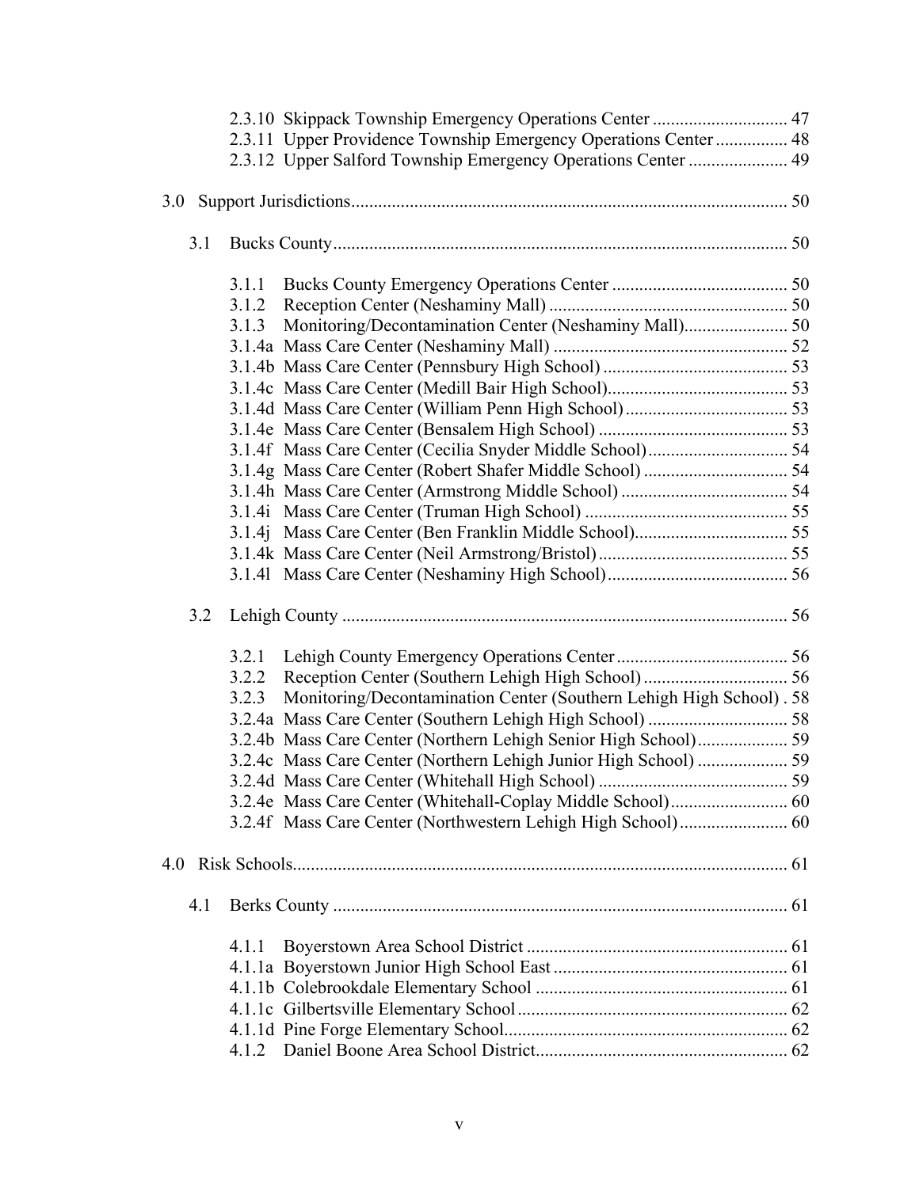2.3.10 Skippack Township Emergency Operations Center .............................. 47
2.3.11 Upper Providence Township Emergency Operations Center ................ 48
2.3.12 Upper Salford Township Emergency Operations Center ...................... 49

3.0 Support Jurisdictions................................................................................................. 50

3.1 Bucks County..................................................................................................... 50

3.1.1 Bucks County Emergency Operations Center ....................................... 50
3.1.2 Reception Center (Neshaminy Mall) ..................................................... 50
3.1.3 Monitoring/Decontamination Center (Neshaminy Mall)....................... 50
3.1.4a Mass Care Center (Neshaminy Mall) .................................................... 52
3.1.4b Mass Care Center (Pennsbury High School) ......................................... 53
3.1.4c Mass Care Center (Medill Bair High School)........................................ 53
3.1.4d Mass Care Center (William Penn High School).................................... 53
3.1.4e Mass Care Center (Bensalem High School) .......................................... 53
3.1.4f Mass Care Center (Cecilia Snyder Middle School)............................... 54
3.1.4g Mass Care Center (Robert Shafer Middle School) ................................ 54
3.1.4h Mass Care Center (Armstrong Middle School) ..................................... 54
3.1.4i Mass Care Center (Truman High School) ............................................. 55
3.1.4j Mass Care Center (Ben Franklin Middle School).................................. 55
3.1.4k Mass Care Center (Neil Armstrong/Bristol) .......................................... 55
3.1.4l Mass Care Center (Neshaminy High School)........................................ 56

3.2 Lehigh County ................................................................................................... 56

3.2.1 Lehigh County Emergency Operations Center ...................................... 56
3.2.2 Reception Center (Southern Lehigh High School) ................................ 56
3.2.3 Monitoring/Decontamination Center (Southern Lehigh High School) . 58
3.2.4a Mass Care Center (Southern Lehigh High School) ............................... 58
3.2.4b Mass Care Center (Northern Lehigh Senior High School).................... 59
3.2.4c Mass Care Center (Northern Lehigh Junior High School) .................... 59
3.2.4d Mass Care Center (Whitehall High School) .......................................... 59
3.2.4e Mass Care Center (Whitehall-Coplay Middle School).......................... 60
3.2.4f Mass Care Center (Northwestern Lehigh High School)........................ 60

4.0 Risk Schools............................................................................................................. 61

4.1 Berks County ..................................................................................................... 61

4.1.1 Boyerstown Area School District .......................................................... 61
4.1.1a Boyerstown Junior High School East .................................................... 61
4.1.1b Colebrookdale Elementary School ........................................................ 61
4.1.1c Gilbertsville Elementary School ........................................................... 62
4.1.1d Pine Forge Elementary School.............................................................. 62
4.1.2 Daniel Boone Area School District....................................................... 62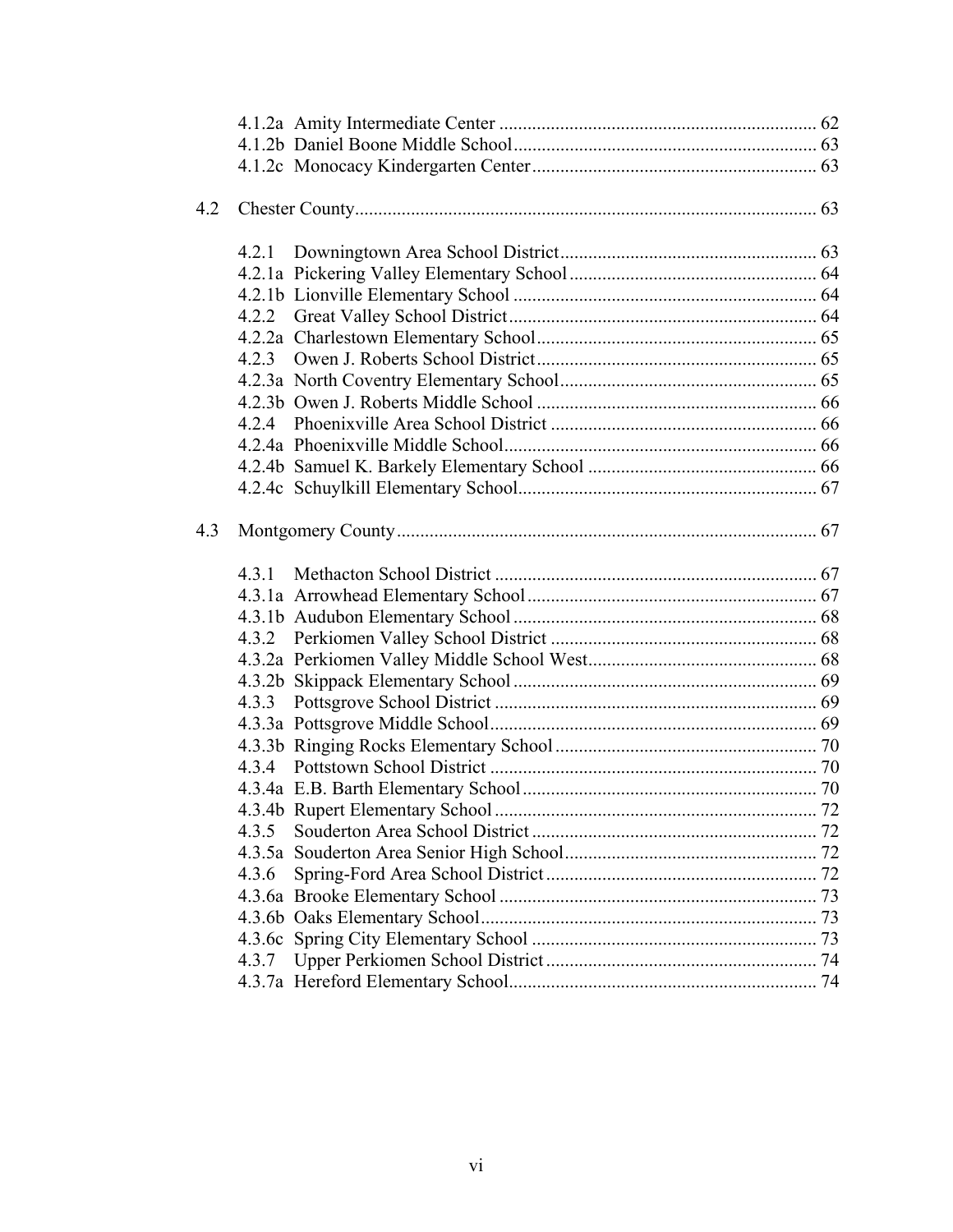4.1.2a Amity Intermediate Center ........ 62
4.1.2b Daniel Boone Middle School ........ 63
4.1.2c Monocacy Kindergarten Center ........ 63

4.2 Chester County ........ 63

4.2.1 Downingtown Area School District ........ 63
4.2.1a Pickering Valley Elementary School ........ 64
4.2.1b Lionville Elementary School ........ 64
4.2.2 Great Valley School District ........ 64
4.2.2a Charlestown Elementary School ........ 65
4.2.3 Owen J. Roberts School District ........ 65
4.2.3a North Coventry Elementary School ........ 65
4.2.3b Owen J. Roberts Middle School ........ 66
4.2.4 Phoenixville Area School District ........ 66
4.2.4a Phoenixville Middle School ........ 66
4.2.4b Samuel K. Barkely Elementary School ........ 66
4.2.4c Schuylkill Elementary School ........ 67

4.3 Montgomery County ........ 67

4.3.1 Methacton School District ........ 67
4.3.1a Arrowhead Elementary School ........ 67
4.3.1b Audubon Elementary School ........ 68
4.3.2 Perkiomen Valley School District ........ 68
4.3.2a Perkiomen Valley Middle School West ........ 68
4.3.2b Skippack Elementary School ........ 69
4.3.3 Pottsgrove School District ........ 69
4.3.3a Pottsgrove Middle School ........ 69
4.3.3b Ringing Rocks Elementary School ........ 70
4.3.4 Pottstown School District ........ 70
4.3.4a E.B. Barth Elementary School ........ 70
4.3.4b Rupert Elementary School ........ 72
4.3.5 Souderton Area School District ........ 72
4.3.5a Souderton Area Senior High School ........ 72
4.3.6 Spring-Ford Area School District ........ 72
4.3.6a Brooke Elementary School ........ 73
4.3.6b Oaks Elementary School ........ 73
4.3.6c Spring City Elementary School ........ 73
4.3.7 Upper Perkiomen School District ........ 74
4.3.7a Hereford Elementary School ........ 74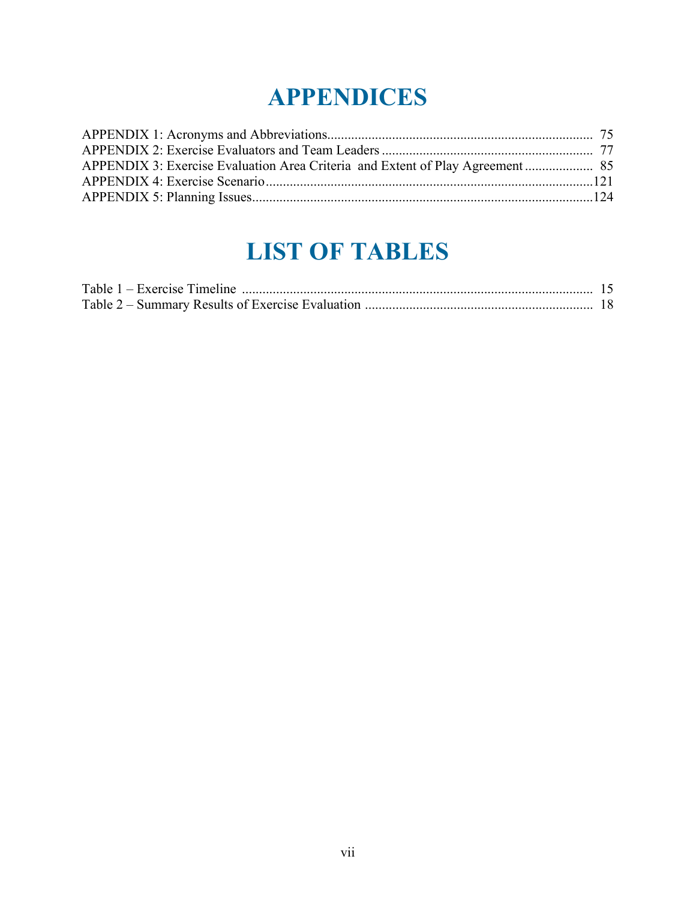# APPENDICES

APPENDIX 1: Acronyms and Abbreviations.............................................................................. 75
APPENDIX 2: Exercise Evaluators and Team Leaders .............................................................. 77
APPENDIX 3: Exercise Evaluation Area Criteria and Extent of Play Agreement .................... 85
APPENDIX 4: Exercise Scenario..............................................................................................121
APPENDIX 5: Planning Issues..................................................................................................124

# LIST OF TABLES

Table 1 – Exercise Timeline ...................................................................................................... 15
Table 2 – Summary Results of Exercise Evaluation .................................................................. 18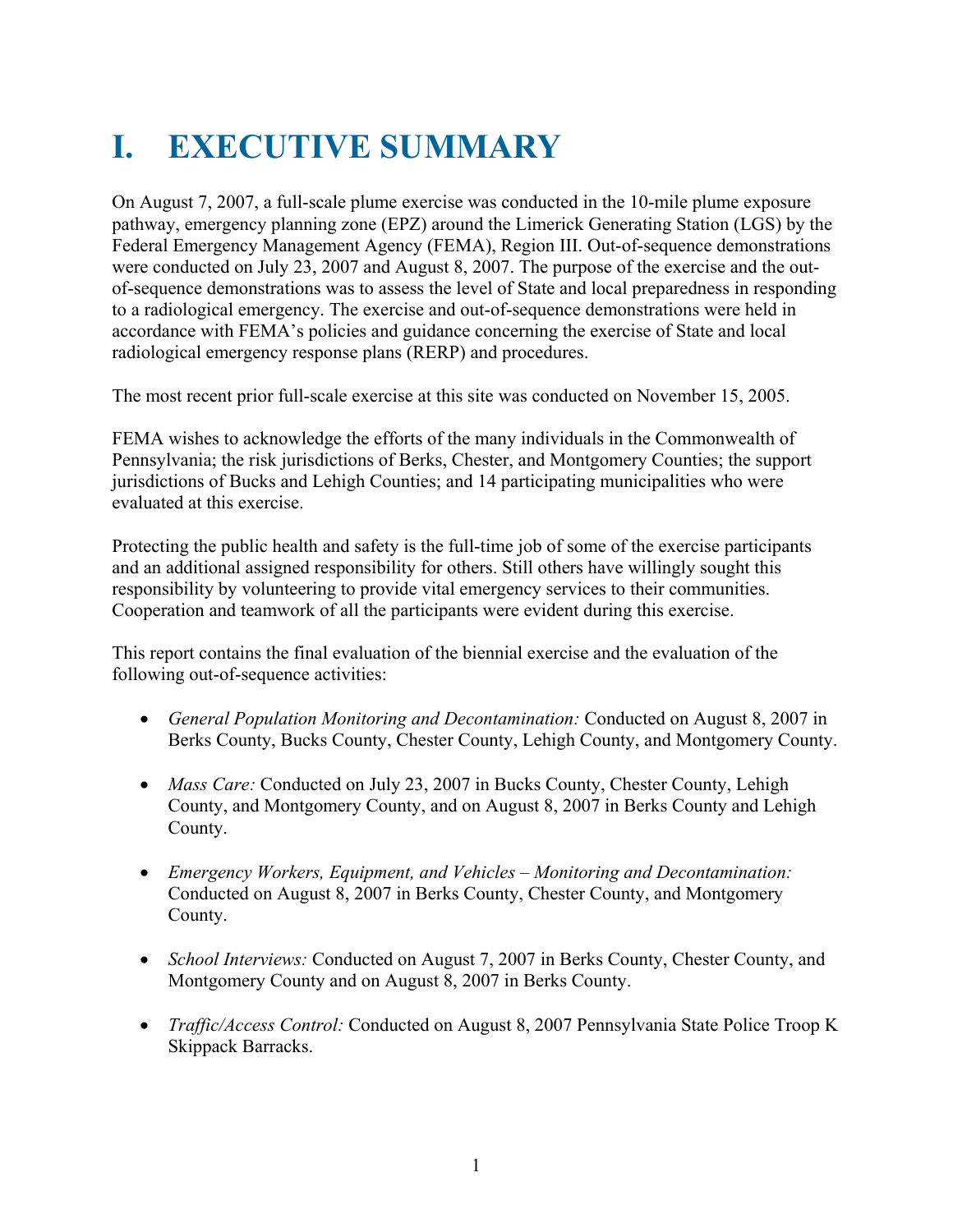# I. EXECUTIVE SUMMARY

On August 7, 2007, a full-scale plume exercise was conducted in the 10-mile plume exposure pathway, emergency planning zone (EPZ) around the Limerick Generating Station (LGS) by the Federal Emergency Management Agency (FEMA), Region III. Out-of-sequence demonstrations were conducted on July 23, 2007 and August 8, 2007. The purpose of the exercise and the out-of-sequence demonstrations was to assess the level of State and local preparedness in responding to a radiological emergency. The exercise and out-of-sequence demonstrations were held in accordance with FEMA's policies and guidance concerning the exercise of State and local radiological emergency response plans (RERP) and procedures.

The most recent prior full-scale exercise at this site was conducted on November 15, 2005.

FEMA wishes to acknowledge the efforts of the many individuals in the Commonwealth of Pennsylvania; the risk jurisdictions of Berks, Chester, and Montgomery Counties; the support jurisdictions of Bucks and Lehigh Counties; and 14 participating municipalities who were evaluated at this exercise.

Protecting the public health and safety is the full-time job of some of the exercise participants and an additional assigned responsibility for others. Still others have willingly sought this responsibility by volunteering to provide vital emergency services to their communities. Cooperation and teamwork of all the participants were evident during this exercise.

This report contains the final evaluation of the biennial exercise and the evaluation of the following out-of-sequence activities:

- *General Population Monitoring and Decontamination:* Conducted on August 8, 2007 in Berks County, Bucks County, Chester County, Lehigh County, and Montgomery County.
- *Mass Care:* Conducted on July 23, 2007 in Bucks County, Chester County, Lehigh County, and Montgomery County, and on August 8, 2007 in Berks County and Lehigh County.
- *Emergency Workers, Equipment, and Vehicles – Monitoring and Decontamination:* Conducted on August 8, 2007 in Berks County, Chester County, and Montgomery County.
- *School Interviews:* Conducted on August 7, 2007 in Berks County, Chester County, and Montgomery County and on August 8, 2007 in Berks County.
- *Traffic/Access Control:* Conducted on August 8, 2007 Pennsylvania State Police Troop K Skippack Barracks.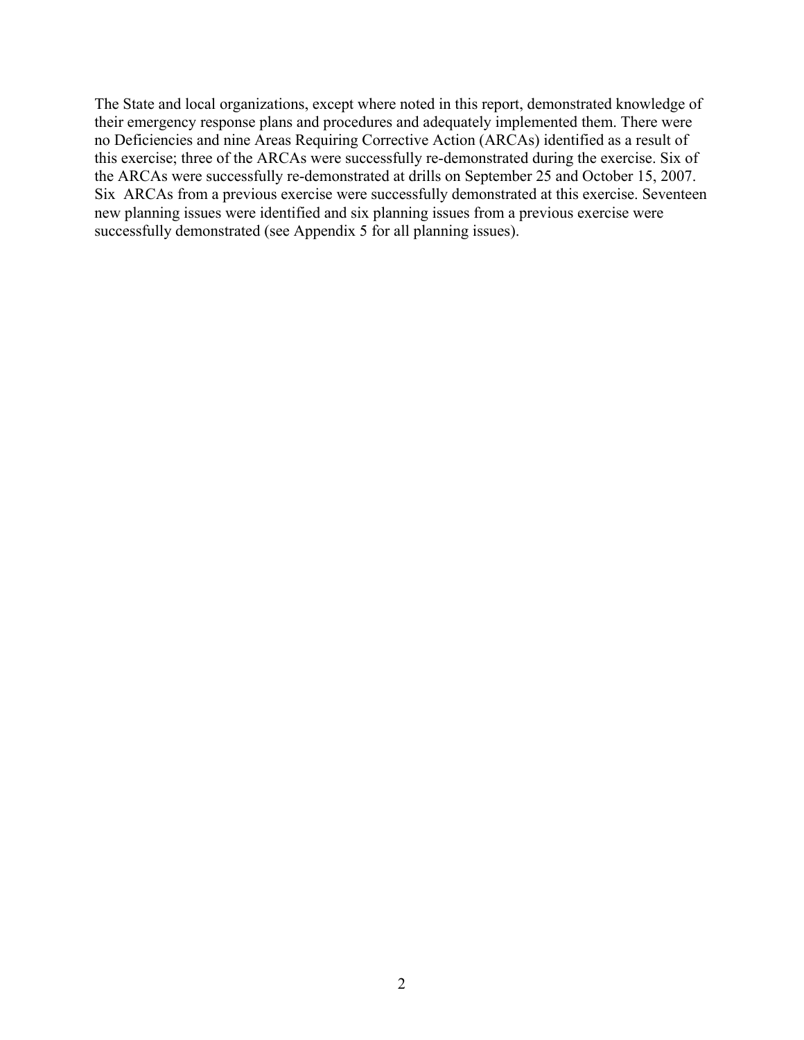The State and local organizations, except where noted in this report, demonstrated knowledge of their emergency response plans and procedures and adequately implemented them. There were no Deficiencies and nine Areas Requiring Corrective Action (ARCAs) identified as a result of this exercise; three of the ARCAs were successfully re-demonstrated during the exercise. Six of the ARCAs were successfully re-demonstrated at drills on September 25 and October 15, 2007. Six ARCAs from a previous exercise were successfully demonstrated at this exercise. Seventeen new planning issues were identified and six planning issues from a previous exercise were successfully demonstrated (see Appendix 5 for all planning issues).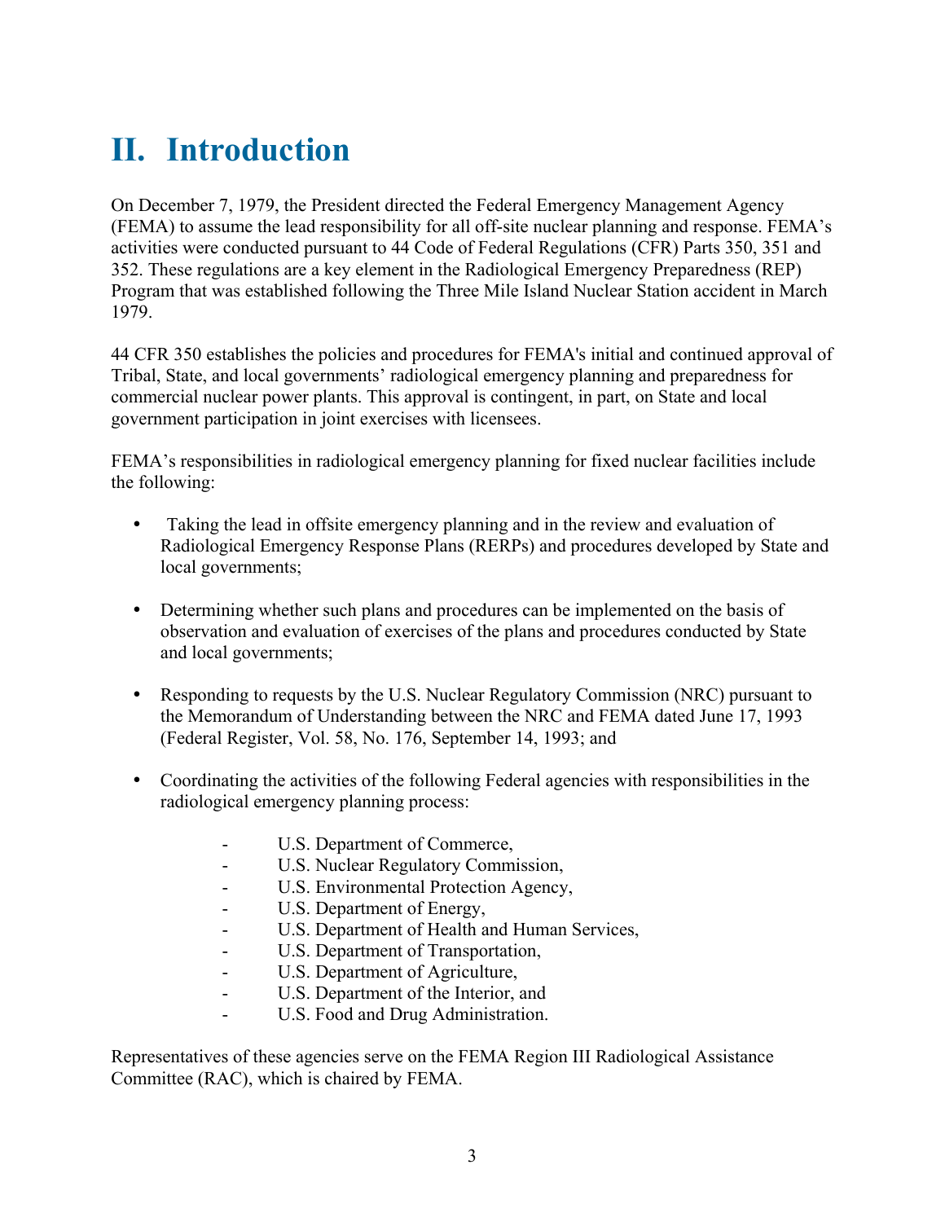# II. Introduction

On December 7, 1979, the President directed the Federal Emergency Management Agency (FEMA) to assume the lead responsibility for all off-site nuclear planning and response. FEMA's activities were conducted pursuant to 44 Code of Federal Regulations (CFR) Parts 350, 351 and 352. These regulations are a key element in the Radiological Emergency Preparedness (REP) Program that was established following the Three Mile Island Nuclear Station accident in March 1979.

44 CFR 350 establishes the policies and procedures for FEMA's initial and continued approval of Tribal, State, and local governments' radiological emergency planning and preparedness for commercial nuclear power plants. This approval is contingent, in part, on State and local government participation in joint exercises with licensees.

FEMA's responsibilities in radiological emergency planning for fixed nuclear facilities include the following:

- Taking the lead in offsite emergency planning and in the review and evaluation of Radiological Emergency Response Plans (RERPs) and procedures developed by State and local governments;

- Determining whether such plans and procedures can be implemented on the basis of observation and evaluation of exercises of the plans and procedures conducted by State and local governments;

- Responding to requests by the U.S. Nuclear Regulatory Commission (NRC) pursuant to the Memorandum of Understanding between the NRC and FEMA dated June 17, 1993 (Federal Register, Vol. 58, No. 176, September 14, 1993; and

- Coordinating the activities of the following Federal agencies with responsibilities in the radiological emergency planning process:

    - U.S. Department of Commerce,
    - U.S. Nuclear Regulatory Commission,
    - U.S. Environmental Protection Agency,
    - U.S. Department of Energy,
    - U.S. Department of Health and Human Services,
    - U.S. Department of Transportation,
    - U.S. Department of Agriculture,
    - U.S. Department of the Interior, and
    - U.S. Food and Drug Administration.

Representatives of these agencies serve on the FEMA Region III Radiological Assistance Committee (RAC), which is chaired by FEMA.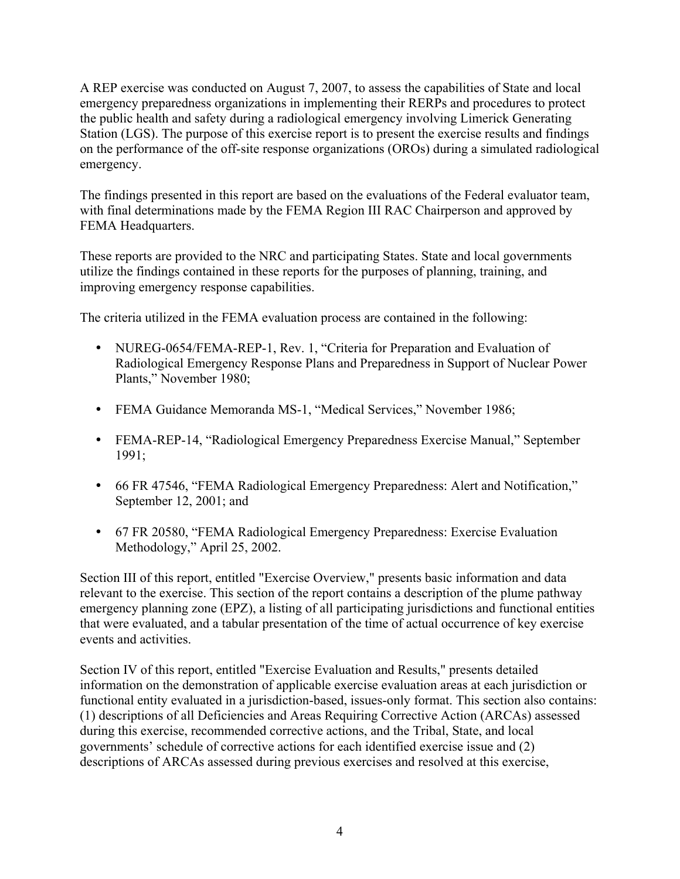A REP exercise was conducted on August 7, 2007, to assess the capabilities of State and local emergency preparedness organizations in implementing their RERPs and procedures to protect the public health and safety during a radiological emergency involving Limerick Generating Station (LGS). The purpose of this exercise report is to present the exercise results and findings on the performance of the off-site response organizations (OROs) during a simulated radiological emergency.

The findings presented in this report are based on the evaluations of the Federal evaluator team, with final determinations made by the FEMA Region III RAC Chairperson and approved by FEMA Headquarters.

These reports are provided to the NRC and participating States. State and local governments utilize the findings contained in these reports for the purposes of planning, training, and improving emergency response capabilities.

The criteria utilized in the FEMA evaluation process are contained in the following:

- NUREG-0654/FEMA-REP-1, Rev. 1, "Criteria for Preparation and Evaluation of Radiological Emergency Response Plans and Preparedness in Support of Nuclear Power Plants," November 1980;
- FEMA Guidance Memoranda MS-1, "Medical Services," November 1986;
- FEMA-REP-14, "Radiological Emergency Preparedness Exercise Manual," September 1991;
- 66 FR 47546, "FEMA Radiological Emergency Preparedness: Alert and Notification," September 12, 2001; and
- 67 FR 20580, "FEMA Radiological Emergency Preparedness: Exercise Evaluation Methodology," April 25, 2002.

Section III of this report, entitled "Exercise Overview," presents basic information and data relevant to the exercise. This section of the report contains a description of the plume pathway emergency planning zone (EPZ), a listing of all participating jurisdictions and functional entities that were evaluated, and a tabular presentation of the time of actual occurrence of key exercise events and activities.

Section IV of this report, entitled "Exercise Evaluation and Results," presents detailed information on the demonstration of applicable exercise evaluation areas at each jurisdiction or functional entity evaluated in a jurisdiction-based, issues-only format. This section also contains: (1) descriptions of all Deficiencies and Areas Requiring Corrective Action (ARCAs) assessed during this exercise, recommended corrective actions, and the Tribal, State, and local governments' schedule of corrective actions for each identified exercise issue and (2) descriptions of ARCAs assessed during previous exercises and resolved at this exercise,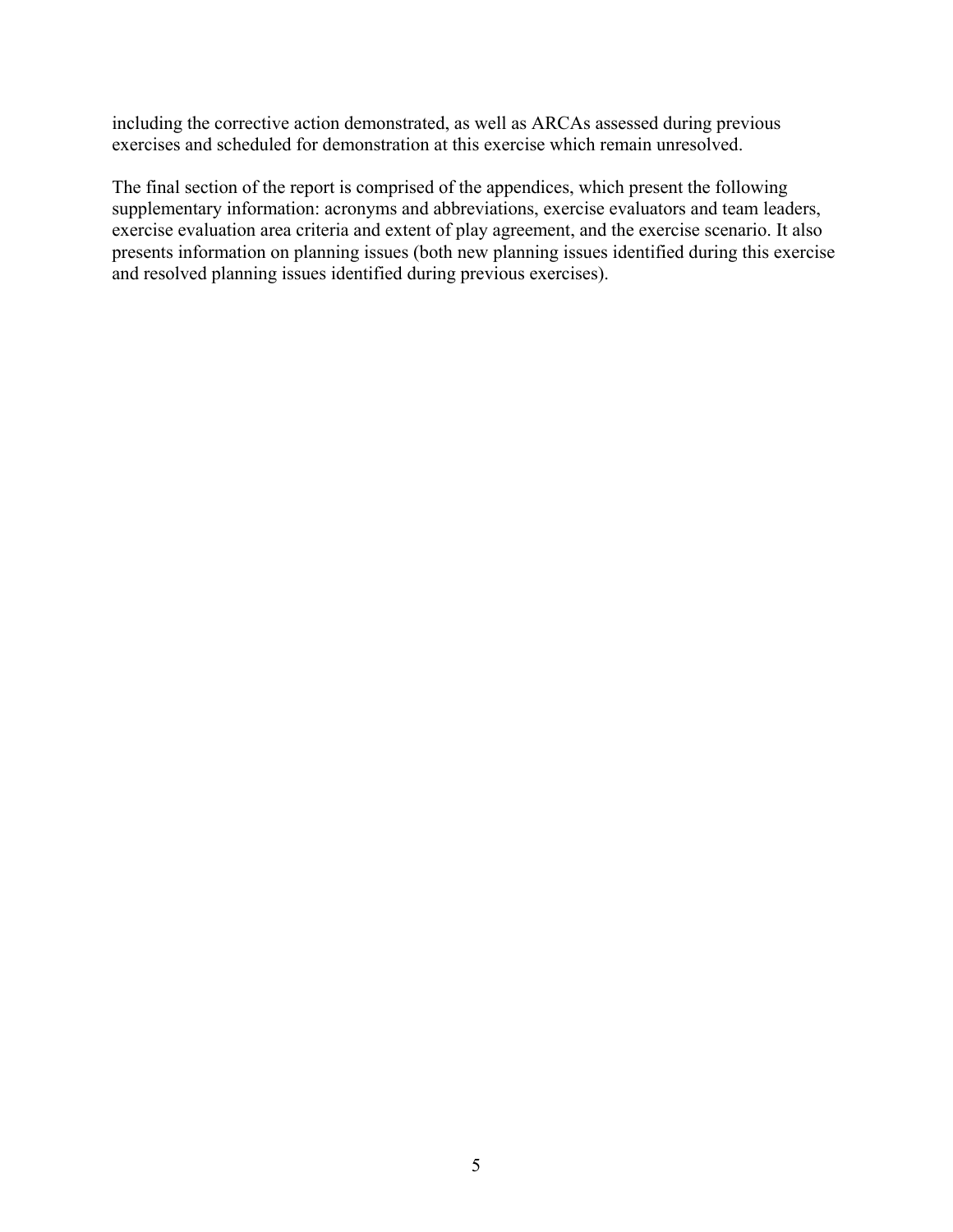including the corrective action demonstrated, as well as ARCAs assessed during previous exercises and scheduled for demonstration at this exercise which remain unresolved.

The final section of the report is comprised of the appendices, which present the following supplementary information: acronyms and abbreviations, exercise evaluators and team leaders, exercise evaluation area criteria and extent of play agreement, and the exercise scenario. It also presents information on planning issues (both new planning issues identified during this exercise and resolved planning issues identified during previous exercises).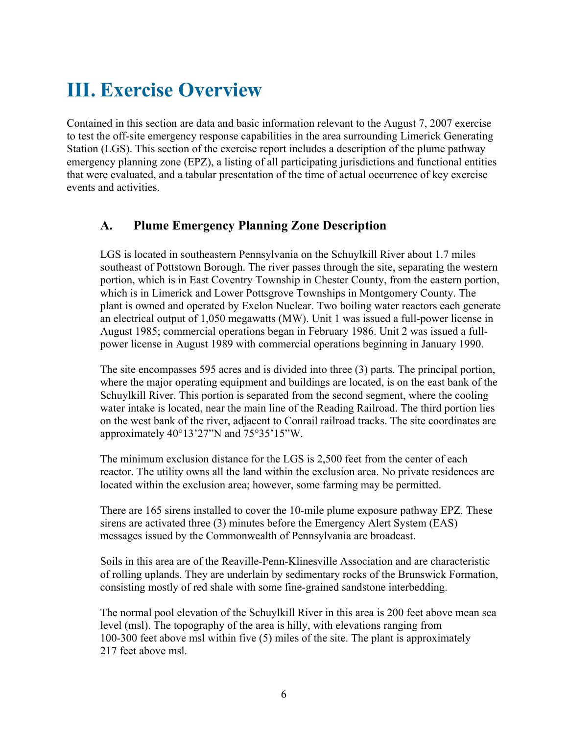# III. Exercise Overview

Contained in this section are data and basic information relevant to the August 7, 2007 exercise to test the off-site emergency response capabilities in the area surrounding Limerick Generating Station (LGS). This section of the exercise report includes a description of the plume pathway emergency planning zone (EPZ), a listing of all participating jurisdictions and functional entities that were evaluated, and a tabular presentation of the time of actual occurrence of key exercise events and activities.

## A. Plume Emergency Planning Zone Description

LGS is located in southeastern Pennsylvania on the Schuylkill River about 1.7 miles southeast of Pottstown Borough. The river passes through the site, separating the western portion, which is in East Coventry Township in Chester County, from the eastern portion, which is in Limerick and Lower Pottsgrove Townships in Montgomery County. The plant is owned and operated by Exelon Nuclear. Two boiling water reactors each generate an electrical output of 1,050 megawatts (MW). Unit 1 was issued a full-power license in August 1985; commercial operations began in February 1986. Unit 2 was issued a full-power license in August 1989 with commercial operations beginning in January 1990.

The site encompasses 595 acres and is divided into three (3) parts. The principal portion, where the major operating equipment and buildings are located, is on the east bank of the Schuylkill River. This portion is separated from the second segment, where the cooling water intake is located, near the main line of the Reading Railroad. The third portion lies on the west bank of the river, adjacent to Conrail railroad tracks. The site coordinates are approximately 40°13'27"N and 75°35'15"W.

The minimum exclusion distance for the LGS is 2,500 feet from the center of each reactor. The utility owns all the land within the exclusion area. No private residences are located within the exclusion area; however, some farming may be permitted.

There are 165 sirens installed to cover the 10-mile plume exposure pathway EPZ. These sirens are activated three (3) minutes before the Emergency Alert System (EAS) messages issued by the Commonwealth of Pennsylvania are broadcast.

Soils in this area are of the Reaville-Penn-Klinesville Association and are characteristic of rolling uplands. They are underlain by sedimentary rocks of the Brunswick Formation, consisting mostly of red shale with some fine-grained sandstone interbedding.

The normal pool elevation of the Schuylkill River in this area is 200 feet above mean sea level (msl). The topography of the area is hilly, with elevations ranging from 100-300 feet above msl within five (5) miles of the site. The plant is approximately 217 feet above msl.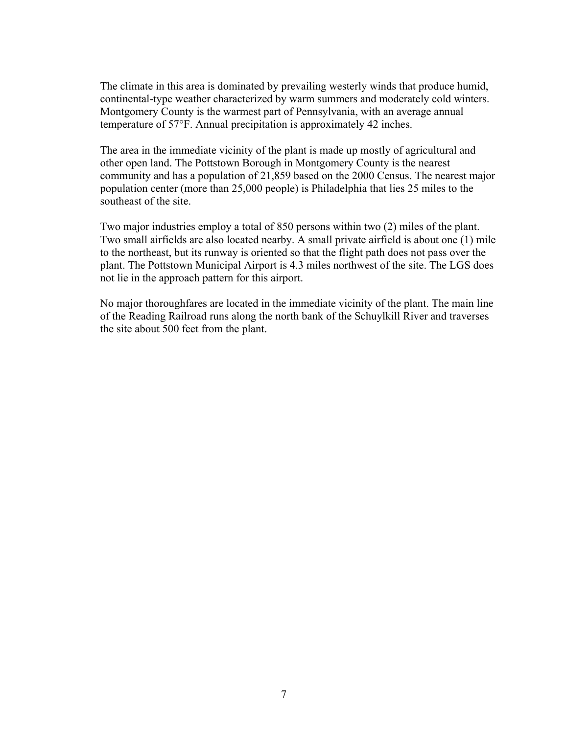The climate in this area is dominated by prevailing westerly winds that produce humid, continental-type weather characterized by warm summers and moderately cold winters. Montgomery County is the warmest part of Pennsylvania, with an average annual temperature of 57°F. Annual precipitation is approximately 42 inches.

The area in the immediate vicinity of the plant is made up mostly of agricultural and other open land. The Pottstown Borough in Montgomery County is the nearest community and has a population of 21,859 based on the 2000 Census. The nearest major population center (more than 25,000 people) is Philadelphia that lies 25 miles to the southeast of the site.

Two major industries employ a total of 850 persons within two (2) miles of the plant. Two small airfields are also located nearby. A small private airfield is about one (1) mile to the northeast, but its runway is oriented so that the flight path does not pass over the plant. The Pottstown Municipal Airport is 4.3 miles northwest of the site. The LGS does not lie in the approach pattern for this airport.

No major thoroughfares are located in the immediate vicinity of the plant. The main line of the Reading Railroad runs along the north bank of the Schuylkill River and traverses the site about 500 feet from the plant.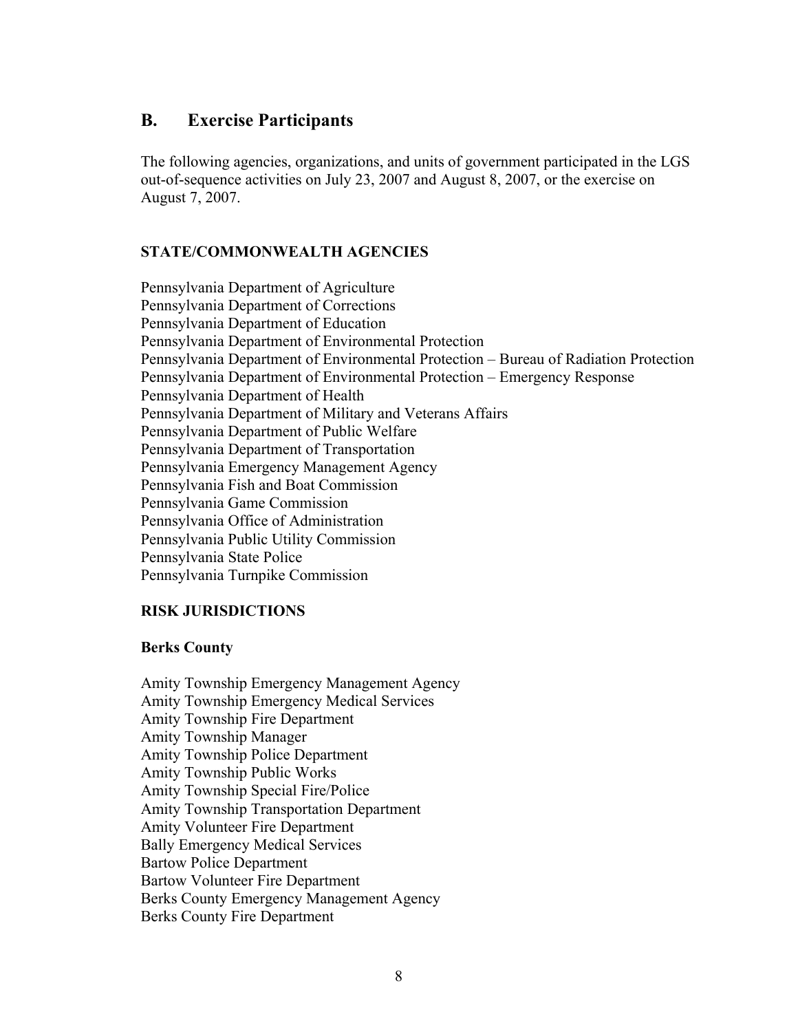## B. Exercise Participants

The following agencies, organizations, and units of government participated in the LGS out-of-sequence activities on July 23, 2007 and August 8, 2007, or the exercise on August 7, 2007.

### STATE/COMMONWEALTH AGENCIES

Pennsylvania Department of Agriculture
Pennsylvania Department of Corrections
Pennsylvania Department of Education
Pennsylvania Department of Environmental Protection
Pennsylvania Department of Environmental Protection – Bureau of Radiation Protection
Pennsylvania Department of Environmental Protection – Emergency Response
Pennsylvania Department of Health
Pennsylvania Department of Military and Veterans Affairs
Pennsylvania Department of Public Welfare
Pennsylvania Department of Transportation
Pennsylvania Emergency Management Agency
Pennsylvania Fish and Boat Commission
Pennsylvania Game Commission
Pennsylvania Office of Administration
Pennsylvania Public Utility Commission
Pennsylvania State Police
Pennsylvania Turnpike Commission

### RISK JURISDICTIONS

#### Berks County

Amity Township Emergency Management Agency
Amity Township Emergency Medical Services
Amity Township Fire Department
Amity Township Manager
Amity Township Police Department
Amity Township Public Works
Amity Township Special Fire/Police
Amity Township Transportation Department
Amity Volunteer Fire Department
Bally Emergency Medical Services
Bartow Police Department
Bartow Volunteer Fire Department
Berks County Emergency Management Agency
Berks County Fire Department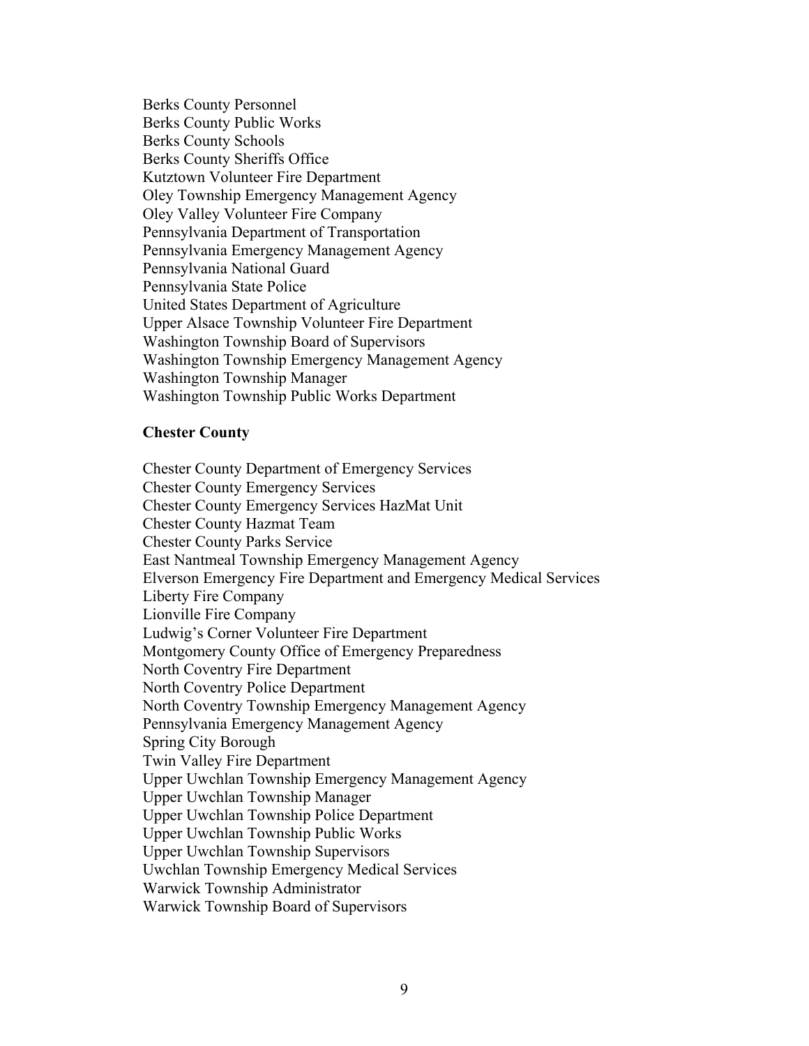Berks County Personnel
Berks County Public Works
Berks County Schools
Berks County Sheriffs Office
Kutztown Volunteer Fire Department
Oley Township Emergency Management Agency
Oley Valley Volunteer Fire Company
Pennsylvania Department of Transportation
Pennsylvania Emergency Management Agency
Pennsylvania National Guard
Pennsylvania State Police
United States Department of Agriculture
Upper Alsace Township Volunteer Fire Department
Washington Township Board of Supervisors
Washington Township Emergency Management Agency
Washington Township Manager
Washington Township Public Works Department

**Chester County**

Chester County Department of Emergency Services
Chester County Emergency Services
Chester County Emergency Services HazMat Unit
Chester County Hazmat Team
Chester County Parks Service
East Nantmeal Township Emergency Management Agency
Elverson Emergency Fire Department and Emergency Medical Services
Liberty Fire Company
Lionville Fire Company
Ludwig's Corner Volunteer Fire Department
Montgomery County Office of Emergency Preparedness
North Coventry Fire Department
North Coventry Police Department
North Coventry Township Emergency Management Agency
Pennsylvania Emergency Management Agency
Spring City Borough
Twin Valley Fire Department
Upper Uwchlan Township Emergency Management Agency
Upper Uwchlan Township Manager
Upper Uwchlan Township Police Department
Upper Uwchlan Township Public Works
Upper Uwchlan Township Supervisors
Uwchlan Township Emergency Medical Services
Warwick Township Administrator
Warwick Township Board of Supervisors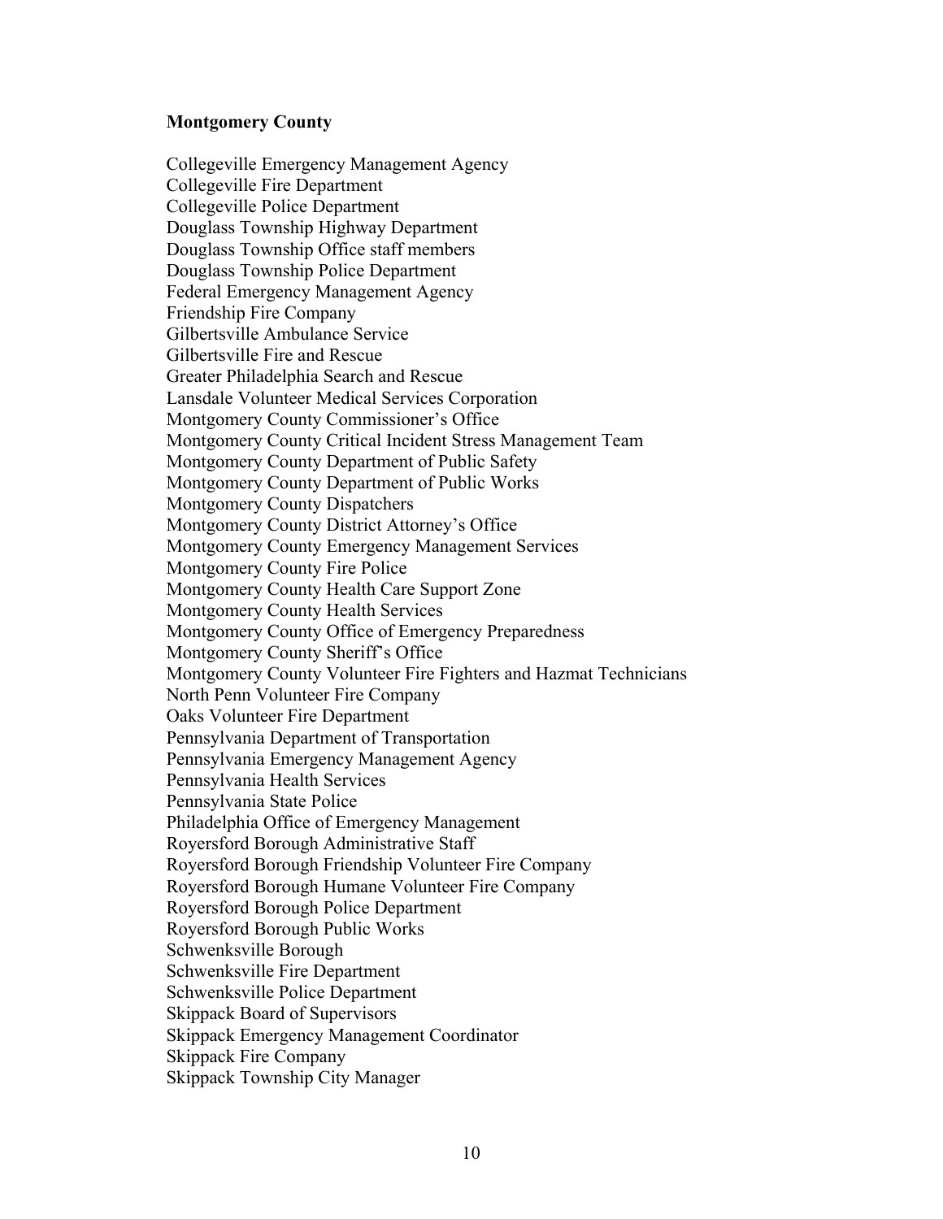**Montgomery County**

Collegeville Emergency Management Agency
Collegeville Fire Department
Collegeville Police Department
Douglass Township Highway Department
Douglass Township Office staff members
Douglass Township Police Department
Federal Emergency Management Agency
Friendship Fire Company
Gilbertsville Ambulance Service
Gilbertsville Fire and Rescue
Greater Philadelphia Search and Rescue
Lansdale Volunteer Medical Services Corporation
Montgomery County Commissioner's Office
Montgomery County Critical Incident Stress Management Team
Montgomery County Department of Public Safety
Montgomery County Department of Public Works
Montgomery County Dispatchers
Montgomery County District Attorney's Office
Montgomery County Emergency Management Services
Montgomery County Fire Police
Montgomery County Health Care Support Zone
Montgomery County Health Services
Montgomery County Office of Emergency Preparedness
Montgomery County Sheriff's Office
Montgomery County Volunteer Fire Fighters and Hazmat Technicians
North Penn Volunteer Fire Company
Oaks Volunteer Fire Department
Pennsylvania Department of Transportation
Pennsylvania Emergency Management Agency
Pennsylvania Health Services
Pennsylvania State Police
Philadelphia Office of Emergency Management
Royersford Borough Administrative Staff
Royersford Borough Friendship Volunteer Fire Company
Royersford Borough Humane Volunteer Fire Company
Royersford Borough Police Department
Royersford Borough Public Works
Schwenksville Borough
Schwenksville Fire Department
Schwenksville Police Department
Skippack Board of Supervisors
Skippack Emergency Management Coordinator
Skippack Fire Company
Skippack Township City Manager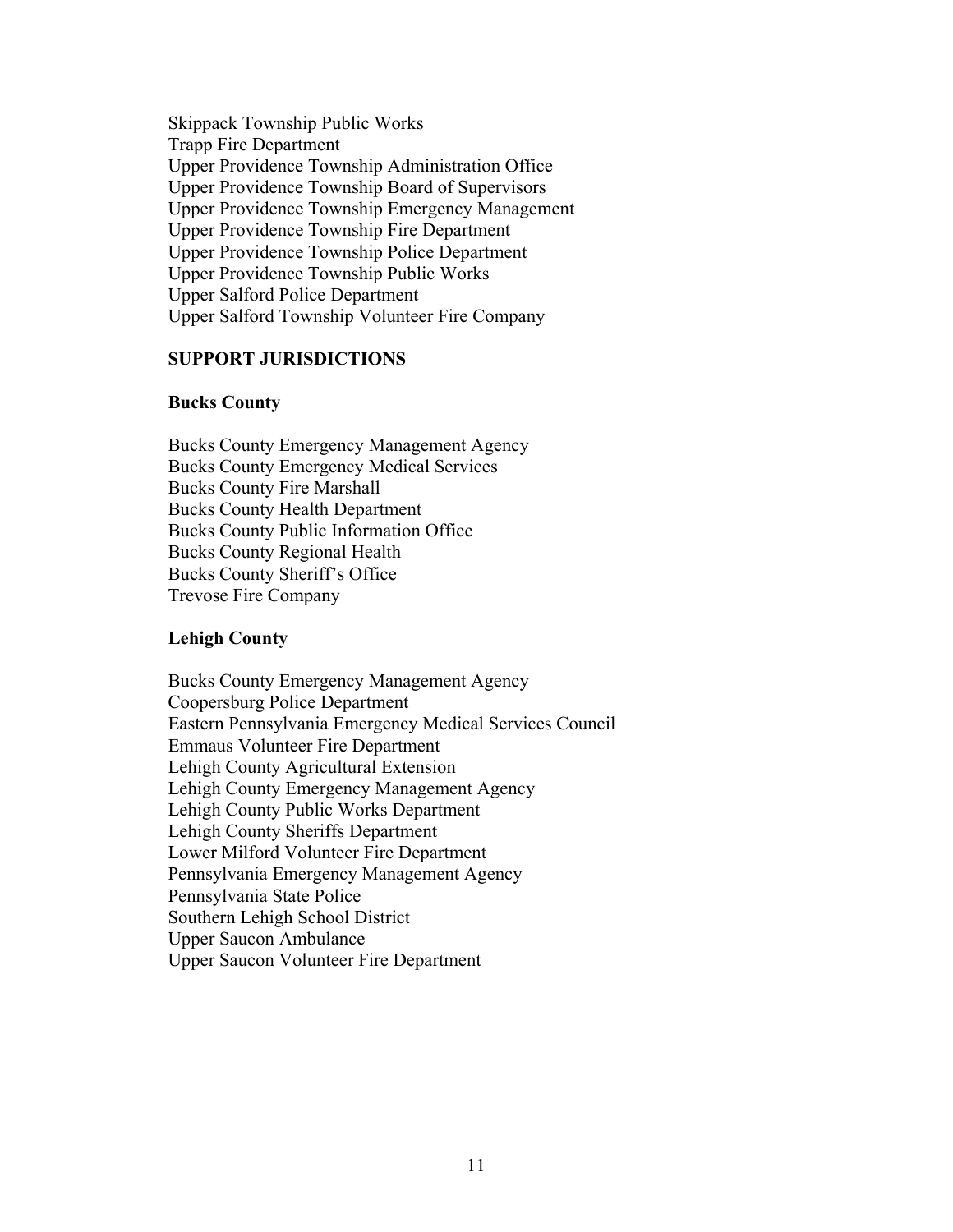Skippack Township Public Works
Trapp Fire Department
Upper Providence Township Administration Office
Upper Providence Township Board of Supervisors
Upper Providence Township Emergency Management
Upper Providence Township Fire Department
Upper Providence Township Police Department
Upper Providence Township Public Works
Upper Salford Police Department
Upper Salford Township Volunteer Fire Company

## SUPPORT JURISDICTIONS

### Bucks County

Bucks County Emergency Management Agency
Bucks County Emergency Medical Services
Bucks County Fire Marshall
Bucks County Health Department
Bucks County Public Information Office
Bucks County Regional Health
Bucks County Sheriff's Office
Trevose Fire Company

### Lehigh County

Bucks County Emergency Management Agency
Coopersburg Police Department
Eastern Pennsylvania Emergency Medical Services Council
Emmaus Volunteer Fire Department
Lehigh County Agricultural Extension
Lehigh County Emergency Management Agency
Lehigh County Public Works Department
Lehigh County Sheriffs Department
Lower Milford Volunteer Fire Department
Pennsylvania Emergency Management Agency
Pennsylvania State Police
Southern Lehigh School District
Upper Saucon Ambulance
Upper Saucon Volunteer Fire Department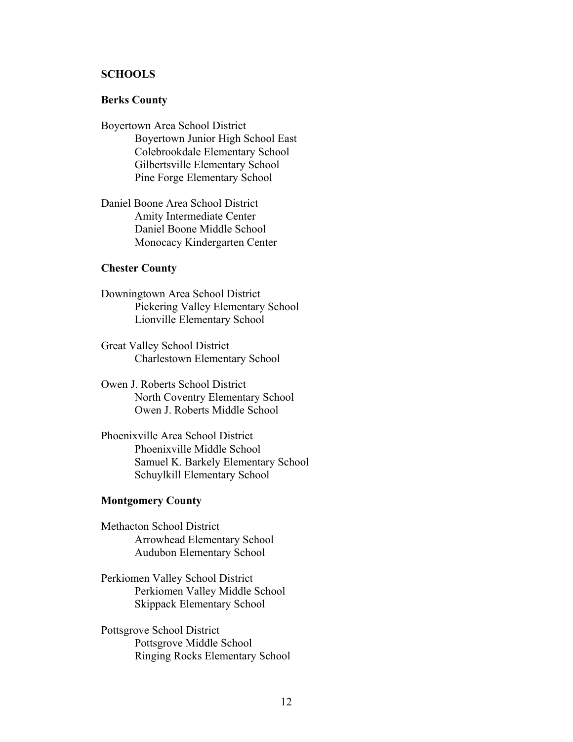## SCHOOLS

### Berks County

Boyertown Area School District
- Boyertown Junior High School East
- Colebrookdale Elementary School
- Gilbertsville Elementary School
- Pine Forge Elementary School

Daniel Boone Area School District
- Amity Intermediate Center
- Daniel Boone Middle School
- Monocacy Kindergarten Center

### Chester County

Downingtown Area School District
- Pickering Valley Elementary School
- Lionville Elementary School

Great Valley School District
- Charlestown Elementary School

Owen J. Roberts School District
- North Coventry Elementary School
- Owen J. Roberts Middle School

Phoenixville Area School District
- Phoenixville Middle School
- Samuel K. Barkely Elementary School
- Schuylkill Elementary School

### Montgomery County

Methacton School District
- Arrowhead Elementary School
- Audubon Elementary School

Perkiomen Valley School District
- Perkiomen Valley Middle School
- Skippack Elementary School

Pottsgrove School District
- Pottsgrove Middle School
- Ringing Rocks Elementary School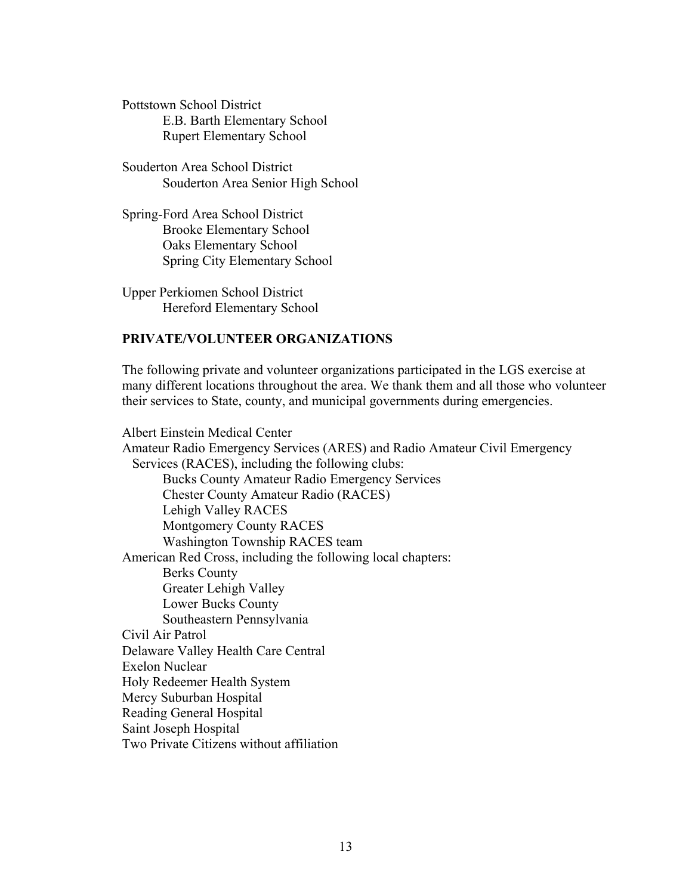Pottstown School District
- E.B. Barth Elementary School
- Rupert Elementary School

Souderton Area School District
- Souderton Area Senior High School

Spring-Ford Area School District
- Brooke Elementary School
- Oaks Elementary School
- Spring City Elementary School

Upper Perkiomen School District
- Hereford Elementary School

**PRIVATE/VOLUNTEER ORGANIZATIONS**

The following private and volunteer organizations participated in the LGS exercise at many different locations throughout the area. We thank them and all those who volunteer their services to State, county, and municipal governments during emergencies.

Albert Einstein Medical Center
Amateur Radio Emergency Services (ARES) and Radio Amateur Civil Emergency Services (RACES), including the following clubs:
- Bucks County Amateur Radio Emergency Services
- Chester County Amateur Radio (RACES)
- Lehigh Valley RACES
- Montgomery County RACES
- Washington Township RACES team

American Red Cross, including the following local chapters:
- Berks County
- Greater Lehigh Valley
- Lower Bucks County
- Southeastern Pennsylvania

Civil Air Patrol
Delaware Valley Health Care Central
Exelon Nuclear
Holy Redeemer Health System
Mercy Suburban Hospital
Reading General Hospital
Saint Joseph Hospital
Two Private Citizens without affiliation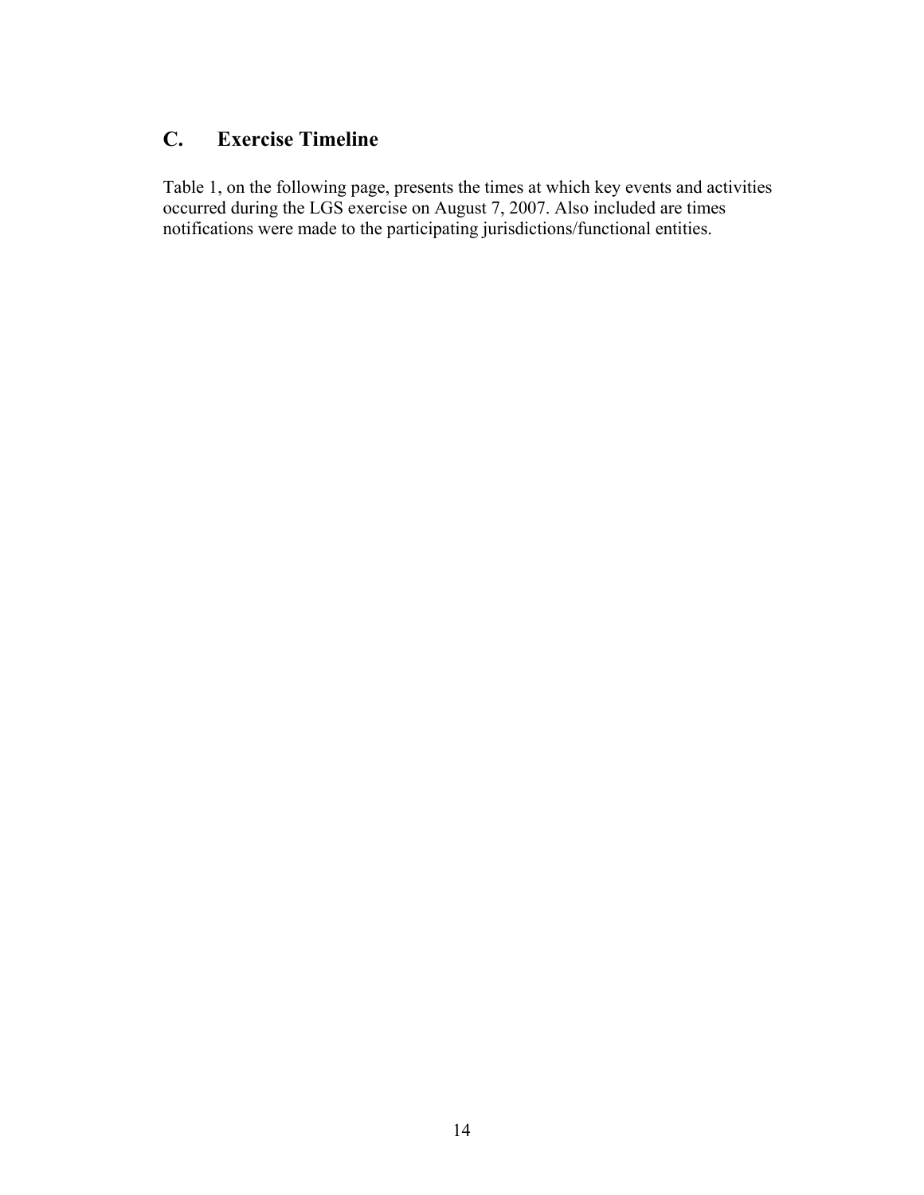## C. Exercise Timeline

Table 1, on the following page, presents the times at which key events and activities occurred during the LGS exercise on August 7, 2007. Also included are times notifications were made to the participating jurisdictions/functional entities.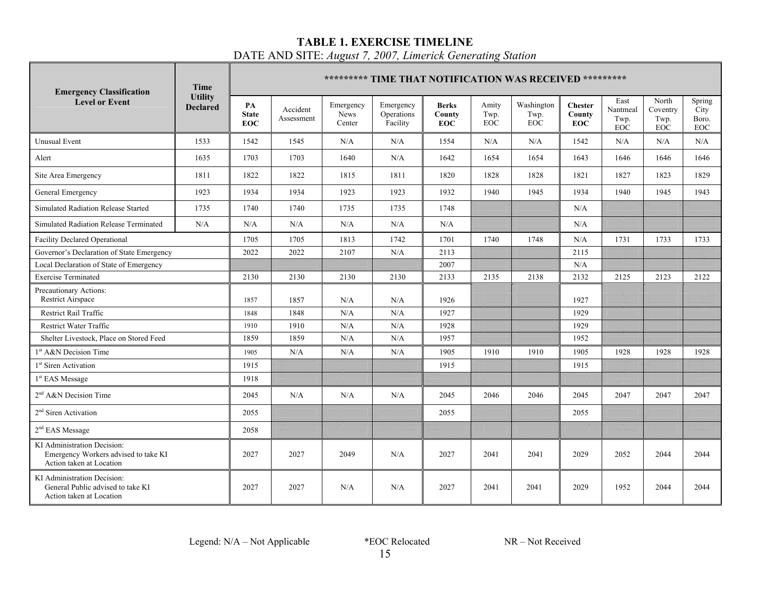# TABLE 1. EXERCISE TIMELINE

DATE AND SITE: *August 7, 2007, Limerick Generating Station*

| Emergency Classification Level or Event | Time Utility Declared | ********* TIME THAT NOTIFICATION WAS RECEIVED ********* | | | | | | | | | | |
|---|---|---|---|---|---|---|---|---|---|---|---|---|
| | | **PA State EOC** | Accident Assessment | Emergency News Center | Emergency Operations Facility | **Berks County EOC** | Amity Twp. EOC | Washington Twp. EOC | **Chester County EOC** | East Nantmeal Twp. EOC | North Coventry Twp. EOC | Spring City Boro. EOC |
| Unusual Event | 1533 | 1542 | 1545 | N/A | N/A | 1554 | N/A | N/A | 1542 | N/A | N/A | N/A |
| Alert | 1635 | 1703 | 1703 | 1640 | N/A | 1642 | 1654 | 1654 | 1643 | 1646 | 1646 | 1646 |
| Site Area Emergency | 1811 | 1822 | 1822 | 1815 | 1811 | 1820 | 1828 | 1828 | 1821 | 1827 | 1823 | 1829 |
| General Emergency | 1923 | 1934 | 1934 | 1923 | 1923 | 1932 | 1940 | 1945 | 1934 | 1940 | 1945 | 1943 |
| Simulated Radiation Release Started | 1735 | 1740 | 1740 | 1735 | 1735 | 1748 | | | N/A | | | |
| Simulated Radiation Release Terminated | N/A | N/A | N/A | N/A | N/A | N/A | | | N/A | | | |
| Facility Declared Operational | | 1705 | 1705 | 1813 | 1742 | 1701 | 1740 | 1748 | N/A | 1731 | 1733 | 1733 |
| Governor's Declaration of State Emergency | | 2022 | 2022 | 2107 | N/A | 2113 | | | 2115 | | | |
| Local Declaration of State of Emergency | | | | | | 2007 | | | N/A | | | |
| Exercise Terminated | | 2130 | 2130 | 2130 | 2130 | 2133 | 2135 | 2138 | 2132 | 2125 | 2123 | 2122 |
| Precautionary Actions: Restrict Airspace | | 1857 | 1857 | N/A | N/A | 1926 | | | 1927 | | | |
| Restrict Rail Traffic | | 1848 | 1848 | N/A | N/A | 1927 | | | 1929 | | | |
| Restrict Water Traffic | | 1910 | 1910 | N/A | N/A | 1928 | | | 1929 | | | |
| Shelter Livestock, Place on Stored Feed | | 1859 | 1859 | N/A | N/A | 1957 | | | 1952 | | | |
| 1st A&N Decision Time | | 1905 | N/A | N/A | N/A | 1905 | 1910 | 1910 | 1905 | 1928 | 1928 | 1928 |
| 1st Siren Activation | | 1915 | | | | 1915 | | | 1915 | | | |
| 1st EAS Message | | 1918 | | | | | | | | | | |
| 2nd A&N Decision Time | | 2045 | N/A | N/A | N/A | 2045 | 2046 | 2046 | 2045 | 2047 | 2047 | 2047 |
| 2nd Siren Activation | | 2055 | | | | 2055 | | | 2055 | | | |
| 2nd EAS Message | | 2058 | | | | | | | | | | |
| KI Administration Decision: Emergency Workers advised to take KI Action taken at Location | | 2027 | 2027 | 2049 | N/A | 2027 | 2041 | 2041 | 2029 | 2052 | 2044 | 2044 |
| KI Administration Decision: General Public advised to take KI Action taken at Location | | 2027 | 2027 | N/A | N/A | 2027 | 2041 | 2041 | 2029 | 1952 | 2044 | 2044 |

Legend: N/A – Not Applicable *EOC Relocated NR – Not Received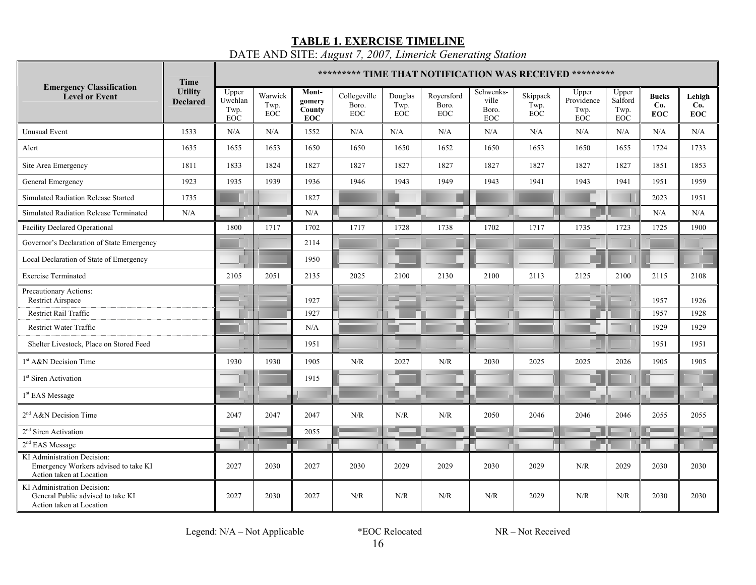# TABLE 1. EXERCISE TIMELINE

DATE AND SITE: *August 7, 2007, Limerick Generating Station*

| Emergency Classification Level or Event | Time Utility Declared | ********* TIME THAT NOTIFICATION WAS RECEIVED ********* | | | | | | | | | | | |
|---|---|---|---|---|---|---|---|---|---|---|---|---|---|
| | | Upper Uwchlan Twp. EOC | Warwick Twp. EOC | **Montgomery County EOC** | Collegeville Boro. EOC | Douglas Twp. EOC | Royersford Boro. EOC | Schwenksville Boro. EOC | Skippack Twp. EOC | Upper Providence Twp. EOC | Upper Salford Twp. EOC | **Bucks Co. EOC** | **Lehigh Co. EOC** |
| Unusual Event | 1533 | N/A | N/A | 1552 | N/A | N/A | N/A | N/A | N/A | N/A | N/A | N/A | N/A |
| Alert | 1635 | 1655 | 1653 | 1650 | 1650 | 1650 | 1652 | 1650 | 1653 | 1650 | 1655 | 1724 | 1733 |
| Site Area Emergency | 1811 | 1833 | 1824 | 1827 | 1827 | 1827 | 1827 | 1827 | 1827 | 1827 | 1827 | 1851 | 1853 |
| General Emergency | 1923 | 1935 | 1939 | 1936 | 1946 | 1943 | 1949 | 1943 | 1941 | 1943 | 1941 | 1951 | 1959 |
| Simulated Radiation Release Started | 1735 | | | 1827 | | | | | | | | 2023 | 1951 |
| Simulated Radiation Release Terminated | N/A | | | N/A | | | | | | | | N/A | N/A |
| Facility Declared Operational | | 1800 | 1717 | 1702 | 1717 | 1728 | 1738 | 1702 | 1717 | 1735 | 1723 | 1725 | 1900 |
| Governor's Declaration of State Emergency | | | | 2114 | | | | | | | | | |
| Local Declaration of State of Emergency | | | | 1950 | | | | | | | | | |
| Exercise Terminated | | 2105 | 2051 | 2135 | 2025 | 2100 | 2130 | 2100 | 2113 | 2125 | 2100 | 2115 | 2108 |
| Precautionary Actions: Restrict Airspace | | | | 1927 | | | | | | | | 1957 | 1926 |
| Restrict Rail Traffic | | | | 1927 | | | | | | | | 1957 | 1928 |
| Restrict Water Traffic | | | | N/A | | | | | | | | 1929 | 1929 |
| Shelter Livestock, Place on Stored Feed | | | | 1951 | | | | | | | | 1951 | 1951 |
| 1st A&N Decision Time | | 1930 | 1930 | 1905 | N/R | 2027 | N/R | 2030 | 2025 | 2025 | 2026 | 1905 | 1905 |
| 1st Siren Activation | | | | 1915 | | | | | | | | | |
| 1st EAS Message | | | | | | | | | | | | | |
| 2nd A&N Decision Time | | 2047 | 2047 | 2047 | N/R | N/R | N/R | 2050 | 2046 | 2046 | 2046 | 2055 | 2055 |
| 2nd Siren Activation | | | | 2055 | | | | | | | | | |
| 2nd EAS Message | | | | | | | | | | | | | |
| KI Administration Decision: Emergency Workers advised to take KI Action taken at Location | | 2027 | 2030 | 2027 | 2030 | 2029 | 2029 | 2030 | 2029 | N/R | 2029 | 2030 | 2030 |
| KI Administration Decision: General Public advised to take KI Action taken at Location | | 2027 | 2030 | 2027 | N/R | N/R | N/R | N/R | 2029 | N/R | N/R | 2030 | 2030 |

Legend: N/A – Not Applicable *EOC Relocated NR – Not Received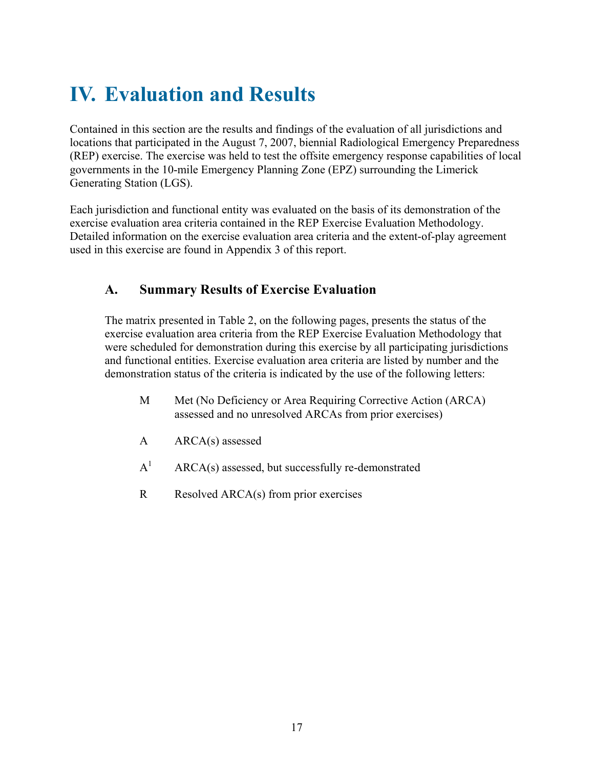# IV. Evaluation and Results

Contained in this section are the results and findings of the evaluation of all jurisdictions and locations that participated in the August 7, 2007, biennial Radiological Emergency Preparedness (REP) exercise. The exercise was held to test the offsite emergency response capabilities of local governments in the 10-mile Emergency Planning Zone (EPZ) surrounding the Limerick Generating Station (LGS).

Each jurisdiction and functional entity was evaluated on the basis of its demonstration of the exercise evaluation area criteria contained in the REP Exercise Evaluation Methodology. Detailed information on the exercise evaluation area criteria and the extent-of-play agreement used in this exercise are found in Appendix 3 of this report.

## A. Summary Results of Exercise Evaluation

The matrix presented in Table 2, on the following pages, presents the status of the exercise evaluation area criteria from the REP Exercise Evaluation Methodology that were scheduled for demonstration during this exercise by all participating jurisdictions and functional entities. Exercise evaluation area criteria are listed by number and the demonstration status of the criteria is indicated by the use of the following letters:

M Met (No Deficiency or Area Requiring Corrective Action (ARCA) assessed and no unresolved ARCAs from prior exercises)

A ARCA(s) assessed

A[1] ARCA(s) assessed, but successfully re-demonstrated

R Resolved ARCA(s) from prior exercises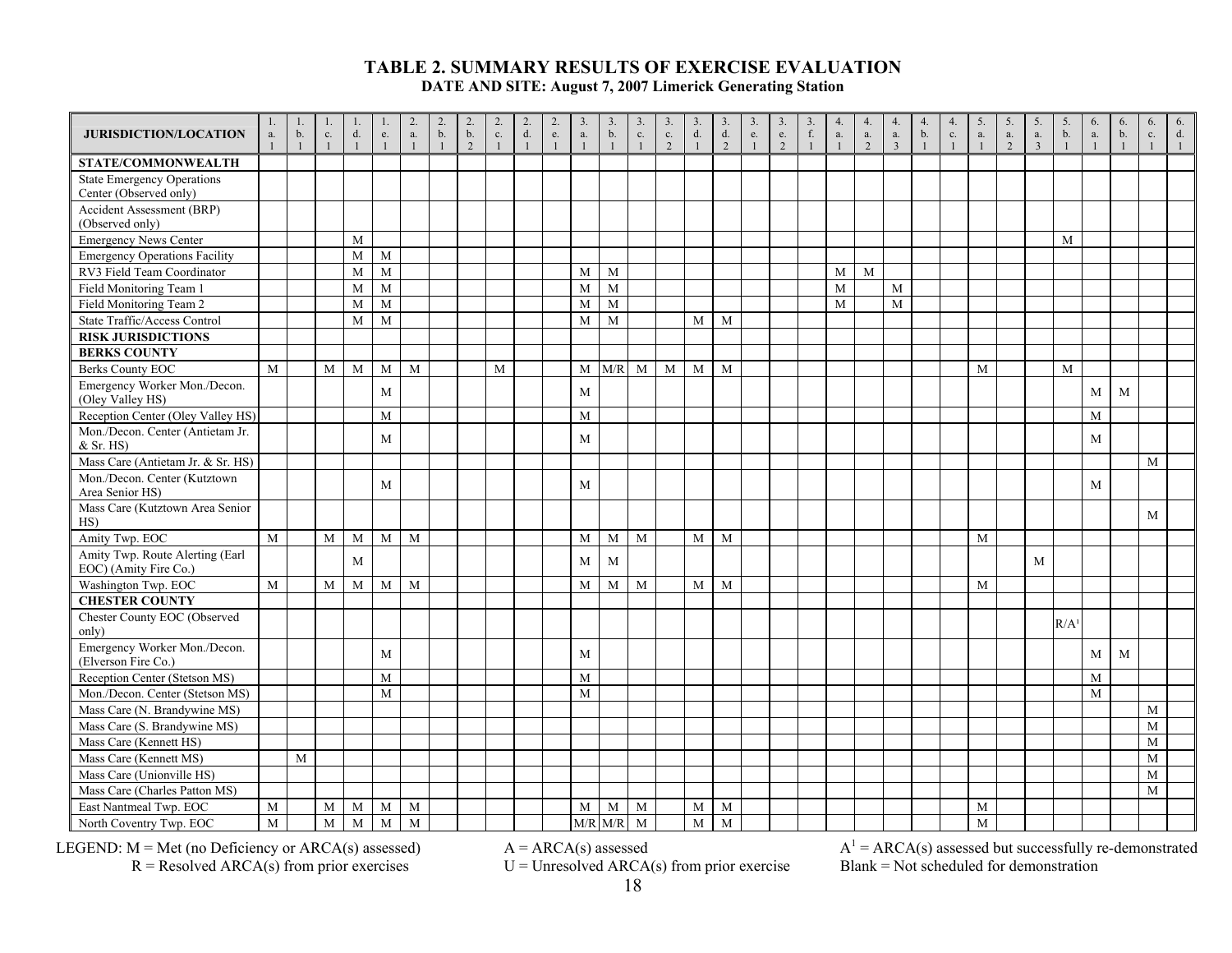## TABLE 2. SUMMARY RESULTS OF EXERCISE EVALUATION

**DATE AND SITE: August 7, 2007 Limerick Generating Station**

| JURISDICTION/LOCATION | 1.a.1 | 1.b.1 | 1.c.1 | 1.d.1 | 1.e.1 | 2.a.1 | 2.b.1 | 2.b.2 | 2.c.1 | 2.d.1 | 2.e.1 | 3.a.1 | 3.b.1 | 3.c.1 | 3.c.2 | 3.d.1 | 3.d.2 | 3.e.1 | 3.e.2 | 3.f.1 | 4.a.1 | 4.a.2 | 4.a.3 | 4.b.1 | 4.c.1 | 5.a.1 | 5.a.2 | 5.a.3 | 5.b.1 | 6.a.1 | 6.b.1 | 6.c.1 | 6.d.1 |
|---|---|---|---|---|---|---|---|---|---|---|---|---|---|---|---|---|---|---|---|---|---|---|---|---|---|---|---|---|---|---|---|---|---|
| **STATE/COMMONWEALTH** | | | | | | | | | | | | | | | | | | | | | | | | | | | | | | | | | |
| State Emergency Operations Center (Observed only) | | | | | | | | | | | | | | | | | | | | | | | | | | | | | | | | | |
| Accident Assessment (BRP) (Observed only) | | | | | | | | | | | | | | | | | | | | | | | | | | | | | | | | | |
| Emergency News Center | | | | M | | | | | | | | | | | | | | | | | | | | | | | | | M | | | | |
| Emergency Operations Facility | | | | M | M | | | | | | | | | | | | | | | | | | | | | | | | | | | | |
| RV3 Field Team Coordinator | | | | M | M | | | | | | | M | M | | | | | | | | M | M | | | | | | | | | | | |
| Field Monitoring Team 1 | | | | M | M | | | | | | | M | M | | | | | | | | M | | M | | | | | | | | | | |
| Field Monitoring Team 2 | | | | M | M | | | | | | | M | M | | | | | | | | M | | M | | | | | | | | | | |
| State Traffic/Access Control | | | | M | M | | | | | | | M | M | | | M | M | | | | | | | | | | | | | | | | |
| **RISK JURISDICTIONS** | | | | | | | | | | | | | | | | | | | | | | | | | | | | | | | | | |
| **BERKS COUNTY** | | | | | | | | | | | | | | | | | | | | | | | | | | | | | | | | | |
| Berks County EOC | M | | M | M | M | M | | | M | | | M | M/R | M | M | M | M | | | | | | | | | M | | | M | | | | |
| Emergency Worker Mon./Decon. (Oley Valley HS) | | | | | M | | | | | | | M | | | | | | | | | | | | | | | | | | M | M | | |
| Reception Center (Oley Valley HS) | | | | | M | | | | | | | M | | | | | | | | | | | | | | | | | | M | | | |
| Mon./Decon. Center (Antietam Jr. & Sr. HS) | | | | | M | | | | | | | M | | | | | | | | | | | | | | | | | | M | | | |
| Mass Care (Antietam Jr. & Sr. HS) | | | | | | | | | | | | | | | | | | | | | | | | | | | | | | | | M | |
| Mon./Decon. Center (Kutztown Area Senior HS) | | | | | M | | | | | | | M | | | | | | | | | | | | | | | | | | M | | | |
| Mass Care (Kutztown Area Senior HS) | | | | | | | | | | | | | | | | | | | | | | | | | | | | | | | | M | |
| Amity Twp. EOC | M | | M | M | M | M | | | | | | M | M | M | | M | M | | | | | | | | | M | | | | | | | |
| Amity Twp. Route Alerting (Earl EOC) (Amity Fire Co.) | | | | M | | | | | | | | M | M | | | | | | | | | | | | | | | M | | | | | |
| Washington Twp. EOC | M | | M | M | M | M | | | | | | M | M | M | | M | M | | | | | | | | | M | | | | | | | |
| **CHESTER COUNTY** | | | | | | | | | | | | | | | | | | | | | | | | | | | | | | | | | |
| Chester County EOC (Observed only) | | | | | | | | | | | | | | | | | | | | | | | | | | | | | R/A[1] | | | | |
| Emergency Worker Mon./Decon. (Elverson Fire Co.) | | | | | M | | | | | | | M | | | | | | | | | | | | | | | | | | M | M | | |
| Reception Center (Stetson MS) | | | | | M | | | | | | | M | | | | | | | | | | | | | | | | | | M | | | |
| Mon./Decon. Center (Stetson MS) | | | | | M | | | | | | | M | | | | | | | | | | | | | | | | | | M | | | |
| Mass Care (N. Brandywine MS) | | | | | | | | | | | | | | | | | | | | | | | | | | | | | | | | M | |
| Mass Care (S. Brandywine MS) | | | | | | | | | | | | | | | | | | | | | | | | | | | | | | | | M | |
| Mass Care (Kennett HS) | | | | | | | | | | | | | | | | | | | | | | | | | | | | | | | | M | |
| Mass Care (Kennett MS) | | M | | | | | | | | | | | | | | | | | | | | | | | | | | | | | | M | |
| Mass Care (Unionville HS) | | | | | | | | | | | | | | | | | | | | | | | | | | | | | | | | M | |
| Mass Care (Charles Patton MS) | | | | | | | | | | | | | | | | | | | | | | | | | | | | | | | | M | |
| East Nantmeal Twp. EOC | M | | M | M | M | M | | | | | | M | M | M | | M | M | | | | | | | | | M | | | | | | | |
| North Coventry Twp. EOC | M | | M | M | M | M | | | | | | M/R | M/R | M | | M | M | | | | | | | | | M | | | | | | | |

LEGEND: M = Met (no Deficiency or ARCA(s) assessed)
R = Resolved ARCA(s) from prior exercises
A = ARCA(s) assessed
U = Unresolved ARCA(s) from prior exercise
A[1] = ARCA(s) assessed but successfully re-demonstrated
Blank = Not scheduled for demonstration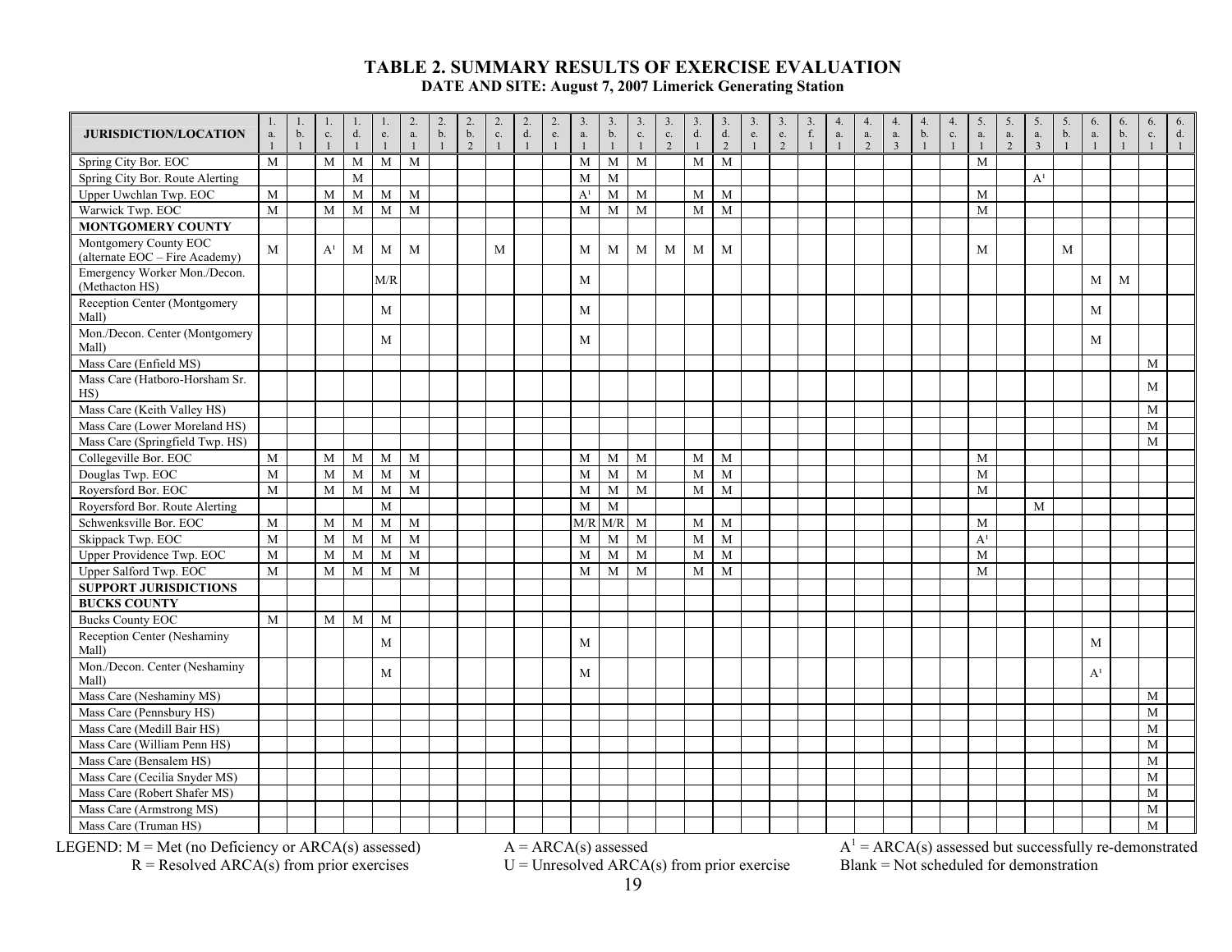# TABLE 2. SUMMARY RESULTS OF EXERCISE EVALUATION

**DATE AND SITE: August 7, 2007 Limerick Generating Station**

| JURISDICTION/LOCATION | 1.a.1 | 1.b.1 | 1.c.1 | 1.d.1 | 1.e.1 | 2.a.1 | 2.b.1 | 2.b.2 | 2.c.1 | 2.d.1 | 2.e.1 | 3.a.1 | 3.b.1 | 3.c.1 | 3.c.2 | 3.d.1 | 3.d.2 | 3.e.1 | 3.e.2 | 3.f.1 | 4.a.1 | 4.a.2 | 4.a.3 | 4.b.1 | 4.c.1 | 5.a.1 | 5.a.2 | 5.a.3 | 5.b.1 | 6.a.1 | 6.b.1 | 6.c.1 | 6.d.1 |
|---|---|---|---|---|---|---|---|---|---|---|---|---|---|---|---|---|---|---|---|---|---|---|---|---|---|---|---|---|---|---|---|---|---|
| Spring City Bor. EOC | M | | M | M | M | M | | | | | | M | M | M | | M | M | | | | | | | | | M | | | | | | | |
| Spring City Bor. Route Alerting | | | | M | | | | | | | | M | M | | | | | | | | | | | | | | | A[1] | | | | | |
| Upper Uwchlan Twp. EOC | M | | M | M | M | M | | | | | | A[1] | M | M | | M | M | | | | | | | | | M | | | | | | | |
| Warwick Twp. EOC | M | | M | M | M | M | | | | | | M | M | M | | M | M | | | | | | | | | M | | | | | | | |
| **MONTGOMERY COUNTY** | | | | | | | | | | | | | | | | | | | | | | | | | | | | | | | | | |
| Montgomery County EOC (alternate EOC – Fire Academy) | M | | A[1] | M | M | M | | | M | | | M | M | M | M | M | M | | | | | | | | | M | | | M | | | | |
| Emergency Worker Mon./Decon. (Methacton HS) | | | | | M/R | | | | | | | M | | | | | | | | | | | | | | | | | | M | M | | |
| Reception Center (Montgomery Mall) | | | | | M | | | | | | | M | | | | | | | | | | | | | | | | | | M | | | |
| Mon./Decon. Center (Montgomery Mall) | | | | | M | | | | | | | M | | | | | | | | | | | | | | | | | | M | | | |
| Mass Care (Enfield MS) | | | | | | | | | | | | | | | | | | | | | | | | | | | | | | | | M | |
| Mass Care (Hatboro-Horsham Sr. HS) | | | | | | | | | | | | | | | | | | | | | | | | | | | | | | | | M | |
| Mass Care (Keith Valley HS) | | | | | | | | | | | | | | | | | | | | | | | | | | | | | | | | M | |
| Mass Care (Lower Moreland HS) | | | | | | | | | | | | | | | | | | | | | | | | | | | | | | | | M | |
| Mass Care (Springfield Twp. HS) | | | | | | | | | | | | | | | | | | | | | | | | | | | | | | | | M | |
| Collegeville Bor. EOC | M | | M | M | M | M | | | | | | M | M | M | | M | M | | | | | | | | | M | | | | | | | |
| Douglas Twp. EOC | M | | M | M | M | M | | | | | | M | M | M | | M | M | | | | | | | | | M | | | | | | | |
| Royersford Bor. EOC | M | | M | M | M | M | | | | | | M | M | M | | M | M | | | | | | | | | M | | | | | | | |
| Royersford Bor. Route Alerting | | | | | M | | | | | | | M | M | | | | | | | | | | | | | | | M | | | | | |
| Schwenksville Bor. EOC | M | | M | M | M | M | | | | | | M/R | M/R | M | | M | M | | | | | | | | | M | | | | | | | |
| Skippack Twp. EOC | M | | M | M | M | M | | | | | | M | M | M | | M | M | | | | | | | | | A[1] | | | | | | | |
| Upper Providence Twp. EOC | M | | M | M | M | M | | | | | | M | M | M | | M | M | | | | | | | | | M | | | | | | | |
| Upper Salford Twp. EOC | M | | M | M | M | M | | | | | | M | M | M | | M | M | | | | | | | | | M | | | | | | | |
| **SUPPORT JURISDICTIONS** | | | | | | | | | | | | | | | | | | | | | | | | | | | | | | | | | |
| **BUCKS COUNTY** | | | | | | | | | | | | | | | | | | | | | | | | | | | | | | | | | |
| Bucks County EOC | M | | M | M | M | | | | | | | | | | | | | | | | | | | | | | | | | | | | |
| Reception Center (Neshaminy Mall) | | | | | M | | | | | | | M | | | | | | | | | | | | | | | | | | M | | | |
| Mon./Decon. Center (Neshaminy Mall) | | | | | M | | | | | | | M | | | | | | | | | | | | | | | | | | A[1] | | | |
| Mass Care (Neshaminy MS) | | | | | | | | | | | | | | | | | | | | | | | | | | | | | | | | M | |
| Mass Care (Pennsbury HS) | | | | | | | | | | | | | | | | | | | | | | | | | | | | | | | | M | |
| Mass Care (Medill Bair HS) | | | | | | | | | | | | | | | | | | | | | | | | | | | | | | | | M | |
| Mass Care (William Penn HS) | | | | | | | | | | | | | | | | | | | | | | | | | | | | | | | | M | |
| Mass Care (Bensalem HS) | | | | | | | | | | | | | | | | | | | | | | | | | | | | | | | | M | |
| Mass Care (Cecilia Snyder MS) | | | | | | | | | | | | | | | | | | | | | | | | | | | | | | | | M | |
| Mass Care (Robert Shafer MS) | | | | | | | | | | | | | | | | | | | | | | | | | | | | | | | | M | |
| Mass Care (Armstrong MS) | | | | | | | | | | | | | | | | | | | | | | | | | | | | | | | | M | |
| Mass Care (Truman HS) | | | | | | | | | | | | | | | | | | | | | | | | | | | | | | | | M | |

LEGEND: M = Met (no Deficiency or ARCA(s) assessed) A = ARCA(s) assessed A[1] = ARCA(s) assessed but successfully re-demonstrated
R = Resolved ARCA(s) from prior exercises U = Unresolved ARCA(s) from prior exercise Blank = Not scheduled for demonstration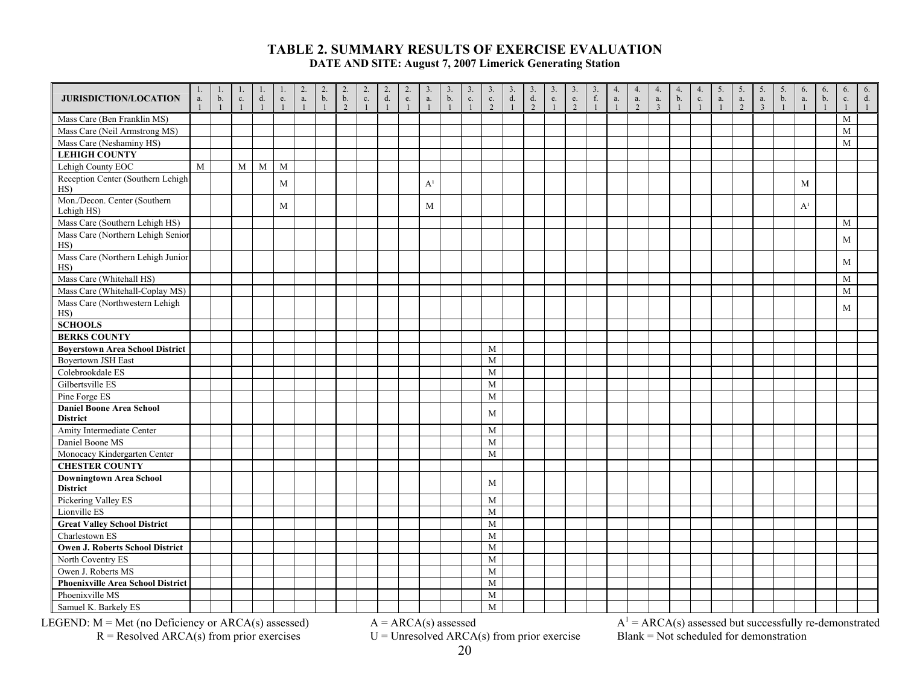# TABLE 2. SUMMARY RESULTS OF EXERCISE EVALUATION

**DATE AND SITE: August 7, 2007 Limerick Generating Station**

| JURISDICTION/LOCATION | 1.a.1 | 1.b.1 | 1.c.1 | 1.d.1 | 1.e.1 | 2.a.1 | 2.b.1 | 2.b.2 | 2.c.1 | 2.d.1 | 2.e.1 | 3.a.1 | 3.b.1 | 3.c.1 | 3.c.2 | 3.d.1 | 3.d.2 | 3.e.1 | 3.e.2 | 3.f.1 | 4.a.1 | 4.a.2 | 4.a.3 | 4.b.1 | 4.c.1 | 5.a.1 | 5.a.2 | 5.a.3 | 5.b.1 | 6.a.1 | 6.b.1 | 6.c.1 | 6.d.1 |
|---|---|---|---|---|---|---|---|---|---|---|---|---|---|---|---|---|---|---|---|---|---|---|---|---|---|---|---|---|---|---|---|---|---|
| Mass Care (Ben Franklin MS) | | | | | | | | | | | | | | | | | | | | | | | | | | | | | | | | M | |
| Mass Care (Neil Armstrong MS) | | | | | | | | | | | | | | | | | | | | | | | | | | | | | | | | M | |
| Mass Care (Neshaminy HS) | | | | | | | | | | | | | | | | | | | | | | | | | | | | | | | | M | |
| **LEHIGH COUNTY** | | | | | | | | | | | | | | | | | | | | | | | | | | | | | | | | | |
| Lehigh County EOC | M | | M | M | M | | | | | | | | | | | | | | | | | | | | | | | | | | | | |
| Reception Center (Southern Lehigh HS) | | | | | M | | | | | | | A[1] | | | | | | | | | | | | | | | | | | M | | | |
| Mon./Decon. Center (Southern Lehigh HS) | | | | | M | | | | | | | M | | | | | | | | | | | | | | | | | | A[1] | | | |
| Mass Care (Southern Lehigh HS) | | | | | | | | | | | | | | | | | | | | | | | | | | | | | | | | M | |
| Mass Care (Northern Lehigh Senior HS) | | | | | | | | | | | | | | | | | | | | | | | | | | | | | | | | M | |
| Mass Care (Northern Lehigh Junior HS) | | | | | | | | | | | | | | | | | | | | | | | | | | | | | | | | M | |
| Mass Care (Whitehall HS) | | | | | | | | | | | | | | | | | | | | | | | | | | | | | | | | M | |
| Mass Care (Whitehall-Coplay MS) | | | | | | | | | | | | | | | | | | | | | | | | | | | | | | | | M | |
| Mass Care (Northwestern Lehigh HS) | | | | | | | | | | | | | | | | | | | | | | | | | | | | | | | | M | |
| **SCHOOLS** | | | | | | | | | | | | | | | | | | | | | | | | | | | | | | | | | |
| **BERKS COUNTY** | | | | | | | | | | | | | | | | | | | | | | | | | | | | | | | | | |
| **Boyerstown Area School District** | | | | | | | | | | | | | | | M | | | | | | | | | | | | | | | | | | |
| Boyertown JSH East | | | | | | | | | | | | | | | M | | | | | | | | | | | | | | | | | | |
| Colebrookdale ES | | | | | | | | | | | | | | | M | | | | | | | | | | | | | | | | | | |
| Gilbertsville ES | | | | | | | | | | | | | | | M | | | | | | | | | | | | | | | | | | |
| Pine Forge ES | | | | | | | | | | | | | | | M | | | | | | | | | | | | | | | | | | |
| **Daniel Boone Area School District** | | | | | | | | | | | | | | | M | | | | | | | | | | | | | | | | | | |
| Amity Intermediate Center | | | | | | | | | | | | | | | M | | | | | | | | | | | | | | | | | | |
| Daniel Boone MS | | | | | | | | | | | | | | | M | | | | | | | | | | | | | | | | | | |
| Monocacy Kindergarten Center | | | | | | | | | | | | | | | M | | | | | | | | | | | | | | | | | | |
| **CHESTER COUNTY** | | | | | | | | | | | | | | | | | | | | | | | | | | | | | | | | | |
| **Downingtown Area School District** | | | | | | | | | | | | | | | M | | | | | | | | | | | | | | | | | | |
| Pickering Valley ES | | | | | | | | | | | | | | | M | | | | | | | | | | | | | | | | | | |
| Lionville ES | | | | | | | | | | | | | | | M | | | | | | | | | | | | | | | | | | |
| **Great Valley School District** | | | | | | | | | | | | | | | M | | | | | | | | | | | | | | | | | | |
| Charlestown ES | | | | | | | | | | | | | | | M | | | | | | | | | | | | | | | | | | |
| **Owen J. Roberts School District** | | | | | | | | | | | | | | | M | | | | | | | | | | | | | | | | | | |
| North Coventry ES | | | | | | | | | | | | | | | M | | | | | | | | | | | | | | | | | | |
| Owen J. Roberts MS | | | | | | | | | | | | | | | M | | | | | | | | | | | | | | | | | | |
| **Phoenixville Area School District** | | | | | | | | | | | | | | | M | | | | | | | | | | | | | | | | | | |
| Phoenixville MS | | | | | | | | | | | | | | | M | | | | | | | | | | | | | | | | | | |
| Samuel K. Barkely ES | | | | | | | | | | | | | | | M | | | | | | | | | | | | | | | | | | |

LEGEND: M = Met (no Deficiency or ARCA(s) assessed)
R = Resolved ARCA(s) from prior exercises
A = ARCA(s) assessed
U = Unresolved ARCA(s) from prior exercise
A[1] = ARCA(s) assessed but successfully re-demonstrated
Blank = Not scheduled for demonstration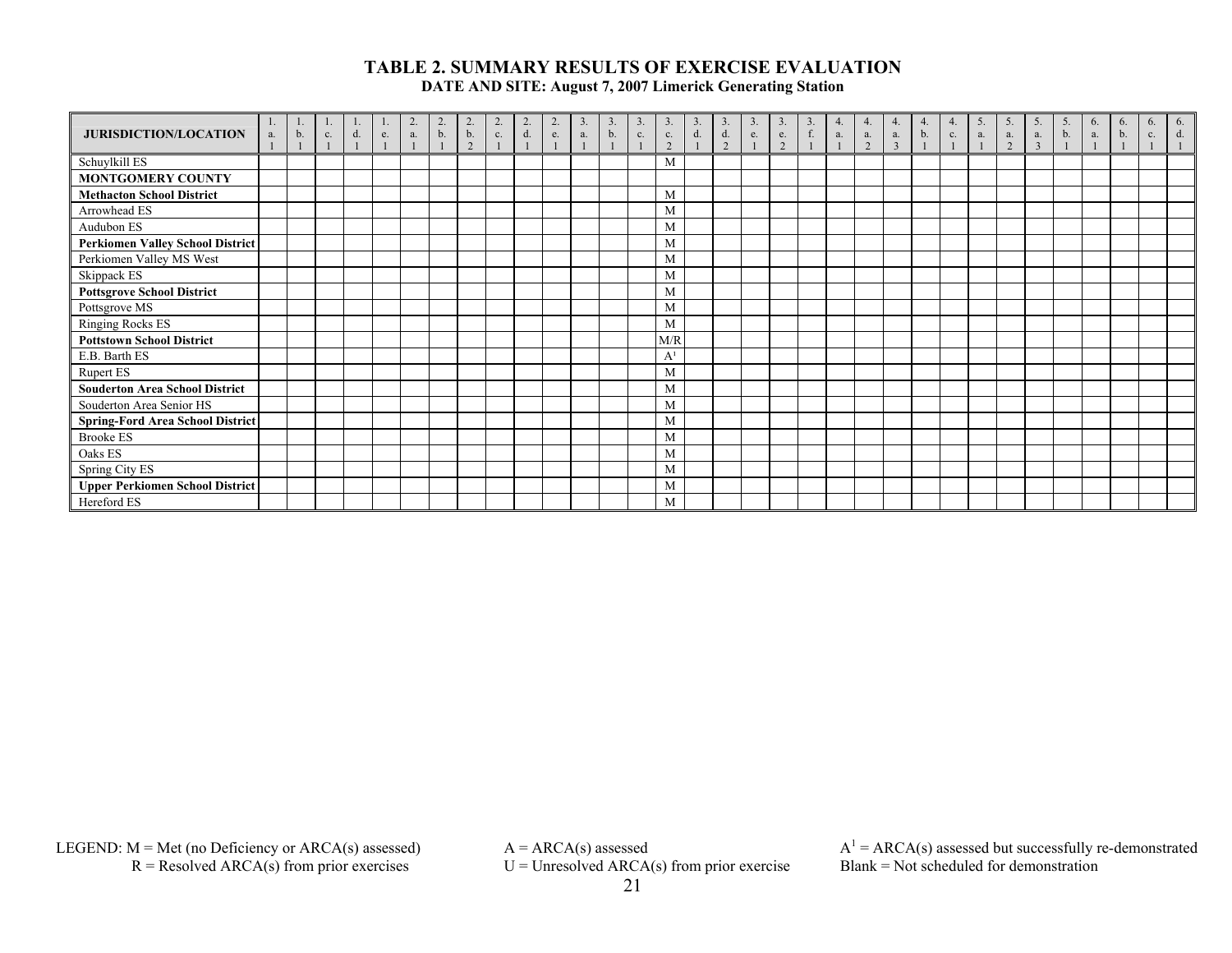# TABLE 2. SUMMARY RESULTS OF EXERCISE EVALUATION

**DATE AND SITE: August 7, 2007 Limerick Generating Station**

| JURISDICTION/LOCATION | 1.a.1 | 1.b.1 | 1.c.1 | 1.d.1 | 1.e.1 | 2.a.1 | 2.b.1 | 2.b.2 | 2.c.1 | 2.d.1 | 2.e.1 | 3.a.1 | 3.b.1 | 3.c.1 | 3.c.2 | 3.d.1 | 3.d.2 | 3.e.1 | 3.e.2 | 3.f.1 | 4.a.1 | 4.a.2 | 4.a.3 | 4.b.1 | 4.c.1 | 5.a.1 | 5.a.2 | 5.a.3 | 5.b.1 | 6.a.1 | 6.b.1 | 6.c.1 | 6.d.1 |
|---|---|---|---|---|---|---|---|---|---|---|---|---|---|---|---|---|---|---|---|---|---|---|---|---|---|---|---|---|---|---|---|---|---|
| Schuylkill ES | | | | | | | | | | | | | | | M | | | | | | | | | | | | | | | | | | |
| **MONTGOMERY COUNTY** | | | | | | | | | | | | | | | | | | | | | | | | | | | | | | | | | |
| **Methacton School District** | | | | | | | | | | | | | | | M | | | | | | | | | | | | | | | | | | |
| Arrowhead ES | | | | | | | | | | | | | | | M | | | | | | | | | | | | | | | | | | |
| Audubon ES | | | | | | | | | | | | | | | M | | | | | | | | | | | | | | | | | | |
| **Perkiomen Valley School District** | | | | | | | | | | | | | | | M | | | | | | | | | | | | | | | | | | |
| Perkiomen Valley MS West | | | | | | | | | | | | | | | M | | | | | | | | | | | | | | | | | | |
| Skippack ES | | | | | | | | | | | | | | | M | | | | | | | | | | | | | | | | | | |
| **Pottsgrove School District** | | | | | | | | | | | | | | | M | | | | | | | | | | | | | | | | | | |
| Pottsgrove MS | | | | | | | | | | | | | | | M | | | | | | | | | | | | | | | | | | |
| Ringing Rocks ES | | | | | | | | | | | | | | | M | | | | | | | | | | | | | | | | | | |
| **Pottstown School District** | | | | | | | | | | | | | | | M/R | | | | | | | | | | | | | | | | | | |
| E.B. Barth ES | | | | | | | | | | | | | | | A[1] | | | | | | | | | | | | | | | | | | |
| Rupert ES | | | | | | | | | | | | | | | M | | | | | | | | | | | | | | | | | | |
| **Souderton Area School District** | | | | | | | | | | | | | | | M | | | | | | | | | | | | | | | | | | |
| Souderton Area Senior HS | | | | | | | | | | | | | | | M | | | | | | | | | | | | | | | | | | |
| **Spring-Ford Area School District** | | | | | | | | | | | | | | | M | | | | | | | | | | | | | | | | | | |
| Brooke ES | | | | | | | | | | | | | | | M | | | | | | | | | | | | | | | | | | |
| Oaks ES | | | | | | | | | | | | | | | M | | | | | | | | | | | | | | | | | | |
| Spring City ES | | | | | | | | | | | | | | | M | | | | | | | | | | | | | | | | | | |
| **Upper Perkiomen School District** | | | | | | | | | | | | | | | M | | | | | | | | | | | | | | | | | | |
| Hereford ES | | | | | | | | | | | | | | | M | | | | | | | | | | | | | | | | | | |

LEGEND: M = Met (no Deficiency or ARCA(s) assessed)
R = Resolved ARCA(s) from prior exercises
A = ARCA(s) assessed
U = Unresolved ARCA(s) from prior exercise
A[1] = ARCA(s) assessed but successfully re-demonstrated
Blank = Not scheduled for demonstration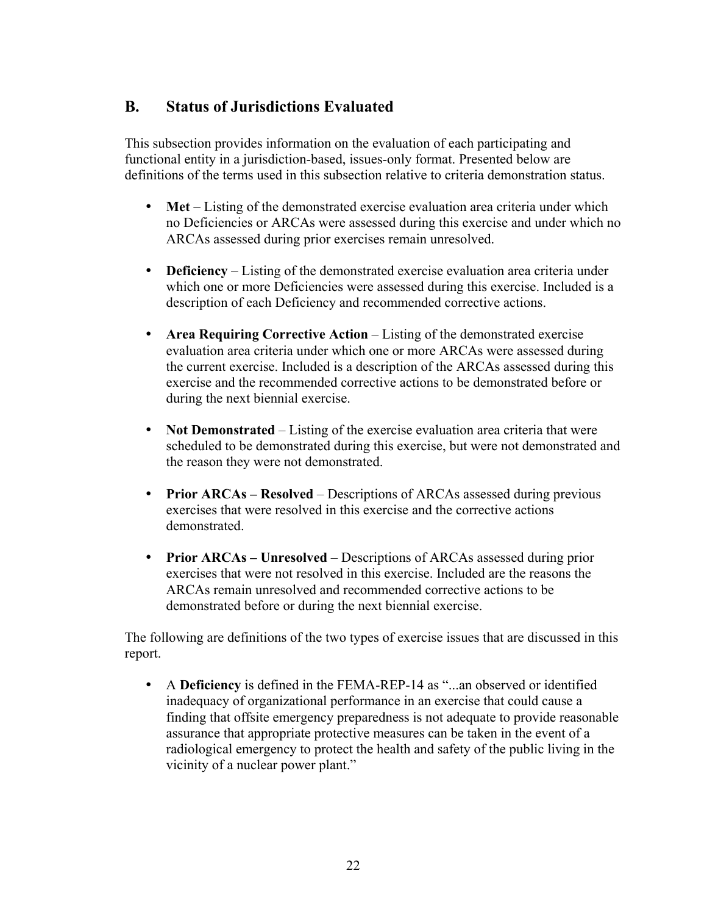## B. Status of Jurisdictions Evaluated

This subsection provides information on the evaluation of each participating and functional entity in a jurisdiction-based, issues-only format. Presented below are definitions of the terms used in this subsection relative to criteria demonstration status.

- **Met** – Listing of the demonstrated exercise evaluation area criteria under which no Deficiencies or ARCAs were assessed during this exercise and under which no ARCAs assessed during prior exercises remain unresolved.

- **Deficiency** – Listing of the demonstrated exercise evaluation area criteria under which one or more Deficiencies were assessed during this exercise. Included is a description of each Deficiency and recommended corrective actions.

- **Area Requiring Corrective Action** – Listing of the demonstrated exercise evaluation area criteria under which one or more ARCAs were assessed during the current exercise. Included is a description of the ARCAs assessed during this exercise and the recommended corrective actions to be demonstrated before or during the next biennial exercise.

- **Not Demonstrated** – Listing of the exercise evaluation area criteria that were scheduled to be demonstrated during this exercise, but were not demonstrated and the reason they were not demonstrated.

- **Prior ARCAs – Resolved** – Descriptions of ARCAs assessed during previous exercises that were resolved in this exercise and the corrective actions demonstrated.

- **Prior ARCAs – Unresolved** – Descriptions of ARCAs assessed during prior exercises that were not resolved in this exercise. Included are the reasons the ARCAs remain unresolved and recommended corrective actions to be demonstrated before or during the next biennial exercise.

The following are definitions of the two types of exercise issues that are discussed in this report.

- A **Deficiency** is defined in the FEMA-REP-14 as "...an observed or identified inadequacy of organizational performance in an exercise that could cause a finding that offsite emergency preparedness is not adequate to provide reasonable assurance that appropriate protective measures can be taken in the event of a radiological emergency to protect the health and safety of the public living in the vicinity of a nuclear power plant."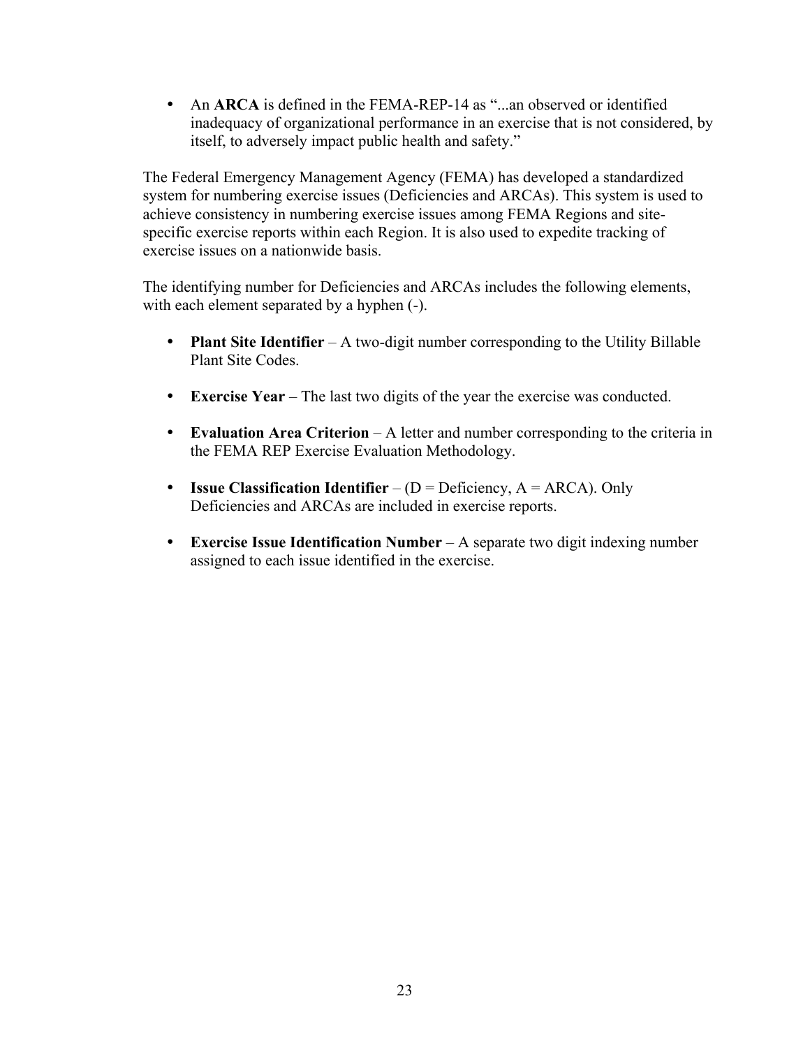- An **ARCA** is defined in the FEMA-REP-14 as "...an observed or identified inadequacy of organizational performance in an exercise that is not considered, by itself, to adversely impact public health and safety."

The Federal Emergency Management Agency (FEMA) has developed a standardized system for numbering exercise issues (Deficiencies and ARCAs). This system is used to achieve consistency in numbering exercise issues among FEMA Regions and site-specific exercise reports within each Region. It is also used to expedite tracking of exercise issues on a nationwide basis.

The identifying number for Deficiencies and ARCAs includes the following elements, with each element separated by a hyphen (-).

- **Plant Site Identifier** – A two-digit number corresponding to the Utility Billable Plant Site Codes.

- **Exercise Year** – The last two digits of the year the exercise was conducted.

- **Evaluation Area Criterion** – A letter and number corresponding to the criteria in the FEMA REP Exercise Evaluation Methodology.

- **Issue Classification Identifier** – (D = Deficiency, A = ARCA). Only Deficiencies and ARCAs are included in exercise reports.

- **Exercise Issue Identification Number** – A separate two digit indexing number assigned to each issue identified in the exercise.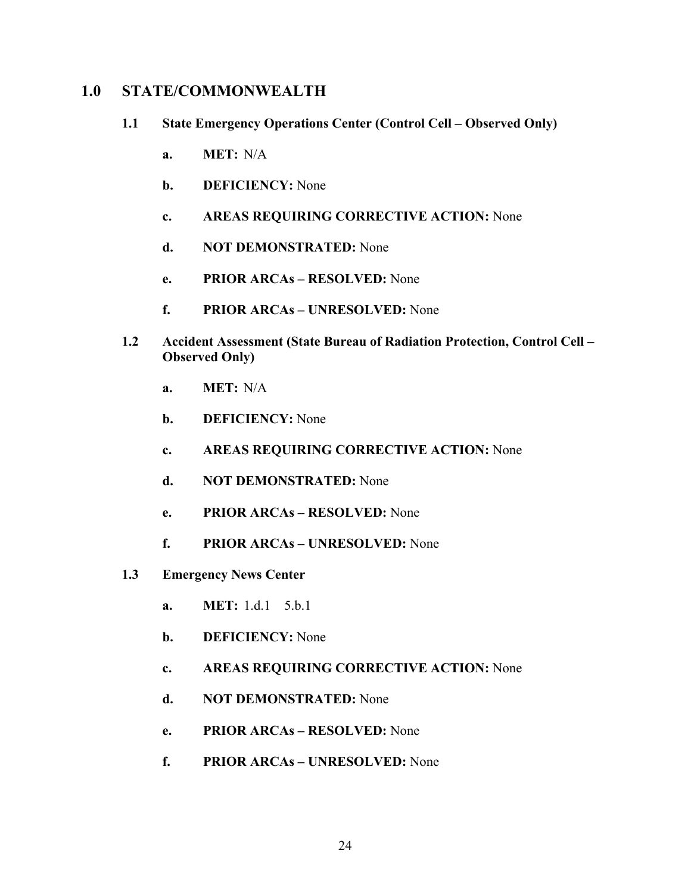# 1.0 STATE/COMMONWEALTH

## 1.1 State Emergency Operations Center (Control Cell – Observed Only)

**a. MET:** N/A

**b. DEFICIENCY:** None

**c. AREAS REQUIRING CORRECTIVE ACTION:** None

**d. NOT DEMONSTRATED:** None

**e. PRIOR ARCAs – RESOLVED:** None

**f. PRIOR ARCAs – UNRESOLVED:** None

## 1.2 Accident Assessment (State Bureau of Radiation Protection, Control Cell – Observed Only)

**a. MET:** N/A

**b. DEFICIENCY:** None

**c. AREAS REQUIRING CORRECTIVE ACTION:** None

**d. NOT DEMONSTRATED:** None

**e. PRIOR ARCAs – RESOLVED:** None

**f. PRIOR ARCAs – UNRESOLVED:** None

## 1.3 Emergency News Center

**a. MET:** 1.d.1 5.b.1

**b. DEFICIENCY:** None

**c. AREAS REQUIRING CORRECTIVE ACTION:** None

**d. NOT DEMONSTRATED:** None

**e. PRIOR ARCAs – RESOLVED:** None

**f. PRIOR ARCAs – UNRESOLVED:** None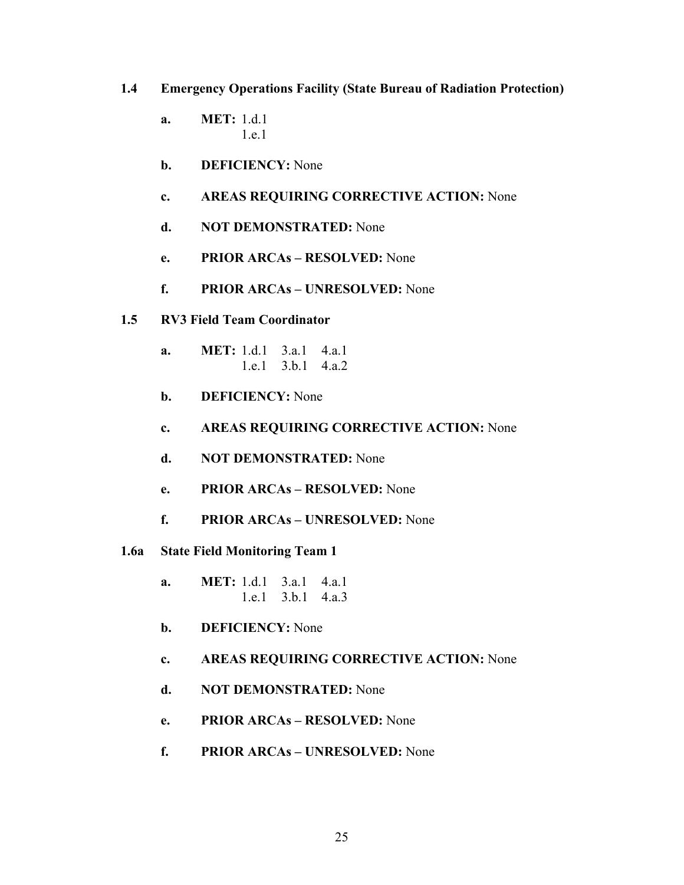### 1.4 Emergency Operations Facility (State Bureau of Radiation Protection)

a. **MET:** 1.d.1
1.e.1

b. **DEFICIENCY:** None

c. **AREAS REQUIRING CORRECTIVE ACTION:** None

d. **NOT DEMONSTRATED:** None

e. **PRIOR ARCAs – RESOLVED:** None

f. **PRIOR ARCAs – UNRESOLVED:** None

### 1.5 RV3 Field Team Coordinator

a. **MET:** 1.d.1 3.a.1 4.a.1
1.e.1 3.b.1 4.a.2

b. **DEFICIENCY:** None

c. **AREAS REQUIRING CORRECTIVE ACTION:** None

d. **NOT DEMONSTRATED:** None

e. **PRIOR ARCAs – RESOLVED:** None

f. **PRIOR ARCAs – UNRESOLVED:** None

### 1.6a State Field Monitoring Team 1

a. **MET:** 1.d.1 3.a.1 4.a.1
1.e.1 3.b.1 4.a.3

b. **DEFICIENCY:** None

c. **AREAS REQUIRING CORRECTIVE ACTION:** None

d. **NOT DEMONSTRATED:** None

e. **PRIOR ARCAs – RESOLVED:** None

f. **PRIOR ARCAs – UNRESOLVED:** None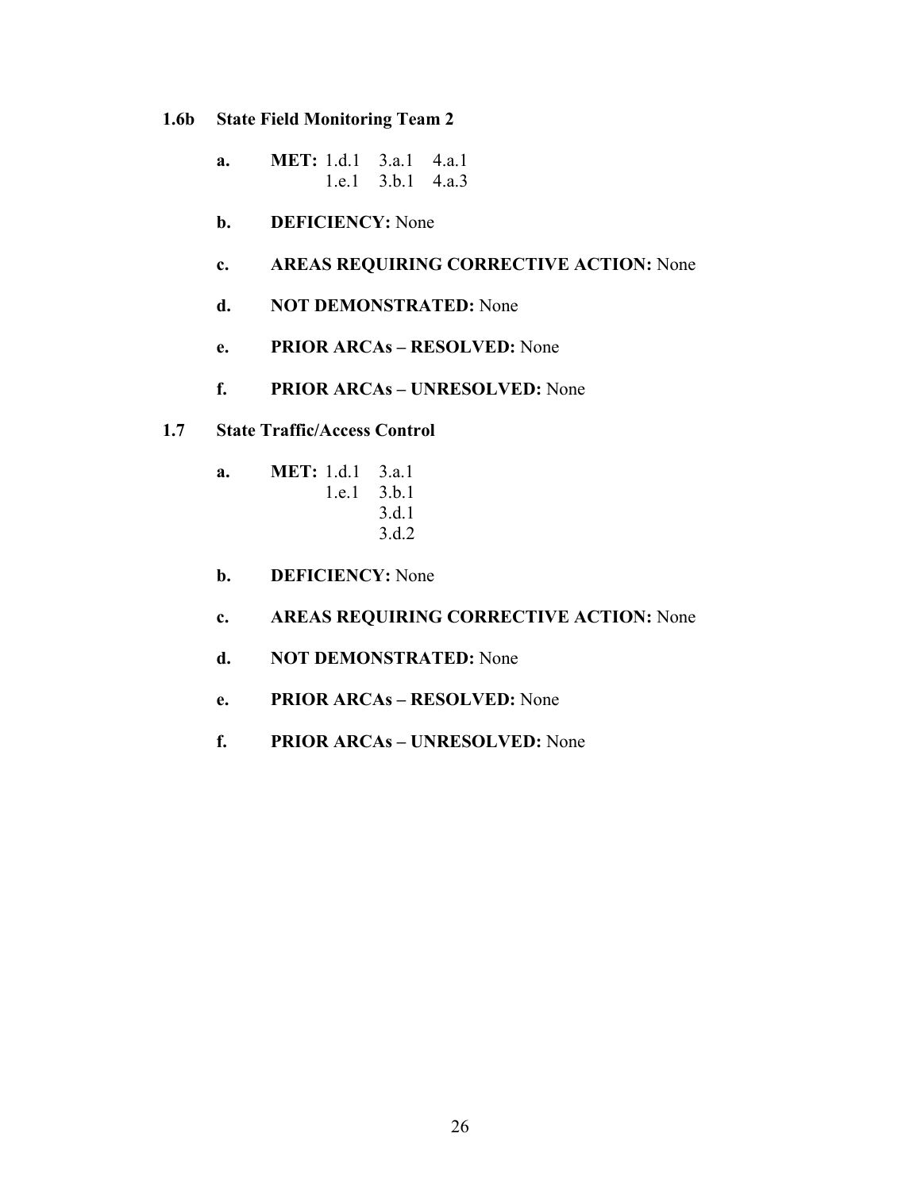### 1.6b State Field Monitoring Team 2

a. **MET:** 1.d.1 3.a.1 4.a.1
1.e.1 3.b.1 4.a.3

b. **DEFICIENCY:** None

c. **AREAS REQUIRING CORRECTIVE ACTION:** None

d. **NOT DEMONSTRATED:** None

e. **PRIOR ARCAs – RESOLVED:** None

f. **PRIOR ARCAs – UNRESOLVED:** None

### 1.7 State Traffic/Access Control

a. **MET:** 1.d.1 3.a.1
1.e.1 3.b.1
3.d.1
3.d.2

b. **DEFICIENCY:** None

c. **AREAS REQUIRING CORRECTIVE ACTION:** None

d. **NOT DEMONSTRATED:** None

e. **PRIOR ARCAs – RESOLVED:** None

f. **PRIOR ARCAs – UNRESOLVED:** None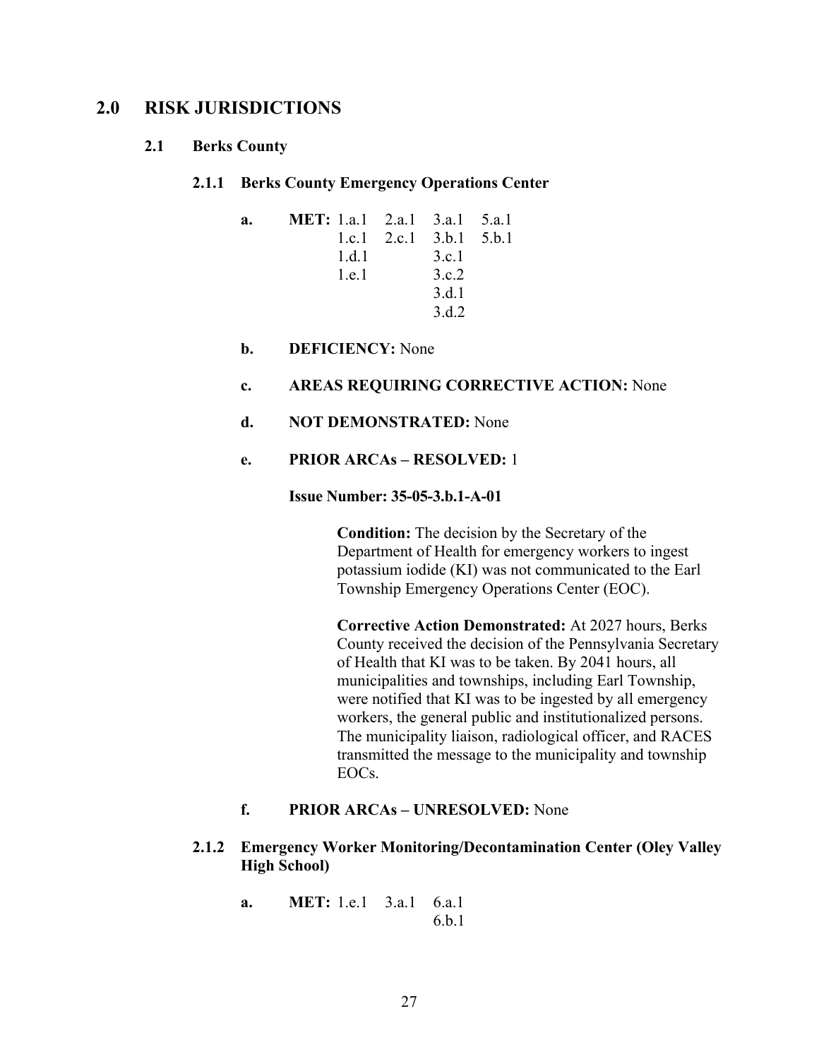# 2.0 RISK JURISDICTIONS

## 2.1 Berks County

### 2.1.1 Berks County Emergency Operations Center

**a. MET:**

| | | | |
|---|---|---|---|
| 1.a.1 | 2.a.1 | 3.a.1 | 5.a.1 |
| 1.c.1 | 2.c.1 | 3.b.1 | 5.b.1 |
| 1.d.1 | | 3.c.1 | |
| 1.e.1 | | 3.c.2 | |
| | | 3.d.1 | |
| | | 3.d.2 | |

**b. DEFICIENCY:** None

**c. AREAS REQUIRING CORRECTIVE ACTION:** None

**d. NOT DEMONSTRATED:** None

**e. PRIOR ARCAs – RESOLVED:** 1

**Issue Number: 35-05-3.b.1-A-01**

**Condition:** The decision by the Secretary of the Department of Health for emergency workers to ingest potassium iodide (KI) was not communicated to the Earl Township Emergency Operations Center (EOC).

**Corrective Action Demonstrated:** At 2027 hours, Berks County received the decision of the Pennsylvania Secretary of Health that KI was to be taken. By 2041 hours, all municipalities and townships, including Earl Township, were notified that KI was to be ingested by all emergency workers, the general public and institutionalized persons. The municipality liaison, radiological officer, and RACES transmitted the message to the municipality and township EOCs.

**f. PRIOR ARCAs – UNRESOLVED:** None

### 2.1.2 Emergency Worker Monitoring/Decontamination Center (Oley Valley High School)

**a. MET:**

| | | |
|---|---|---|
| 1.e.1 | 3.a.1 | 6.a.1 |
| | | 6.b.1 |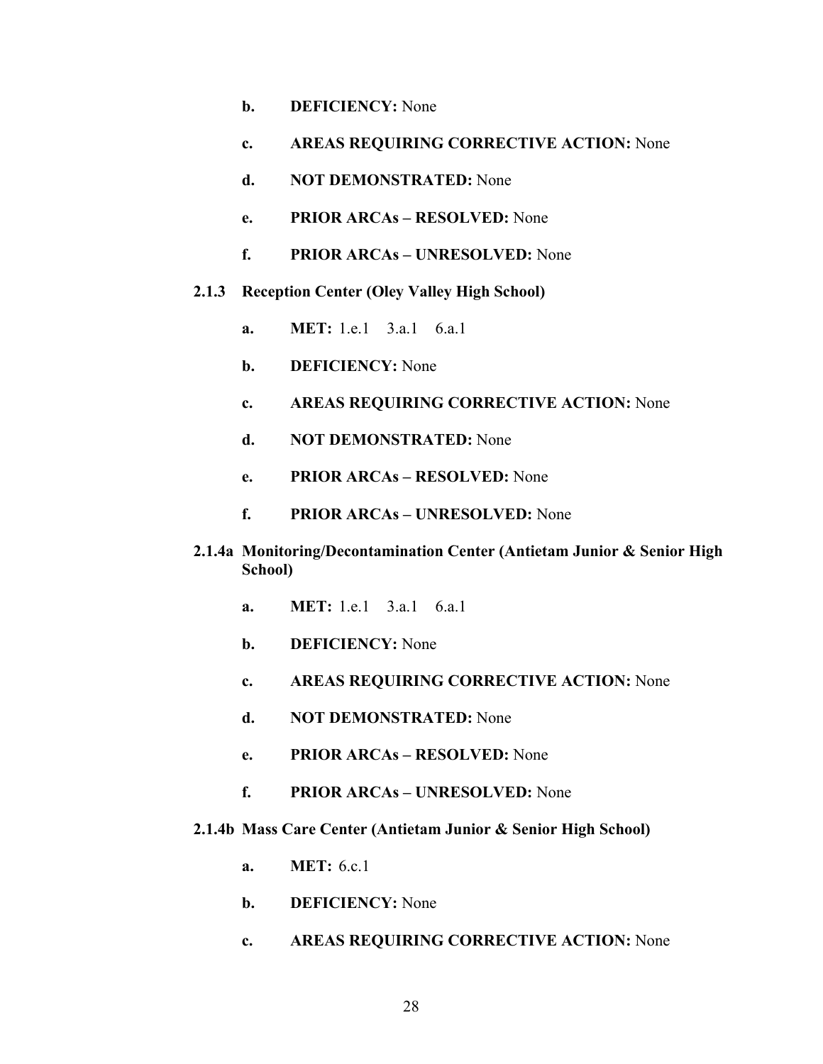**b. DEFICIENCY:** None

**c. AREAS REQUIRING CORRECTIVE ACTION:** None

**d. NOT DEMONSTRATED:** None

**e. PRIOR ARCAs – RESOLVED:** None

**f. PRIOR ARCAs – UNRESOLVED:** None

### 2.1.3 Reception Center (Oley Valley High School)

**a. MET:** 1.e.1 3.a.1 6.a.1

**b. DEFICIENCY:** None

**c. AREAS REQUIRING CORRECTIVE ACTION:** None

**d. NOT DEMONSTRATED:** None

**e. PRIOR ARCAs – RESOLVED:** None

**f. PRIOR ARCAs – UNRESOLVED:** None

### 2.1.4a Monitoring/Decontamination Center (Antietam Junior & Senior High School)

**a. MET:** 1.e.1 3.a.1 6.a.1

**b. DEFICIENCY:** None

**c. AREAS REQUIRING CORRECTIVE ACTION:** None

**d. NOT DEMONSTRATED:** None

**e. PRIOR ARCAs – RESOLVED:** None

**f. PRIOR ARCAs – UNRESOLVED:** None

### 2.1.4b Mass Care Center (Antietam Junior & Senior High School)

**a. MET:** 6.c.1

**b. DEFICIENCY:** None

**c. AREAS REQUIRING CORRECTIVE ACTION:** None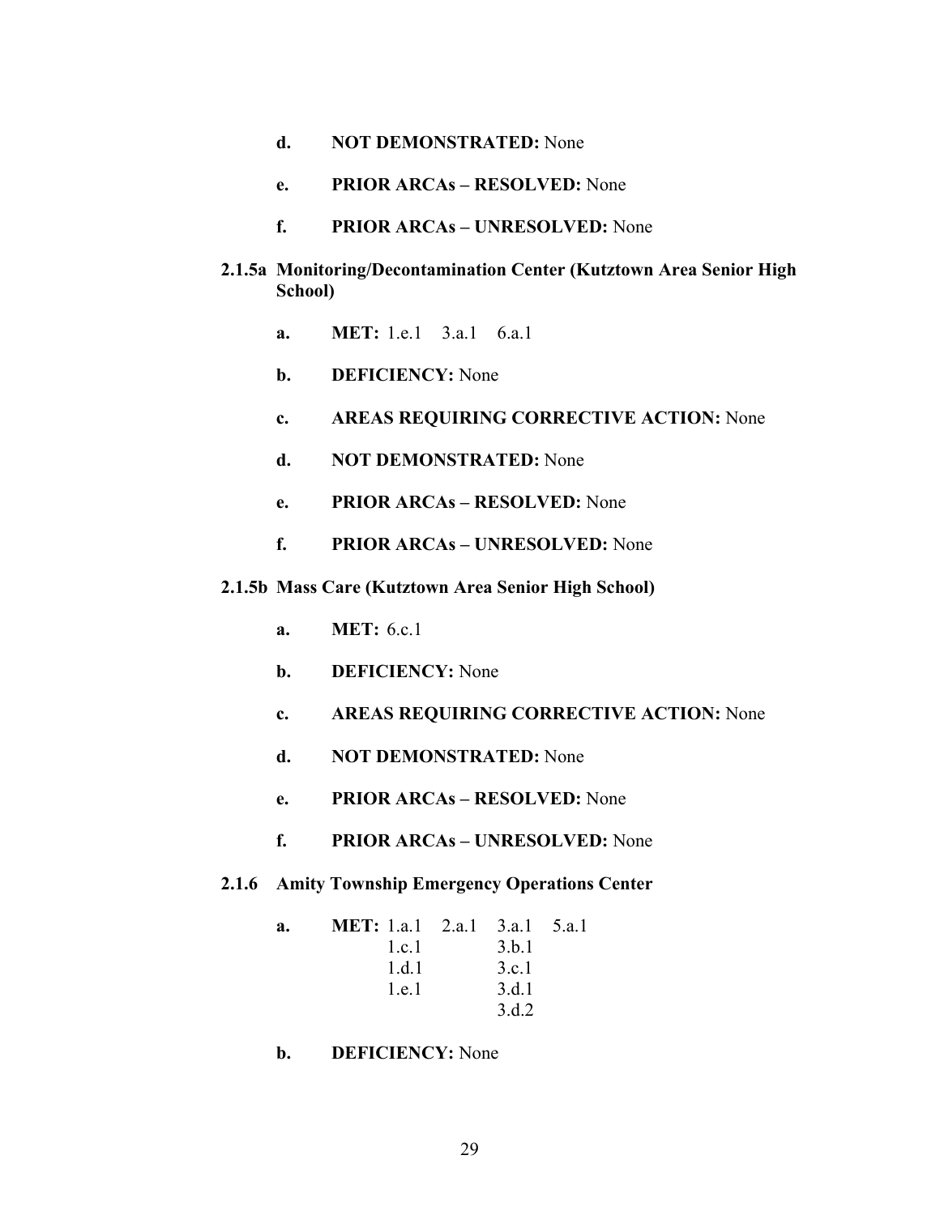**d.** **NOT DEMONSTRATED:** None

**e.** **PRIOR ARCAs – RESOLVED:** None

**f.** **PRIOR ARCAs – UNRESOLVED:** None

### 2.1.5a Monitoring/Decontamination Center (Kutztown Area Senior High School)

**a.** **MET:** 1.e.1 3.a.1 6.a.1

**b.** **DEFICIENCY:** None

**c.** **AREAS REQUIRING CORRECTIVE ACTION:** None

**d.** **NOT DEMONSTRATED:** None

**e.** **PRIOR ARCAs – RESOLVED:** None

**f.** **PRIOR ARCAs – UNRESOLVED:** None

### 2.1.5b Mass Care (Kutztown Area Senior High School)

**a.** **MET:** 6.c.1

**b.** **DEFICIENCY:** None

**c.** **AREAS REQUIRING CORRECTIVE ACTION:** None

**d.** **NOT DEMONSTRATED:** None

**e.** **PRIOR ARCAs – RESOLVED:** None

**f.** **PRIOR ARCAs – UNRESOLVED:** None

### 2.1.6 Amity Township Emergency Operations Center

**a.** **MET:** 1.a.1, 1.c.1, 1.d.1, 1.e.1, 2.a.1, 3.a.1, 3.b.1, 3.c.1, 3.d.1, 3.d.2, 5.a.1

**b.** **DEFICIENCY:** None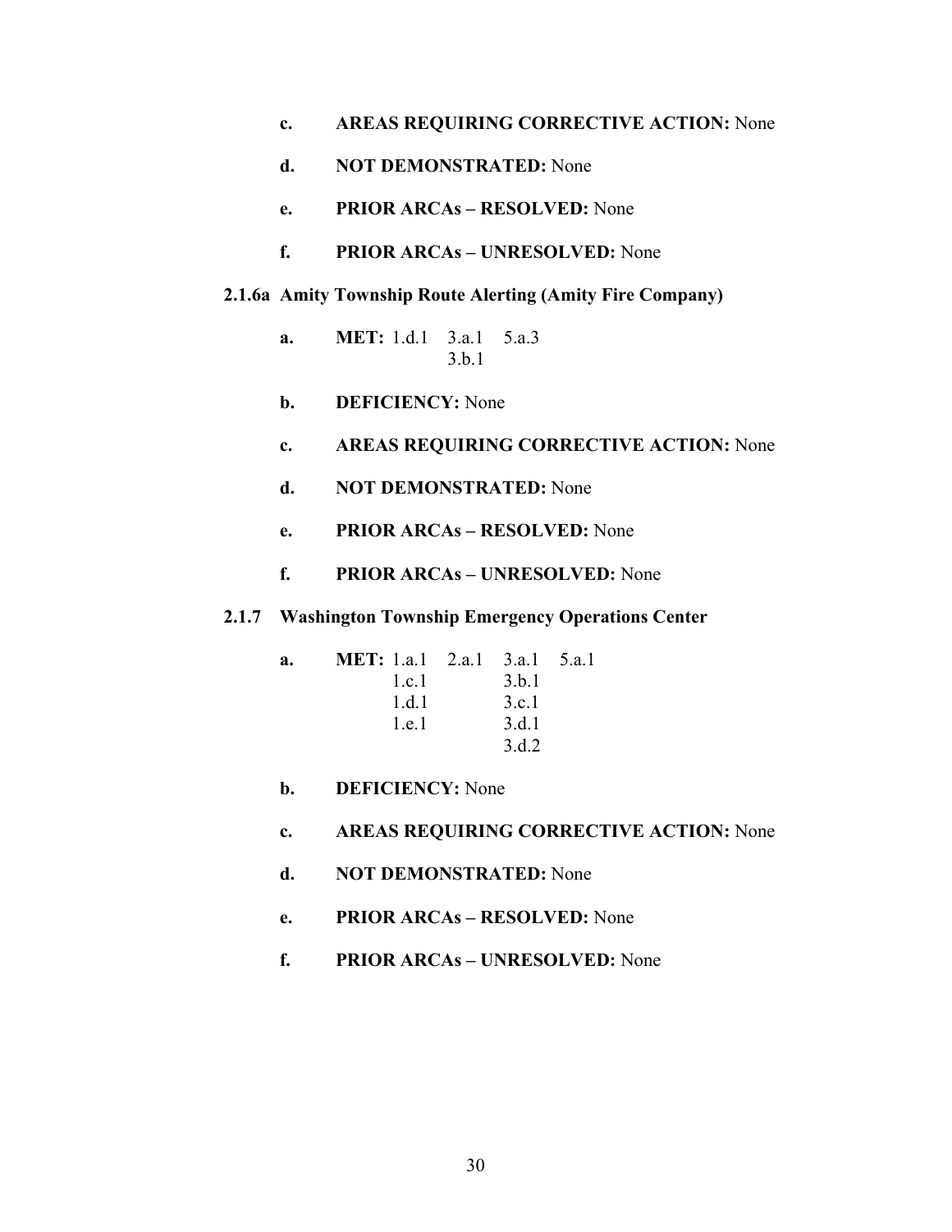c. **AREAS REQUIRING CORRECTIVE ACTION:** None

d. **NOT DEMONSTRATED:** None

e. **PRIOR ARCAs – RESOLVED:** None

f. **PRIOR ARCAs – UNRESOLVED:** None

### 2.1.6a Amity Township Route Alerting (Amity Fire Company)

a. **MET:** 1.d.1 3.a.1 5.a.3
3.b.1

b. **DEFICIENCY:** None

c. **AREAS REQUIRING CORRECTIVE ACTION:** None

d. **NOT DEMONSTRATED:** None

e. **PRIOR ARCAs – RESOLVED:** None

f. **PRIOR ARCAs – UNRESOLVED:** None

### 2.1.7 Washington Township Emergency Operations Center

a. **MET:** 1.a.1 2.a.1 3.a.1 5.a.1
1.c.1 3.b.1
1.d.1 3.c.1
1.e.1 3.d.1
3.d.2

b. **DEFICIENCY:** None

c. **AREAS REQUIRING CORRECTIVE ACTION:** None

d. **NOT DEMONSTRATED:** None

e. **PRIOR ARCAs – RESOLVED:** None

f. **PRIOR ARCAs – UNRESOLVED:** None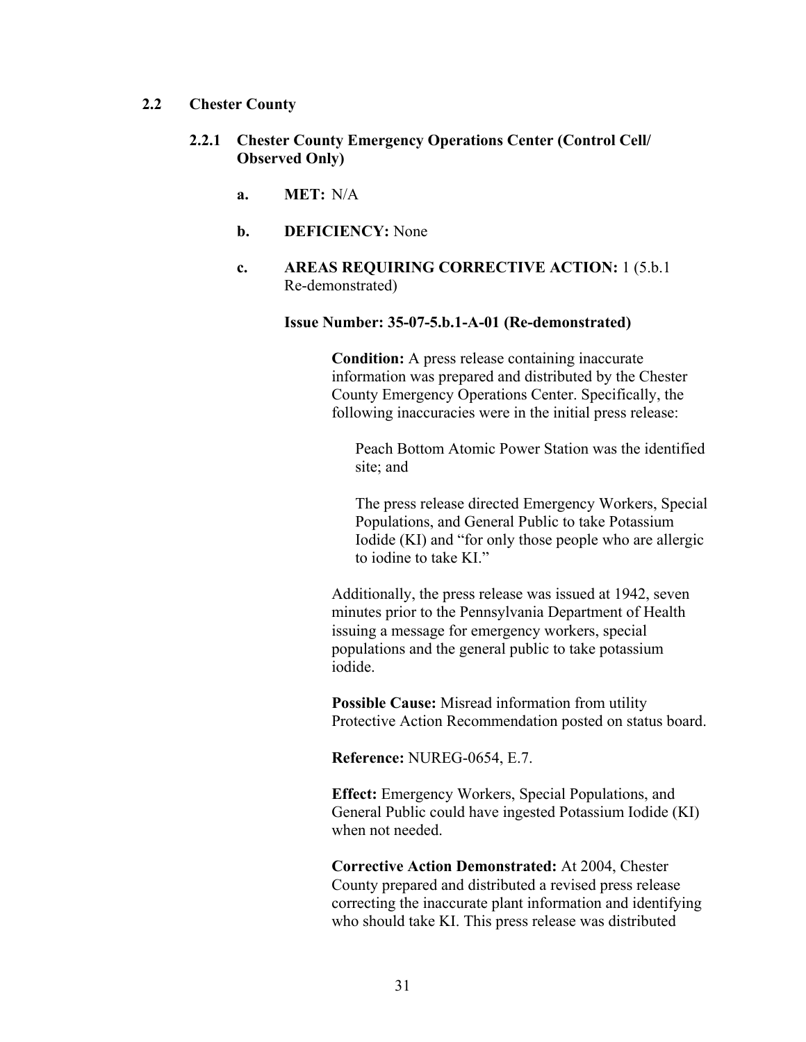## 2.2 Chester County

### 2.2.1 Chester County Emergency Operations Center (Control Cell/ Observed Only)

**a. MET:** N/A

**b. DEFICIENCY:** None

**c. AREAS REQUIRING CORRECTIVE ACTION:** 1 (5.b.1 Re-demonstrated)

**Issue Number: 35-07-5.b.1-A-01 (Re-demonstrated)**

**Condition:** A press release containing inaccurate information was prepared and distributed by the Chester County Emergency Operations Center. Specifically, the following inaccuracies were in the initial press release:

Peach Bottom Atomic Power Station was the identified site; and

The press release directed Emergency Workers, Special Populations, and General Public to take Potassium Iodide (KI) and "for only those people who are allergic to iodine to take KI."

Additionally, the press release was issued at 1942, seven minutes prior to the Pennsylvania Department of Health issuing a message for emergency workers, special populations and the general public to take potassium iodide.

**Possible Cause:** Misread information from utility Protective Action Recommendation posted on status board.

**Reference:** NUREG-0654, E.7.

**Effect:** Emergency Workers, Special Populations, and General Public could have ingested Potassium Iodide (KI) when not needed.

**Corrective Action Demonstrated:** At 2004, Chester County prepared and distributed a revised press release correcting the inaccurate plant information and identifying who should take KI. This press release was distributed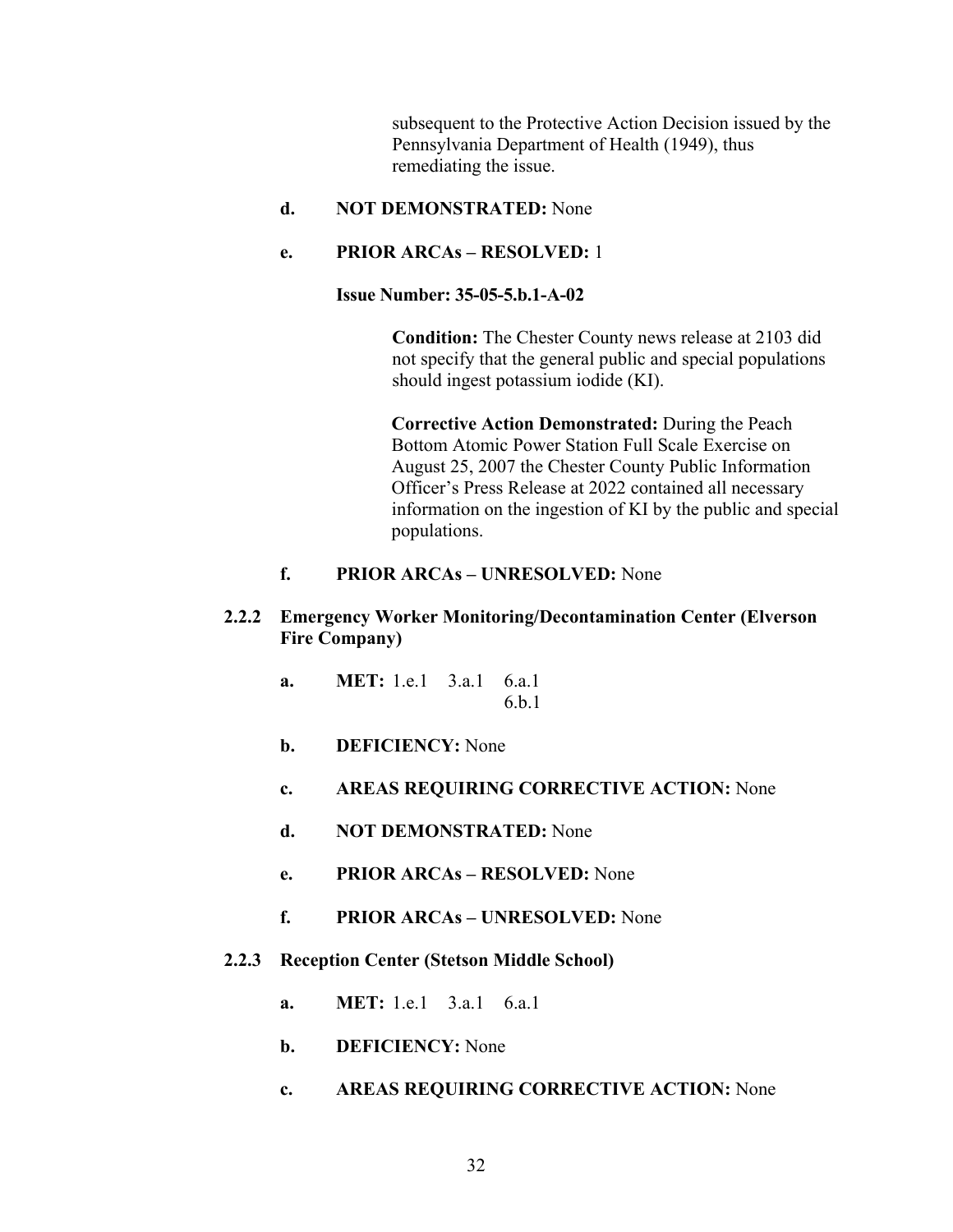subsequent to the Protective Action Decision issued by the Pennsylvania Department of Health (1949), thus remediating the issue.

**d. NOT DEMONSTRATED:** None

**e. PRIOR ARCAs – RESOLVED:** 1

**Issue Number: 35-05-5.b.1-A-02**

**Condition:** The Chester County news release at 2103 did not specify that the general public and special populations should ingest potassium iodide (KI).

**Corrective Action Demonstrated:** During the Peach Bottom Atomic Power Station Full Scale Exercise on August 25, 2007 the Chester County Public Information Officer's Press Release at 2022 contained all necessary information on the ingestion of KI by the public and special populations.

**f. PRIOR ARCAs – UNRESOLVED:** None

### 2.2.2 Emergency Worker Monitoring/Decontamination Center (Elverson Fire Company)

**a. MET:** 1.e.1 3.a.1 6.a.1 6.b.1

**b. DEFICIENCY:** None

**c. AREAS REQUIRING CORRECTIVE ACTION:** None

**d. NOT DEMONSTRATED:** None

**e. PRIOR ARCAs – RESOLVED:** None

**f. PRIOR ARCAs – UNRESOLVED:** None

### 2.2.3 Reception Center (Stetson Middle School)

**a. MET:** 1.e.1 3.a.1 6.a.1

**b. DEFICIENCY:** None

**c. AREAS REQUIRING CORRECTIVE ACTION:** None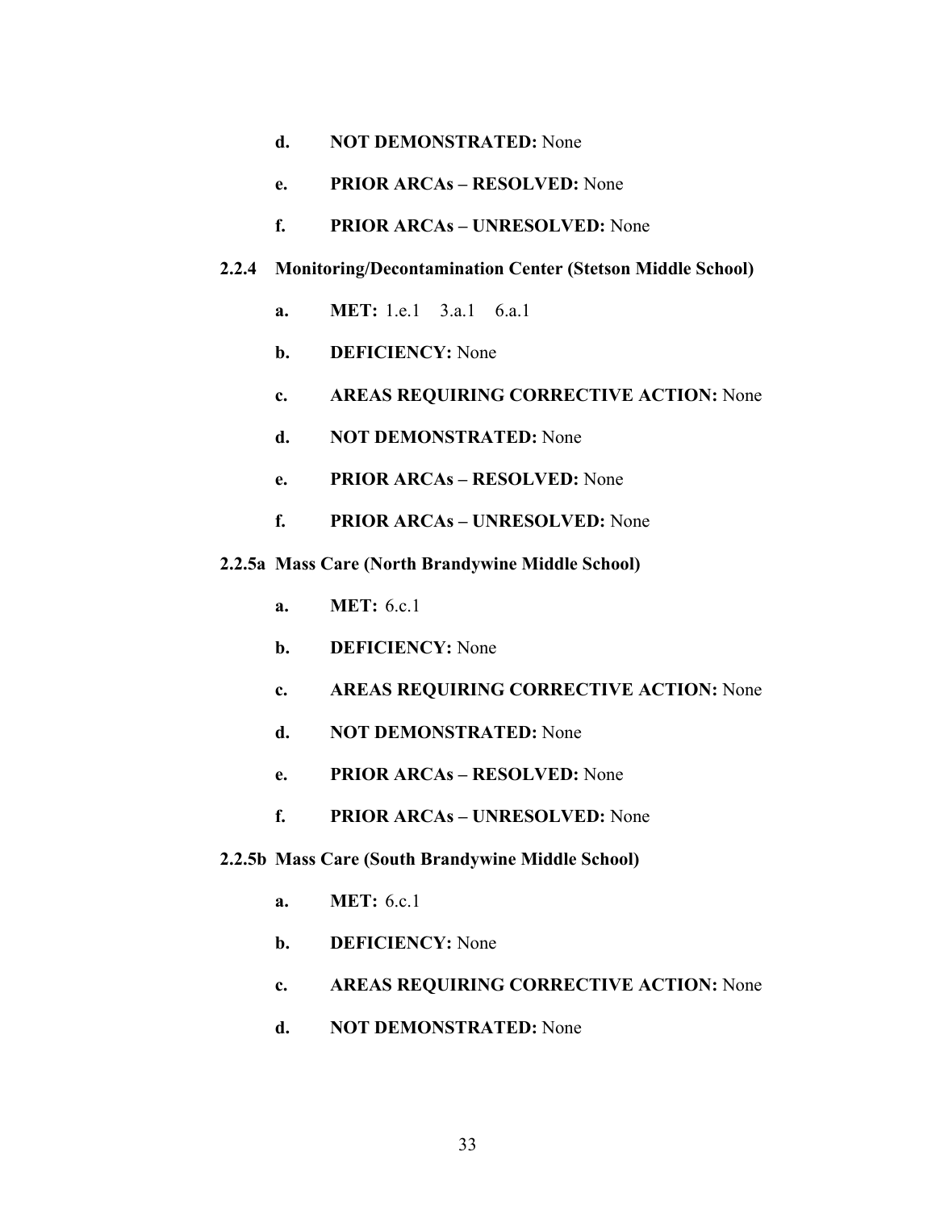d. **NOT DEMONSTRATED:** None

e. **PRIOR ARCAs – RESOLVED:** None

f. **PRIOR ARCAs – UNRESOLVED:** None

### 2.2.4 Monitoring/Decontamination Center (Stetson Middle School)

a. **MET:** 1.e.1 3.a.1 6.a.1

b. **DEFICIENCY:** None

c. **AREAS REQUIRING CORRECTIVE ACTION:** None

d. **NOT DEMONSTRATED:** None

e. **PRIOR ARCAs – RESOLVED:** None

f. **PRIOR ARCAs – UNRESOLVED:** None

### 2.2.5a Mass Care (North Brandywine Middle School)

a. **MET:** 6.c.1

b. **DEFICIENCY:** None

c. **AREAS REQUIRING CORRECTIVE ACTION:** None

d. **NOT DEMONSTRATED:** None

e. **PRIOR ARCAs – RESOLVED:** None

f. **PRIOR ARCAs – UNRESOLVED:** None

### 2.2.5b Mass Care (South Brandywine Middle School)

a. **MET:** 6.c.1

b. **DEFICIENCY:** None

c. **AREAS REQUIRING CORRECTIVE ACTION:** None

d. **NOT DEMONSTRATED:** None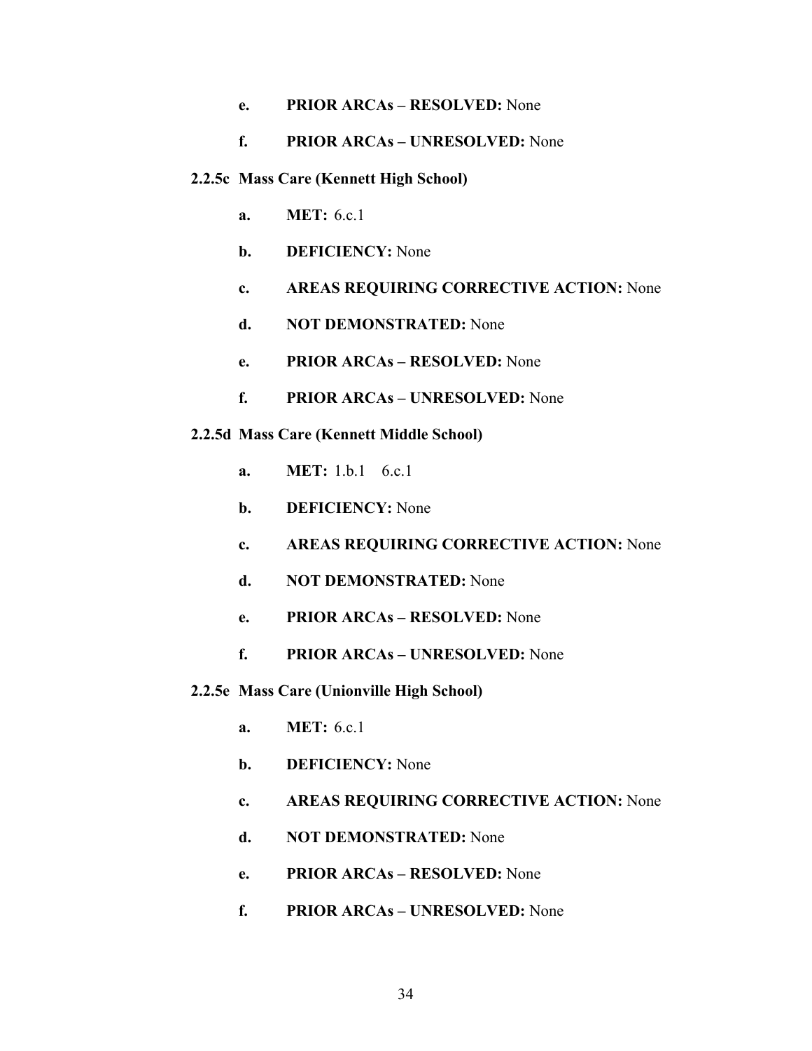**e.** **PRIOR ARCAs – RESOLVED:** None

**f.** **PRIOR ARCAs – UNRESOLVED:** None

### 2.2.5c Mass Care (Kennett High School)

**a.** **MET:** 6.c.1

**b.** **DEFICIENCY:** None

**c.** **AREAS REQUIRING CORRECTIVE ACTION:** None

**d.** **NOT DEMONSTRATED:** None

**e.** **PRIOR ARCAs – RESOLVED:** None

**f.** **PRIOR ARCAs – UNRESOLVED:** None

### 2.2.5d Mass Care (Kennett Middle School)

**a.** **MET:** 1.b.1 6.c.1

**b.** **DEFICIENCY:** None

**c.** **AREAS REQUIRING CORRECTIVE ACTION:** None

**d.** **NOT DEMONSTRATED:** None

**e.** **PRIOR ARCAs – RESOLVED:** None

**f.** **PRIOR ARCAs – UNRESOLVED:** None

### 2.2.5e Mass Care (Unionville High School)

**a.** **MET:** 6.c.1

**b.** **DEFICIENCY:** None

**c.** **AREAS REQUIRING CORRECTIVE ACTION:** None

**d.** **NOT DEMONSTRATED:** None

**e.** **PRIOR ARCAs – RESOLVED:** None

**f.** **PRIOR ARCAs – UNRESOLVED:** None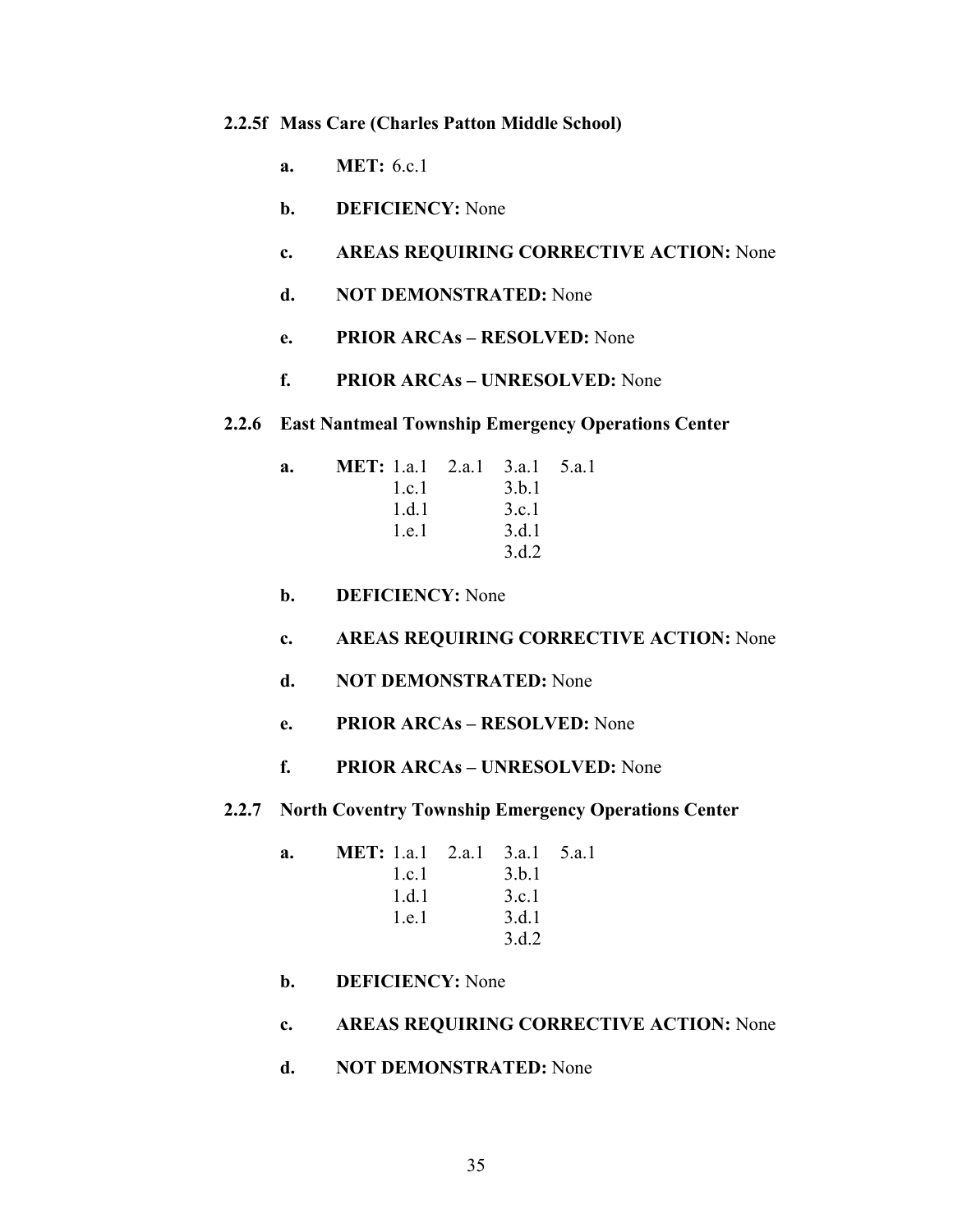### 2.2.5f Mass Care (Charles Patton Middle School)

- **a. MET:** 6.c.1
- **b. DEFICIENCY:** None
- **c. AREAS REQUIRING CORRECTIVE ACTION:** None
- **d. NOT DEMONSTRATED:** None
- **e. PRIOR ARCAs – RESOLVED:** None
- **f. PRIOR ARCAs – UNRESOLVED:** None

### 2.2.6 East Nantmeal Township Emergency Operations Center

- **a. MET:** 1.a.1, 1.c.1, 1.d.1, 1.e.1; 2.a.1; 3.a.1, 3.b.1, 3.c.1, 3.d.1, 3.d.2; 5.a.1
- **b. DEFICIENCY:** None
- **c. AREAS REQUIRING CORRECTIVE ACTION:** None
- **d. NOT DEMONSTRATED:** None
- **e. PRIOR ARCAs – RESOLVED:** None
- **f. PRIOR ARCAs – UNRESOLVED:** None

### 2.2.7 North Coventry Township Emergency Operations Center

- **a. MET:** 1.a.1, 1.c.1, 1.d.1, 1.e.1; 2.a.1; 3.a.1, 3.b.1, 3.c.1, 3.d.1, 3.d.2; 5.a.1
- **b. DEFICIENCY:** None
- **c. AREAS REQUIRING CORRECTIVE ACTION:** None
- **d. NOT DEMONSTRATED:** None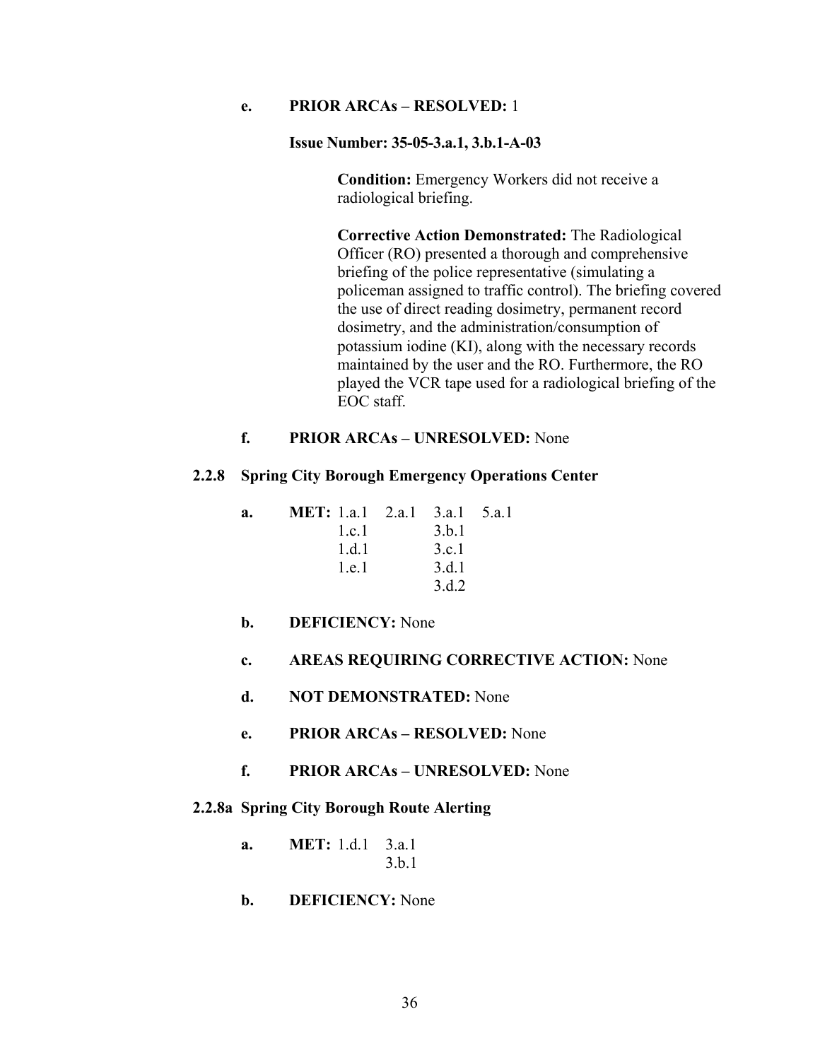**e. PRIOR ARCAs – RESOLVED:** 1

**Issue Number: 35-05-3.a.1, 3.b.1-A-03**

**Condition:** Emergency Workers did not receive a radiological briefing.

**Corrective Action Demonstrated:** The Radiological Officer (RO) presented a thorough and comprehensive briefing of the police representative (simulating a policeman assigned to traffic control). The briefing covered the use of direct reading dosimetry, permanent record dosimetry, and the administration/consumption of potassium iodine (KI), along with the necessary records maintained by the user and the RO. Furthermore, the RO played the VCR tape used for a radiological briefing of the EOC staff.

**f. PRIOR ARCAs – UNRESOLVED:** None

### 2.2.8 Spring City Borough Emergency Operations Center

**a. MET:** 1.a.1 2.a.1 3.a.1 5.a.1
1.c.1 3.b.1
1.d.1 3.c.1
1.e.1 3.d.1
3.d.2

**b. DEFICIENCY:** None

**c. AREAS REQUIRING CORRECTIVE ACTION:** None

**d. NOT DEMONSTRATED:** None

**e. PRIOR ARCAs – RESOLVED:** None

**f. PRIOR ARCAs – UNRESOLVED:** None

### 2.2.8a Spring City Borough Route Alerting

**a. MET:** 1.d.1 3.a.1
3.b.1

**b. DEFICIENCY:** None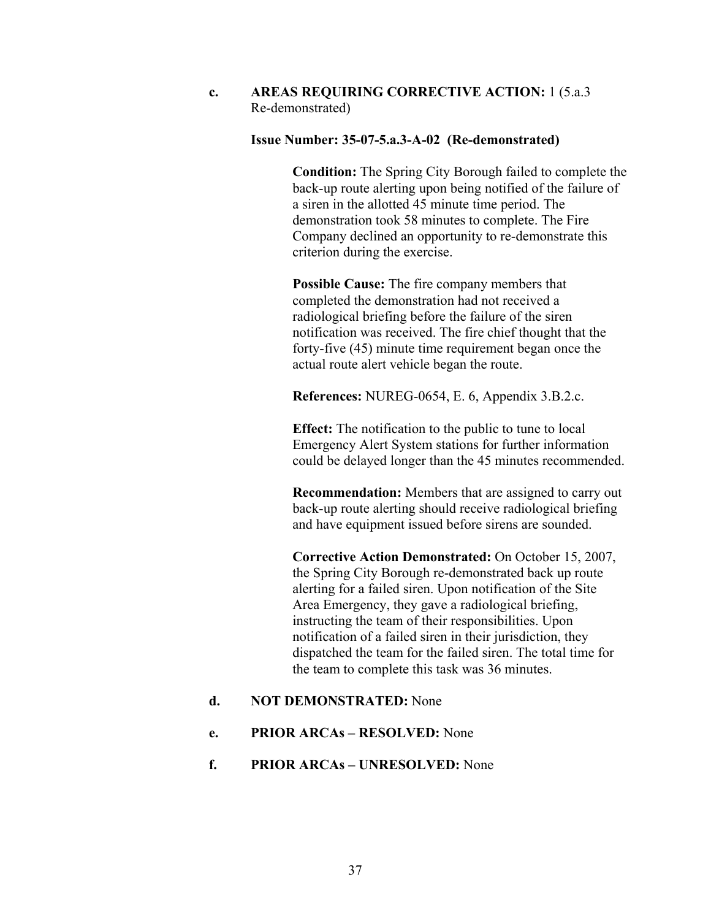**c. AREAS REQUIRING CORRECTIVE ACTION:** 1 (5.a.3 Re-demonstrated)

**Issue Number: 35-07-5.a.3-A-02 (Re-demonstrated)**

**Condition:** The Spring City Borough failed to complete the back-up route alerting upon being notified of the failure of a siren in the allotted 45 minute time period. The demonstration took 58 minutes to complete. The Fire Company declined an opportunity to re-demonstrate this criterion during the exercise.

**Possible Cause:** The fire company members that completed the demonstration had not received a radiological briefing before the failure of the siren notification was received. The fire chief thought that the forty-five (45) minute time requirement began once the actual route alert vehicle began the route.

**References:** NUREG-0654, E. 6, Appendix 3.B.2.c.

**Effect:** The notification to the public to tune to local Emergency Alert System stations for further information could be delayed longer than the 45 minutes recommended.

**Recommendation:** Members that are assigned to carry out back-up route alerting should receive radiological briefing and have equipment issued before sirens are sounded.

**Corrective Action Demonstrated:** On October 15, 2007, the Spring City Borough re-demonstrated back up route alerting for a failed siren. Upon notification of the Site Area Emergency, they gave a radiological briefing, instructing the team of their responsibilities. Upon notification of a failed siren in their jurisdiction, they dispatched the team for the failed siren. The total time for the team to complete this task was 36 minutes.

**d. NOT DEMONSTRATED:** None

**e. PRIOR ARCAs – RESOLVED:** None

**f. PRIOR ARCAs – UNRESOLVED:** None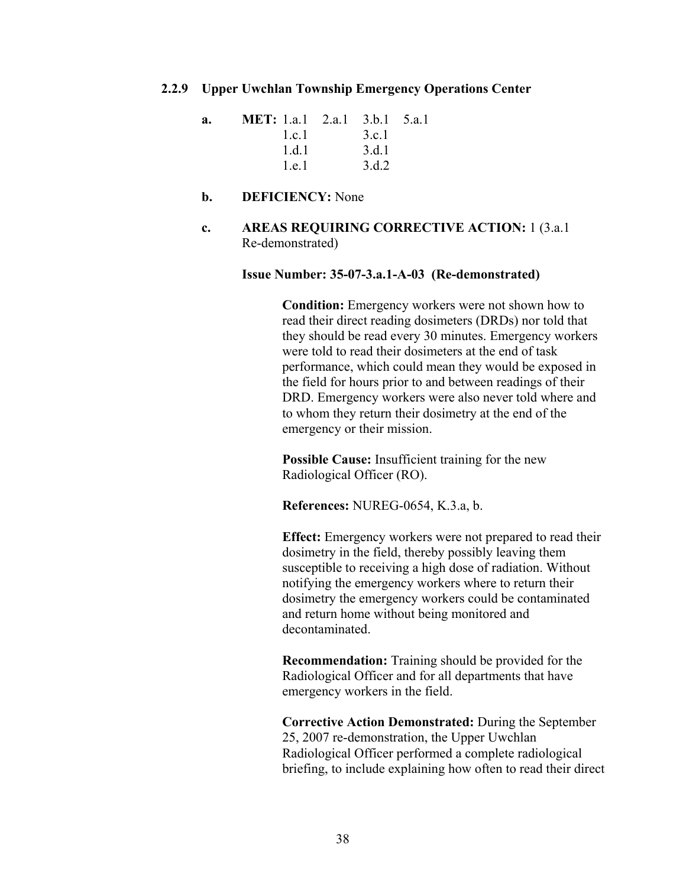### 2.2.9 Upper Uwchlan Township Emergency Operations Center

**a. MET:** 1.a.1 2.a.1 3.b.1 5.a.1
1.c.1 3.c.1
1.d.1 3.d.1
1.e.1 3.d.2

**b. DEFICIENCY:** None

**c. AREAS REQUIRING CORRECTIVE ACTION:** 1 (3.a.1 Re-demonstrated)

**Issue Number: 35-07-3.a.1-A-03 (Re-demonstrated)**

**Condition:** Emergency workers were not shown how to read their direct reading dosimeters (DRDs) nor told that they should be read every 30 minutes. Emergency workers were told to read their dosimeters at the end of task performance, which could mean they would be exposed in the field for hours prior to and between readings of their DRD. Emergency workers were also never told where and to whom they return their dosimetry at the end of the emergency or their mission.

**Possible Cause:** Insufficient training for the new Radiological Officer (RO).

**References:** NUREG-0654, K.3.a, b.

**Effect:** Emergency workers were not prepared to read their dosimetry in the field, thereby possibly leaving them susceptible to receiving a high dose of radiation. Without notifying the emergency workers where to return their dosimetry the emergency workers could be contaminated and return home without being monitored and decontaminated.

**Recommendation:** Training should be provided for the Radiological Officer and for all departments that have emergency workers in the field.

**Corrective Action Demonstrated:** During the September 25, 2007 re-demonstration, the Upper Uwchlan Radiological Officer performed a complete radiological briefing, to include explaining how often to read their direct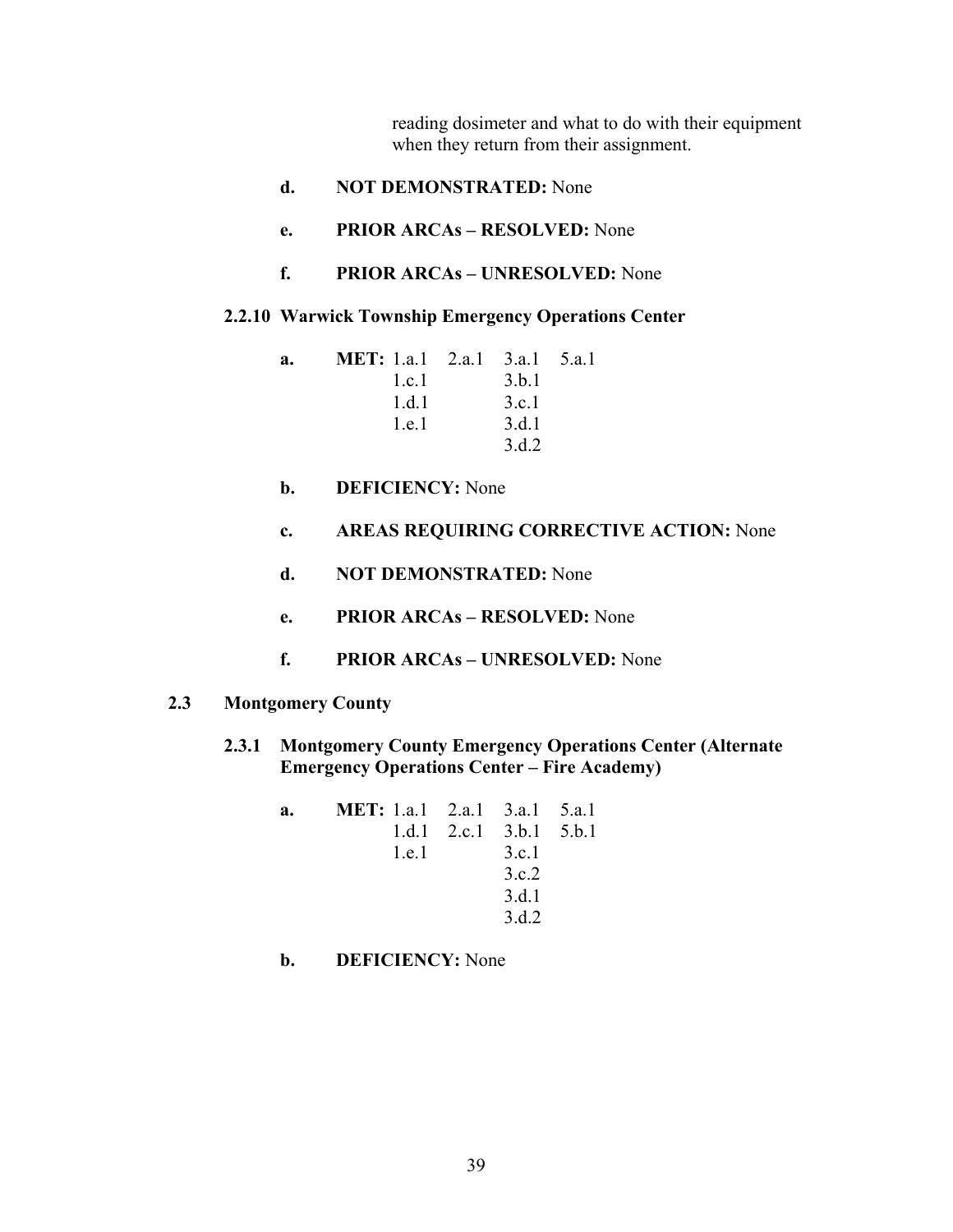reading dosimeter and what to do with their equipment when they return from their assignment.

**d. NOT DEMONSTRATED:** None

**e. PRIOR ARCAs – RESOLVED:** None

**f. PRIOR ARCAs – UNRESOLVED:** None

### 2.2.10 Warwick Township Emergency Operations Center

**a. MET:**

| | | | |
|---|---|---|---|
| 1.a.1 | 2.a.1 | 3.a.1 | 5.a.1 |
| 1.c.1 | | 3.b.1 | |
| 1.d.1 | | 3.c.1 | |
| 1.e.1 | | 3.d.1 | |
| | | 3.d.2 | |

**b. DEFICIENCY:** None

**c. AREAS REQUIRING CORRECTIVE ACTION:** None

**d. NOT DEMONSTRATED:** None

**e. PRIOR ARCAs – RESOLVED:** None

**f. PRIOR ARCAs – UNRESOLVED:** None

## 2.3 Montgomery County

### 2.3.1 Montgomery County Emergency Operations Center (Alternate Emergency Operations Center – Fire Academy)

**a. MET:**

| | | | |
|---|---|---|---|
| 1.a.1 | 2.a.1 | 3.a.1 | 5.a.1 |
| 1.d.1 | 2.c.1 | 3.b.1 | 5.b.1 |
| 1.e.1 | | 3.c.1 | |
| | | 3.c.2 | |
| | | 3.d.1 | |
| | | 3.d.2 | |

**b. DEFICIENCY:** None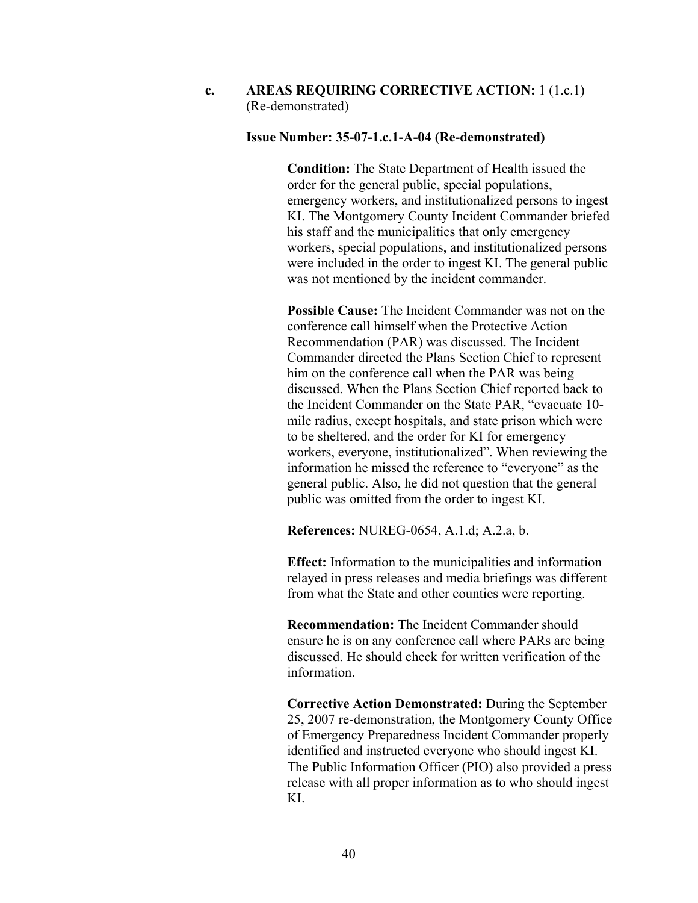**c. AREAS REQUIRING CORRECTIVE ACTION:** 1 (1.c.1) (Re-demonstrated)

**Issue Number: 35-07-1.c.1-A-04 (Re-demonstrated)**

**Condition:** The State Department of Health issued the order for the general public, special populations, emergency workers, and institutionalized persons to ingest KI. The Montgomery County Incident Commander briefed his staff and the municipalities that only emergency workers, special populations, and institutionalized persons were included in the order to ingest KI. The general public was not mentioned by the incident commander.

**Possible Cause:** The Incident Commander was not on the conference call himself when the Protective Action Recommendation (PAR) was discussed. The Incident Commander directed the Plans Section Chief to represent him on the conference call when the PAR was being discussed. When the Plans Section Chief reported back to the Incident Commander on the State PAR, "evacuate 10-mile radius, except hospitals, and state prison which were to be sheltered, and the order for KI for emergency workers, everyone, institutionalized". When reviewing the information he missed the reference to "everyone" as the general public. Also, he did not question that the general public was omitted from the order to ingest KI.

**References:** NUREG-0654, A.1.d; A.2.a, b.

**Effect:** Information to the municipalities and information relayed in press releases and media briefings was different from what the State and other counties were reporting.

**Recommendation:** The Incident Commander should ensure he is on any conference call where PARs are being discussed. He should check for written verification of the information.

**Corrective Action Demonstrated:** During the September 25, 2007 re-demonstration, the Montgomery County Office of Emergency Preparedness Incident Commander properly identified and instructed everyone who should ingest KI. The Public Information Officer (PIO) also provided a press release with all proper information as to who should ingest KI.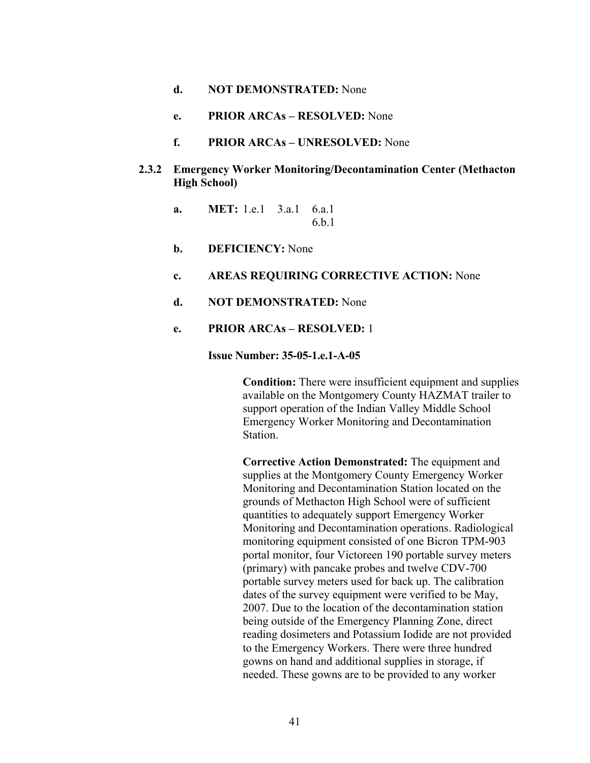**d. NOT DEMONSTRATED:** None

**e. PRIOR ARCAs – RESOLVED:** None

**f. PRIOR ARCAs – UNRESOLVED:** None

### 2.3.2 Emergency Worker Monitoring/Decontamination Center (Methacton High School)

**a. MET:** 1.e.1 3.a.1 6.a.1 6.b.1

**b. DEFICIENCY:** None

**c. AREAS REQUIRING CORRECTIVE ACTION:** None

**d. NOT DEMONSTRATED:** None

**e. PRIOR ARCAs – RESOLVED:** 1

**Issue Number: 35-05-1.e.1-A-05**

**Condition:** There were insufficient equipment and supplies available on the Montgomery County HAZMAT trailer to support operation of the Indian Valley Middle School Emergency Worker Monitoring and Decontamination Station.

**Corrective Action Demonstrated:** The equipment and supplies at the Montgomery County Emergency Worker Monitoring and Decontamination Station located on the grounds of Methacton High School were of sufficient quantities to adequately support Emergency Worker Monitoring and Decontamination operations. Radiological monitoring equipment consisted of one Bicron TPM-903 portal monitor, four Victoreen 190 portable survey meters (primary) with pancake probes and twelve CDV-700 portable survey meters used for back up. The calibration dates of the survey equipment were verified to be May, 2007. Due to the location of the decontamination station being outside of the Emergency Planning Zone, direct reading dosimeters and Potassium Iodide are not provided to the Emergency Workers. There were three hundred gowns on hand and additional supplies in storage, if needed. These gowns are to be provided to any worker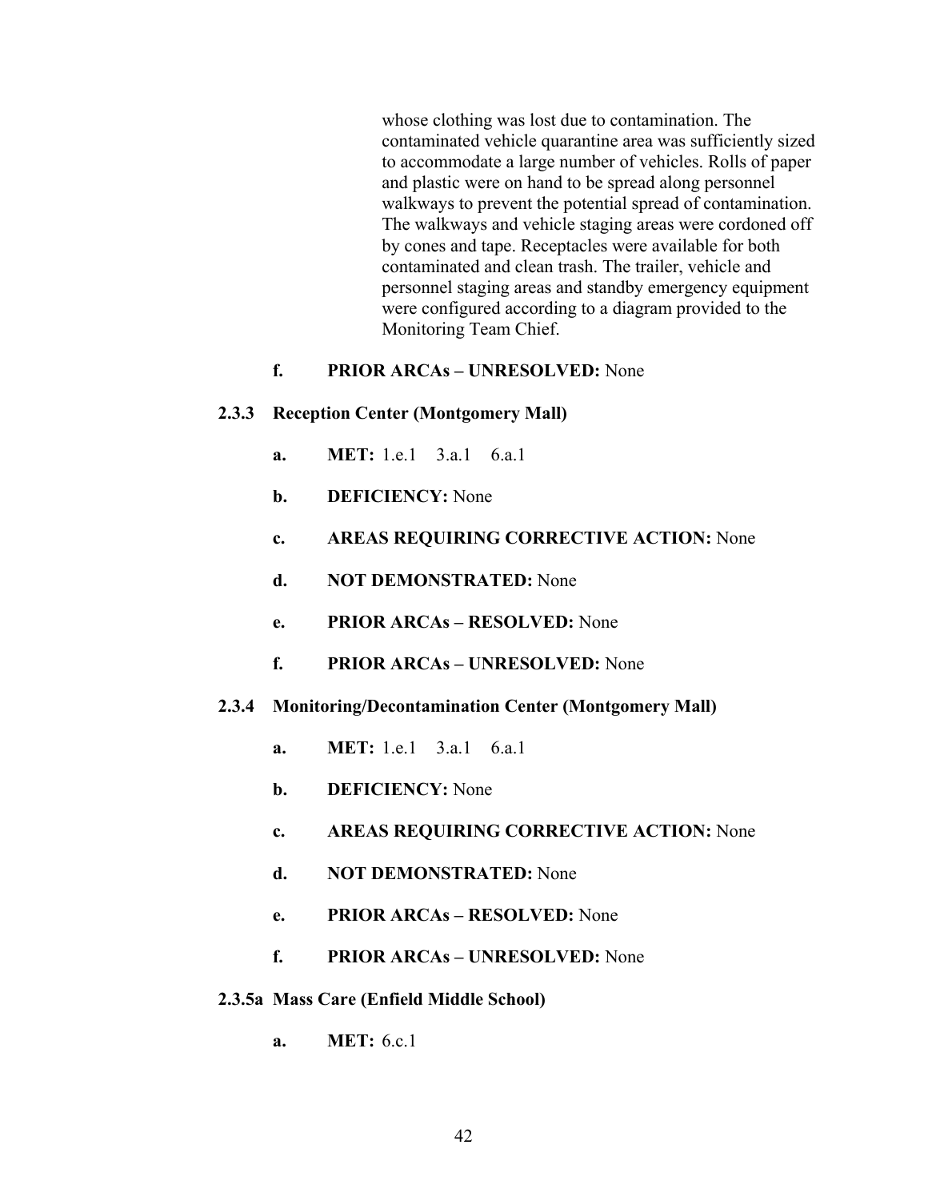whose clothing was lost due to contamination. The contaminated vehicle quarantine area was sufficiently sized to accommodate a large number of vehicles. Rolls of paper and plastic were on hand to be spread along personnel walkways to prevent the potential spread of contamination. The walkways and vehicle staging areas were cordoned off by cones and tape. Receptacles were available for both contaminated and clean trash. The trailer, vehicle and personnel staging areas and standby emergency equipment were configured according to a diagram provided to the Monitoring Team Chief.

**f. PRIOR ARCAs – UNRESOLVED:** None

### 2.3.3 Reception Center (Montgomery Mall)

**a. MET:** 1.e.1 3.a.1 6.a.1

**b. DEFICIENCY:** None

**c. AREAS REQUIRING CORRECTIVE ACTION:** None

**d. NOT DEMONSTRATED:** None

**e. PRIOR ARCAs – RESOLVED:** None

**f. PRIOR ARCAs – UNRESOLVED:** None

### 2.3.4 Monitoring/Decontamination Center (Montgomery Mall)

**a. MET:** 1.e.1 3.a.1 6.a.1

**b. DEFICIENCY:** None

**c. AREAS REQUIRING CORRECTIVE ACTION:** None

**d. NOT DEMONSTRATED:** None

**e. PRIOR ARCAs – RESOLVED:** None

**f. PRIOR ARCAs – UNRESOLVED:** None

### 2.3.5a Mass Care (Enfield Middle School)

**a. MET:** 6.c.1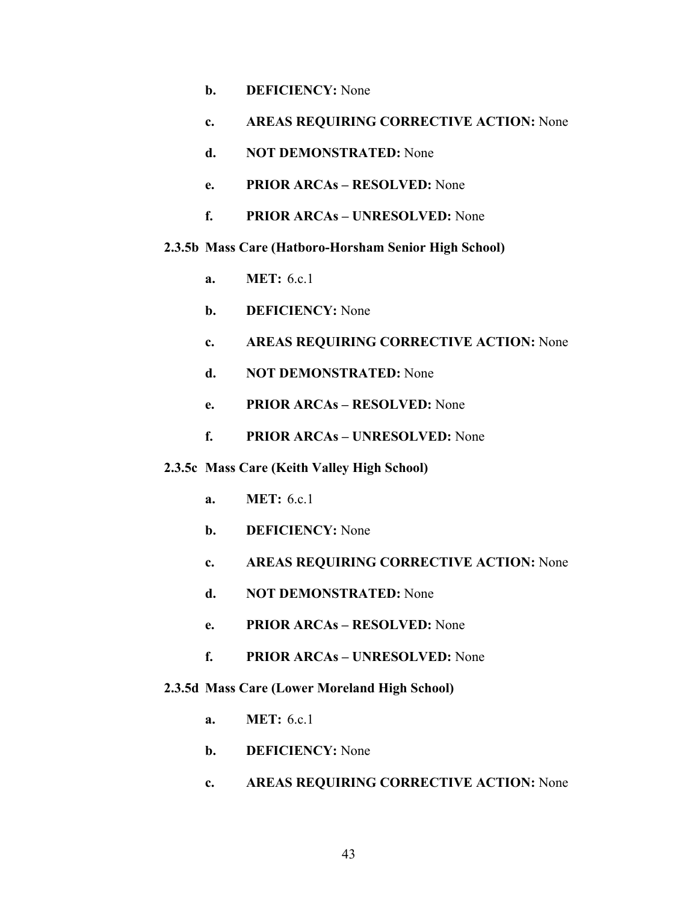- **b. DEFICIENCY:** None
- **c. AREAS REQUIRING CORRECTIVE ACTION:** None
- **d. NOT DEMONSTRATED:** None
- **e. PRIOR ARCAs – RESOLVED:** None
- **f. PRIOR ARCAs – UNRESOLVED:** None

**2.3.5b Mass Care (Hatboro-Horsham Senior High School)**

- **a. MET:** 6.c.1
- **b. DEFICIENCY:** None
- **c. AREAS REQUIRING CORRECTIVE ACTION:** None
- **d. NOT DEMONSTRATED:** None
- **e. PRIOR ARCAs – RESOLVED:** None
- **f. PRIOR ARCAs – UNRESOLVED:** None

**2.3.5c Mass Care (Keith Valley High School)**

- **a. MET:** 6.c.1
- **b. DEFICIENCY:** None
- **c. AREAS REQUIRING CORRECTIVE ACTION:** None
- **d. NOT DEMONSTRATED:** None
- **e. PRIOR ARCAs – RESOLVED:** None
- **f. PRIOR ARCAs – UNRESOLVED:** None

**2.3.5d Mass Care (Lower Moreland High School)**

- **a. MET:** 6.c.1
- **b. DEFICIENCY:** None
- **c. AREAS REQUIRING CORRECTIVE ACTION:** None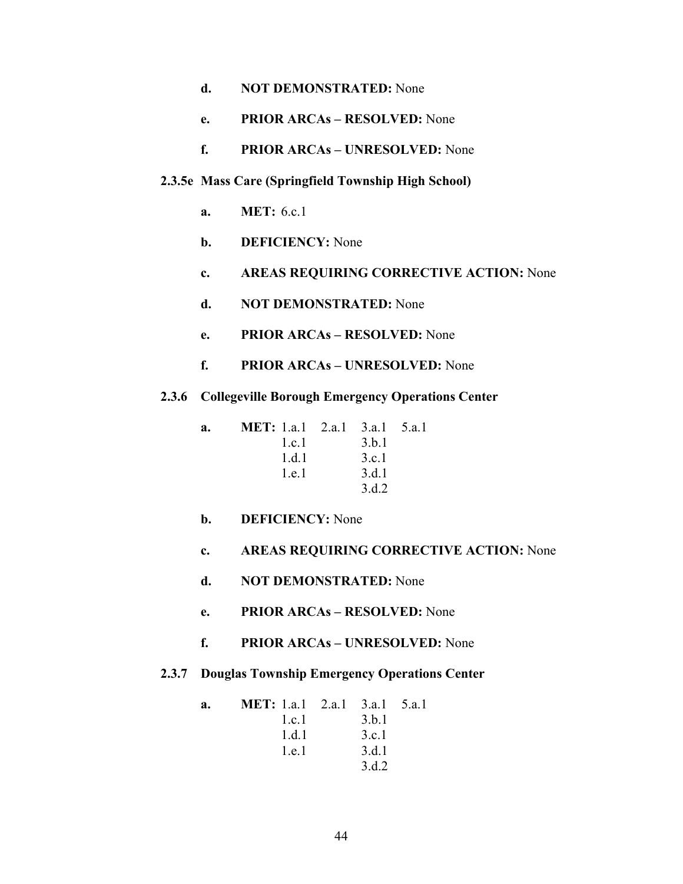d. **NOT DEMONSTRATED:** None

e. **PRIOR ARCAs – RESOLVED:** None

f. **PRIOR ARCAs – UNRESOLVED:** None

**2.3.5e Mass Care (Springfield Township High School)**

a. **MET:** 6.c.1

b. **DEFICIENCY:** None

c. **AREAS REQUIRING CORRECTIVE ACTION:** None

d. **NOT DEMONSTRATED:** None

e. **PRIOR ARCAs – RESOLVED:** None

f. **PRIOR ARCAs – UNRESOLVED:** None

**2.3.6 Collegeville Borough Emergency Operations Center**

a. **MET:** 1.a.1 2.a.1 3.a.1 5.a.1
1.c.1 3.b.1
1.d.1 3.c.1
1.e.1 3.d.1
3.d.2

b. **DEFICIENCY:** None

c. **AREAS REQUIRING CORRECTIVE ACTION:** None

d. **NOT DEMONSTRATED:** None

e. **PRIOR ARCAs – RESOLVED:** None

f. **PRIOR ARCAs – UNRESOLVED:** None

**2.3.7 Douglas Township Emergency Operations Center**

a. **MET:** 1.a.1 2.a.1 3.a.1 5.a.1
1.c.1 3.b.1
1.d.1 3.c.1
1.e.1 3.d.1
3.d.2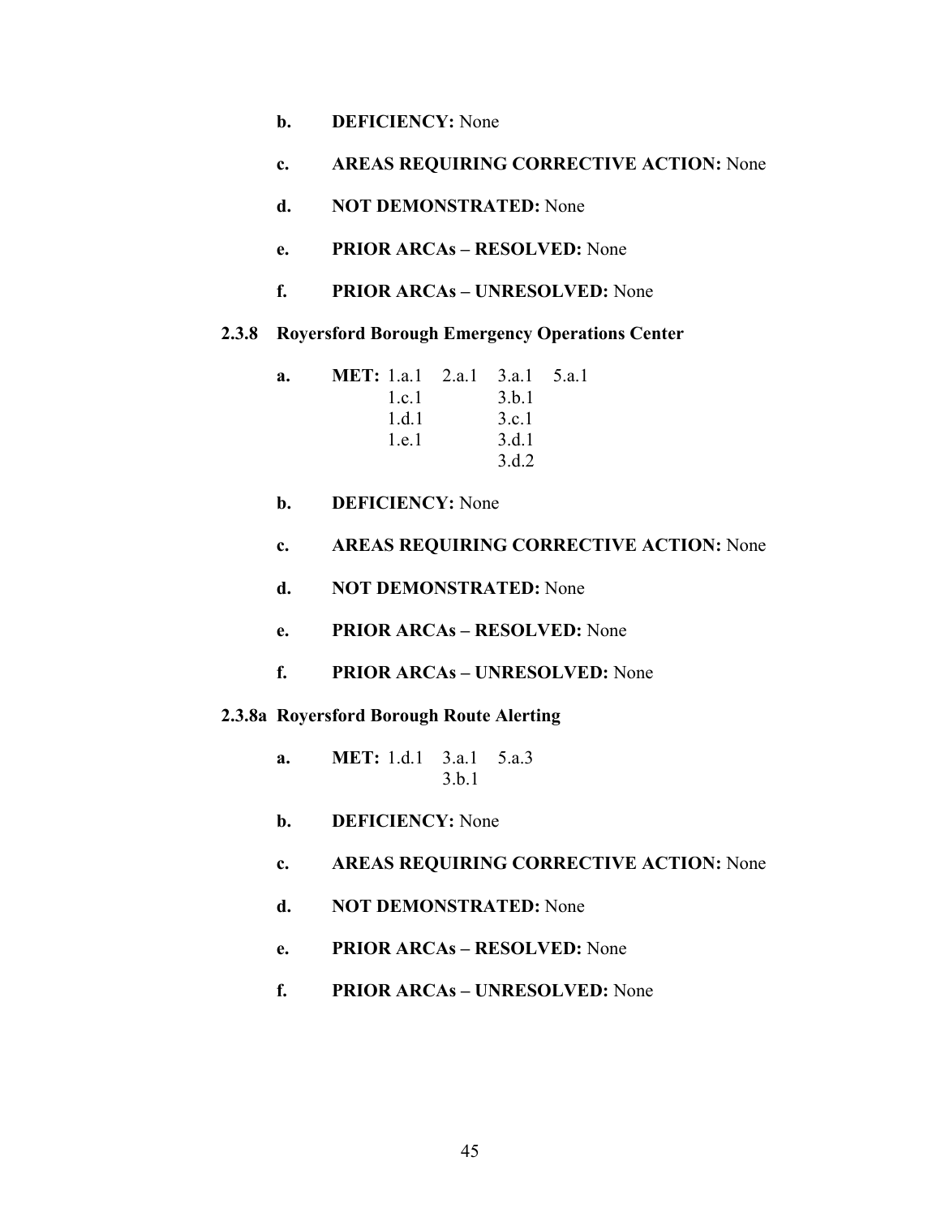b. **DEFICIENCY:** None

c. **AREAS REQUIRING CORRECTIVE ACTION:** None

d. **NOT DEMONSTRATED:** None

e. **PRIOR ARCAs – RESOLVED:** None

f. **PRIOR ARCAs – UNRESOLVED:** None

### 2.3.8 Royersford Borough Emergency Operations Center

a. **MET:**

| | | | |
|---|---|---|---|
| 1.a.1 | 2.a.1 | 3.a.1 | 5.a.1 |
| 1.c.1 | | 3.b.1 | |
| 1.d.1 | | 3.c.1 | |
| 1.e.1 | | 3.d.1 | |
| | | 3.d.2 | |

b. **DEFICIENCY:** None

c. **AREAS REQUIRING CORRECTIVE ACTION:** None

d. **NOT DEMONSTRATED:** None

e. **PRIOR ARCAs – RESOLVED:** None

f. **PRIOR ARCAs – UNRESOLVED:** None

### 2.3.8a Royersford Borough Route Alerting

a. **MET:**

| | | |
|---|---|---|
| 1.d.1 | 3.a.1 | 5.a.3 |
| | 3.b.1 | |

b. **DEFICIENCY:** None

c. **AREAS REQUIRING CORRECTIVE ACTION:** None

d. **NOT DEMONSTRATED:** None

e. **PRIOR ARCAs – RESOLVED:** None

f. **PRIOR ARCAs – UNRESOLVED:** None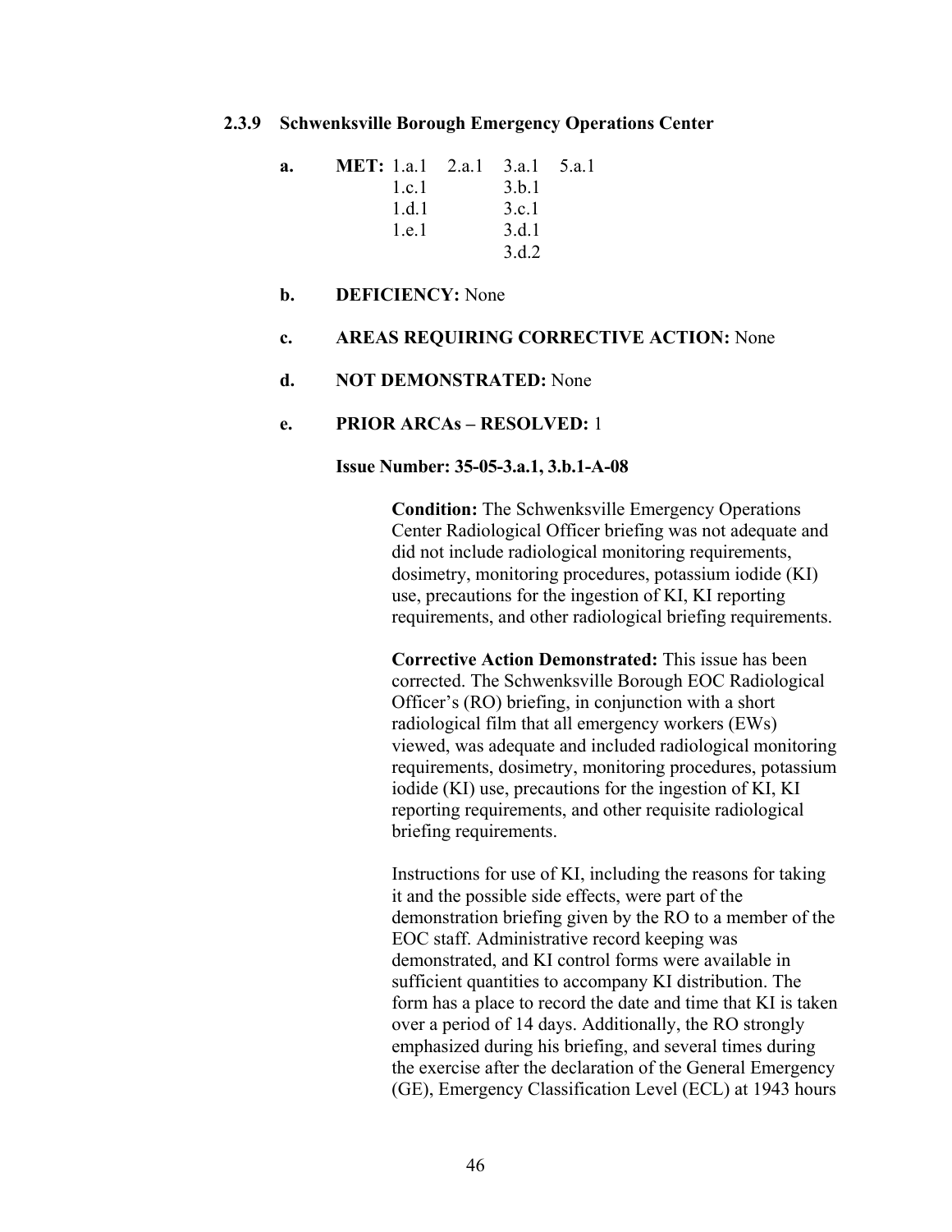### 2.3.9 Schwenksville Borough Emergency Operations Center

**a. MET:** 1.a.1, 1.c.1, 1.d.1, 1.e.1, 2.a.1, 3.a.1, 3.b.1, 3.c.1, 3.d.1, 3.d.2, 5.a.1

**b. DEFICIENCY:** None

**c. AREAS REQUIRING CORRECTIVE ACTION:** None

**d. NOT DEMONSTRATED:** None

**e. PRIOR ARCAs – RESOLVED:** 1

**Issue Number: 35-05-3.a.1, 3.b.1-A-08**

**Condition:** The Schwenksville Emergency Operations Center Radiological Officer briefing was not adequate and did not include radiological monitoring requirements, dosimetry, monitoring procedures, potassium iodide (KI) use, precautions for the ingestion of KI, KI reporting requirements, and other radiological briefing requirements.

**Corrective Action Demonstrated:** This issue has been corrected. The Schwenksville Borough EOC Radiological Officer's (RO) briefing, in conjunction with a short radiological film that all emergency workers (EWs) viewed, was adequate and included radiological monitoring requirements, dosimetry, monitoring procedures, potassium iodide (KI) use, precautions for the ingestion of KI, KI reporting requirements, and other requisite radiological briefing requirements.

Instructions for use of KI, including the reasons for taking it and the possible side effects, were part of the demonstration briefing given by the RO to a member of the EOC staff. Administrative record keeping was demonstrated, and KI control forms were available in sufficient quantities to accompany KI distribution. The form has a place to record the date and time that KI is taken over a period of 14 days. Additionally, the RO strongly emphasized during his briefing, and several times during the exercise after the declaration of the General Emergency (GE), Emergency Classification Level (ECL) at 1943 hours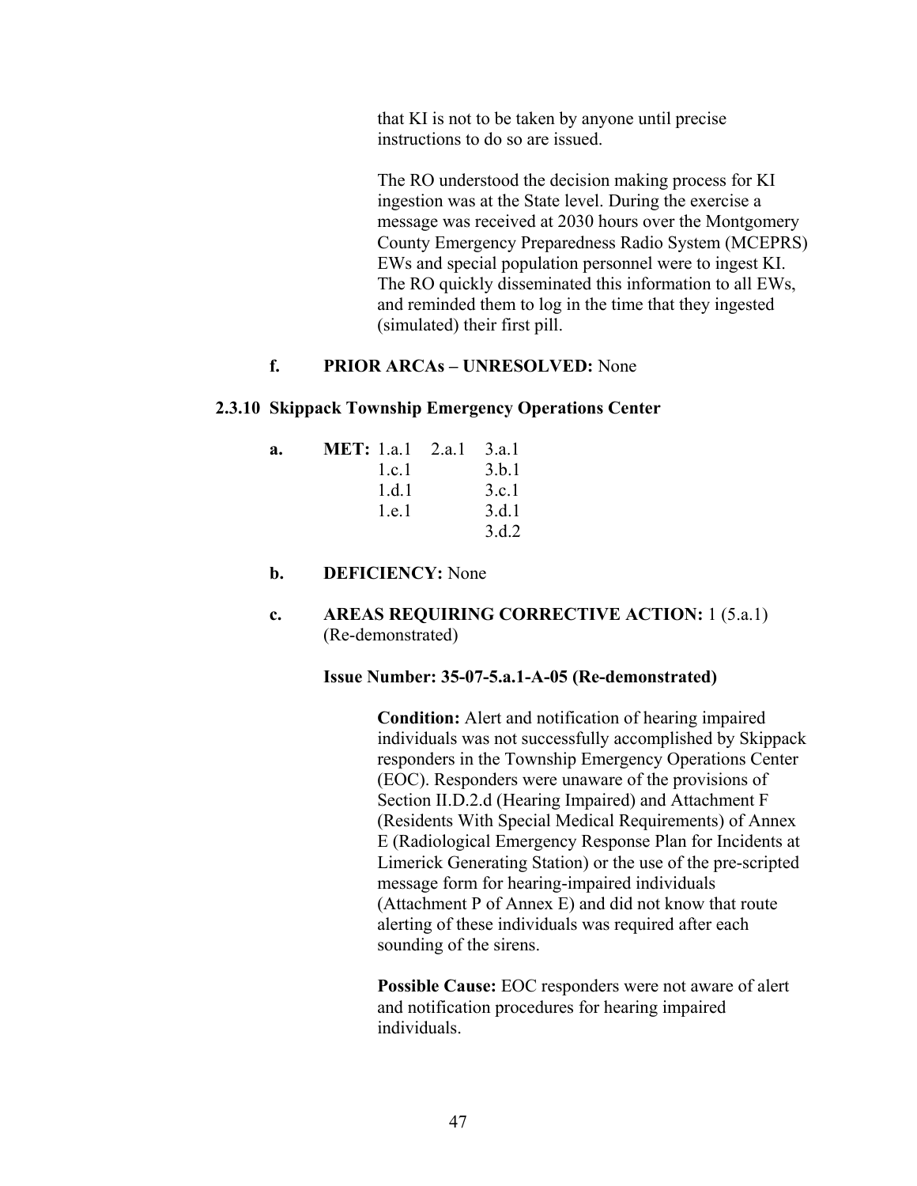that KI is not to be taken by anyone until precise instructions to do so are issued.

The RO understood the decision making process for KI ingestion was at the State level. During the exercise a message was received at 2030 hours over the Montgomery County Emergency Preparedness Radio System (MCEPRS) EWs and special population personnel were to ingest KI. The RO quickly disseminated this information to all EWs, and reminded them to log in the time that they ingested (simulated) their first pill.

**f. PRIOR ARCAs – UNRESOLVED:** None

### 2.3.10 Skippack Township Emergency Operations Center

**a. MET:**

| | | |
|---|---|---|
| 1.a.1 | 2.a.1 | 3.a.1 |
| 1.c.1 | | 3.b.1 |
| 1.d.1 | | 3.c.1 |
| 1.e.1 | | 3.d.1 |
| | | 3.d.2 |

**b. DEFICIENCY:** None

**c. AREAS REQUIRING CORRECTIVE ACTION:** 1 (5.a.1) (Re-demonstrated)

**Issue Number: 35-07-5.a.1-A-05 (Re-demonstrated)**

**Condition:** Alert and notification of hearing impaired individuals was not successfully accomplished by Skippack responders in the Township Emergency Operations Center (EOC). Responders were unaware of the provisions of Section II.D.2.d (Hearing Impaired) and Attachment F (Residents With Special Medical Requirements) of Annex E (Radiological Emergency Response Plan for Incidents at Limerick Generating Station) or the use of the pre-scripted message form for hearing-impaired individuals (Attachment P of Annex E) and did not know that route alerting of these individuals was required after each sounding of the sirens.

**Possible Cause:** EOC responders were not aware of alert and notification procedures for hearing impaired individuals.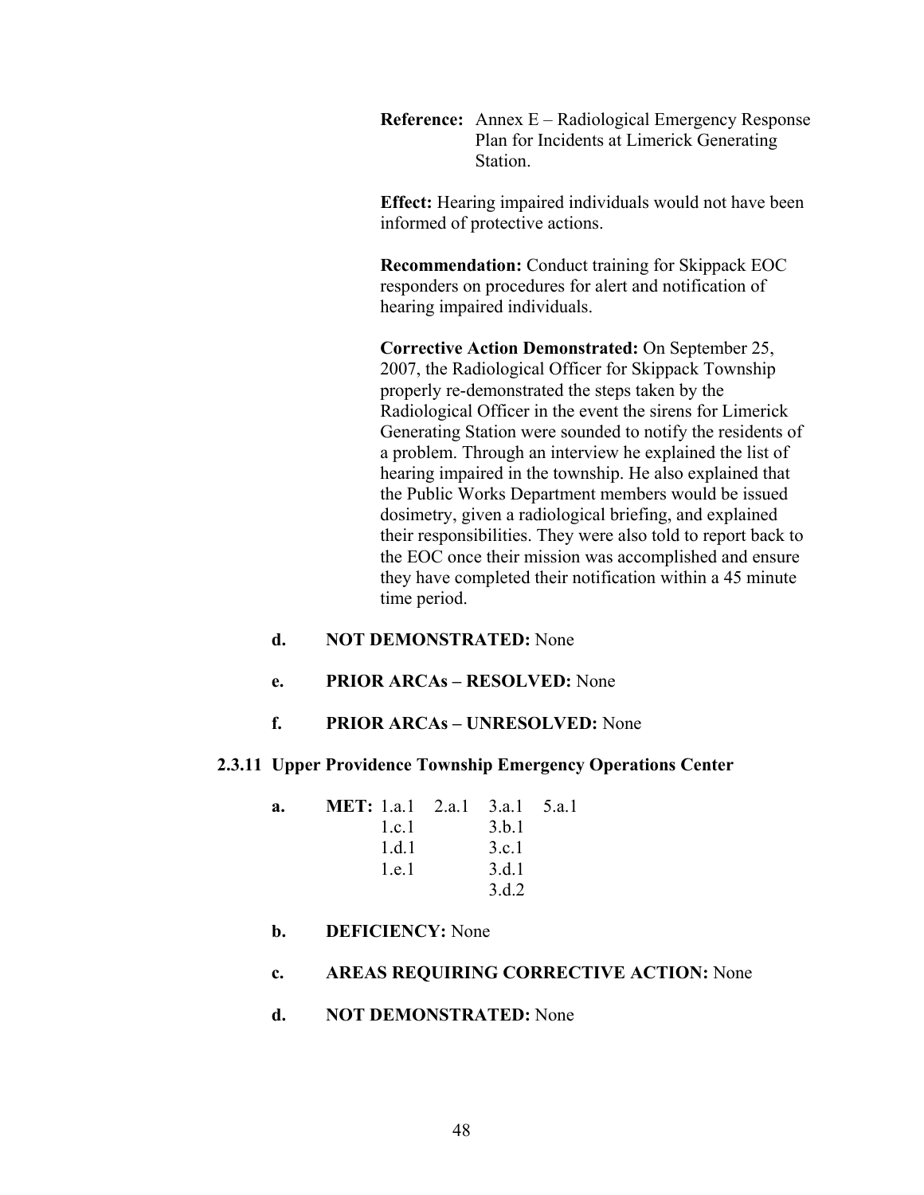**Reference:** Annex E – Radiological Emergency Response Plan for Incidents at Limerick Generating Station.

**Effect:** Hearing impaired individuals would not have been informed of protective actions.

**Recommendation:** Conduct training for Skippack EOC responders on procedures for alert and notification of hearing impaired individuals.

**Corrective Action Demonstrated:** On September 25, 2007, the Radiological Officer for Skippack Township properly re-demonstrated the steps taken by the Radiological Officer in the event the sirens for Limerick Generating Station were sounded to notify the residents of a problem. Through an interview he explained the list of hearing impaired in the township. He also explained that the Public Works Department members would be issued dosimetry, given a radiological briefing, and explained their responsibilities. They were also told to report back to the EOC once their mission was accomplished and ensure they have completed their notification within a 45 minute time period.

**d. NOT DEMONSTRATED:** None

**e. PRIOR ARCAs – RESOLVED:** None

**f. PRIOR ARCAs – UNRESOLVED:** None

### 2.3.11 Upper Providence Township Emergency Operations Center

**a. MET:**

| | | | |
|---|---|---|---|
| 1.a.1 | 2.a.1 | 3.a.1 | 5.a.1 |
| 1.c.1 | | 3.b.1 | |
| 1.d.1 | | 3.c.1 | |
| 1.e.1 | | 3.d.1 | |
| | | 3.d.2 | |

**b. DEFICIENCY:** None

**c. AREAS REQUIRING CORRECTIVE ACTION:** None

**d. NOT DEMONSTRATED:** None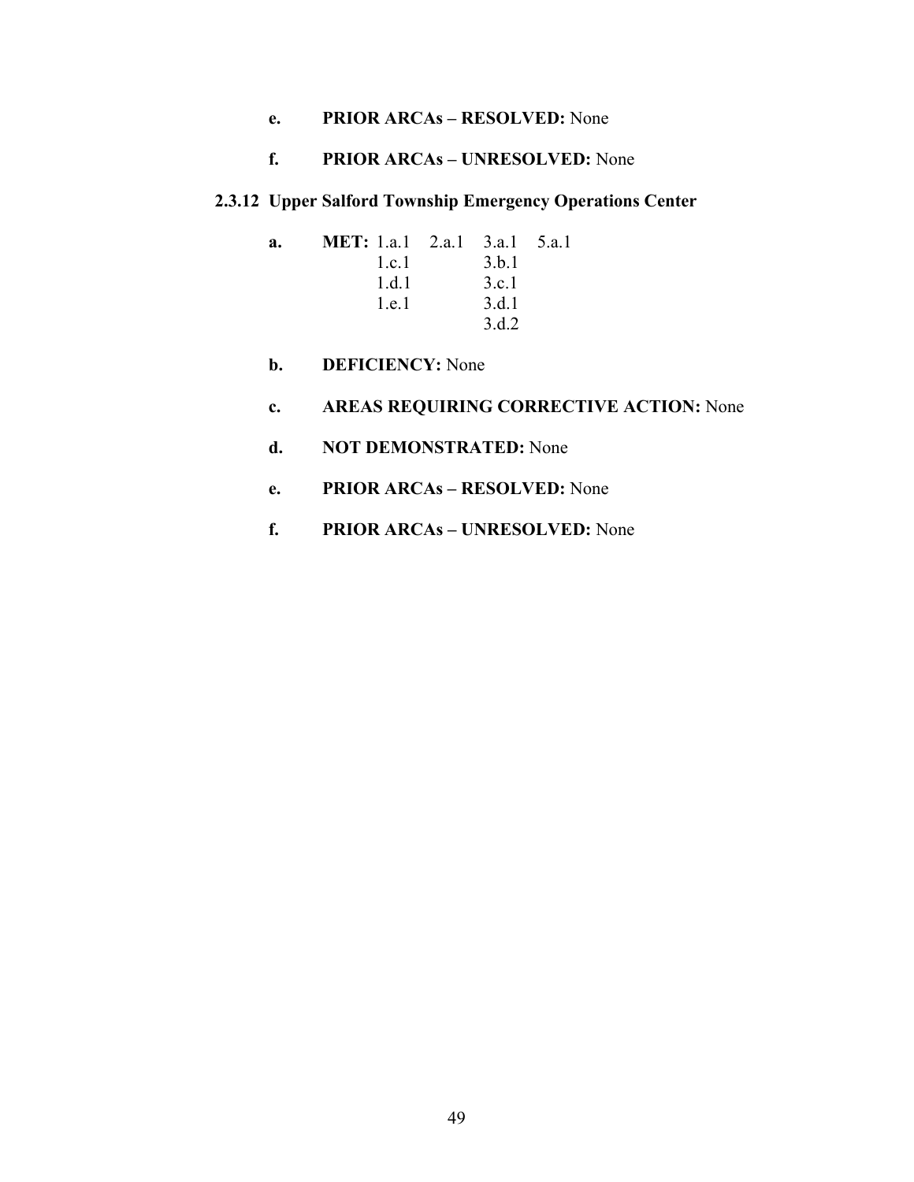**e. PRIOR ARCAs – RESOLVED:** None

**f. PRIOR ARCAs – UNRESOLVED:** None

### 2.3.12 Upper Salford Township Emergency Operations Center

**a. MET:**

| | | | |
|---|---|---|---|
| 1.a.1 | 2.a.1 | 3.a.1 | 5.a.1 |
| 1.c.1 | | 3.b.1 | |
| 1.d.1 | | 3.c.1 | |
| 1.e.1 | | 3.d.1 | |
| | | 3.d.2 | |

**b. DEFICIENCY:** None

**c. AREAS REQUIRING CORRECTIVE ACTION:** None

**d. NOT DEMONSTRATED:** None

**e. PRIOR ARCAs – RESOLVED:** None

**f. PRIOR ARCAs – UNRESOLVED:** None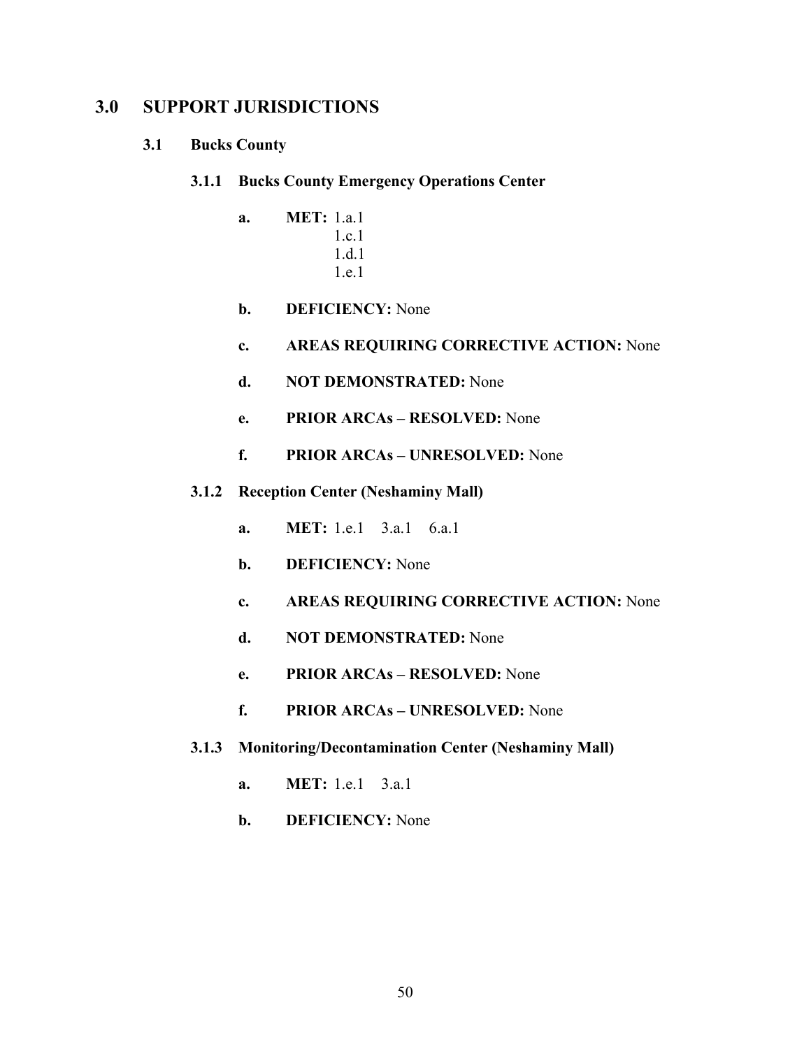# 3.0 SUPPORT JURISDICTIONS

## 3.1 Bucks County

### 3.1.1 Bucks County Emergency Operations Center

a. **MET:** 1.a.1
1.c.1
1.d.1
1.e.1

b. **DEFICIENCY:** None

c. **AREAS REQUIRING CORRECTIVE ACTION:** None

d. **NOT DEMONSTRATED:** None

e. **PRIOR ARCAs – RESOLVED:** None

f. **PRIOR ARCAs – UNRESOLVED:** None

### 3.1.2 Reception Center (Neshaminy Mall)

a. **MET:** 1.e.1 3.a.1 6.a.1

b. **DEFICIENCY:** None

c. **AREAS REQUIRING CORRECTIVE ACTION:** None

d. **NOT DEMONSTRATED:** None

e. **PRIOR ARCAs – RESOLVED:** None

f. **PRIOR ARCAs – UNRESOLVED:** None

### 3.1.3 Monitoring/Decontamination Center (Neshaminy Mall)

a. **MET:** 1.e.1 3.a.1

b. **DEFICIENCY:** None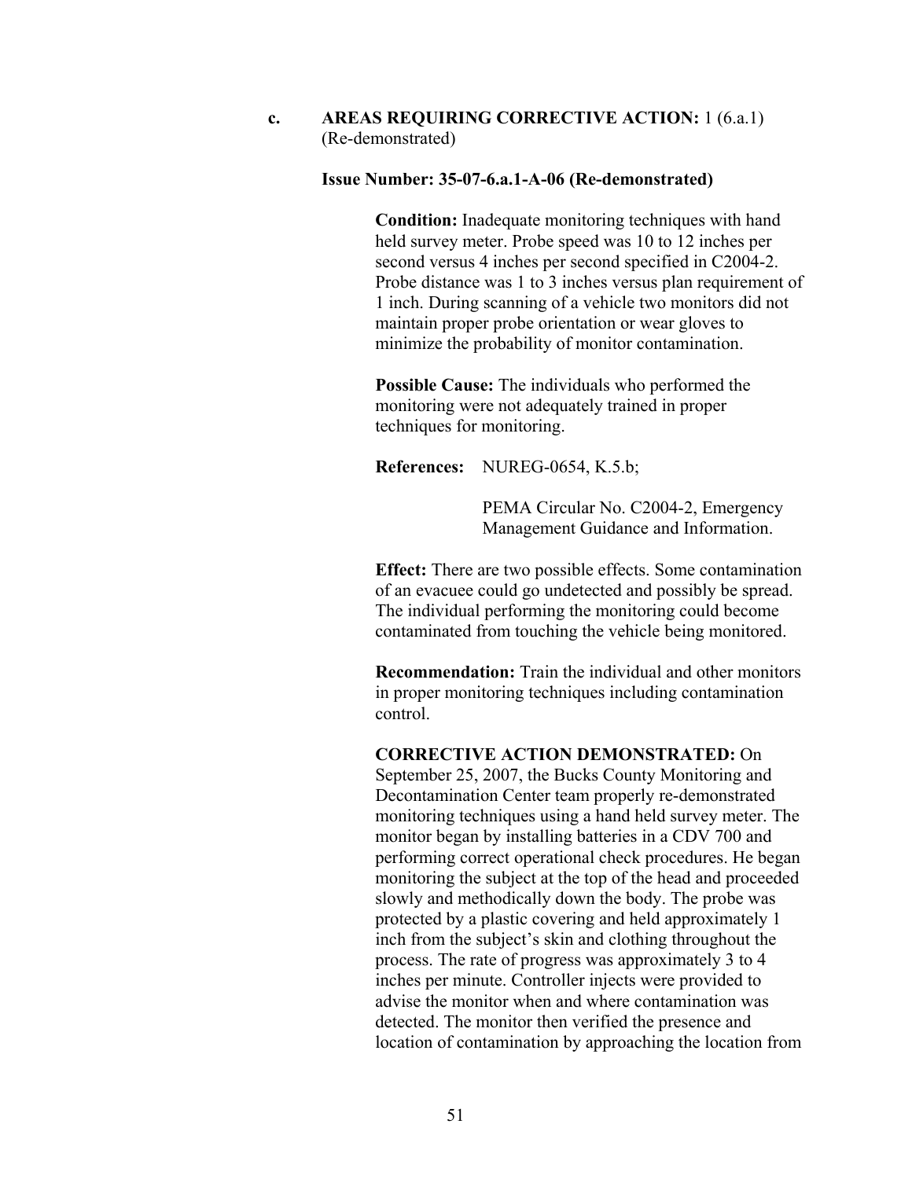**c. AREAS REQUIRING CORRECTIVE ACTION:** 1 (6.a.1) (Re-demonstrated)

**Issue Number: 35-07-6.a.1-A-06 (Re-demonstrated)**

**Condition:** Inadequate monitoring techniques with hand held survey meter. Probe speed was 10 to 12 inches per second versus 4 inches per second specified in C2004-2. Probe distance was 1 to 3 inches versus plan requirement of 1 inch. During scanning of a vehicle two monitors did not maintain proper probe orientation or wear gloves to minimize the probability of monitor contamination.

**Possible Cause:** The individuals who performed the monitoring were not adequately trained in proper techniques for monitoring.

**References:** NUREG-0654, K.5.b;

PEMA Circular No. C2004-2, Emergency Management Guidance and Information.

**Effect:** There are two possible effects. Some contamination of an evacuee could go undetected and possibly be spread. The individual performing the monitoring could become contaminated from touching the vehicle being monitored.

**Recommendation:** Train the individual and other monitors in proper monitoring techniques including contamination control.

**CORRECTIVE ACTION DEMONSTRATED:** On September 25, 2007, the Bucks County Monitoring and Decontamination Center team properly re-demonstrated monitoring techniques using a hand held survey meter. The monitor began by installing batteries in a CDV 700 and performing correct operational check procedures. He began monitoring the subject at the top of the head and proceeded slowly and methodically down the body. The probe was protected by a plastic covering and held approximately 1 inch from the subject's skin and clothing throughout the process. The rate of progress was approximately 3 to 4 inches per minute. Controller injects were provided to advise the monitor when and where contamination was detected. The monitor then verified the presence and location of contamination by approaching the location from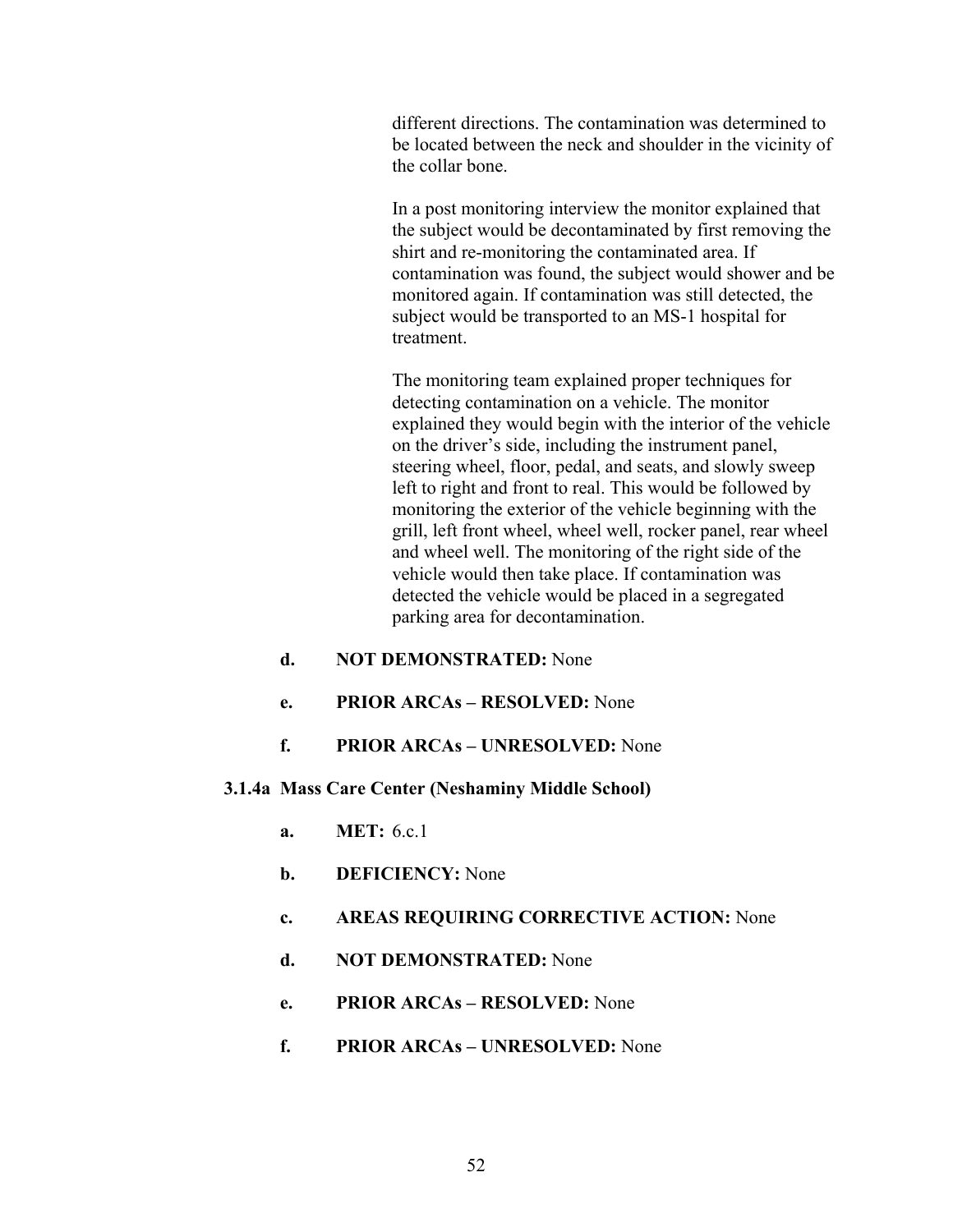different directions. The contamination was determined to be located between the neck and shoulder in the vicinity of the collar bone.

In a post monitoring interview the monitor explained that the subject would be decontaminated by first removing the shirt and re-monitoring the contaminated area. If contamination was found, the subject would shower and be monitored again. If contamination was still detected, the subject would be transported to an MS-1 hospital for treatment.

The monitoring team explained proper techniques for detecting contamination on a vehicle. The monitor explained they would begin with the interior of the vehicle on the driver's side, including the instrument panel, steering wheel, floor, pedal, and seats, and slowly sweep left to right and front to real. This would be followed by monitoring the exterior of the vehicle beginning with the grill, left front wheel, wheel well, rocker panel, rear wheel and wheel well. The monitoring of the right side of the vehicle would then take place. If contamination was detected the vehicle would be placed in a segregated parking area for decontamination.

**d. NOT DEMONSTRATED:** None

**e. PRIOR ARCAs – RESOLVED:** None

**f. PRIOR ARCAs – UNRESOLVED:** None

### 3.1.4a Mass Care Center (Neshaminy Middle School)

**a. MET:** 6.c.1

**b. DEFICIENCY:** None

**c. AREAS REQUIRING CORRECTIVE ACTION:** None

**d. NOT DEMONSTRATED:** None

**e. PRIOR ARCAs – RESOLVED:** None

**f. PRIOR ARCAs – UNRESOLVED:** None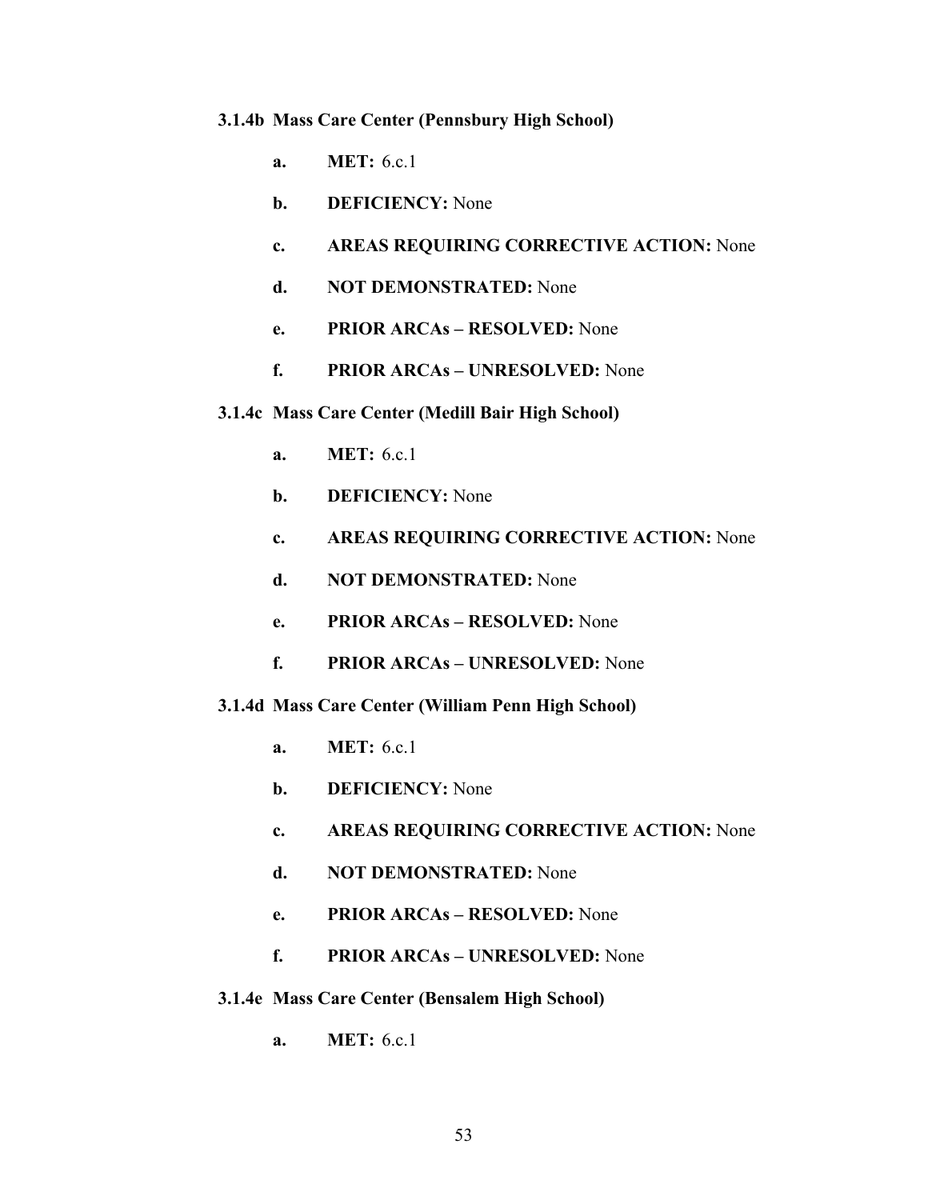### 3.1.4b Mass Care Center (Pennsbury High School)

- **a. MET:** 6.c.1
- **b. DEFICIENCY:** None
- **c. AREAS REQUIRING CORRECTIVE ACTION:** None
- **d. NOT DEMONSTRATED:** None
- **e. PRIOR ARCAs – RESOLVED:** None
- **f. PRIOR ARCAs – UNRESOLVED:** None

### 3.1.4c Mass Care Center (Medill Bair High School)

- **a. MET:** 6.c.1
- **b. DEFICIENCY:** None
- **c. AREAS REQUIRING CORRECTIVE ACTION:** None
- **d. NOT DEMONSTRATED:** None
- **e. PRIOR ARCAs – RESOLVED:** None
- **f. PRIOR ARCAs – UNRESOLVED:** None

### 3.1.4d Mass Care Center (William Penn High School)

- **a. MET:** 6.c.1
- **b. DEFICIENCY:** None
- **c. AREAS REQUIRING CORRECTIVE ACTION:** None
- **d. NOT DEMONSTRATED:** None
- **e. PRIOR ARCAs – RESOLVED:** None
- **f. PRIOR ARCAs – UNRESOLVED:** None

### 3.1.4e Mass Care Center (Bensalem High School)

- **a. MET:** 6.c.1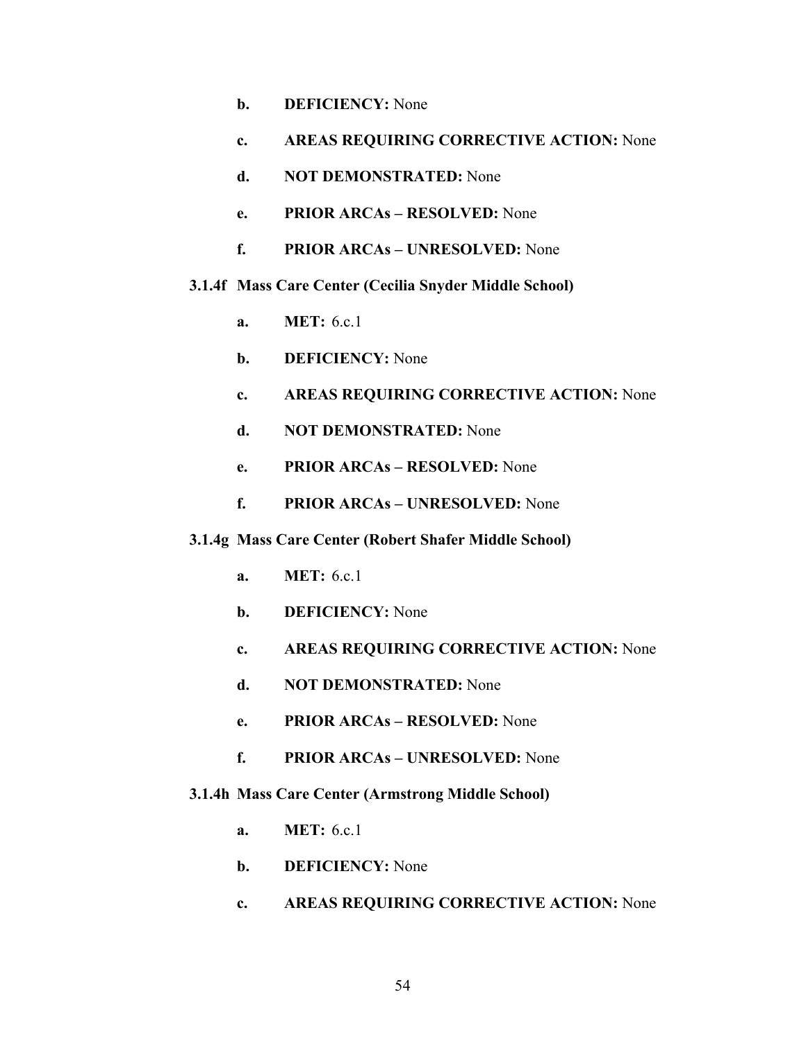- **b. DEFICIENCY:** None
- **c. AREAS REQUIRING CORRECTIVE ACTION:** None
- **d. NOT DEMONSTRATED:** None
- **e. PRIOR ARCAs – RESOLVED:** None
- **f. PRIOR ARCAs – UNRESOLVED:** None

#### 3.1.4f Mass Care Center (Cecilia Snyder Middle School)

- **a. MET:** 6.c.1
- **b. DEFICIENCY:** None
- **c. AREAS REQUIRING CORRECTIVE ACTION:** None
- **d. NOT DEMONSTRATED:** None
- **e. PRIOR ARCAs – RESOLVED:** None
- **f. PRIOR ARCAs – UNRESOLVED:** None

#### 3.1.4g Mass Care Center (Robert Shafer Middle School)

- **a. MET:** 6.c.1
- **b. DEFICIENCY:** None
- **c. AREAS REQUIRING CORRECTIVE ACTION:** None
- **d. NOT DEMONSTRATED:** None
- **e. PRIOR ARCAs – RESOLVED:** None
- **f. PRIOR ARCAs – UNRESOLVED:** None

#### 3.1.4h Mass Care Center (Armstrong Middle School)

- **a. MET:** 6.c.1
- **b. DEFICIENCY:** None
- **c. AREAS REQUIRING CORRECTIVE ACTION:** None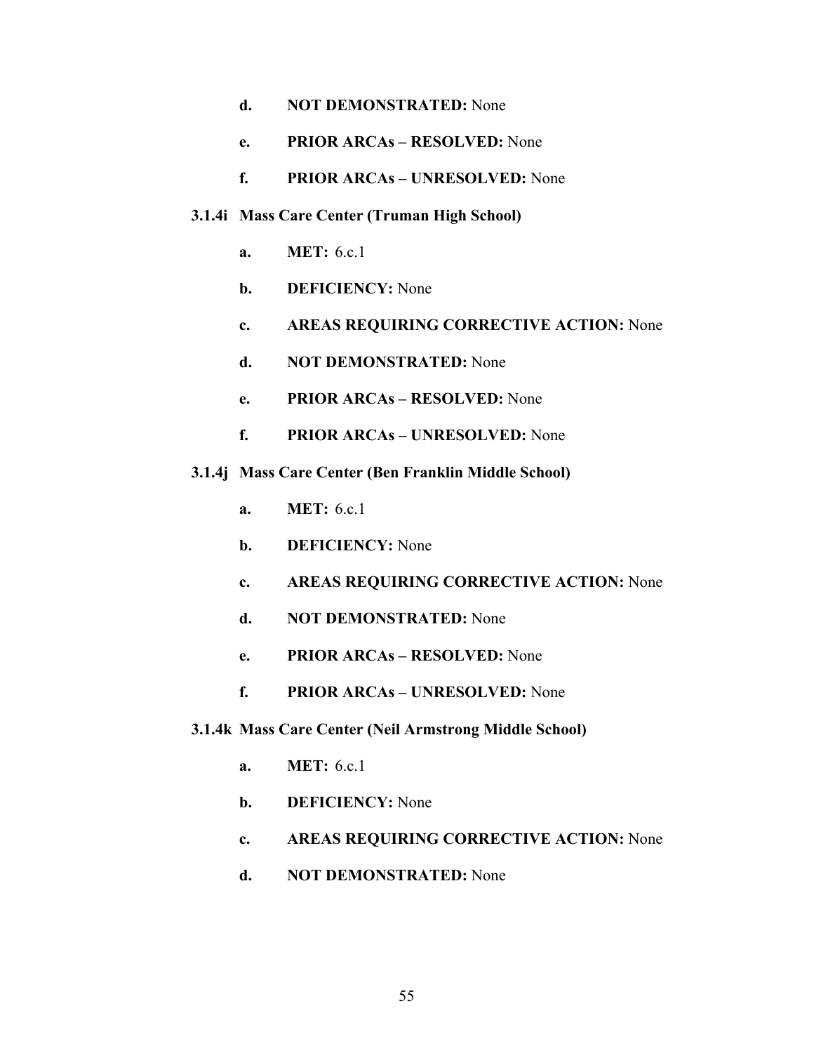- **d.** **NOT DEMONSTRATED:** None

- **e.** **PRIOR ARCAs – RESOLVED:** None

- **f.** **PRIOR ARCAs – UNRESOLVED:** None

#### 3.1.4i Mass Care Center (Truman High School)

- **a.** **MET:** 6.c.1

- **b.** **DEFICIENCY:** None

- **c.** **AREAS REQUIRING CORRECTIVE ACTION:** None

- **d.** **NOT DEMONSTRATED:** None

- **e.** **PRIOR ARCAs – RESOLVED:** None

- **f.** **PRIOR ARCAs – UNRESOLVED:** None

#### 3.1.4j Mass Care Center (Ben Franklin Middle School)

- **a.** **MET:** 6.c.1

- **b.** **DEFICIENCY:** None

- **c.** **AREAS REQUIRING CORRECTIVE ACTION:** None

- **d.** **NOT DEMONSTRATED:** None

- **e.** **PRIOR ARCAs – RESOLVED:** None

- **f.** **PRIOR ARCAs – UNRESOLVED:** None

#### 3.1.4k Mass Care Center (Neil Armstrong Middle School)

- **a.** **MET:** 6.c.1

- **b.** **DEFICIENCY:** None

- **c.** **AREAS REQUIRING CORRECTIVE ACTION:** None

- **d.** **NOT DEMONSTRATED:** None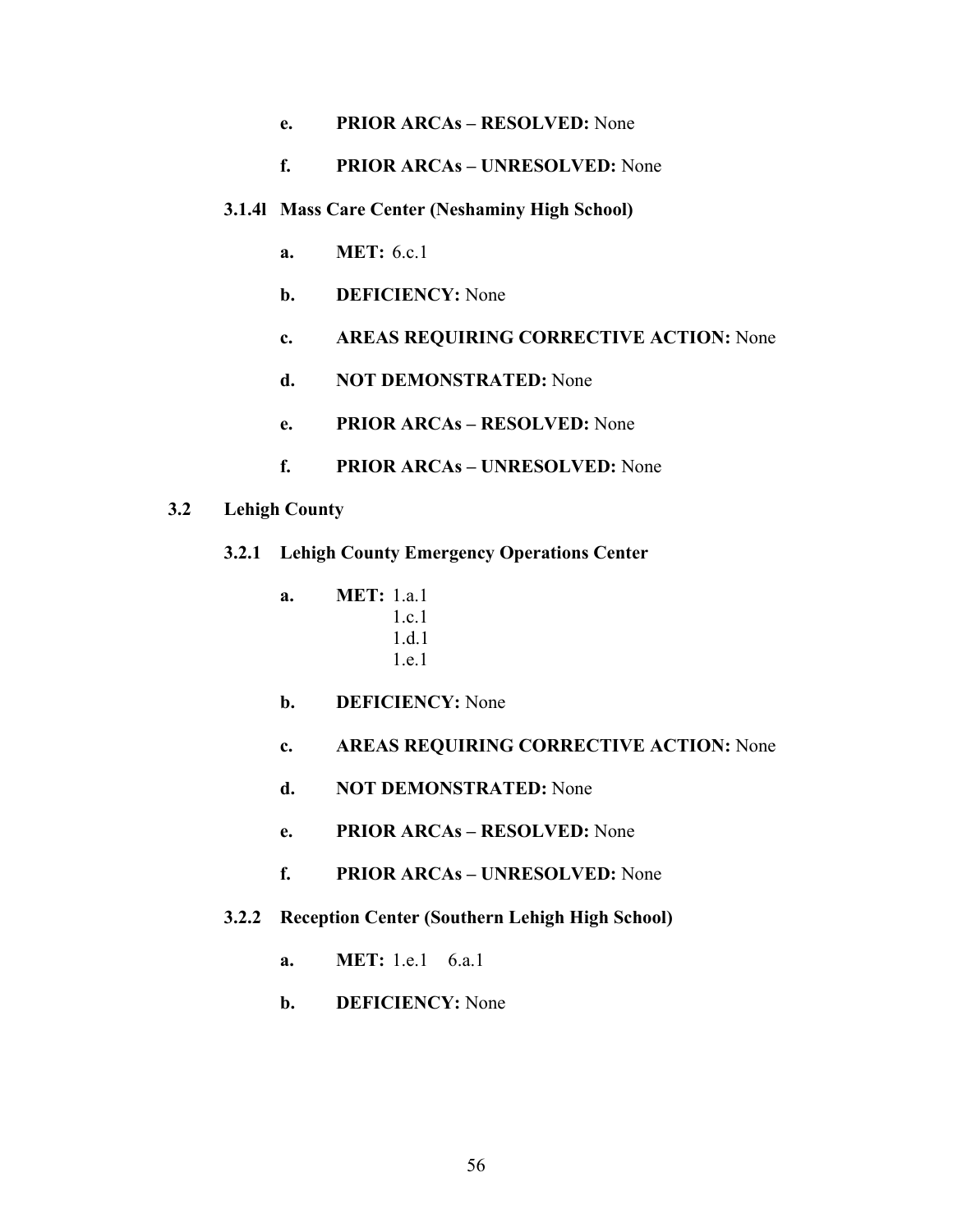- **e. PRIOR ARCAs – RESOLVED:** None

- **f. PRIOR ARCAs – UNRESOLVED:** None

### 3.1.4l Mass Care Center (Neshaminy High School)

- **a. MET:** 6.c.1

- **b. DEFICIENCY:** None

- **c. AREAS REQUIRING CORRECTIVE ACTION:** None

- **d. NOT DEMONSTRATED:** None

- **e. PRIOR ARCAs – RESOLVED:** None

- **f. PRIOR ARCAs – UNRESOLVED:** None

## 3.2 Lehigh County

### 3.2.1 Lehigh County Emergency Operations Center

- **a. MET:** 1.a.1
  1.c.1
  1.d.1
  1.e.1

- **b. DEFICIENCY:** None

- **c. AREAS REQUIRING CORRECTIVE ACTION:** None

- **d. NOT DEMONSTRATED:** None

- **e. PRIOR ARCAs – RESOLVED:** None

- **f. PRIOR ARCAs – UNRESOLVED:** None

### 3.2.2 Reception Center (Southern Lehigh High School)

- **a. MET:** 1.e.1 6.a.1

- **b. DEFICIENCY:** None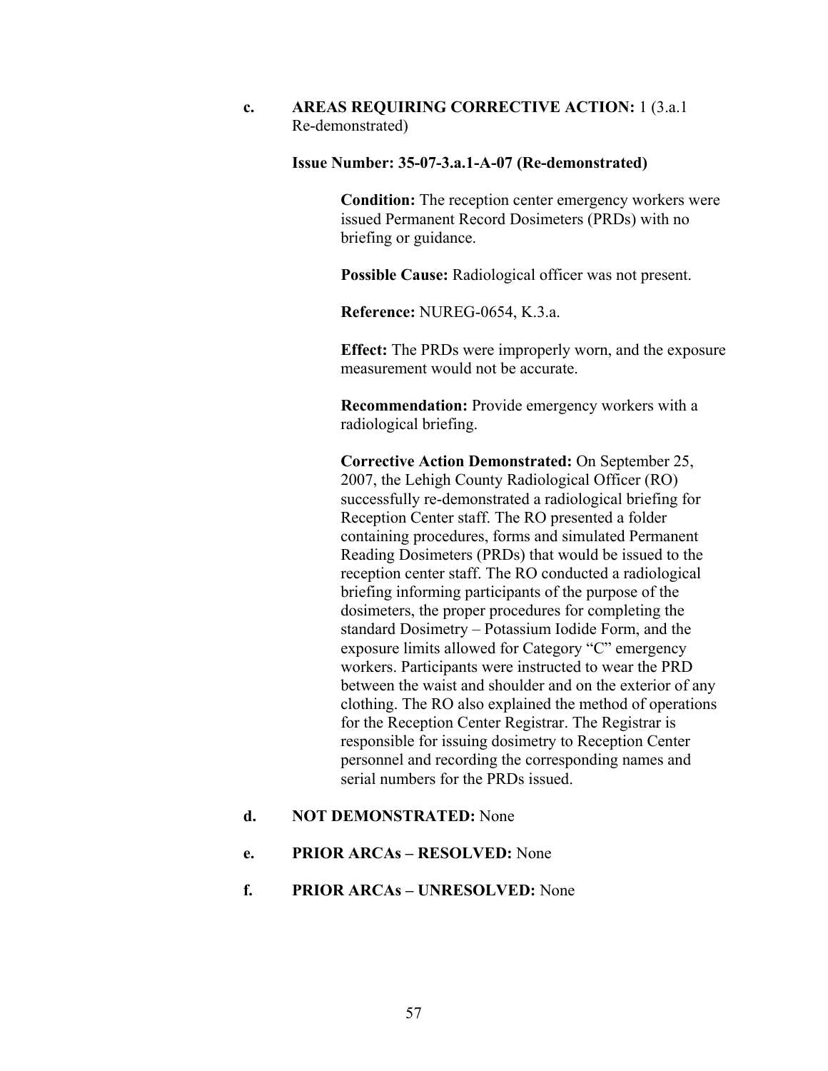**c. AREAS REQUIRING CORRECTIVE ACTION:** 1 (3.a.1 Re-demonstrated)

**Issue Number: 35-07-3.a.1-A-07 (Re-demonstrated)**

**Condition:** The reception center emergency workers were issued Permanent Record Dosimeters (PRDs) with no briefing or guidance.

**Possible Cause:** Radiological officer was not present.

**Reference:** NUREG-0654, K.3.a.

**Effect:** The PRDs were improperly worn, and the exposure measurement would not be accurate.

**Recommendation:** Provide emergency workers with a radiological briefing.

**Corrective Action Demonstrated:** On September 25, 2007, the Lehigh County Radiological Officer (RO) successfully re-demonstrated a radiological briefing for Reception Center staff. The RO presented a folder containing procedures, forms and simulated Permanent Reading Dosimeters (PRDs) that would be issued to the reception center staff. The RO conducted a radiological briefing informing participants of the purpose of the dosimeters, the proper procedures for completing the standard Dosimetry – Potassium Iodide Form, and the exposure limits allowed for Category "C" emergency workers. Participants were instructed to wear the PRD between the waist and shoulder and on the exterior of any clothing. The RO also explained the method of operations for the Reception Center Registrar. The Registrar is responsible for issuing dosimetry to Reception Center personnel and recording the corresponding names and serial numbers for the PRDs issued.

**d. NOT DEMONSTRATED:** None

**e. PRIOR ARCAs – RESOLVED:** None

**f. PRIOR ARCAs – UNRESOLVED:** None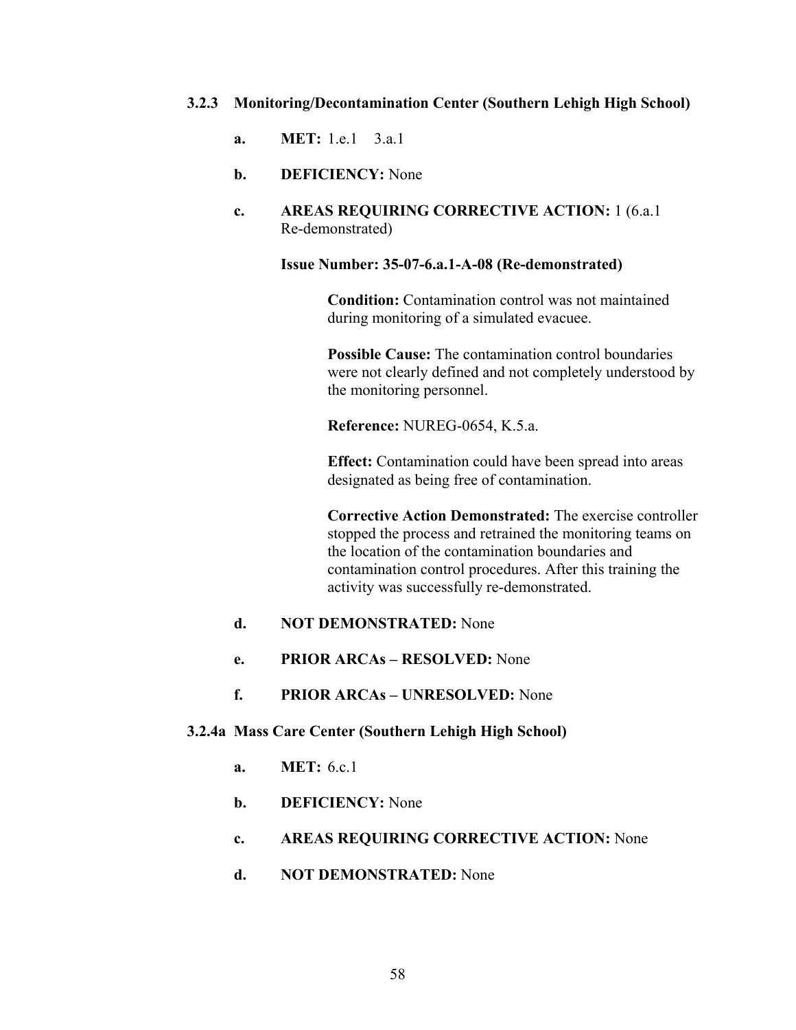### 3.2.3 Monitoring/Decontamination Center (Southern Lehigh High School)

**a. MET:** 1.e.1 3.a.1

**b. DEFICIENCY:** None

**c. AREAS REQUIRING CORRECTIVE ACTION:** 1 (6.a.1 Re-demonstrated)

**Issue Number: 35-07-6.a.1-A-08 (Re-demonstrated)**

**Condition:** Contamination control was not maintained during monitoring of a simulated evacuee.

**Possible Cause:** The contamination control boundaries were not clearly defined and not completely understood by the monitoring personnel.

**Reference:** NUREG-0654, K.5.a.

**Effect:** Contamination could have been spread into areas designated as being free of contamination.

**Corrective Action Demonstrated:** The exercise controller stopped the process and retrained the monitoring teams on the location of the contamination boundaries and contamination control procedures. After this training the activity was successfully re-demonstrated.

**d. NOT DEMONSTRATED:** None

**e. PRIOR ARCAs – RESOLVED:** None

**f. PRIOR ARCAs – UNRESOLVED:** None

### 3.2.4a Mass Care Center (Southern Lehigh High School)

**a. MET:** 6.c.1

**b. DEFICIENCY:** None

**c. AREAS REQUIRING CORRECTIVE ACTION:** None

**d. NOT DEMONSTRATED:** None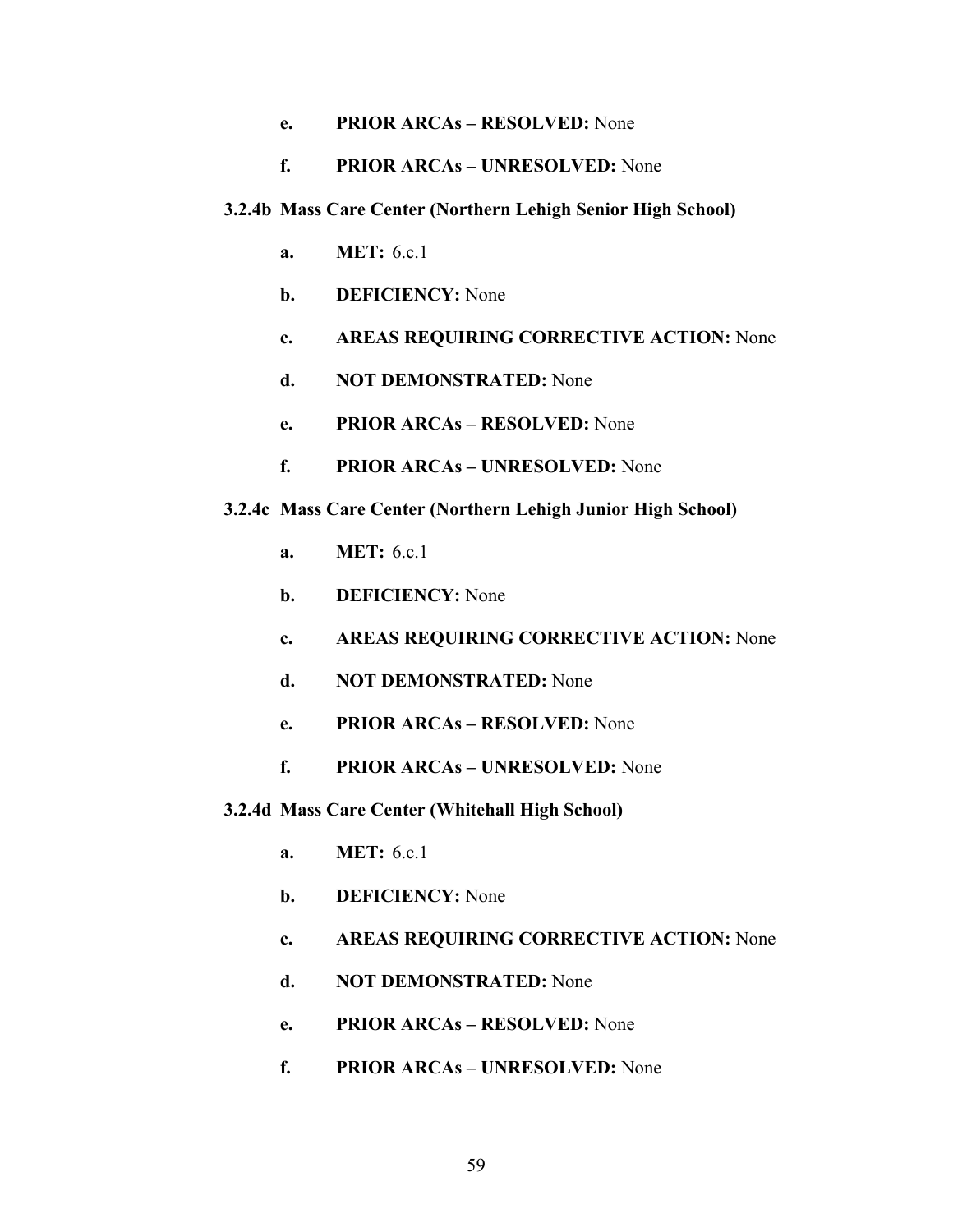**e. PRIOR ARCAs – RESOLVED:** None

**f. PRIOR ARCAs – UNRESOLVED:** None

### 3.2.4b Mass Care Center (Northern Lehigh Senior High School)

**a. MET:** 6.c.1

**b. DEFICIENCY:** None

**c. AREAS REQUIRING CORRECTIVE ACTION:** None

**d. NOT DEMONSTRATED:** None

**e. PRIOR ARCAs – RESOLVED:** None

**f. PRIOR ARCAs – UNRESOLVED:** None

### 3.2.4c Mass Care Center (Northern Lehigh Junior High School)

**a. MET:** 6.c.1

**b. DEFICIENCY:** None

**c. AREAS REQUIRING CORRECTIVE ACTION:** None

**d. NOT DEMONSTRATED:** None

**e. PRIOR ARCAs – RESOLVED:** None

**f. PRIOR ARCAs – UNRESOLVED:** None

### 3.2.4d Mass Care Center (Whitehall High School)

**a. MET:** 6.c.1

**b. DEFICIENCY:** None

**c. AREAS REQUIRING CORRECTIVE ACTION:** None

**d. NOT DEMONSTRATED:** None

**e. PRIOR ARCAs – RESOLVED:** None

**f. PRIOR ARCAs – UNRESOLVED:** None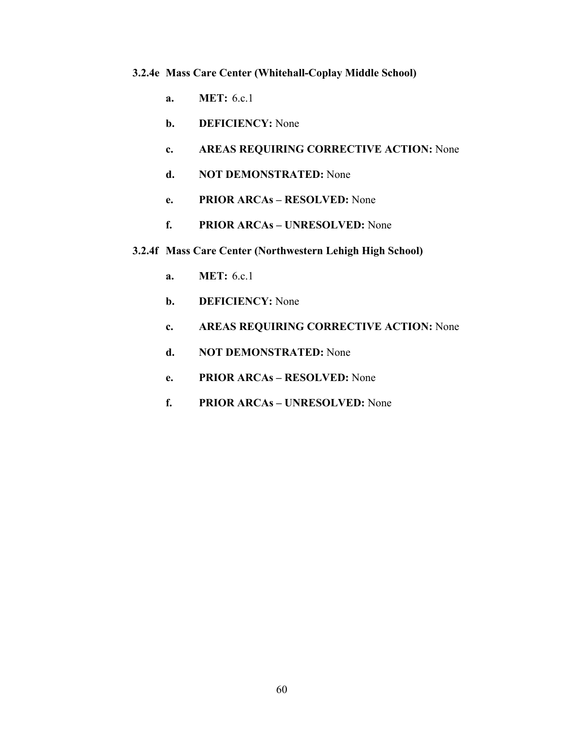#### 3.2.4e Mass Care Center (Whitehall-Coplay Middle School)

a. **MET:** 6.c.1

b. **DEFICIENCY:** None

c. **AREAS REQUIRING CORRECTIVE ACTION:** None

d. **NOT DEMONSTRATED:** None

e. **PRIOR ARCAs – RESOLVED:** None

f. **PRIOR ARCAs – UNRESOLVED:** None

#### 3.2.4f Mass Care Center (Northwestern Lehigh High School)

a. **MET:** 6.c.1

b. **DEFICIENCY:** None

c. **AREAS REQUIRING CORRECTIVE ACTION:** None

d. **NOT DEMONSTRATED:** None

e. **PRIOR ARCAs – RESOLVED:** None

f. **PRIOR ARCAs – UNRESOLVED:** None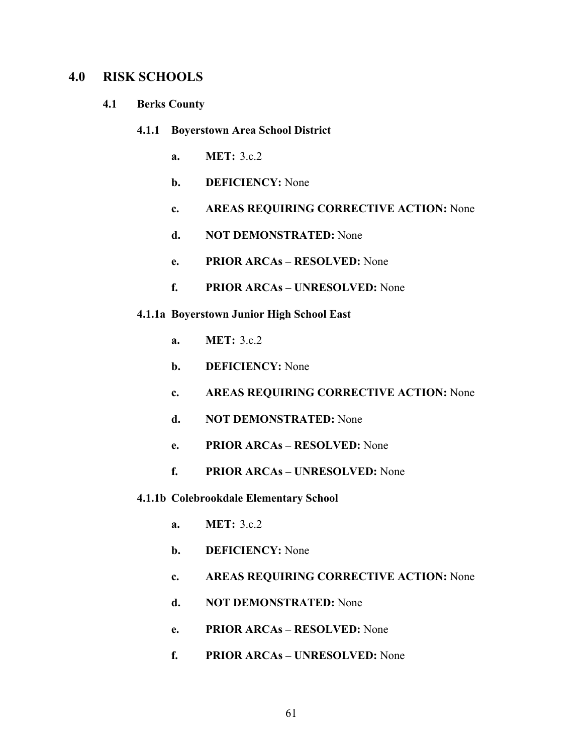# 4.0 RISK SCHOOLS

## 4.1 Berks County

### 4.1.1 Boyerstown Area School District

**a. MET:** 3.c.2

**b. DEFICIENCY:** None

**c. AREAS REQUIRING CORRECTIVE ACTION:** None

**d. NOT DEMONSTRATED:** None

**e. PRIOR ARCAs – RESOLVED:** None

**f. PRIOR ARCAs – UNRESOLVED:** None

### 4.1.1a Boyerstown Junior High School East

**a. MET:** 3.c.2

**b. DEFICIENCY:** None

**c. AREAS REQUIRING CORRECTIVE ACTION:** None

**d. NOT DEMONSTRATED:** None

**e. PRIOR ARCAs – RESOLVED:** None

**f. PRIOR ARCAs – UNRESOLVED:** None

### 4.1.1b Colebrookdale Elementary School

**a. MET:** 3.c.2

**b. DEFICIENCY:** None

**c. AREAS REQUIRING CORRECTIVE ACTION:** None

**d. NOT DEMONSTRATED:** None

**e. PRIOR ARCAs – RESOLVED:** None

**f. PRIOR ARCAs – UNRESOLVED:** None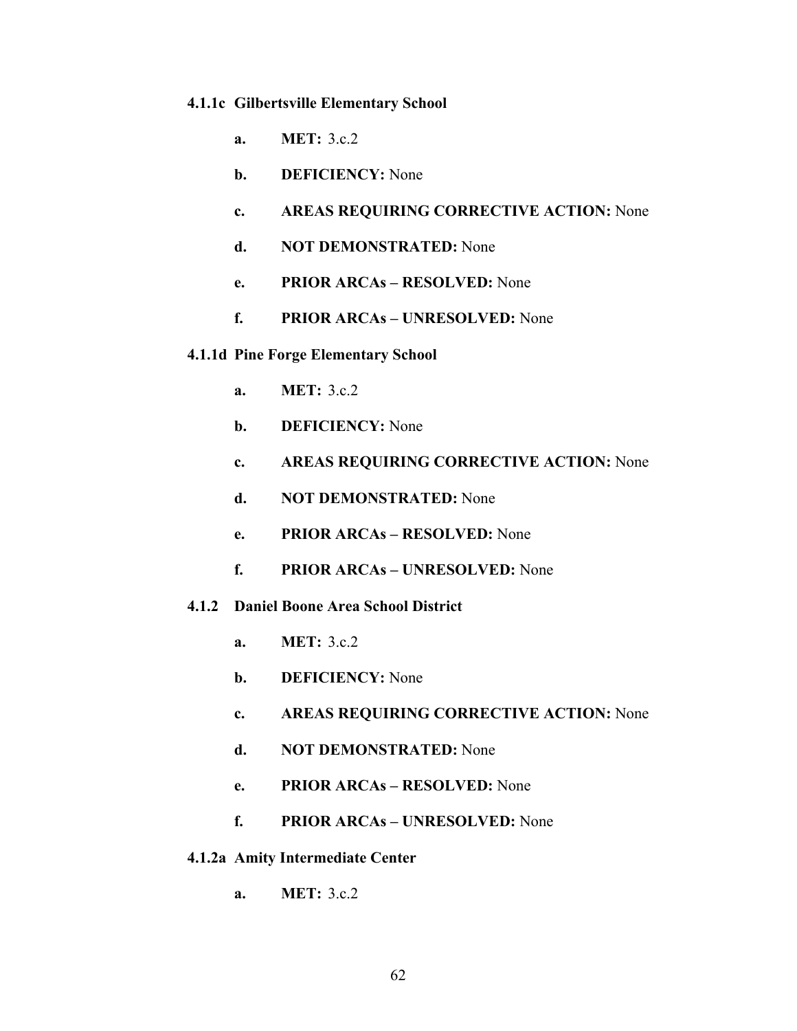#### 4.1.1c Gilbertsville Elementary School

a. **MET:** 3.c.2

b. **DEFICIENCY:** None

c. **AREAS REQUIRING CORRECTIVE ACTION:** None

d. **NOT DEMONSTRATED:** None

e. **PRIOR ARCAs – RESOLVED:** None

f. **PRIOR ARCAs – UNRESOLVED:** None

#### 4.1.1d Pine Forge Elementary School

a. **MET:** 3.c.2

b. **DEFICIENCY:** None

c. **AREAS REQUIRING CORRECTIVE ACTION:** None

d. **NOT DEMONSTRATED:** None

e. **PRIOR ARCAs – RESOLVED:** None

f. **PRIOR ARCAs – UNRESOLVED:** None

#### 4.1.2 Daniel Boone Area School District

a. **MET:** 3.c.2

b. **DEFICIENCY:** None

c. **AREAS REQUIRING CORRECTIVE ACTION:** None

d. **NOT DEMONSTRATED:** None

e. **PRIOR ARCAs – RESOLVED:** None

f. **PRIOR ARCAs – UNRESOLVED:** None

#### 4.1.2a Amity Intermediate Center

a. **MET:** 3.c.2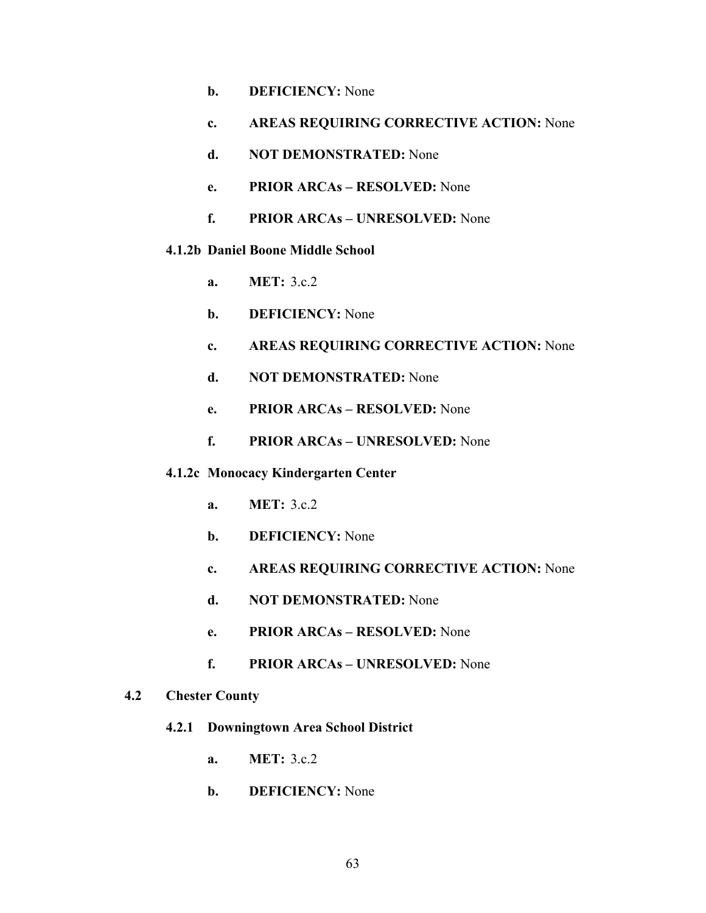b. **DEFICIENCY:** None

c. **AREAS REQUIRING CORRECTIVE ACTION:** None

d. **NOT DEMONSTRATED:** None

e. **PRIOR ARCAs – RESOLVED:** None

f. **PRIOR ARCAs – UNRESOLVED:** None

#### 4.1.2b Daniel Boone Middle School

a. **MET:** 3.c.2

b. **DEFICIENCY:** None

c. **AREAS REQUIRING CORRECTIVE ACTION:** None

d. **NOT DEMONSTRATED:** None

e. **PRIOR ARCAs – RESOLVED:** None

f. **PRIOR ARCAs – UNRESOLVED:** None

#### 4.1.2c Monocacy Kindergarten Center

a. **MET:** 3.c.2

b. **DEFICIENCY:** None

c. **AREAS REQUIRING CORRECTIVE ACTION:** None

d. **NOT DEMONSTRATED:** None

e. **PRIOR ARCAs – RESOLVED:** None

f. **PRIOR ARCAs – UNRESOLVED:** None

## 4.2 Chester County

### 4.2.1 Downingtown Area School District

a. **MET:** 3.c.2

b. **DEFICIENCY:** None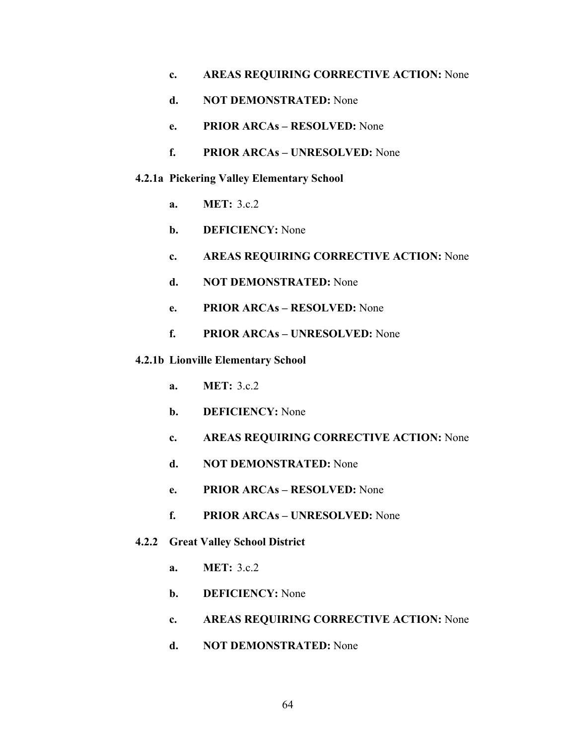- **c. AREAS REQUIRING CORRECTIVE ACTION:** None
- **d. NOT DEMONSTRATED:** None
- **e. PRIOR ARCAs – RESOLVED:** None
- **f. PRIOR ARCAs – UNRESOLVED:** None

#### 4.2.1a Pickering Valley Elementary School

- **a. MET:** 3.c.2
- **b. DEFICIENCY:** None
- **c. AREAS REQUIRING CORRECTIVE ACTION:** None
- **d. NOT DEMONSTRATED:** None
- **e. PRIOR ARCAs – RESOLVED:** None
- **f. PRIOR ARCAs – UNRESOLVED:** None

#### 4.2.1b Lionville Elementary School

- **a. MET:** 3.c.2
- **b. DEFICIENCY:** None
- **c. AREAS REQUIRING CORRECTIVE ACTION:** None
- **d. NOT DEMONSTRATED:** None
- **e. PRIOR ARCAs – RESOLVED:** None
- **f. PRIOR ARCAs – UNRESOLVED:** None

#### 4.2.2 Great Valley School District

- **a. MET:** 3.c.2
- **b. DEFICIENCY:** None
- **c. AREAS REQUIRING CORRECTIVE ACTION:** None
- **d. NOT DEMONSTRATED:** None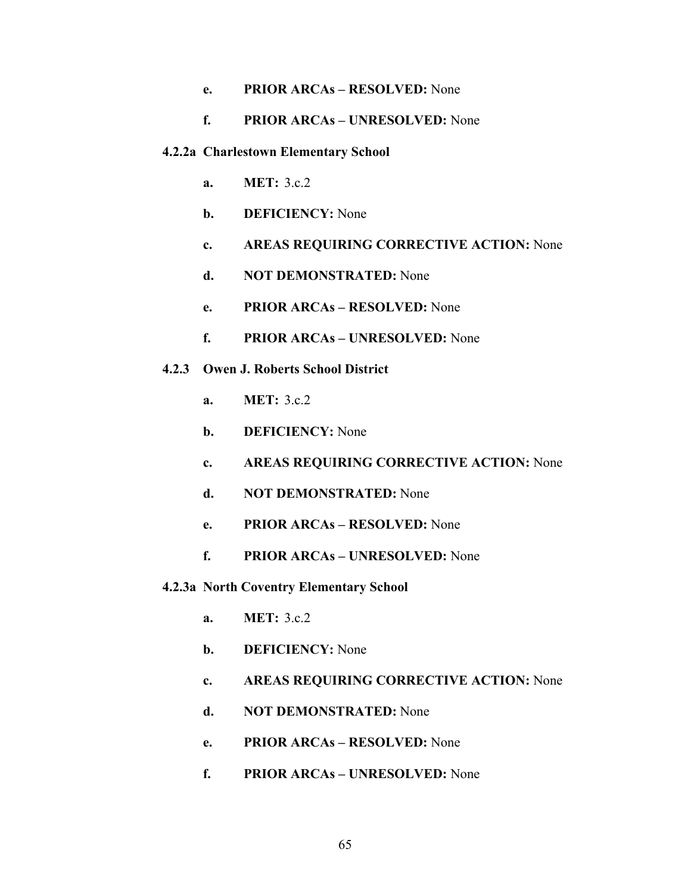**e.** **PRIOR ARCAs – RESOLVED:** None

**f.** **PRIOR ARCAs – UNRESOLVED:** None

#### 4.2.2a Charlestown Elementary School

**a.** **MET:** 3.c.2

**b.** **DEFICIENCY:** None

**c.** **AREAS REQUIRING CORRECTIVE ACTION:** None

**d.** **NOT DEMONSTRATED:** None

**e.** **PRIOR ARCAs – RESOLVED:** None

**f.** **PRIOR ARCAs – UNRESOLVED:** None

#### 4.2.3 Owen J. Roberts School District

**a.** **MET:** 3.c.2

**b.** **DEFICIENCY:** None

**c.** **AREAS REQUIRING CORRECTIVE ACTION:** None

**d.** **NOT DEMONSTRATED:** None

**e.** **PRIOR ARCAs – RESOLVED:** None

**f.** **PRIOR ARCAs – UNRESOLVED:** None

#### 4.2.3a North Coventry Elementary School

**a.** **MET:** 3.c.2

**b.** **DEFICIENCY:** None

**c.** **AREAS REQUIRING CORRECTIVE ACTION:** None

**d.** **NOT DEMONSTRATED:** None

**e.** **PRIOR ARCAs – RESOLVED:** None

**f.** **PRIOR ARCAs – UNRESOLVED:** None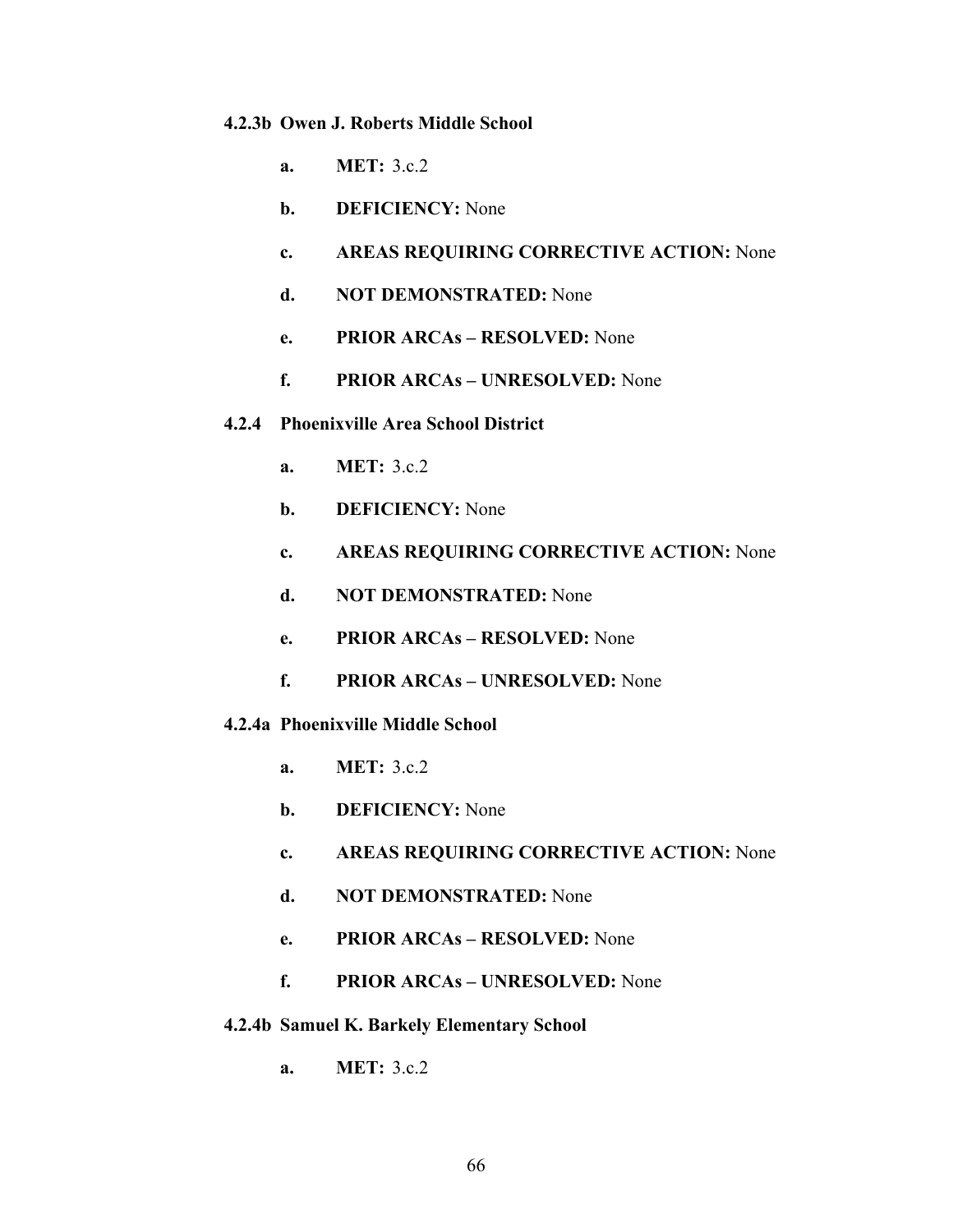#### 4.2.3b Owen J. Roberts Middle School

a. **MET:** 3.c.2

b. **DEFICIENCY:** None

c. **AREAS REQUIRING CORRECTIVE ACTION:** None

d. **NOT DEMONSTRATED:** None

e. **PRIOR ARCAs – RESOLVED:** None

f. **PRIOR ARCAs – UNRESOLVED:** None

#### 4.2.4 Phoenixville Area School District

a. **MET:** 3.c.2

b. **DEFICIENCY:** None

c. **AREAS REQUIRING CORRECTIVE ACTION:** None

d. **NOT DEMONSTRATED:** None

e. **PRIOR ARCAs – RESOLVED:** None

f. **PRIOR ARCAs – UNRESOLVED:** None

#### 4.2.4a Phoenixville Middle School

a. **MET:** 3.c.2

b. **DEFICIENCY:** None

c. **AREAS REQUIRING CORRECTIVE ACTION:** None

d. **NOT DEMONSTRATED:** None

e. **PRIOR ARCAs – RESOLVED:** None

f. **PRIOR ARCAs – UNRESOLVED:** None

#### 4.2.4b Samuel K. Barkely Elementary School

a. **MET:** 3.c.2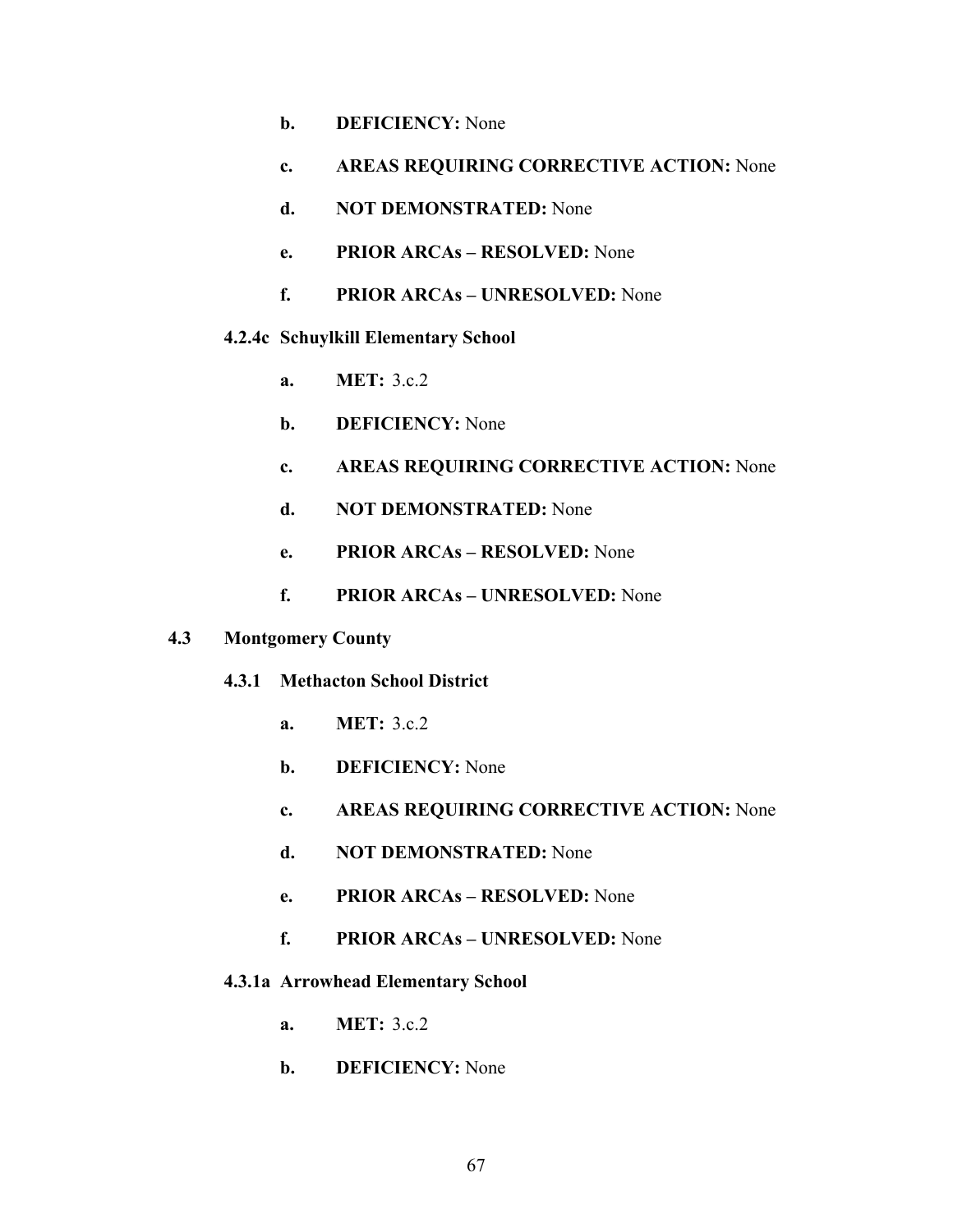b. **DEFICIENCY:** None

c. **AREAS REQUIRING CORRECTIVE ACTION:** None

d. **NOT DEMONSTRATED:** None

e. **PRIOR ARCAs – RESOLVED:** None

f. **PRIOR ARCAs – UNRESOLVED:** None

#### 4.2.4c Schuylkill Elementary School

a. **MET:** 3.c.2

b. **DEFICIENCY:** None

c. **AREAS REQUIRING CORRECTIVE ACTION:** None

d. **NOT DEMONSTRATED:** None

e. **PRIOR ARCAs – RESOLVED:** None

f. **PRIOR ARCAs – UNRESOLVED:** None

## 4.3 Montgomery County

### 4.3.1 Methacton School District

a. **MET:** 3.c.2

b. **DEFICIENCY:** None

c. **AREAS REQUIRING CORRECTIVE ACTION:** None

d. **NOT DEMONSTRATED:** None

e. **PRIOR ARCAs – RESOLVED:** None

f. **PRIOR ARCAs – UNRESOLVED:** None

#### 4.3.1a Arrowhead Elementary School

a. **MET:** 3.c.2

b. **DEFICIENCY:** None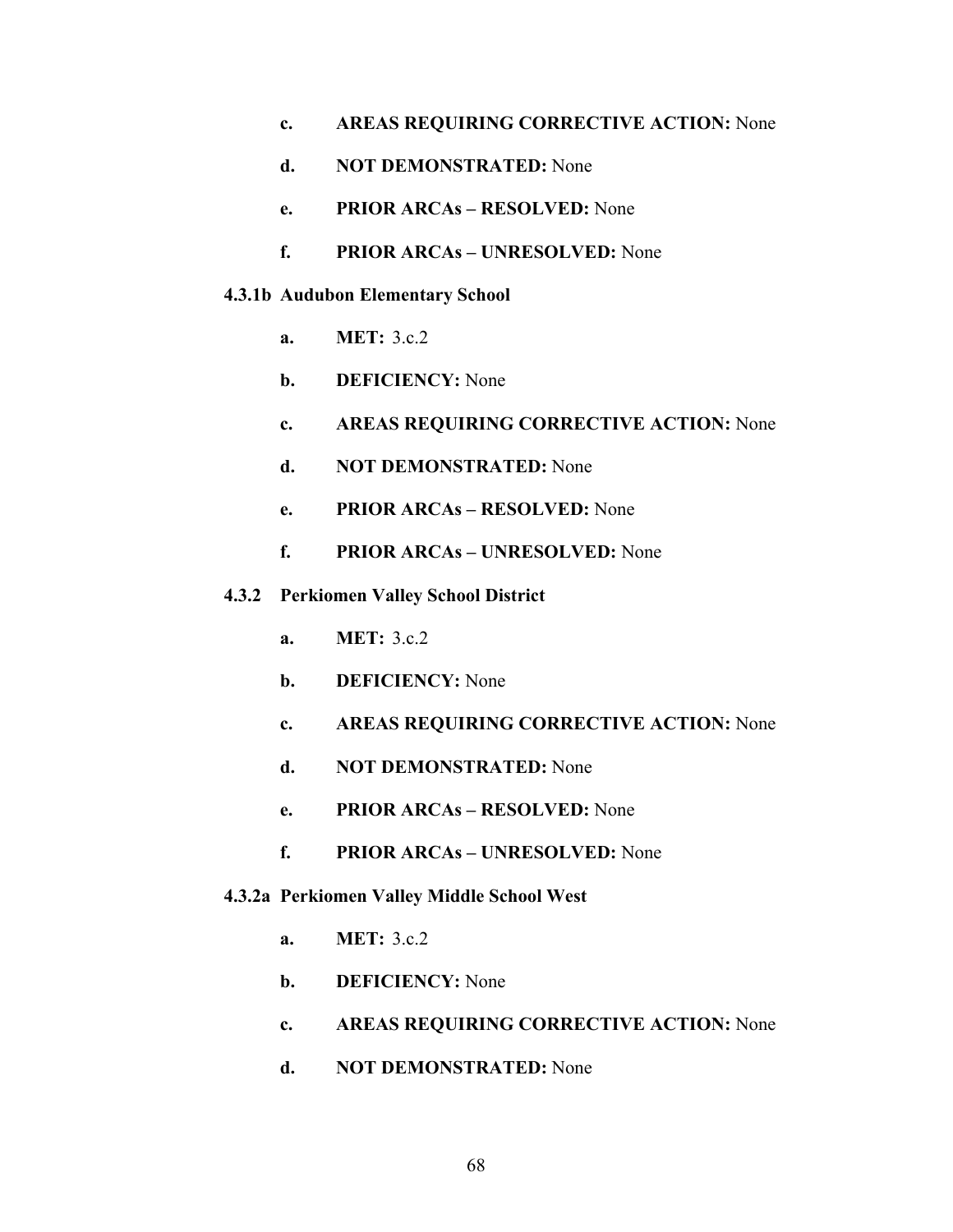c. **AREAS REQUIRING CORRECTIVE ACTION:** None

d. **NOT DEMONSTRATED:** None

e. **PRIOR ARCAs – RESOLVED:** None

f. **PRIOR ARCAs – UNRESOLVED:** None

#### 4.3.1b Audubon Elementary School

a. **MET:** 3.c.2

b. **DEFICIENCY:** None

c. **AREAS REQUIRING CORRECTIVE ACTION:** None

d. **NOT DEMONSTRATED:** None

e. **PRIOR ARCAs – RESOLVED:** None

f. **PRIOR ARCAs – UNRESOLVED:** None

### 4.3.2 Perkiomen Valley School District

a. **MET:** 3.c.2

b. **DEFICIENCY:** None

c. **AREAS REQUIRING CORRECTIVE ACTION:** None

d. **NOT DEMONSTRATED:** None

e. **PRIOR ARCAs – RESOLVED:** None

f. **PRIOR ARCAs – UNRESOLVED:** None

#### 4.3.2a Perkiomen Valley Middle School West

a. **MET:** 3.c.2

b. **DEFICIENCY:** None

c. **AREAS REQUIRING CORRECTIVE ACTION:** None

d. **NOT DEMONSTRATED:** None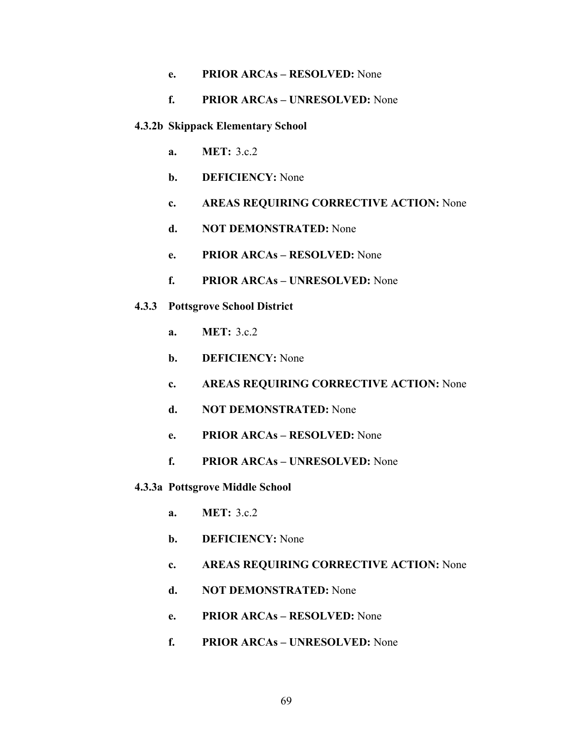e. **PRIOR ARCAs – RESOLVED:** None

f. **PRIOR ARCAs – UNRESOLVED:** None

#### 4.3.2b Skippack Elementary School

a. **MET:** 3.c.2

b. **DEFICIENCY:** None

c. **AREAS REQUIRING CORRECTIVE ACTION:** None

d. **NOT DEMONSTRATED:** None

e. **PRIOR ARCAs – RESOLVED:** None

f. **PRIOR ARCAs – UNRESOLVED:** None

#### 4.3.3 Pottsgrove School District

a. **MET:** 3.c.2

b. **DEFICIENCY:** None

c. **AREAS REQUIRING CORRECTIVE ACTION:** None

d. **NOT DEMONSTRATED:** None

e. **PRIOR ARCAs – RESOLVED:** None

f. **PRIOR ARCAs – UNRESOLVED:** None

#### 4.3.3a Pottsgrove Middle School

a. **MET:** 3.c.2

b. **DEFICIENCY:** None

c. **AREAS REQUIRING CORRECTIVE ACTION:** None

d. **NOT DEMONSTRATED:** None

e. **PRIOR ARCAs – RESOLVED:** None

f. **PRIOR ARCAs – UNRESOLVED:** None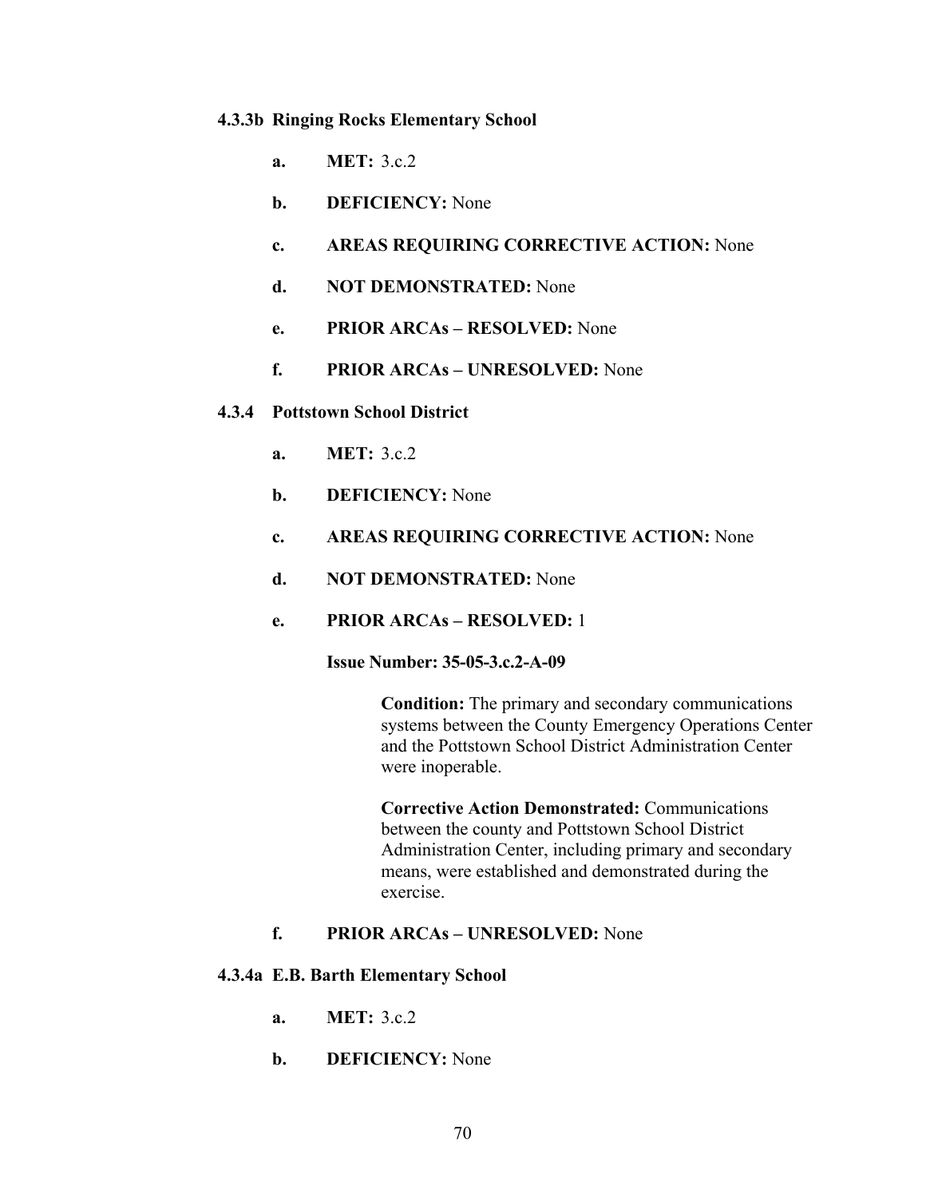#### 4.3.3b Ringing Rocks Elementary School

a. **MET:** 3.c.2

b. **DEFICIENCY:** None

c. **AREAS REQUIRING CORRECTIVE ACTION:** None

d. **NOT DEMONSTRATED:** None

e. **PRIOR ARCAs – RESOLVED:** None

f. **PRIOR ARCAs – UNRESOLVED:** None

### 4.3.4 Pottstown School District

a. **MET:** 3.c.2

b. **DEFICIENCY:** None

c. **AREAS REQUIRING CORRECTIVE ACTION:** None

d. **NOT DEMONSTRATED:** None

e. **PRIOR ARCAs – RESOLVED:** 1

**Issue Number: 35-05-3.c.2-A-09**

**Condition:** The primary and secondary communications systems between the County Emergency Operations Center and the Pottstown School District Administration Center were inoperable.

**Corrective Action Demonstrated:** Communications between the county and Pottstown School District Administration Center, including primary and secondary means, were established and demonstrated during the exercise.

f. **PRIOR ARCAs – UNRESOLVED:** None

#### 4.3.4a E.B. Barth Elementary School

a. **MET:** 3.c.2

b. **DEFICIENCY:** None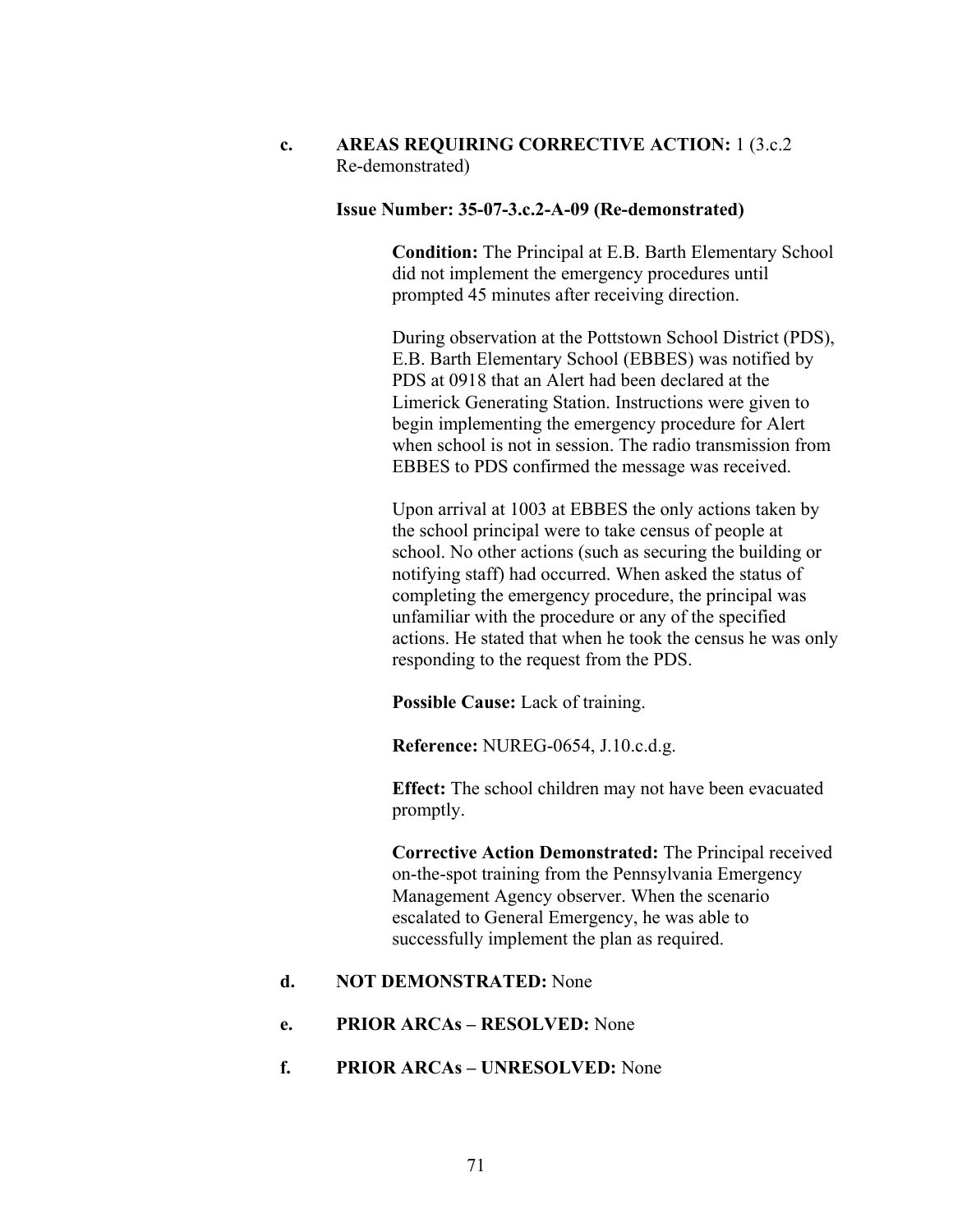**c. AREAS REQUIRING CORRECTIVE ACTION:** 1 (3.c.2 Re-demonstrated)

**Issue Number: 35-07-3.c.2-A-09 (Re-demonstrated)**

**Condition:** The Principal at E.B. Barth Elementary School did not implement the emergency procedures until prompted 45 minutes after receiving direction.

During observation at the Pottstown School District (PDS), E.B. Barth Elementary School (EBBES) was notified by PDS at 0918 that an Alert had been declared at the Limerick Generating Station. Instructions were given to begin implementing the emergency procedure for Alert when school is not in session. The radio transmission from EBBES to PDS confirmed the message was received.

Upon arrival at 1003 at EBBES the only actions taken by the school principal were to take census of people at school. No other actions (such as securing the building or notifying staff) had occurred. When asked the status of completing the emergency procedure, the principal was unfamiliar with the procedure or any of the specified actions. He stated that when he took the census he was only responding to the request from the PDS.

**Possible Cause:** Lack of training.

**Reference:** NUREG-0654, J.10.c.d.g.

**Effect:** The school children may not have been evacuated promptly.

**Corrective Action Demonstrated:** The Principal received on-the-spot training from the Pennsylvania Emergency Management Agency observer. When the scenario escalated to General Emergency, he was able to successfully implement the plan as required.

**d. NOT DEMONSTRATED:** None

**e. PRIOR ARCAs – RESOLVED:** None

**f. PRIOR ARCAs – UNRESOLVED:** None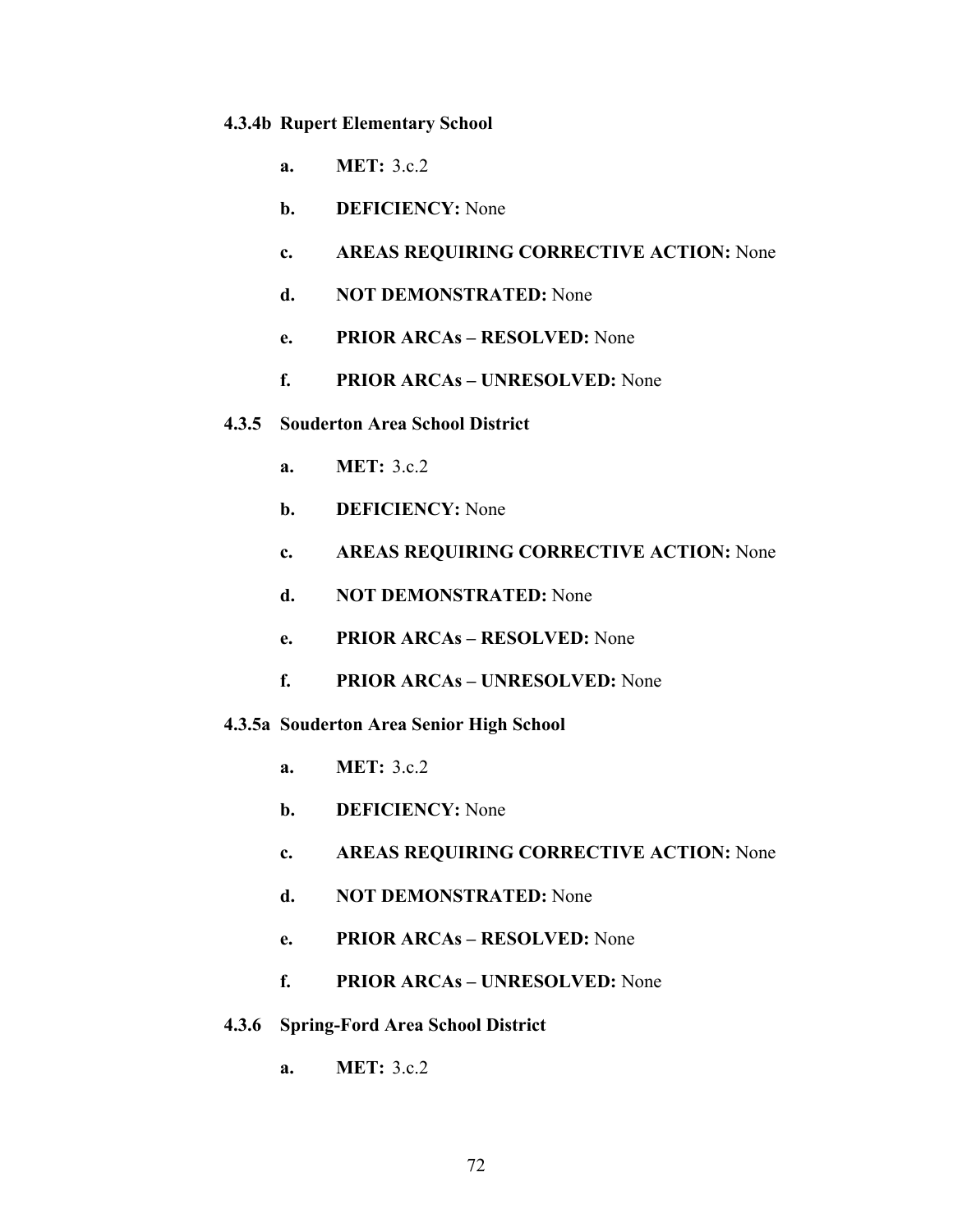#### 4.3.4b Rupert Elementary School

a. **MET:** 3.c.2

b. **DEFICIENCY:** None

c. **AREAS REQUIRING CORRECTIVE ACTION:** None

d. **NOT DEMONSTRATED:** None

e. **PRIOR ARCAs – RESOLVED:** None

f. **PRIOR ARCAs – UNRESOLVED:** None

### 4.3.5 Souderton Area School District

a. **MET:** 3.c.2

b. **DEFICIENCY:** None

c. **AREAS REQUIRING CORRECTIVE ACTION:** None

d. **NOT DEMONSTRATED:** None

e. **PRIOR ARCAs – RESOLVED:** None

f. **PRIOR ARCAs – UNRESOLVED:** None

#### 4.3.5a Souderton Area Senior High School

a. **MET:** 3.c.2

b. **DEFICIENCY:** None

c. **AREAS REQUIRING CORRECTIVE ACTION:** None

d. **NOT DEMONSTRATED:** None

e. **PRIOR ARCAs – RESOLVED:** None

f. **PRIOR ARCAs – UNRESOLVED:** None

### 4.3.6 Spring-Ford Area School District

a. **MET:** 3.c.2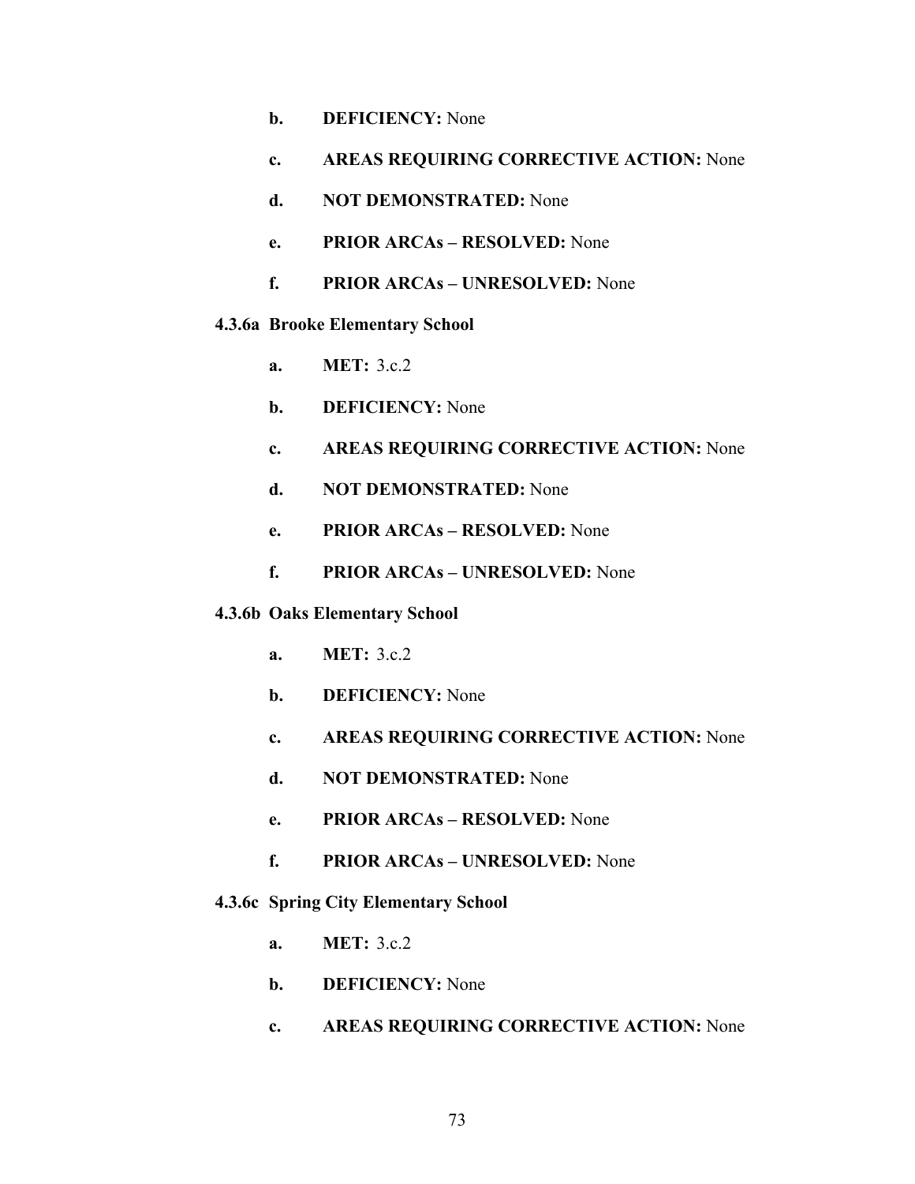b. **DEFICIENCY:** None

c. **AREAS REQUIRING CORRECTIVE ACTION:** None

d. **NOT DEMONSTRATED:** None

e. **PRIOR ARCAs – RESOLVED:** None

f. **PRIOR ARCAs – UNRESOLVED:** None

### 4.3.6a Brooke Elementary School

a. **MET:** 3.c.2

b. **DEFICIENCY:** None

c. **AREAS REQUIRING CORRECTIVE ACTION:** None

d. **NOT DEMONSTRATED:** None

e. **PRIOR ARCAs – RESOLVED:** None

f. **PRIOR ARCAs – UNRESOLVED:** None

### 4.3.6b Oaks Elementary School

a. **MET:** 3.c.2

b. **DEFICIENCY:** None

c. **AREAS REQUIRING CORRECTIVE ACTION:** None

d. **NOT DEMONSTRATED:** None

e. **PRIOR ARCAs – RESOLVED:** None

f. **PRIOR ARCAs – UNRESOLVED:** None

### 4.3.6c Spring City Elementary School

a. **MET:** 3.c.2

b. **DEFICIENCY:** None

c. **AREAS REQUIRING CORRECTIVE ACTION:** None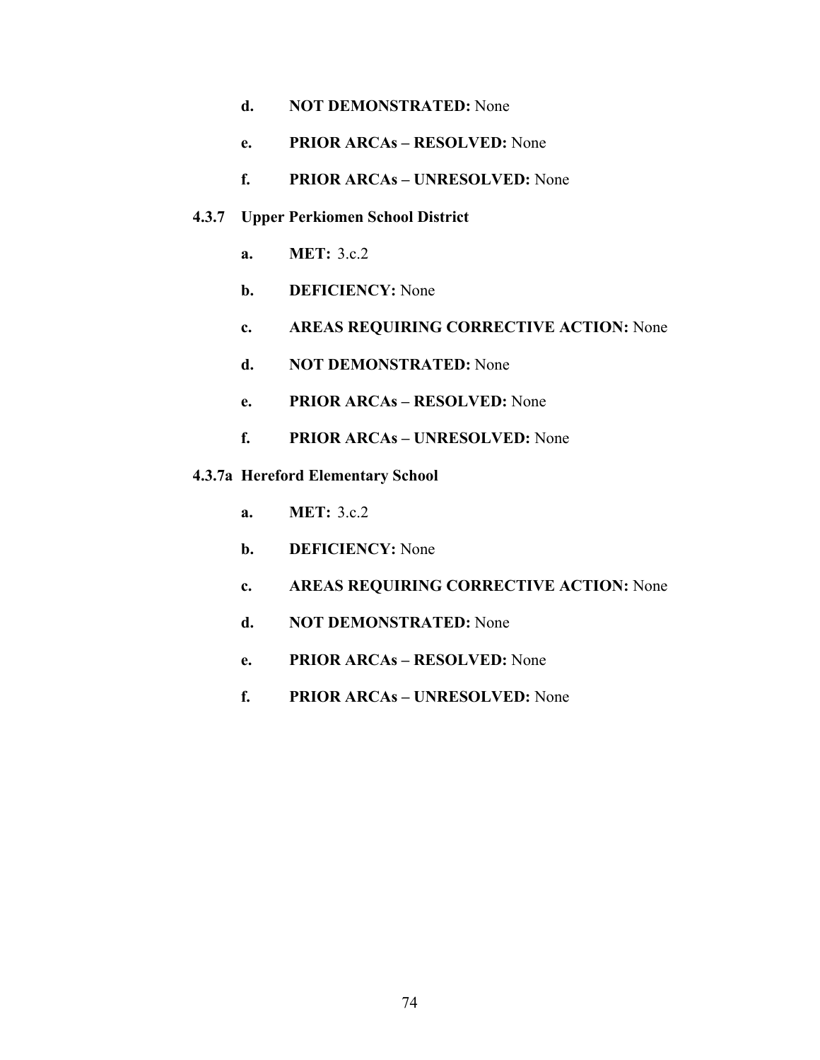d. **NOT DEMONSTRATED:** None

e. **PRIOR ARCAs – RESOLVED:** None

f. **PRIOR ARCAs – UNRESOLVED:** None

### 4.3.7 Upper Perkiomen School District

a. **MET:** 3.c.2

b. **DEFICIENCY:** None

c. **AREAS REQUIRING CORRECTIVE ACTION:** None

d. **NOT DEMONSTRATED:** None

e. **PRIOR ARCAs – RESOLVED:** None

f. **PRIOR ARCAs – UNRESOLVED:** None

### 4.3.7a Hereford Elementary School

a. **MET:** 3.c.2

b. **DEFICIENCY:** None

c. **AREAS REQUIRING CORRECTIVE ACTION:** None

d. **NOT DEMONSTRATED:** None

e. **PRIOR ARCAs – RESOLVED:** None

f. **PRIOR ARCAs – UNRESOLVED:** None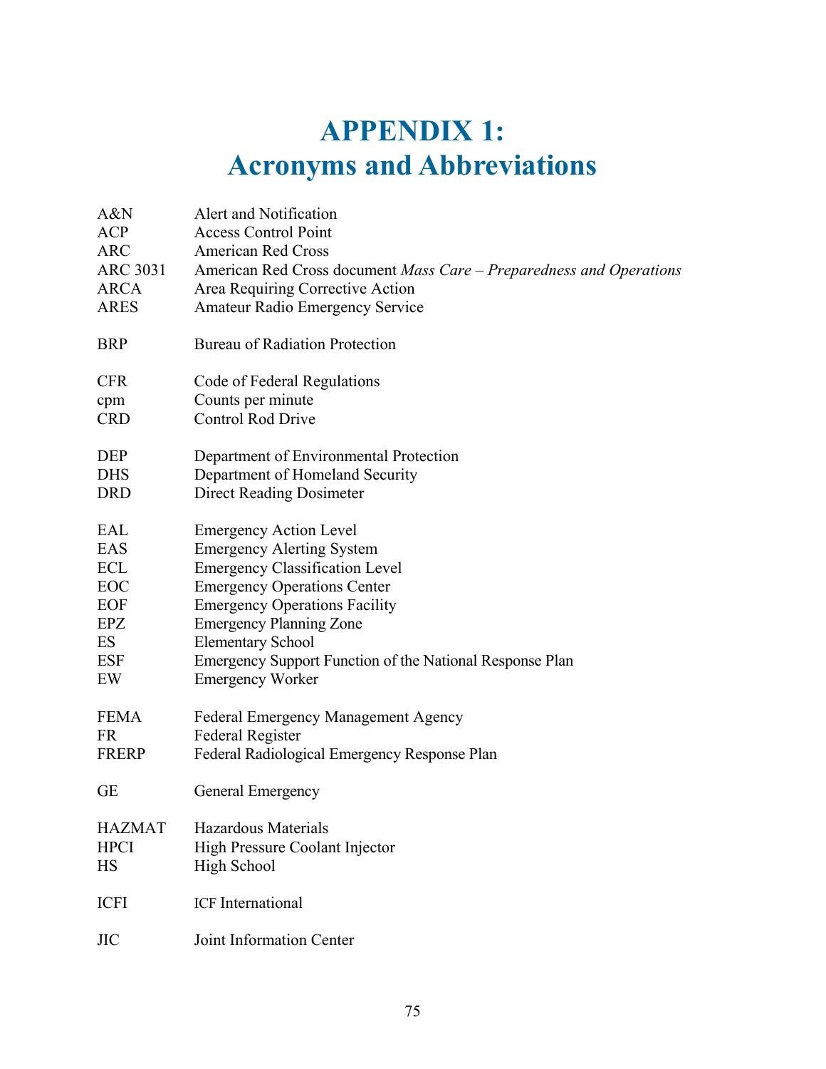# APPENDIX 1: Acronyms and Abbreviations

| | |
|---|---|
| A&N | Alert and Notification |
| ACP | Access Control Point |
| ARC | American Red Cross |
| ARC 3031 | American Red Cross document *Mass Care – Preparedness and Operations* |
| ARCA | Area Requiring Corrective Action |
| ARES | Amateur Radio Emergency Service |
| BRP | Bureau of Radiation Protection |
| CFR | Code of Federal Regulations |
| cpm | Counts per minute |
| CRD | Control Rod Drive |
| DEP | Department of Environmental Protection |
| DHS | Department of Homeland Security |
| DRD | Direct Reading Dosimeter |
| EAL | Emergency Action Level |
| EAS | Emergency Alerting System |
| ECL | Emergency Classification Level |
| EOC | Emergency Operations Center |
| EOF | Emergency Operations Facility |
| EPZ | Emergency Planning Zone |
| ES | Elementary School |
| ESF | Emergency Support Function of the National Response Plan |
| EW | Emergency Worker |
| FEMA | Federal Emergency Management Agency |
| FR | Federal Register |
| FRERP | Federal Radiological Emergency Response Plan |
| GE | General Emergency |
| HAZMAT | Hazardous Materials |
| HPCI | High Pressure Coolant Injector |
| HS | High School |
| ICFI | ICF International |
| JIC | Joint Information Center |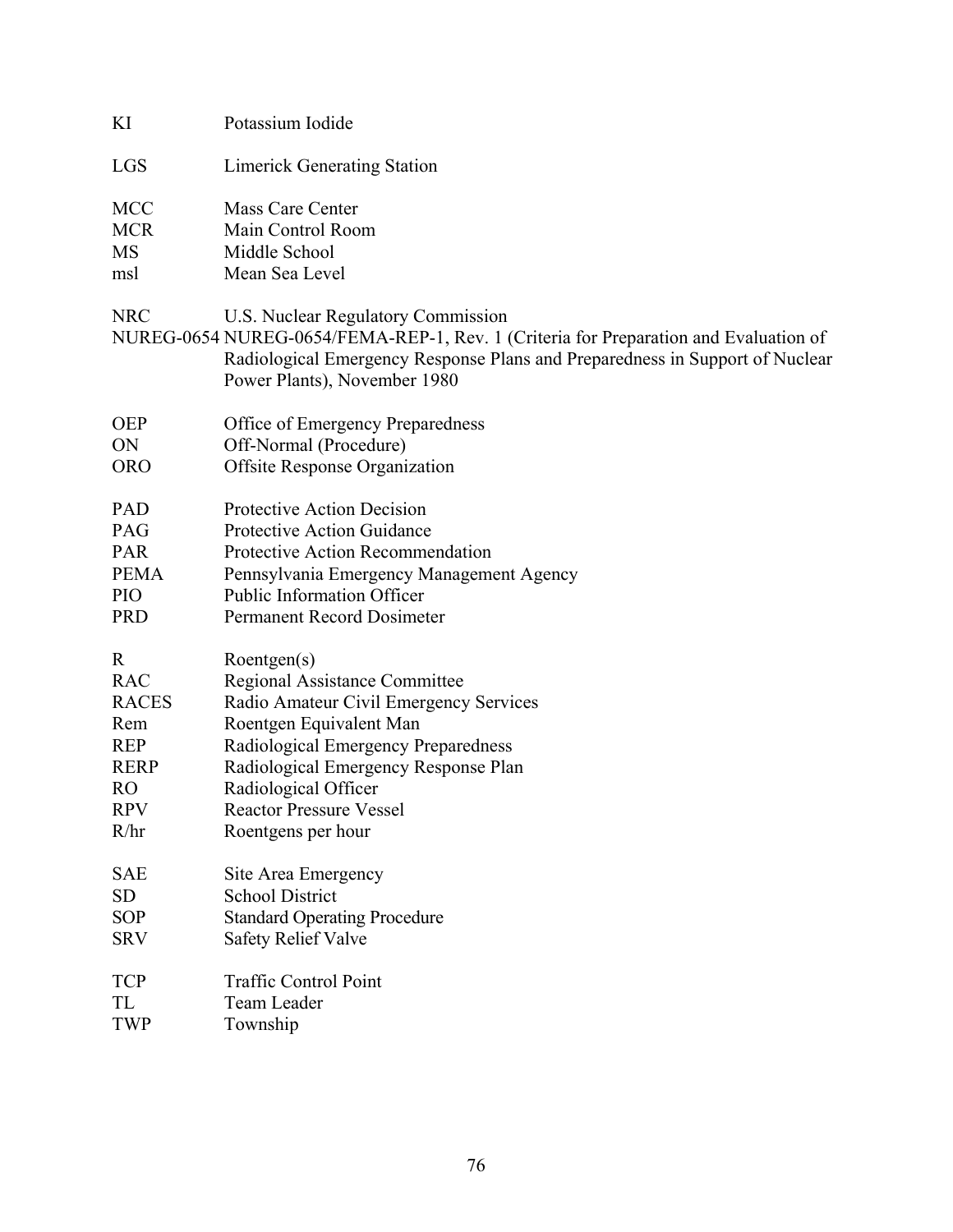| | |
|---|---|
| KI | Potassium Iodide |
| LGS | Limerick Generating Station |
| MCC | Mass Care Center |
| MCR | Main Control Room |
| MS | Middle School |
| msl | Mean Sea Level |
| NRC | U.S. Nuclear Regulatory Commission |
| NUREG-0654 | NUREG-0654/FEMA-REP-1, Rev. 1 (Criteria for Preparation and Evaluation of Radiological Emergency Response Plans and Preparedness in Support of Nuclear Power Plants), November 1980 |
| OEP | Office of Emergency Preparedness |
| ON | Off-Normal (Procedure) |
| ORO | Offsite Response Organization |
| PAD | Protective Action Decision |
| PAG | Protective Action Guidance |
| PAR | Protective Action Recommendation |
| PEMA | Pennsylvania Emergency Management Agency |
| PIO | Public Information Officer |
| PRD | Permanent Record Dosimeter |
| R | Roentgen(s) |
| RAC | Regional Assistance Committee |
| RACES | Radio Amateur Civil Emergency Services |
| Rem | Roentgen Equivalent Man |
| REP | Radiological Emergency Preparedness |
| RERP | Radiological Emergency Response Plan |
| RO | Radiological Officer |
| RPV | Reactor Pressure Vessel |
| R/hr | Roentgens per hour |
| SAE | Site Area Emergency |
| SD | School District |
| SOP | Standard Operating Procedure |
| SRV | Safety Relief Valve |
| TCP | Traffic Control Point |
| TL | Team Leader |
| TWP | Township |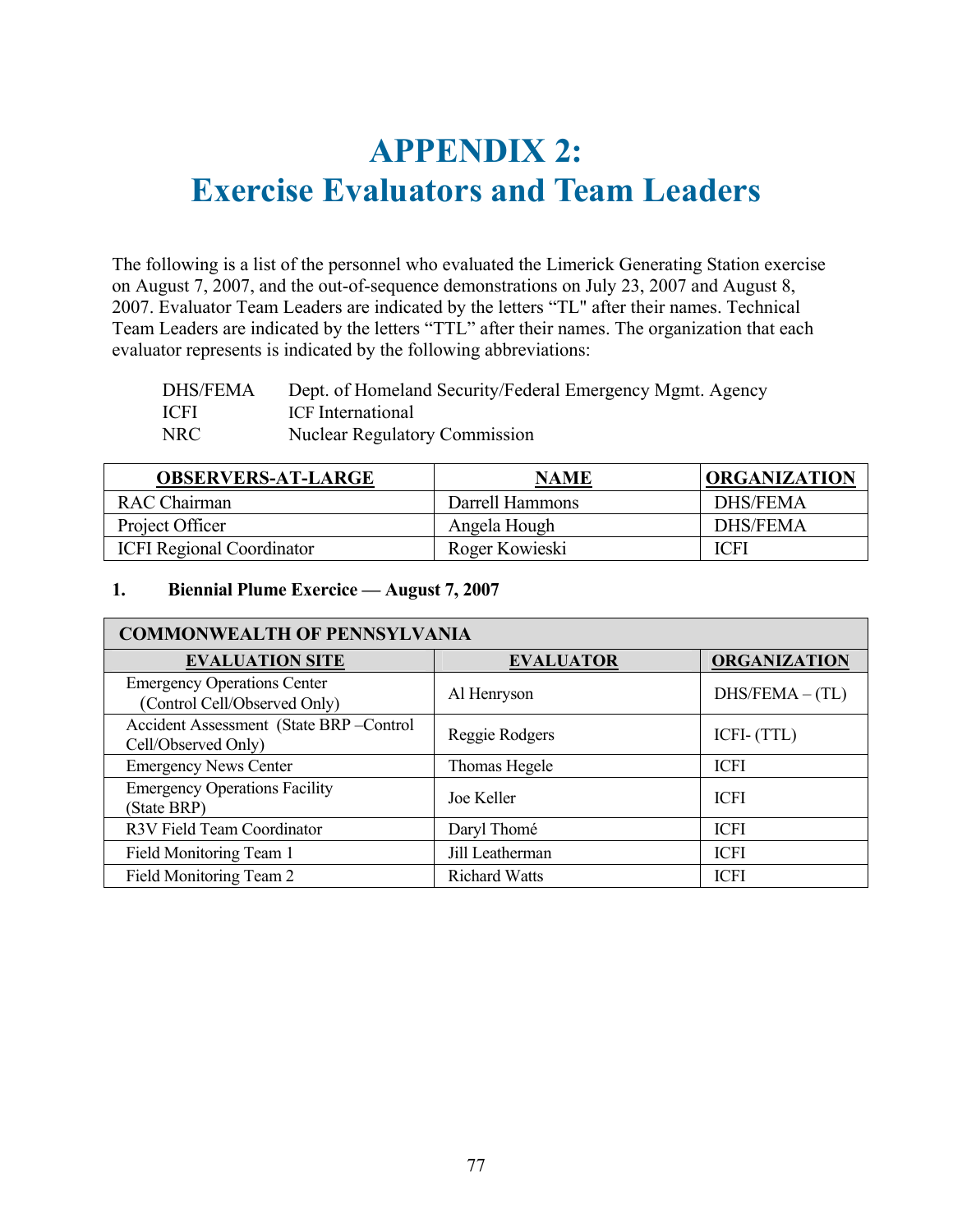# APPENDIX 2:
# Exercise Evaluators and Team Leaders

The following is a list of the personnel who evaluated the Limerick Generating Station exercise on August 7, 2007, and the out-of-sequence demonstrations on July 23, 2007 and August 8, 2007. Evaluator Team Leaders are indicated by the letters "TL" after their names. Technical Team Leaders are indicated by the letters "TTL" after their names. The organization that each evaluator represents is indicated by the following abbreviations:

| | |
|---|---|
| DHS/FEMA | Dept. of Homeland Security/Federal Emergency Mgmt. Agency |
| ICFI | ICF International |
| NRC | Nuclear Regulatory Commission |

| OBSERVERS-AT-LARGE | NAME | ORGANIZATION |
|---|---|---|
| RAC Chairman | Darrell Hammons | DHS/FEMA |
| Project Officer | Angela Hough | DHS/FEMA |
| ICFI Regional Coordinator | Roger Kowieski | ICFI |

**1. Biennial Plume Exercice — August 7, 2007**

| COMMONWEALTH OF PENNSYLVANIA | | |
|---|---|---|
| **EVALUATION SITE** | **EVALUATOR** | **ORGANIZATION** |
| Emergency Operations Center (Control Cell/Observed Only) | Al Henryson | DHS/FEMA – (TL) |
| Accident Assessment (State BRP –Control Cell/Observed Only) | Reggie Rodgers | ICFI- (TTL) |
| Emergency News Center | Thomas Hegele | ICFI |
| Emergency Operations Facility (State BRP) | Joe Keller | ICFI |
| R3V Field Team Coordinator | Daryl Thomé | ICFI |
| Field Monitoring Team 1 | Jill Leatherman | ICFI |
| Field Monitoring Team 2 | Richard Watts | ICFI |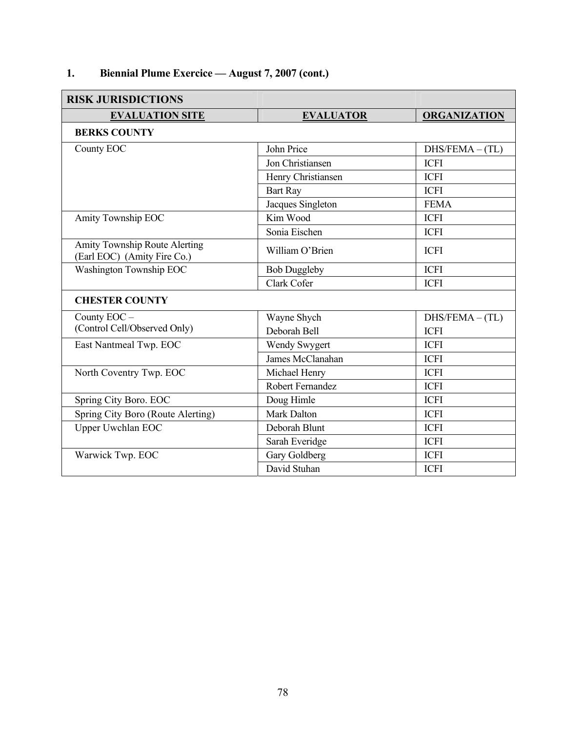## 1. Biennial Plume Exercice — August 7, 2007 (cont.)

| RISK JURISDICTIONS | | |
|---|---|---|
| **EVALUATION SITE** | **EVALUATOR** | **ORGANIZATION** |
| **BERKS COUNTY** | | |
| County EOC | John Price | DHS/FEMA – (TL) |
| | Jon Christiansen | ICFI |
| | Henry Christiansen | ICFI |
| | Bart Ray | ICFI |
| | Jacques Singleton | FEMA |
| Amity Township EOC | Kim Wood | ICFI |
| | Sonia Eischen | ICFI |
| Amity Township Route Alerting (Earl EOC) (Amity Fire Co.) | William O'Brien | ICFI |
| Washington Township EOC | Bob Duggleby | ICFI |
| | Clark Cofer | ICFI |
| **CHESTER COUNTY** | | |
| County EOC – (Control Cell/Observed Only) | Wayne Shych | DHS/FEMA – (TL) |
| | Deborah Bell | ICFI |
| East Nantmeal Twp. EOC | Wendy Swygert | ICFI |
| | James McClanahan | ICFI |
| North Coventry Twp. EOC | Michael Henry | ICFI |
| | Robert Fernandez | ICFI |
| Spring City Boro. EOC | Doug Himle | ICFI |
| Spring City Boro (Route Alerting) | Mark Dalton | ICFI |
| Upper Uwchlan EOC | Deborah Blunt | ICFI |
| | Sarah Everidge | ICFI |
| Warwick Twp. EOC | Gary Goldberg | ICFI |
| | David Stuhan | ICFI |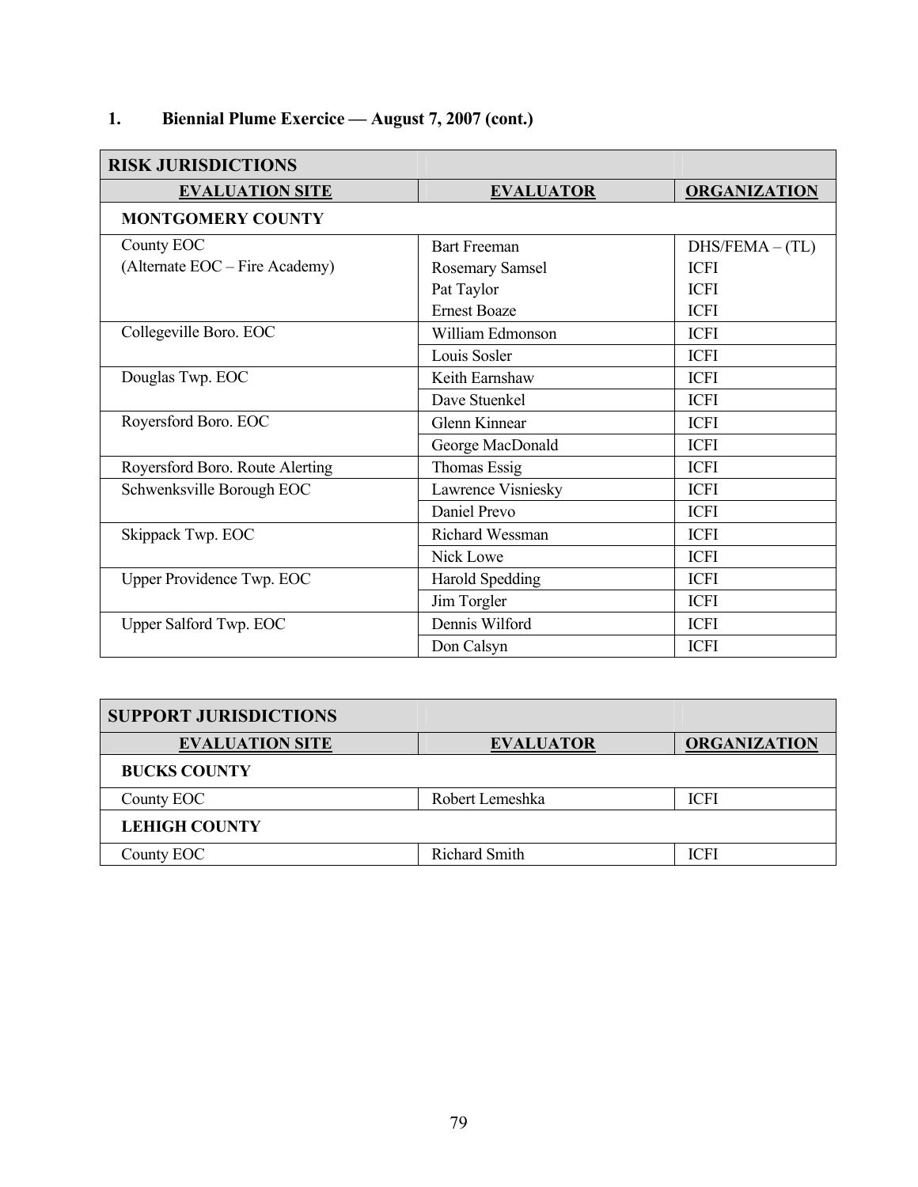## 1. Biennial Plume Exercice — August 7, 2007 (cont.)

| RISK JURISDICTIONS | | |
|---|---|---|
| **EVALUATION SITE** | **EVALUATOR** | **ORGANIZATION** |
| **MONTGOMERY COUNTY** | | |
| County EOC (Alternate EOC – Fire Academy) | Bart Freeman | DHS/FEMA – (TL) |
| | Rosemary Samsel | ICFI |
| | Pat Taylor | ICFI |
| | Ernest Boaze | ICFI |
| Collegeville Boro. EOC | William Edmonson | ICFI |
| | Louis Sosler | ICFI |
| Douglas Twp. EOC | Keith Earnshaw | ICFI |
| | Dave Stuenkel | ICFI |
| Royersford Boro. EOC | Glenn Kinnear | ICFI |
| | George MacDonald | ICFI |
| Royersford Boro. Route Alerting | Thomas Essig | ICFI |
| Schwenksville Borough EOC | Lawrence Visniesky | ICFI |
| | Daniel Prevo | ICFI |
| Skippack Twp. EOC | Richard Wessman | ICFI |
| | Nick Lowe | ICFI |
| Upper Providence Twp. EOC | Harold Spedding | ICFI |
| | Jim Torgler | ICFI |
| Upper Salford Twp. EOC | Dennis Wilford | ICFI |
| | Don Calsyn | ICFI |

| SUPPORT JURISDICTIONS | | |
|---|---|---|
| **EVALUATION SITE** | **EVALUATOR** | **ORGANIZATION** |
| **BUCKS COUNTY** | | |
| County EOC | Robert Lemeshka | ICFI |
| **LEHIGH COUNTY** | | |
| County EOC | Richard Smith | ICFI |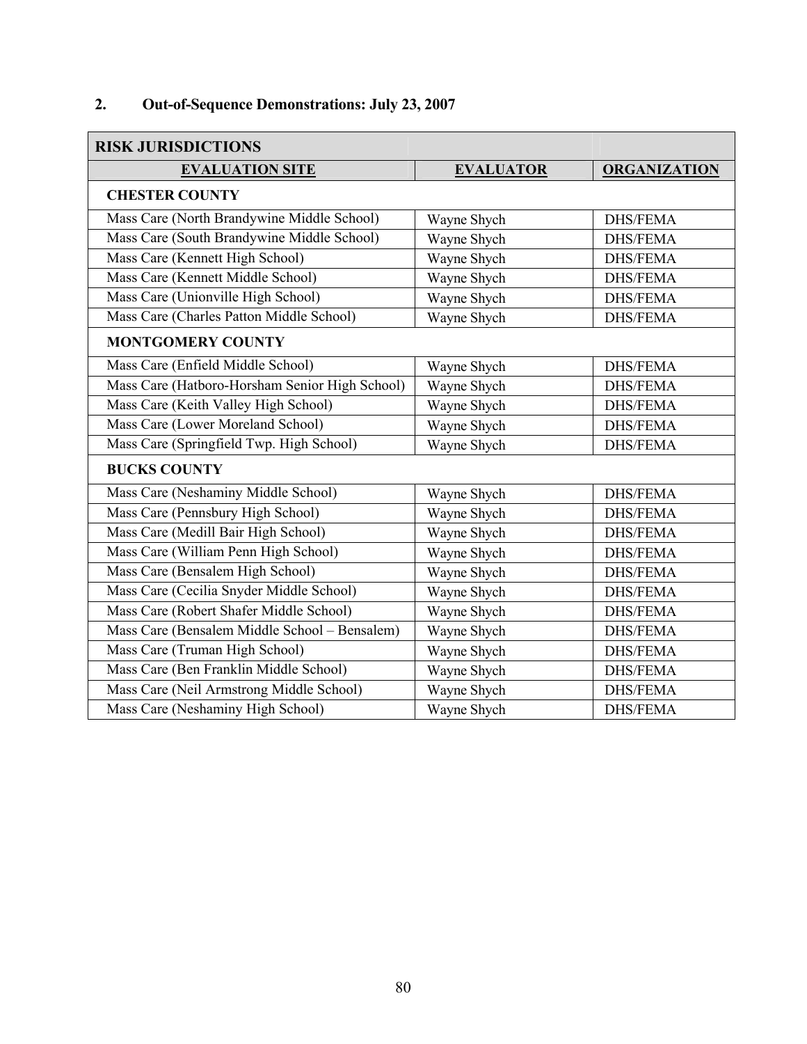## 2. Out-of-Sequence Demonstrations: July 23, 2007

| RISK JURISDICTIONS | | |
|---|---|---|
| **EVALUATION SITE** | **EVALUATOR** | **ORGANIZATION** |
| **CHESTER COUNTY** | | |
| Mass Care (North Brandywine Middle School) | Wayne Shych | DHS/FEMA |
| Mass Care (South Brandywine Middle School) | Wayne Shych | DHS/FEMA |
| Mass Care (Kennett High School) | Wayne Shych | DHS/FEMA |
| Mass Care (Kennett Middle School) | Wayne Shych | DHS/FEMA |
| Mass Care (Unionville High School) | Wayne Shych | DHS/FEMA |
| Mass Care (Charles Patton Middle School) | Wayne Shych | DHS/FEMA |
| **MONTGOMERY COUNTY** | | |
| Mass Care (Enfield Middle School) | Wayne Shych | DHS/FEMA |
| Mass Care (Hatboro-Horsham Senior High School) | Wayne Shych | DHS/FEMA |
| Mass Care (Keith Valley High School) | Wayne Shych | DHS/FEMA |
| Mass Care (Lower Moreland School) | Wayne Shych | DHS/FEMA |
| Mass Care (Springfield Twp. High School) | Wayne Shych | DHS/FEMA |
| **BUCKS COUNTY** | | |
| Mass Care (Neshaminy Middle School) | Wayne Shych | DHS/FEMA |
| Mass Care (Pennsbury High School) | Wayne Shych | DHS/FEMA |
| Mass Care (Medill Bair High School) | Wayne Shych | DHS/FEMA |
| Mass Care (William Penn High School) | Wayne Shych | DHS/FEMA |
| Mass Care (Bensalem High School) | Wayne Shych | DHS/FEMA |
| Mass Care (Cecilia Snyder Middle School) | Wayne Shych | DHS/FEMA |
| Mass Care (Robert Shafer Middle School) | Wayne Shych | DHS/FEMA |
| Mass Care (Bensalem Middle School – Bensalem) | Wayne Shych | DHS/FEMA |
| Mass Care (Truman High School) | Wayne Shych | DHS/FEMA |
| Mass Care (Ben Franklin Middle School) | Wayne Shych | DHS/FEMA |
| Mass Care (Neil Armstrong Middle School) | Wayne Shych | DHS/FEMA |
| Mass Care (Neshaminy High School) | Wayne Shych | DHS/FEMA |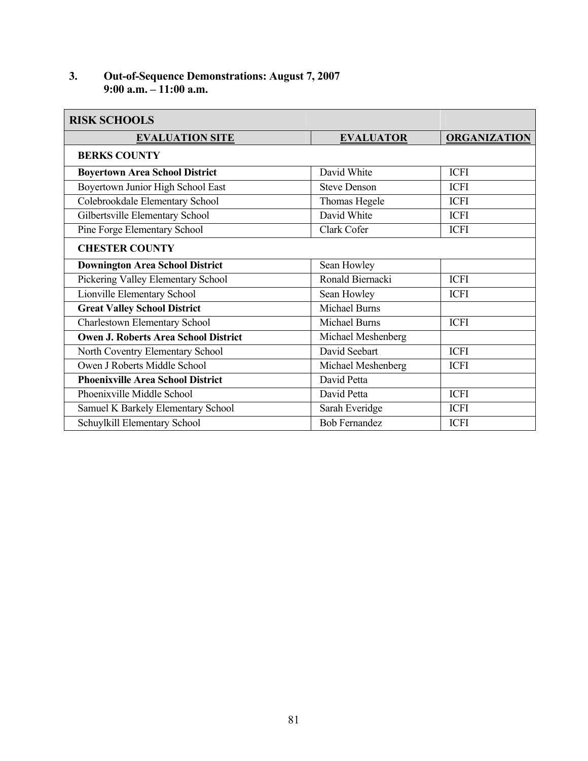### 3. Out-of-Sequence Demonstrations: August 7, 2007
### 9:00 a.m. – 11:00 a.m.

| RISK SCHOOLS | | |
|---|---|---|
| **EVALUATION SITE** | **EVALUATOR** | **ORGANIZATION** |
| **BERKS COUNTY** | | |
| **Boyertown Area School District** | David White | ICFI |
| Boyertown Junior High School East | Steve Denson | ICFI |
| Colebrookdale Elementary School | Thomas Hegele | ICFI |
| Gilbertsville Elementary School | David White | ICFI |
| Pine Forge Elementary School | Clark Cofer | ICFI |
| **CHESTER COUNTY** | | |
| **Downington Area School District** | Sean Howley | |
| Pickering Valley Elementary School | Ronald Biernacki | ICFI |
| Lionville Elementary School | Sean Howley | ICFI |
| **Great Valley School District** | Michael Burns | |
| Charlestown Elementary School | Michael Burns | ICFI |
| **Owen J. Roberts Area School District** | Michael Meshenberg | |
| North Coventry Elementary School | David Seebart | ICFI |
| Owen J Roberts Middle School | Michael Meshenberg | ICFI |
| **Phoenixville Area School District** | David Petta | |
| Phoenixville Middle School | David Petta | ICFI |
| Samuel K Barkely Elementary School | Sarah Everidge | ICFI |
| Schuylkill Elementary School | Bob Fernandez | ICFI |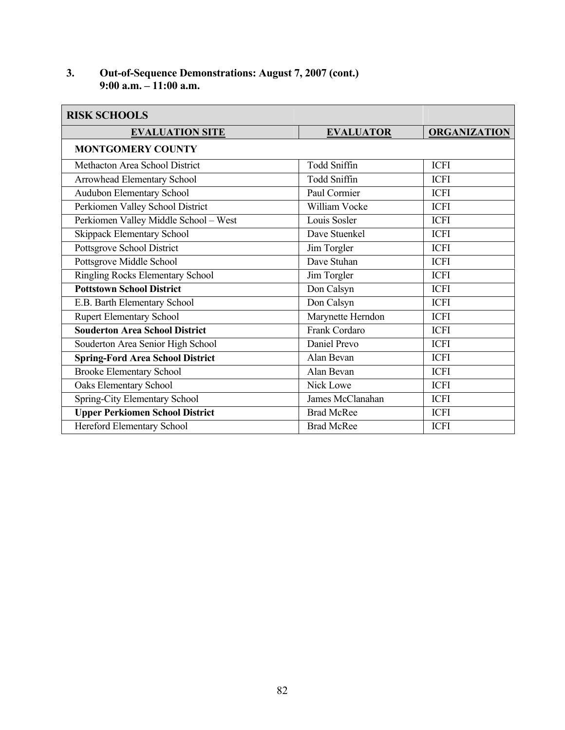### 3. Out-of-Sequence Demonstrations: August 7, 2007 (cont.) 9:00 a.m. – 11:00 a.m.

| RISK SCHOOLS | | |
|---|---|---|
| **EVALUATION SITE** | **EVALUATOR** | **ORGANIZATION** |
| **MONTGOMERY COUNTY** | | |
| Methacton Area School District | Todd Sniffin | ICFI |
| Arrowhead Elementary School | Todd Sniffin | ICFI |
| Audubon Elementary School | Paul Cormier | ICFI |
| Perkiomen Valley School District | William Vocke | ICFI |
| Perkiomen Valley Middle School – West | Louis Sosler | ICFI |
| Skippack Elementary School | Dave Stuenkel | ICFI |
| Pottsgrove School District | Jim Torgler | ICFI |
| Pottsgrove Middle School | Dave Stuhan | ICFI |
| Ringling Rocks Elementary School | Jim Torgler | ICFI |
| **Pottstown School District** | Don Calsyn | ICFI |
| E.B. Barth Elementary School | Don Calsyn | ICFI |
| Rupert Elementary School | Marynette Herndon | ICFI |
| **Souderton Area School District** | Frank Cordaro | ICFI |
| Souderton Area Senior High School | Daniel Prevo | ICFI |
| **Spring-Ford Area School District** | Alan Bevan | ICFI |
| Brooke Elementary School | Alan Bevan | ICFI |
| Oaks Elementary School | Nick Lowe | ICFI |
| Spring-City Elementary School | James McClanahan | ICFI |
| **Upper Perkiomen School District** | Brad McRee | ICFI |
| Hereford Elementary School | Brad McRee | ICFI |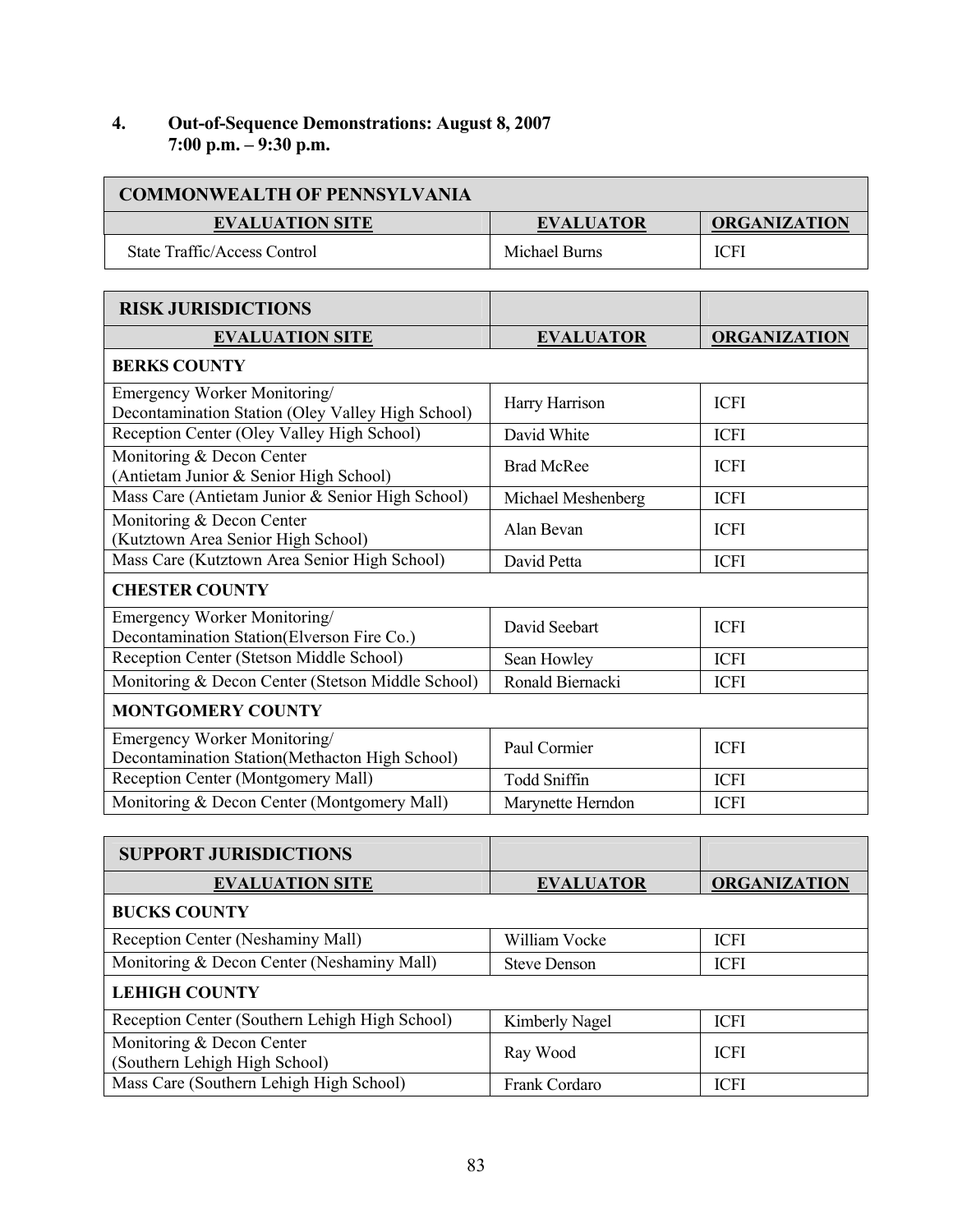### 4. Out-of-Sequence Demonstrations: August 8, 2007 7:00 p.m. – 9:30 p.m.

| COMMONWEALTH OF PENNSYLVANIA | | |
|---|---|---|
| **EVALUATION SITE** | **EVALUATOR** | **ORGANIZATION** |
| State Traffic/Access Control | Michael Burns | ICFI |

| RISK JURISDICTIONS | | |
|---|---|---|
| **EVALUATION SITE** | **EVALUATOR** | **ORGANIZATION** |
| **BERKS COUNTY** | | |
| Emergency Worker Monitoring/ Decontamination Station (Oley Valley High School) | Harry Harrison | ICFI |
| Reception Center (Oley Valley High School) | David White | ICFI |
| Monitoring & Decon Center (Antietam Junior & Senior High School) | Brad McRee | ICFI |
| Mass Care (Antietam Junior & Senior High School) | Michael Meshenberg | ICFI |
| Monitoring & Decon Center (Kutztown Area Senior High School) | Alan Bevan | ICFI |
| Mass Care (Kutztown Area Senior High School) | David Petta | ICFI |
| **CHESTER COUNTY** | | |
| Emergency Worker Monitoring/ Decontamination Station(Elverson Fire Co.) | David Seebart | ICFI |
| Reception Center (Stetson Middle School) | Sean Howley | ICFI |
| Monitoring & Decon Center (Stetson Middle School) | Ronald Biernacki | ICFI |
| **MONTGOMERY COUNTY** | | |
| Emergency Worker Monitoring/ Decontamination Station(Methacton High School) | Paul Cormier | ICFI |
| Reception Center (Montgomery Mall) | Todd Sniffin | ICFI |
| Monitoring & Decon Center (Montgomery Mall) | Marynette Herndon | ICFI |

| SUPPORT JURISDICTIONS | | |
|---|---|---|
| **EVALUATION SITE** | **EVALUATOR** | **ORGANIZATION** |
| **BUCKS COUNTY** | | |
| Reception Center (Neshaminy Mall) | William Vocke | ICFI |
| Monitoring & Decon Center (Neshaminy Mall) | Steve Denson | ICFI |
| **LEHIGH COUNTY** | | |
| Reception Center (Southern Lehigh High School) | Kimberly Nagel | ICFI |
| Monitoring & Decon Center (Southern Lehigh High School) | Ray Wood | ICFI |
| Mass Care (Southern Lehigh High School) | Frank Cordaro | ICFI |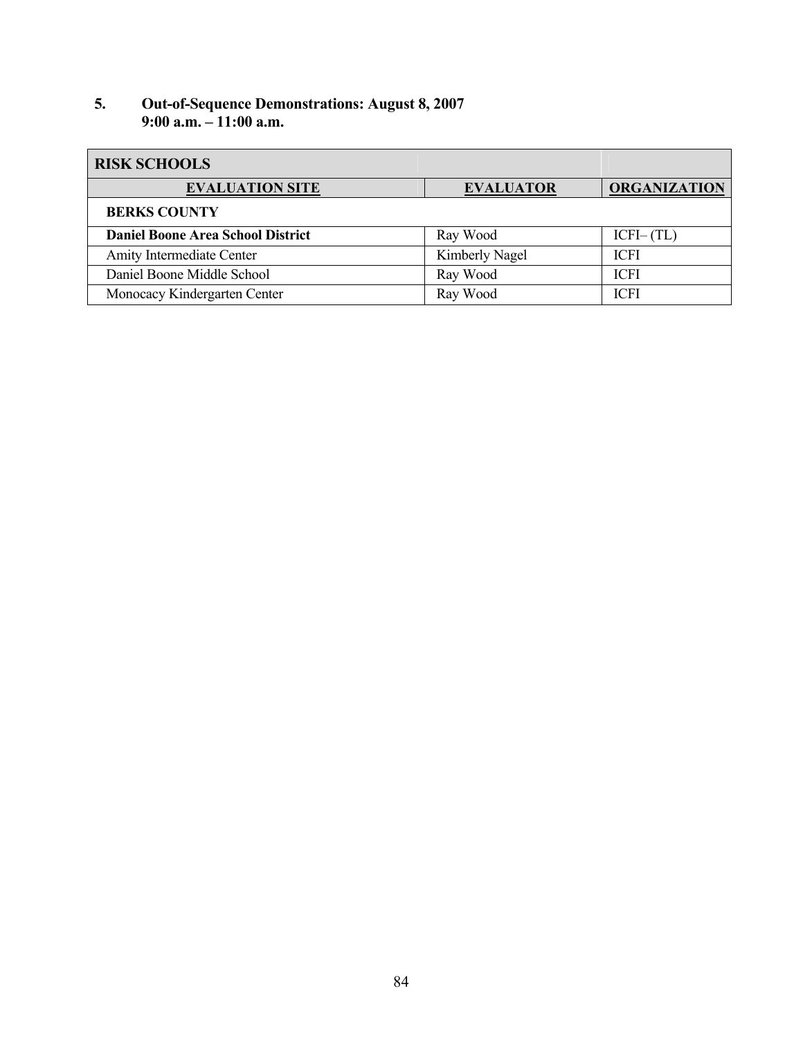## 5. Out-of-Sequence Demonstrations: August 8, 2007
### 9:00 a.m. – 11:00 a.m.

| RISK SCHOOLS | | |
|---|---|---|
| **EVALUATION SITE** | **EVALUATOR** | **ORGANIZATION** |
| **BERKS COUNTY** | | |
| **Daniel Boone Area School District** | Ray Wood | ICFI– (TL) |
| Amity Intermediate Center | Kimberly Nagel | ICFI |
| Daniel Boone Middle School | Ray Wood | ICFI |
| Monocacy Kindergarten Center | Ray Wood | ICFI |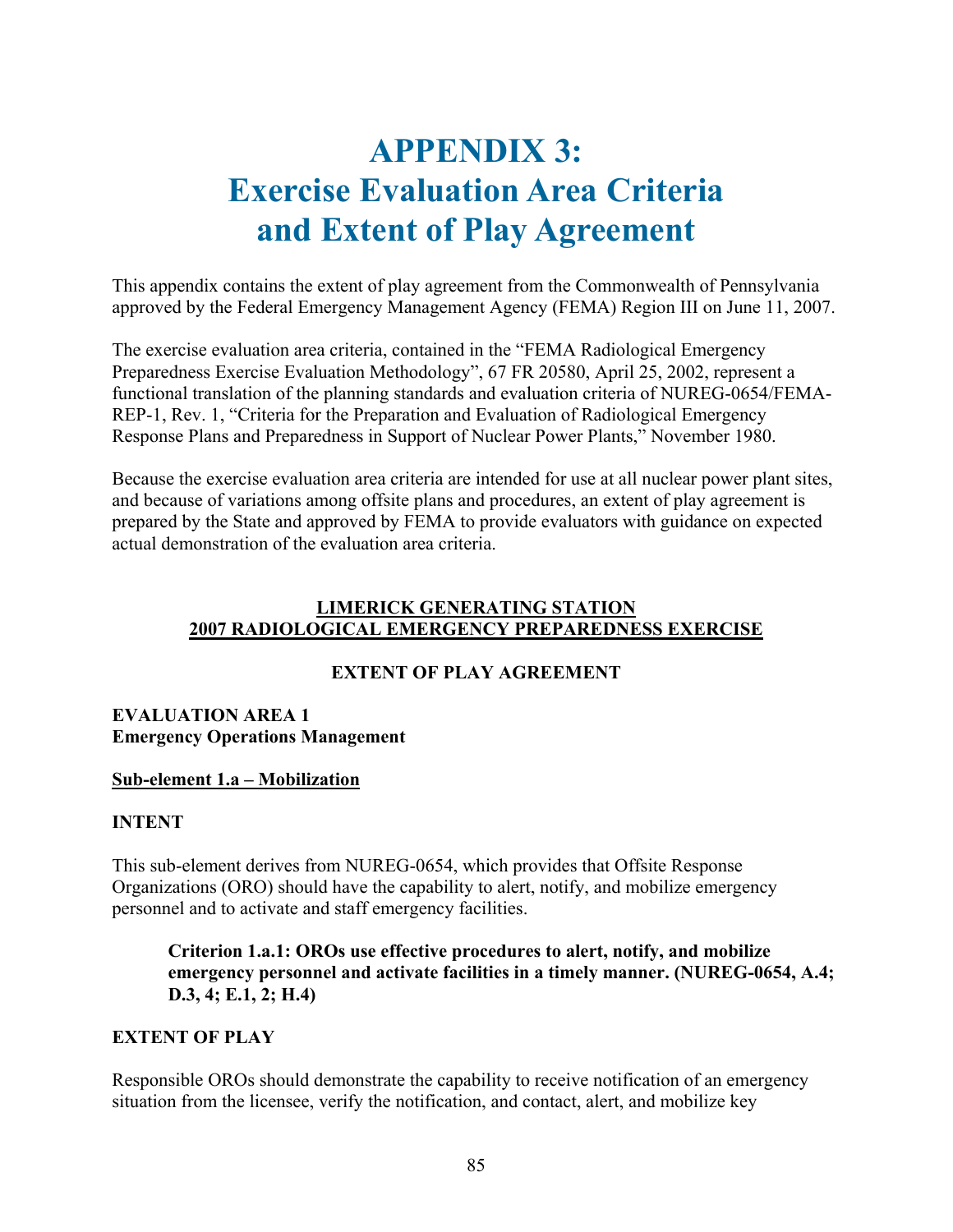# APPENDIX 3: Exercise Evaluation Area Criteria and Extent of Play Agreement

This appendix contains the extent of play agreement from the Commonwealth of Pennsylvania approved by the Federal Emergency Management Agency (FEMA) Region III on June 11, 2007.

The exercise evaluation area criteria, contained in the "FEMA Radiological Emergency Preparedness Exercise Evaluation Methodology", 67 FR 20580, April 25, 2002, represent a functional translation of the planning standards and evaluation criteria of NUREG-0654/FEMA-REP-1, Rev. 1, "Criteria for the Preparation and Evaluation of Radiological Emergency Response Plans and Preparedness in Support of Nuclear Power Plants," November 1980.

Because the exercise evaluation area criteria are intended for use at all nuclear power plant sites, and because of variations among offsite plans and procedures, an extent of play agreement is prepared by the State and approved by FEMA to provide evaluators with guidance on expected actual demonstration of the evaluation area criteria.

**LIMERICK GENERATING STATION**
**2007 RADIOLOGICAL EMERGENCY PREPAREDNESS EXERCISE**

**EXTENT OF PLAY AGREEMENT**

**EVALUATION AREA 1**
**Emergency Operations Management**

**Sub-element 1.a – Mobilization**

**INTENT**

This sub-element derives from NUREG-0654, which provides that Offsite Response Organizations (ORO) should have the capability to alert, notify, and mobilize emergency personnel and to activate and staff emergency facilities.

> **Criterion 1.a.1: OROs use effective procedures to alert, notify, and mobilize emergency personnel and activate facilities in a timely manner. (NUREG-0654, A.4; D.3, 4; E.1, 2; H.4)**

**EXTENT OF PLAY**

Responsible OROs should demonstrate the capability to receive notification of an emergency situation from the licensee, verify the notification, and contact, alert, and mobilize key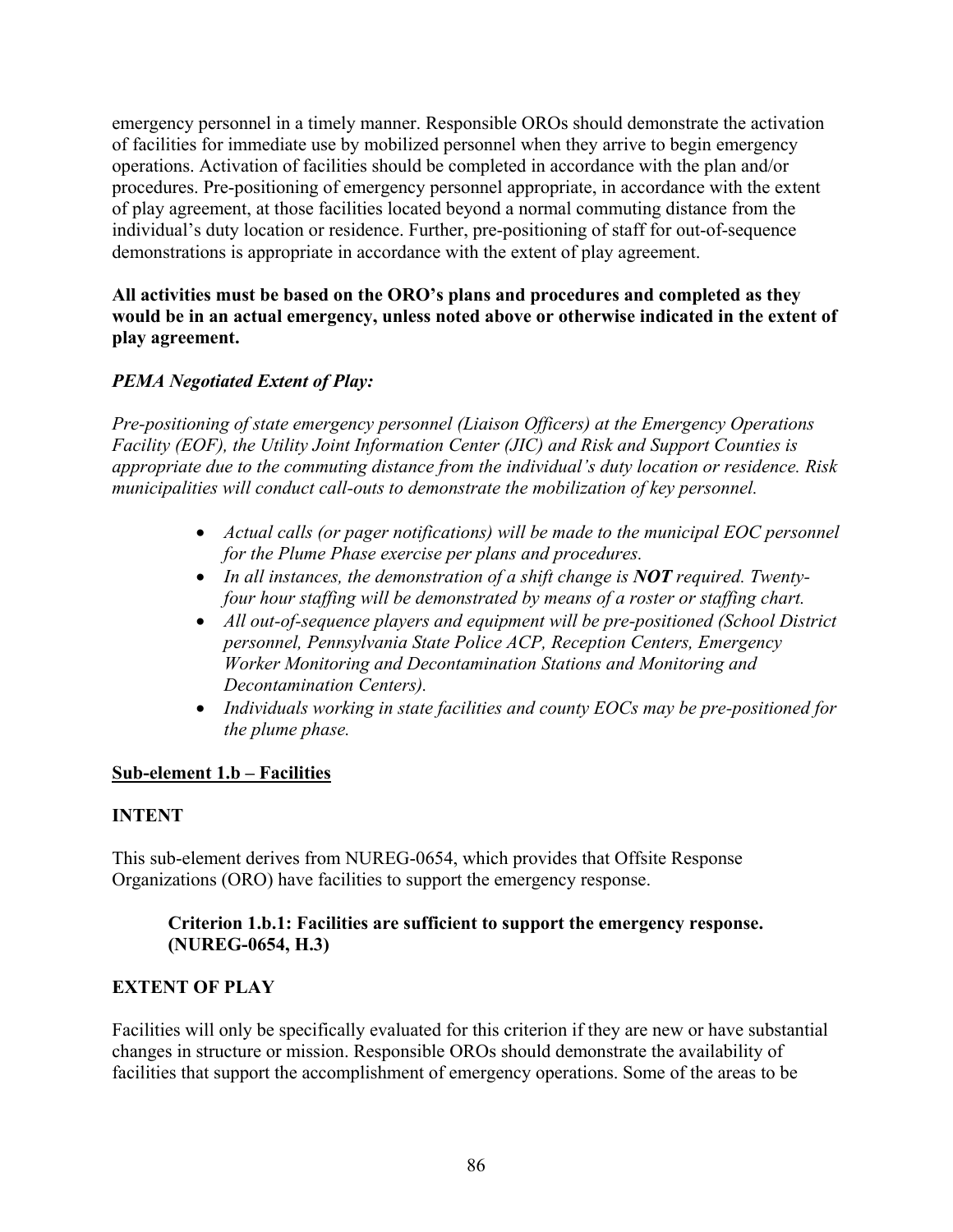emergency personnel in a timely manner. Responsible OROs should demonstrate the activation of facilities for immediate use by mobilized personnel when they arrive to begin emergency operations. Activation of facilities should be completed in accordance with the plan and/or procedures. Pre-positioning of emergency personnel appropriate, in accordance with the extent of play agreement, at those facilities located beyond a normal commuting distance from the individual's duty location or residence. Further, pre-positioning of staff for out-of-sequence demonstrations is appropriate in accordance with the extent of play agreement.

**All activities must be based on the ORO's plans and procedures and completed as they would be in an actual emergency, unless noted above or otherwise indicated in the extent of play agreement.**

***PEMA Negotiated Extent of Play:***

*Pre-positioning of state emergency personnel (Liaison Officers) at the Emergency Operations Facility (EOF), the Utility Joint Information Center (JIC) and Risk and Support Counties is appropriate due to the commuting distance from the individual's duty location or residence. Risk municipalities will conduct call-outs to demonstrate the mobilization of key personnel.*

- *Actual calls (or pager notifications) will be made to the municipal EOC personnel for the Plume Phase exercise per plans and procedures.*
- *In all instances, the demonstration of a shift change is **NOT** required. Twenty-four hour staffing will be demonstrated by means of a roster or staffing chart.*
- *All out-of-sequence players and equipment will be pre-positioned (School District personnel, Pennsylvania State Police ACP, Reception Centers, Emergency Worker Monitoring and Decontamination Stations and Monitoring and Decontamination Centers).*
- *Individuals working in state facilities and county EOCs may be pre-positioned for the plume phase.*

## Sub-element 1.b – Facilities

### INTENT

This sub-element derives from NUREG-0654, which provides that Offsite Response Organizations (ORO) have facilities to support the emergency response.

**Criterion 1.b.1: Facilities are sufficient to support the emergency response. (NUREG-0654, H.3)**

### EXTENT OF PLAY

Facilities will only be specifically evaluated for this criterion if they are new or have substantial changes in structure or mission. Responsible OROs should demonstrate the availability of facilities that support the accomplishment of emergency operations. Some of the areas to be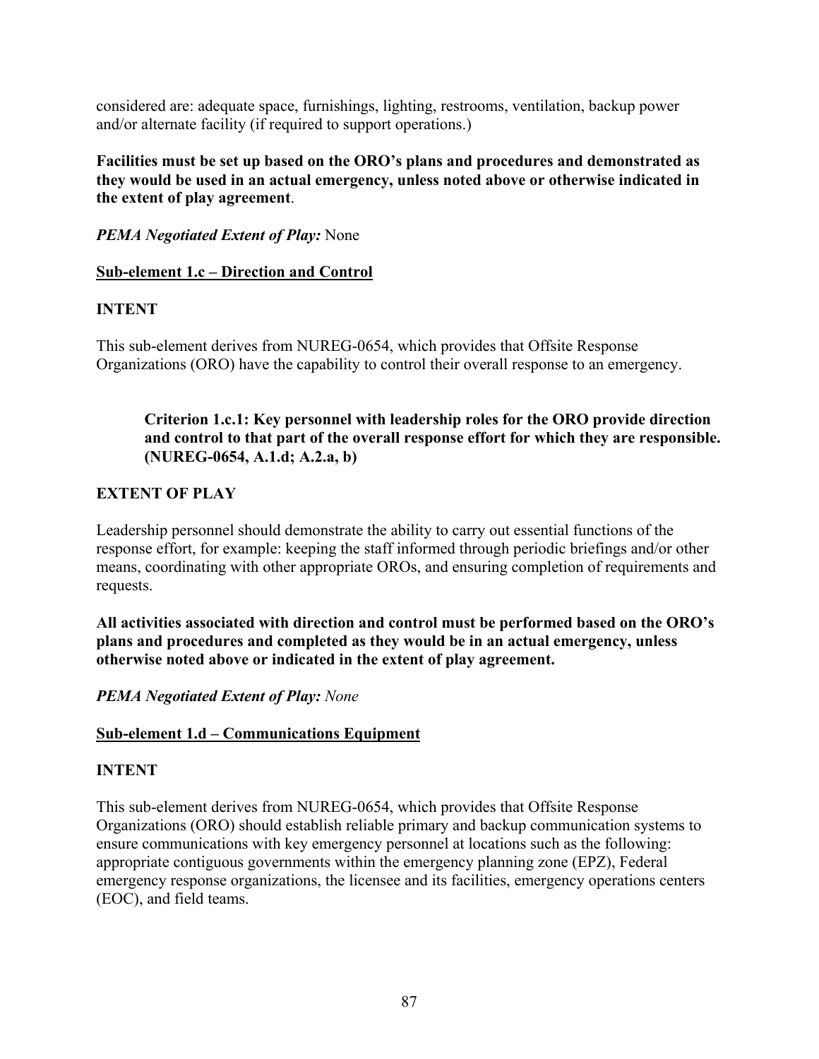considered are: adequate space, furnishings, lighting, restrooms, ventilation, backup power and/or alternate facility (if required to support operations.)

**Facilities must be set up based on the ORO's plans and procedures and demonstrated as they would be used in an actual emergency, unless noted above or otherwise indicated in the extent of play agreement**.

***PEMA Negotiated Extent of Play:*** None

**<u>Sub-element 1.c – Direction and Control</u>**

**INTENT**

This sub-element derives from NUREG-0654, which provides that Offsite Response Organizations (ORO) have the capability to control their overall response to an emergency.

> **Criterion 1.c.1: Key personnel with leadership roles for the ORO provide direction and control to that part of the overall response effort for which they are responsible. (NUREG-0654, A.1.d; A.2.a, b)**

**EXTENT OF PLAY**

Leadership personnel should demonstrate the ability to carry out essential functions of the response effort, for example: keeping the staff informed through periodic briefings and/or other means, coordinating with other appropriate OROs, and ensuring completion of requirements and requests.

**All activities associated with direction and control must be performed based on the ORO's plans and procedures and completed as they would be in an actual emergency, unless otherwise noted above or indicated in the extent of play agreement.**

***PEMA Negotiated Extent of Play:*** *None*

**<u>Sub-element 1.d – Communications Equipment</u>**

**INTENT**

This sub-element derives from NUREG-0654, which provides that Offsite Response Organizations (ORO) should establish reliable primary and backup communication systems to ensure communications with key emergency personnel at locations such as the following: appropriate contiguous governments within the emergency planning zone (EPZ), Federal emergency response organizations, the licensee and its facilities, emergency operations centers (EOC), and field teams.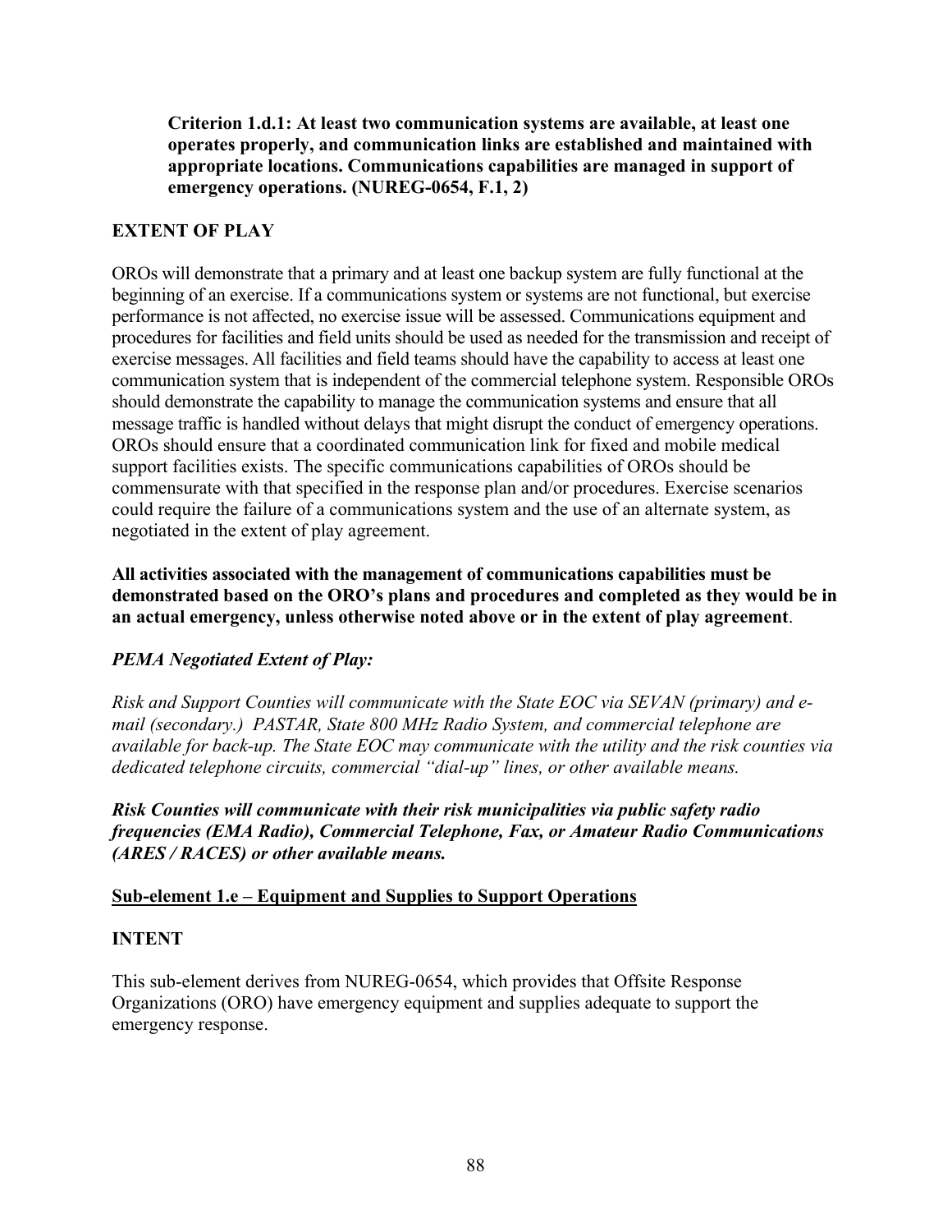**Criterion 1.d.1: At least two communication systems are available, at least one operates properly, and communication links are established and maintained with appropriate locations. Communications capabilities are managed in support of emergency operations. (NUREG-0654, F.1, 2)**

**EXTENT OF PLAY**

OROs will demonstrate that a primary and at least one backup system are fully functional at the beginning of an exercise. If a communications system or systems are not functional, but exercise performance is not affected, no exercise issue will be assessed. Communications equipment and procedures for facilities and field units should be used as needed for the transmission and receipt of exercise messages. All facilities and field teams should have the capability to access at least one communication system that is independent of the commercial telephone system. Responsible OROs should demonstrate the capability to manage the communication systems and ensure that all message traffic is handled without delays that might disrupt the conduct of emergency operations. OROs should ensure that a coordinated communication link for fixed and mobile medical support facilities exists. The specific communications capabilities of OROs should be commensurate with that specified in the response plan and/or procedures. Exercise scenarios could require the failure of a communications system and the use of an alternate system, as negotiated in the extent of play agreement.

**All activities associated with the management of communications capabilities must be demonstrated based on the ORO's plans and procedures and completed as they would be in an actual emergency, unless otherwise noted above or in the extent of play agreement**.

***PEMA Negotiated Extent of Play:***

*Risk and Support Counties will communicate with the State EOC via SEVAN (primary) and e-mail (secondary.) PASTAR, State 800 MHz Radio System, and commercial telephone are available for back-up. The State EOC may communicate with the utility and the risk counties via dedicated telephone circuits, commercial "dial-up" lines, or other available means.*

***Risk Counties will communicate with their risk municipalities via public safety radio frequencies (EMA Radio), Commercial Telephone, Fax, or Amateur Radio Communications (ARES / RACES) or other available means.***

**Sub-element 1.e – Equipment and Supplies to Support Operations**

**INTENT**

This sub-element derives from NUREG-0654, which provides that Offsite Response Organizations (ORO) have emergency equipment and supplies adequate to support the emergency response.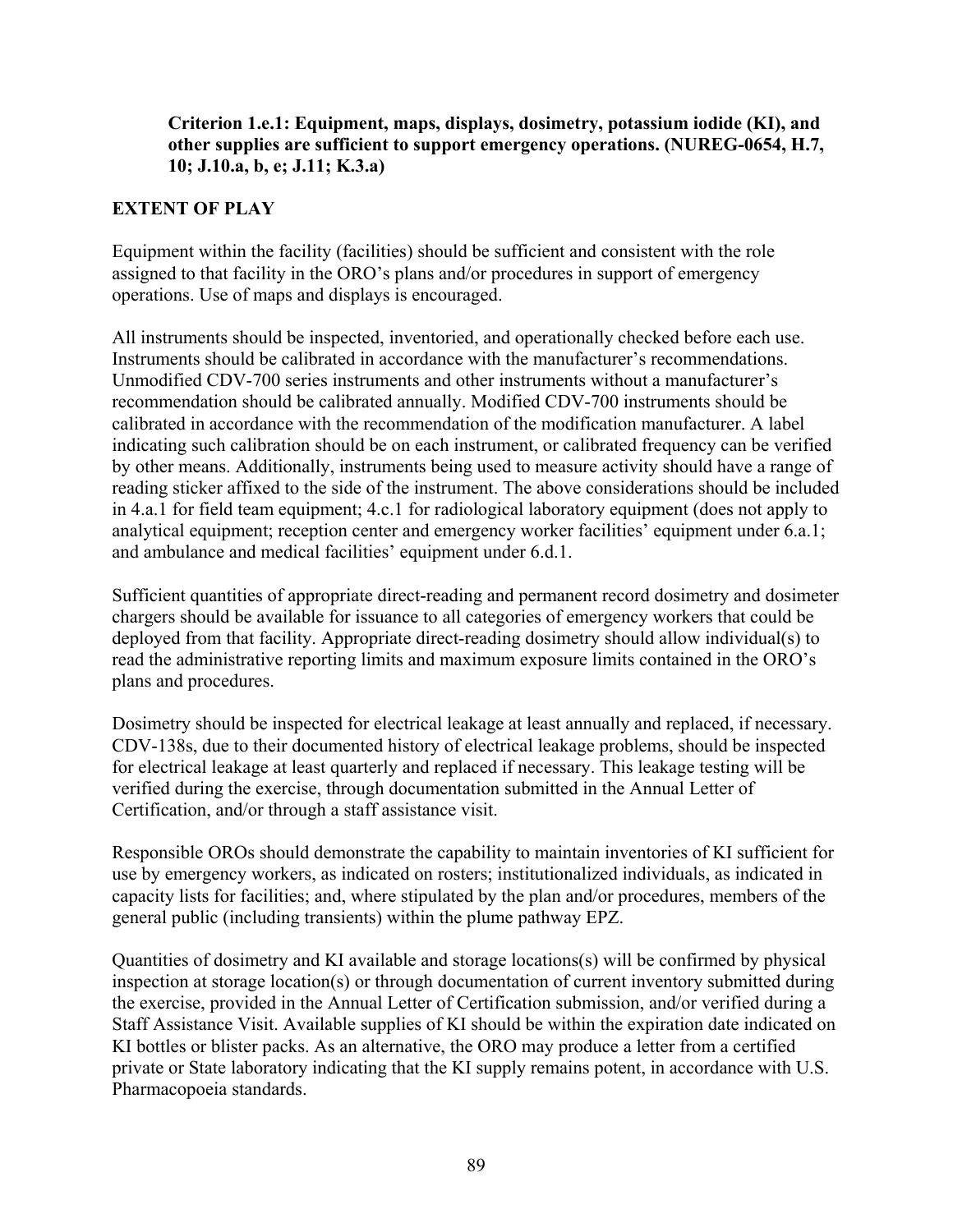**Criterion 1.e.1: Equipment, maps, displays, dosimetry, potassium iodide (KI), and other supplies are sufficient to support emergency operations. (NUREG-0654, H.7, 10; J.10.a, b, e; J.11; K.3.a)**

## EXTENT OF PLAY

Equipment within the facility (facilities) should be sufficient and consistent with the role assigned to that facility in the ORO's plans and/or procedures in support of emergency operations. Use of maps and displays is encouraged.

All instruments should be inspected, inventoried, and operationally checked before each use. Instruments should be calibrated in accordance with the manufacturer's recommendations. Unmodified CDV-700 series instruments and other instruments without a manufacturer's recommendation should be calibrated annually. Modified CDV-700 instruments should be calibrated in accordance with the recommendation of the modification manufacturer. A label indicating such calibration should be on each instrument, or calibrated frequency can be verified by other means. Additionally, instruments being used to measure activity should have a range of reading sticker affixed to the side of the instrument. The above considerations should be included in 4.a.1 for field team equipment; 4.c.1 for radiological laboratory equipment (does not apply to analytical equipment; reception center and emergency worker facilities' equipment under 6.a.1; and ambulance and medical facilities' equipment under 6.d.1.

Sufficient quantities of appropriate direct-reading and permanent record dosimetry and dosimeter chargers should be available for issuance to all categories of emergency workers that could be deployed from that facility. Appropriate direct-reading dosimetry should allow individual(s) to read the administrative reporting limits and maximum exposure limits contained in the ORO's plans and procedures.

Dosimetry should be inspected for electrical leakage at least annually and replaced, if necessary. CDV-138s, due to their documented history of electrical leakage problems, should be inspected for electrical leakage at least quarterly and replaced if necessary. This leakage testing will be verified during the exercise, through documentation submitted in the Annual Letter of Certification, and/or through a staff assistance visit.

Responsible OROs should demonstrate the capability to maintain inventories of KI sufficient for use by emergency workers, as indicated on rosters; institutionalized individuals, as indicated in capacity lists for facilities; and, where stipulated by the plan and/or procedures, members of the general public (including transients) within the plume pathway EPZ.

Quantities of dosimetry and KI available and storage locations(s) will be confirmed by physical inspection at storage location(s) or through documentation of current inventory submitted during the exercise, provided in the Annual Letter of Certification submission, and/or verified during a Staff Assistance Visit. Available supplies of KI should be within the expiration date indicated on KI bottles or blister packs. As an alternative, the ORO may produce a letter from a certified private or State laboratory indicating that the KI supply remains potent, in accordance with U.S. Pharmacopoeia standards.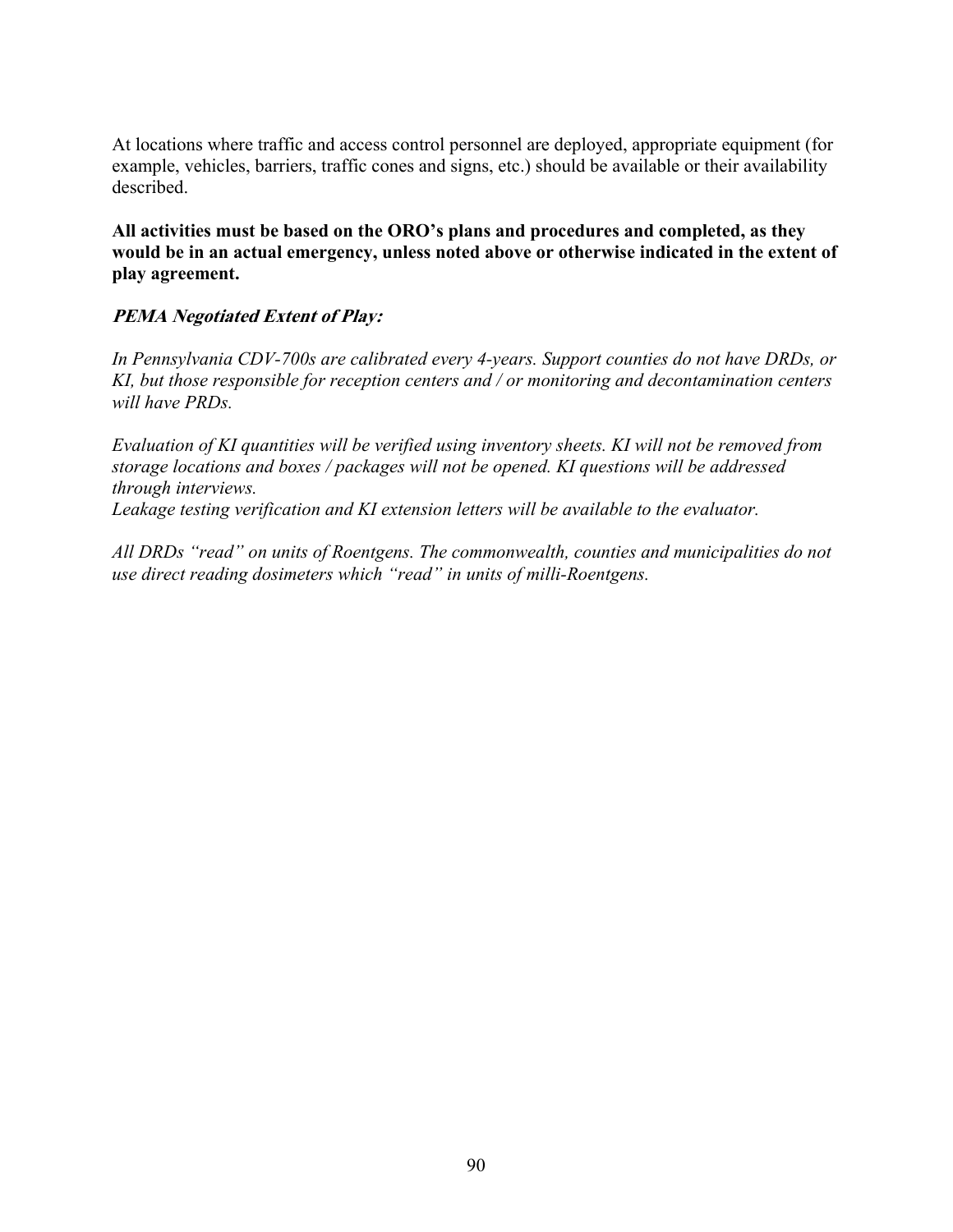At locations where traffic and access control personnel are deployed, appropriate equipment (for example, vehicles, barriers, traffic cones and signs, etc.) should be available or their availability described.

**All activities must be based on the ORO's plans and procedures and completed, as they would be in an actual emergency, unless noted above or otherwise indicated in the extent of play agreement.**

***PEMA Negotiated Extent of Play:***

*In Pennsylvania CDV-700s are calibrated every 4-years. Support counties do not have DRDs, or KI, but those responsible for reception centers and / or monitoring and decontamination centers will have PRDs.*

*Evaluation of KI quantities will be verified using inventory sheets. KI will not be removed from storage locations and boxes / packages will not be opened. KI questions will be addressed through interviews.*
*Leakage testing verification and KI extension letters will be available to the evaluator.*

*All DRDs "read" on units of Roentgens. The commonwealth, counties and municipalities do not use direct reading dosimeters which "read" in units of milli-Roentgens.*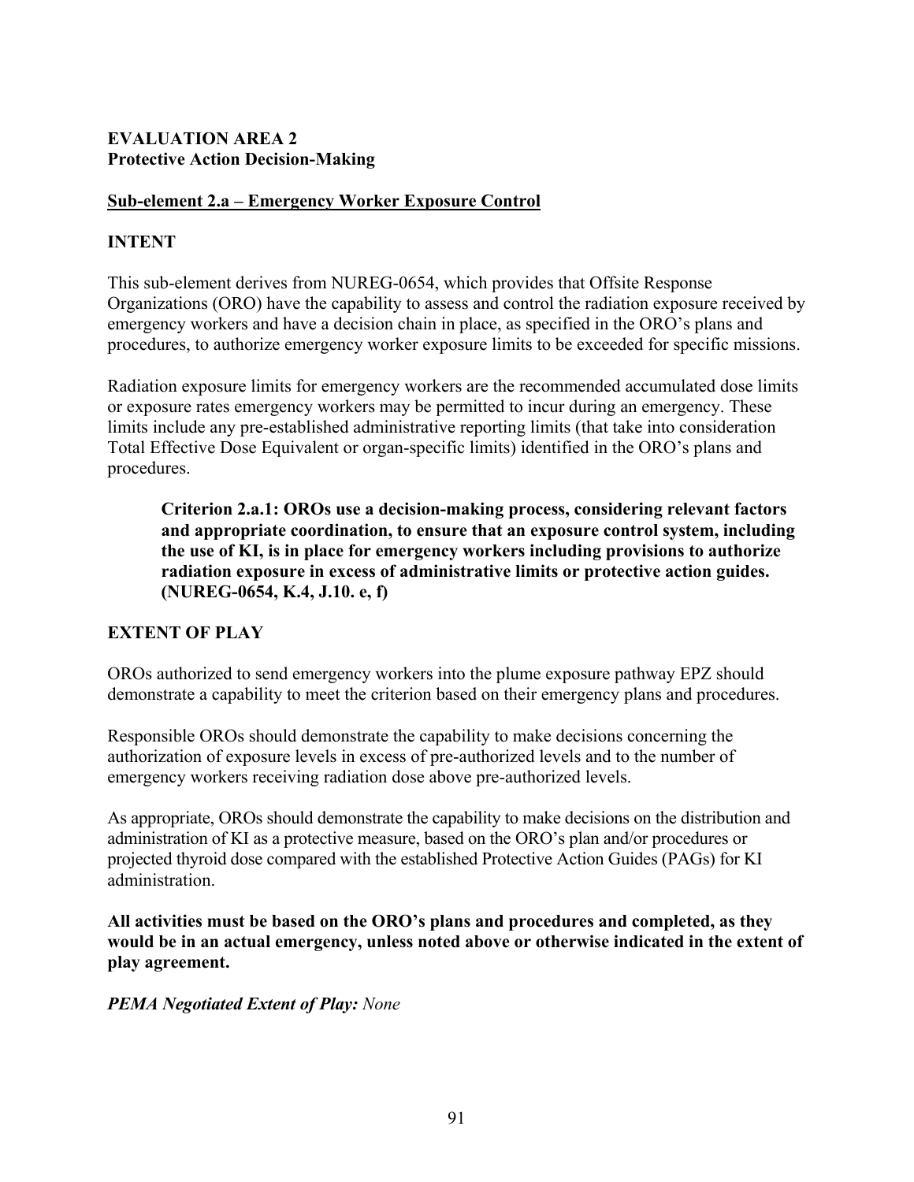# EVALUATION AREA 2
## Protective Action Decision-Making

### Sub-element 2.a – Emergency Worker Exposure Control

**INTENT**

This sub-element derives from NUREG-0654, which provides that Offsite Response Organizations (ORO) have the capability to assess and control the radiation exposure received by emergency workers and have a decision chain in place, as specified in the ORO's plans and procedures, to authorize emergency worker exposure limits to be exceeded for specific missions.

Radiation exposure limits for emergency workers are the recommended accumulated dose limits or exposure rates emergency workers may be permitted to incur during an emergency. These limits include any pre-established administrative reporting limits (that take into consideration Total Effective Dose Equivalent or organ-specific limits) identified in the ORO's plans and procedures.

> **Criterion 2.a.1: OROs use a decision-making process, considering relevant factors and appropriate coordination, to ensure that an exposure control system, including the use of KI, is in place for emergency workers including provisions to authorize radiation exposure in excess of administrative limits or protective action guides. (NUREG-0654, K.4, J.10. e, f)**

**EXTENT OF PLAY**

OROs authorized to send emergency workers into the plume exposure pathway EPZ should demonstrate a capability to meet the criterion based on their emergency plans and procedures.

Responsible OROs should demonstrate the capability to make decisions concerning the authorization of exposure levels in excess of pre-authorized levels and to the number of emergency workers receiving radiation dose above pre-authorized levels.

As appropriate, OROs should demonstrate the capability to make decisions on the distribution and administration of KI as a protective measure, based on the ORO's plan and/or procedures or projected thyroid dose compared with the established Protective Action Guides (PAGs) for KI administration.

**All activities must be based on the ORO's plans and procedures and completed, as they would be in an actual emergency, unless noted above or otherwise indicated in the extent of play agreement.**

***PEMA Negotiated Extent of Play:*** *None*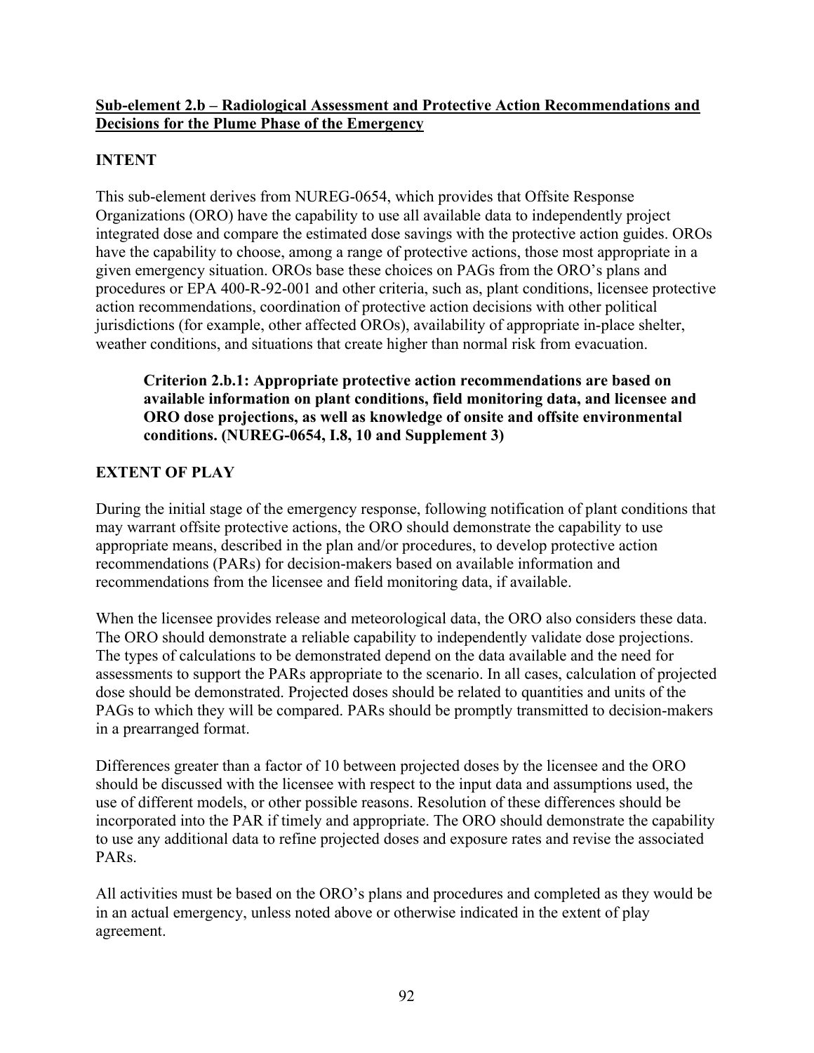**Sub-element 2.b – Radiological Assessment and Protective Action Recommendations and Decisions for the Plume Phase of the Emergency**

**INTENT**

This sub-element derives from NUREG-0654, which provides that Offsite Response Organizations (ORO) have the capability to use all available data to independently project integrated dose and compare the estimated dose savings with the protective action guides. OROs have the capability to choose, among a range of protective actions, those most appropriate in a given emergency situation. OROs base these choices on PAGs from the ORO's plans and procedures or EPA 400-R-92-001 and other criteria, such as, plant conditions, licensee protective action recommendations, coordination of protective action decisions with other political jurisdictions (for example, other affected OROs), availability of appropriate in-place shelter, weather conditions, and situations that create higher than normal risk from evacuation.

> **Criterion 2.b.1: Appropriate protective action recommendations are based on available information on plant conditions, field monitoring data, and licensee and ORO dose projections, as well as knowledge of onsite and offsite environmental conditions. (NUREG-0654, I.8, 10 and Supplement 3)**

**EXTENT OF PLAY**

During the initial stage of the emergency response, following notification of plant conditions that may warrant offsite protective actions, the ORO should demonstrate the capability to use appropriate means, described in the plan and/or procedures, to develop protective action recommendations (PARs) for decision-makers based on available information and recommendations from the licensee and field monitoring data, if available.

When the licensee provides release and meteorological data, the ORO also considers these data. The ORO should demonstrate a reliable capability to independently validate dose projections. The types of calculations to be demonstrated depend on the data available and the need for assessments to support the PARs appropriate to the scenario. In all cases, calculation of projected dose should be demonstrated. Projected doses should be related to quantities and units of the PAGs to which they will be compared. PARs should be promptly transmitted to decision-makers in a prearranged format.

Differences greater than a factor of 10 between projected doses by the licensee and the ORO should be discussed with the licensee with respect to the input data and assumptions used, the use of different models, or other possible reasons. Resolution of these differences should be incorporated into the PAR if timely and appropriate. The ORO should demonstrate the capability to use any additional data to refine projected doses and exposure rates and revise the associated PARs.

All activities must be based on the ORO's plans and procedures and completed as they would be in an actual emergency, unless noted above or otherwise indicated in the extent of play agreement.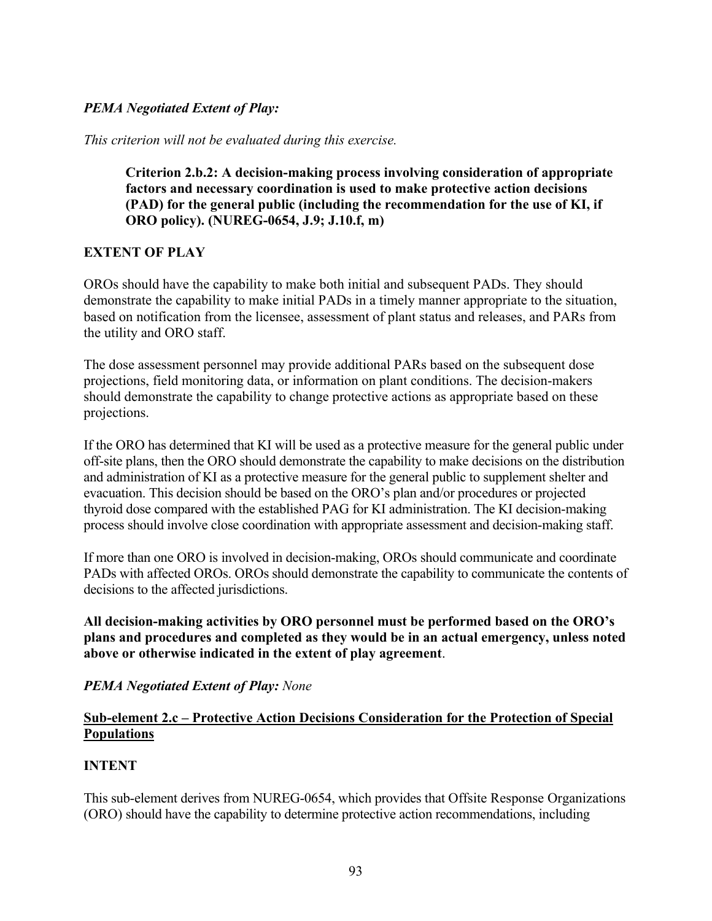***PEMA Negotiated Extent of Play:***

*This criterion will not be evaluated during this exercise.*

**Criterion 2.b.2: A decision-making process involving consideration of appropriate factors and necessary coordination is used to make protective action decisions (PAD) for the general public (including the recommendation for the use of KI, if ORO policy). (NUREG-0654, J.9; J.10.f, m)**

**EXTENT OF PLAY**

OROs should have the capability to make both initial and subsequent PADs. They should demonstrate the capability to make initial PADs in a timely manner appropriate to the situation, based on notification from the licensee, assessment of plant status and releases, and PARs from the utility and ORO staff.

The dose assessment personnel may provide additional PARs based on the subsequent dose projections, field monitoring data, or information on plant conditions. The decision-makers should demonstrate the capability to change protective actions as appropriate based on these projections.

If the ORO has determined that KI will be used as a protective measure for the general public under off-site plans, then the ORO should demonstrate the capability to make decisions on the distribution and administration of KI as a protective measure for the general public to supplement shelter and evacuation. This decision should be based on the ORO's plan and/or procedures or projected thyroid dose compared with the established PAG for KI administration. The KI decision-making process should involve close coordination with appropriate assessment and decision-making staff.

If more than one ORO is involved in decision-making, OROs should communicate and coordinate PADs with affected OROs. OROs should demonstrate the capability to communicate the contents of decisions to the affected jurisdictions.

**All decision-making activities by ORO personnel must be performed based on the ORO's plans and procedures and completed as they would be in an actual emergency, unless noted above or otherwise indicated in the extent of play agreement**.

***PEMA Negotiated Extent of Play:*** *None*

**<u>Sub-element 2.c – Protective Action Decisions Consideration for the Protection of Special Populations</u>**

**INTENT**

This sub-element derives from NUREG-0654, which provides that Offsite Response Organizations (ORO) should have the capability to determine protective action recommendations, including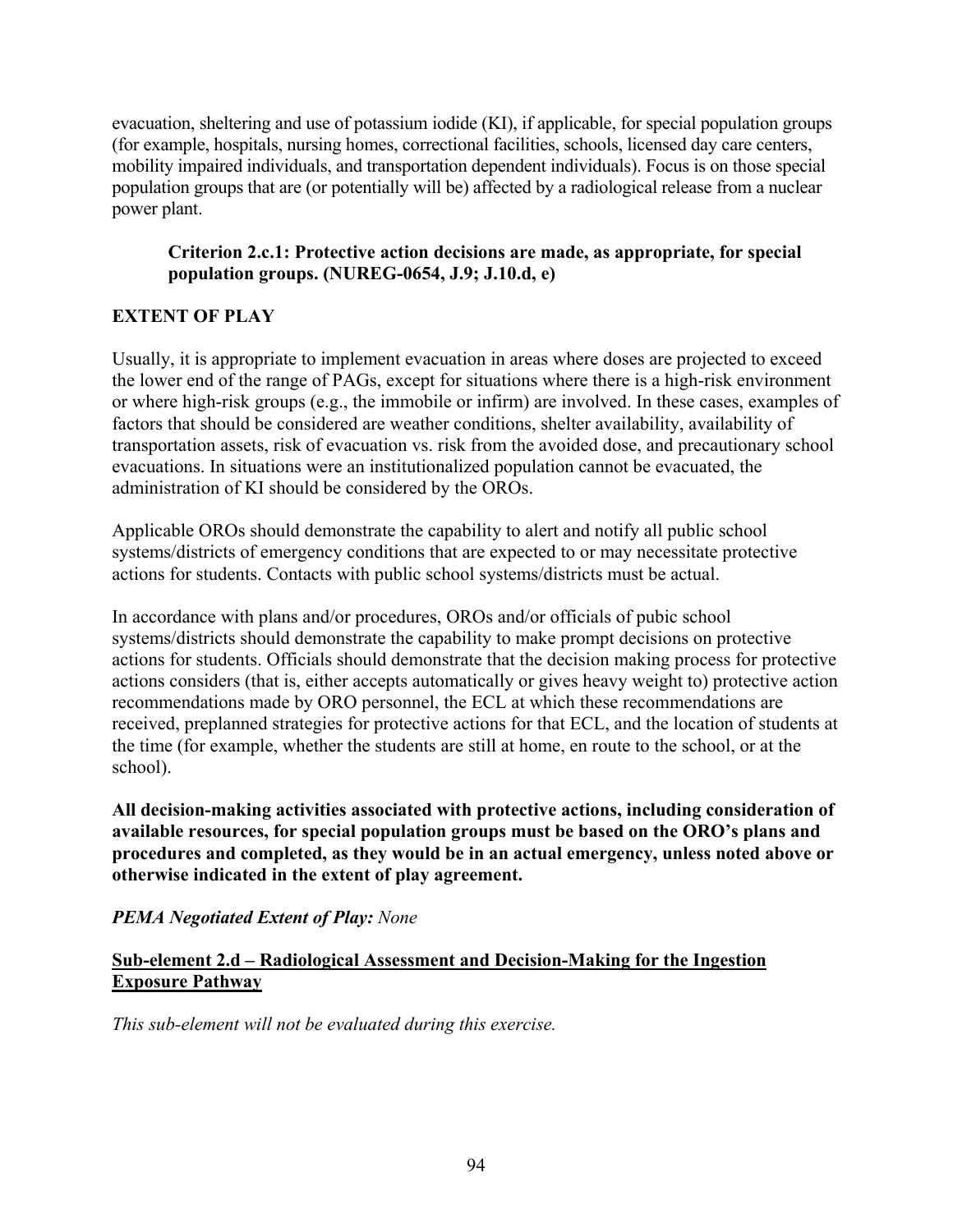evacuation, sheltering and use of potassium iodide (KI), if applicable, for special population groups (for example, hospitals, nursing homes, correctional facilities, schools, licensed day care centers, mobility impaired individuals, and transportation dependent individuals). Focus is on those special population groups that are (or potentially will be) affected by a radiological release from a nuclear power plant.

**Criterion 2.c.1: Protective action decisions are made, as appropriate, for special population groups. (NUREG-0654, J.9; J.10.d, e)**

**EXTENT OF PLAY**

Usually, it is appropriate to implement evacuation in areas where doses are projected to exceed the lower end of the range of PAGs, except for situations where there is a high-risk environment or where high-risk groups (e.g., the immobile or infirm) are involved. In these cases, examples of factors that should be considered are weather conditions, shelter availability, availability of transportation assets, risk of evacuation vs. risk from the avoided dose, and precautionary school evacuations. In situations were an institutionalized population cannot be evacuated, the administration of KI should be considered by the OROs.

Applicable OROs should demonstrate the capability to alert and notify all public school systems/districts of emergency conditions that are expected to or may necessitate protective actions for students. Contacts with public school systems/districts must be actual.

In accordance with plans and/or procedures, OROs and/or officials of pubic school systems/districts should demonstrate the capability to make prompt decisions on protective actions for students. Officials should demonstrate that the decision making process for protective actions considers (that is, either accepts automatically or gives heavy weight to) protective action recommendations made by ORO personnel, the ECL at which these recommendations are received, preplanned strategies for protective actions for that ECL, and the location of students at the time (for example, whether the students are still at home, en route to the school, or at the school).

**All decision-making activities associated with protective actions, including consideration of available resources, for special population groups must be based on the ORO's plans and procedures and completed, as they would be in an actual emergency, unless noted above or otherwise indicated in the extent of play agreement.**

***PEMA Negotiated Extent of Play:*** *None*

**<u>Sub-element 2.d – Radiological Assessment and Decision-Making for the Ingestion Exposure Pathway</u>**

*This sub-element will not be evaluated during this exercise.*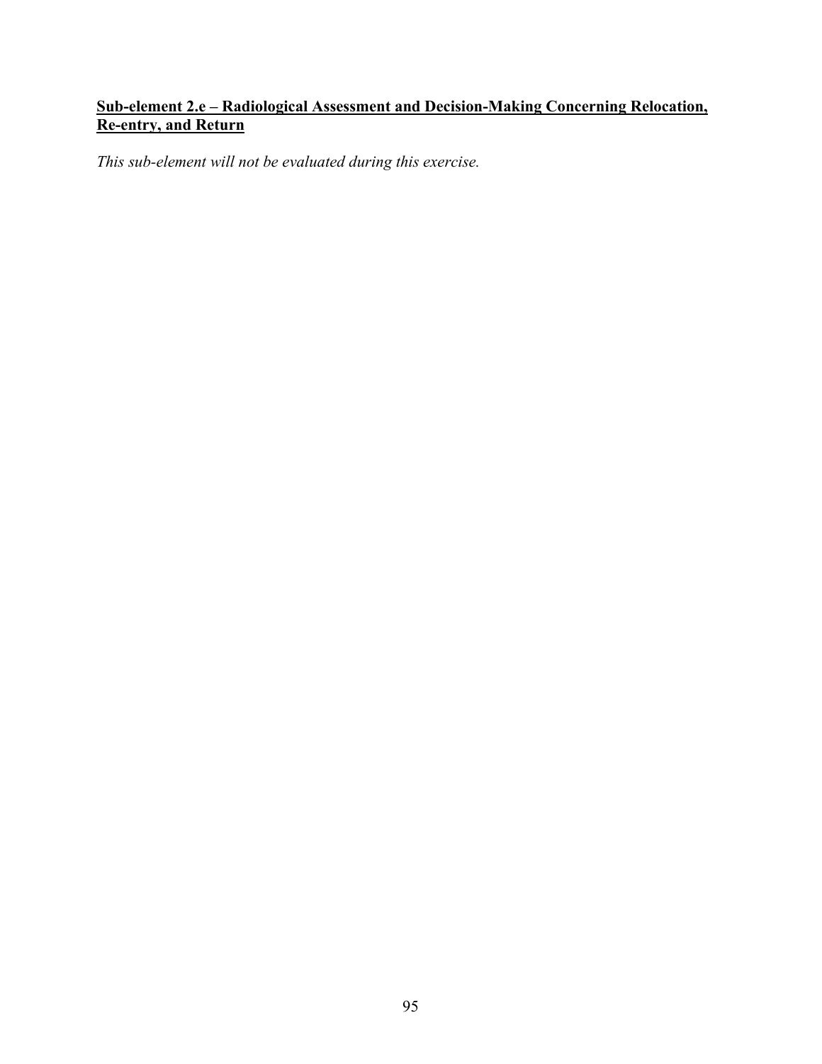**Sub-element 2.e – Radiological Assessment and Decision-Making Concerning Relocation, Re-entry, and Return**

*This sub-element will not be evaluated during this exercise.*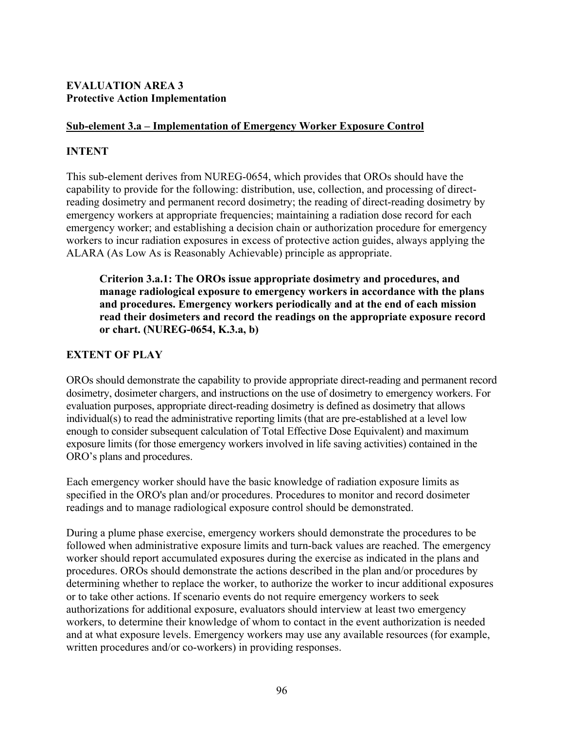**EVALUATION AREA 3**
**Protective Action Implementation**

## Sub-element 3.a – Implementation of Emergency Worker Exposure Control

### INTENT

This sub-element derives from NUREG-0654, which provides that OROs should have the capability to provide for the following: distribution, use, collection, and processing of direct-reading dosimetry and permanent record dosimetry; the reading of direct-reading dosimetry by emergency workers at appropriate frequencies; maintaining a radiation dose record for each emergency worker; and establishing a decision chain or authorization procedure for emergency workers to incur radiation exposures in excess of protective action guides, always applying the ALARA (As Low As is Reasonably Achievable) principle as appropriate.

> **Criterion 3.a.1: The OROs issue appropriate dosimetry and procedures, and manage radiological exposure to emergency workers in accordance with the plans and procedures. Emergency workers periodically and at the end of each mission read their dosimeters and record the readings on the appropriate exposure record or chart. (NUREG-0654, K.3.a, b)**

### EXTENT OF PLAY

OROs should demonstrate the capability to provide appropriate direct-reading and permanent record dosimetry, dosimeter chargers, and instructions on the use of dosimetry to emergency workers. For evaluation purposes, appropriate direct-reading dosimetry is defined as dosimetry that allows individual(s) to read the administrative reporting limits (that are pre-established at a level low enough to consider subsequent calculation of Total Effective Dose Equivalent) and maximum exposure limits (for those emergency workers involved in life saving activities) contained in the ORO's plans and procedures.

Each emergency worker should have the basic knowledge of radiation exposure limits as specified in the ORO's plan and/or procedures. Procedures to monitor and record dosimeter readings and to manage radiological exposure control should be demonstrated.

During a plume phase exercise, emergency workers should demonstrate the procedures to be followed when administrative exposure limits and turn-back values are reached. The emergency worker should report accumulated exposures during the exercise as indicated in the plans and procedures. OROs should demonstrate the actions described in the plan and/or procedures by determining whether to replace the worker, to authorize the worker to incur additional exposures or to take other actions. If scenario events do not require emergency workers to seek authorizations for additional exposure, evaluators should interview at least two emergency workers, to determine their knowledge of whom to contact in the event authorization is needed and at what exposure levels. Emergency workers may use any available resources (for example, written procedures and/or co-workers) in providing responses.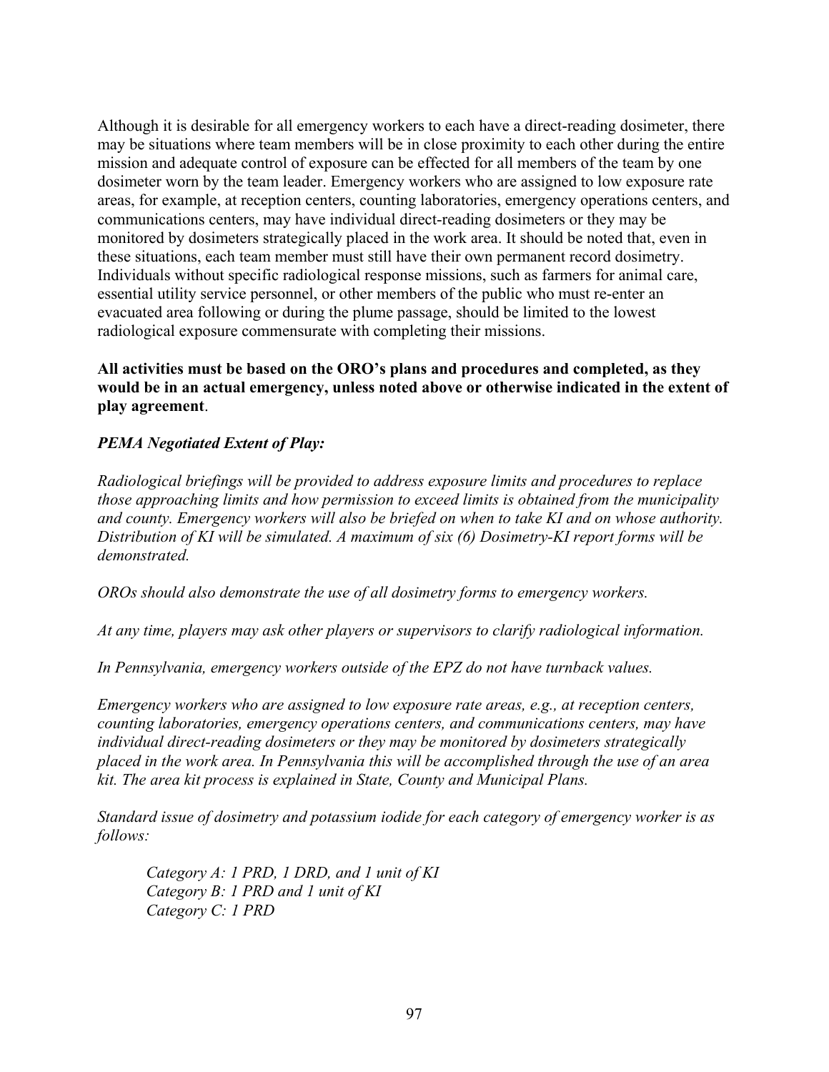Although it is desirable for all emergency workers to each have a direct-reading dosimeter, there may be situations where team members will be in close proximity to each other during the entire mission and adequate control of exposure can be effected for all members of the team by one dosimeter worn by the team leader. Emergency workers who are assigned to low exposure rate areas, for example, at reception centers, counting laboratories, emergency operations centers, and communications centers, may have individual direct-reading dosimeters or they may be monitored by dosimeters strategically placed in the work area. It should be noted that, even in these situations, each team member must still have their own permanent record dosimetry. Individuals without specific radiological response missions, such as farmers for animal care, essential utility service personnel, or other members of the public who must re-enter an evacuated area following or during the plume passage, should be limited to the lowest radiological exposure commensurate with completing their missions.

**All activities must be based on the ORO's plans and procedures and completed, as they would be in an actual emergency, unless noted above or otherwise indicated in the extent of play agreement**.

***PEMA Negotiated Extent of Play:***

*Radiological briefings will be provided to address exposure limits and procedures to replace those approaching limits and how permission to exceed limits is obtained from the municipality and county. Emergency workers will also be briefed on when to take KI and on whose authority. Distribution of KI will be simulated. A maximum of six (6) Dosimetry-KI report forms will be demonstrated.*

*OROs should also demonstrate the use of all dosimetry forms to emergency workers.*

*At any time, players may ask other players or supervisors to clarify radiological information.*

*In Pennsylvania, emergency workers outside of the EPZ do not have turnback values.*

*Emergency workers who are assigned to low exposure rate areas, e.g., at reception centers, counting laboratories, emergency operations centers, and communications centers, may have individual direct-reading dosimeters or they may be monitored by dosimeters strategically placed in the work area. In Pennsylvania this will be accomplished through the use of an area kit. The area kit process is explained in State, County and Municipal Plans.*

*Standard issue of dosimetry and potassium iodide for each category of emergency worker is as follows:*

> *Category A: 1 PRD, 1 DRD, and 1 unit of KI*
> *Category B: 1 PRD and 1 unit of KI*
> *Category C: 1 PRD*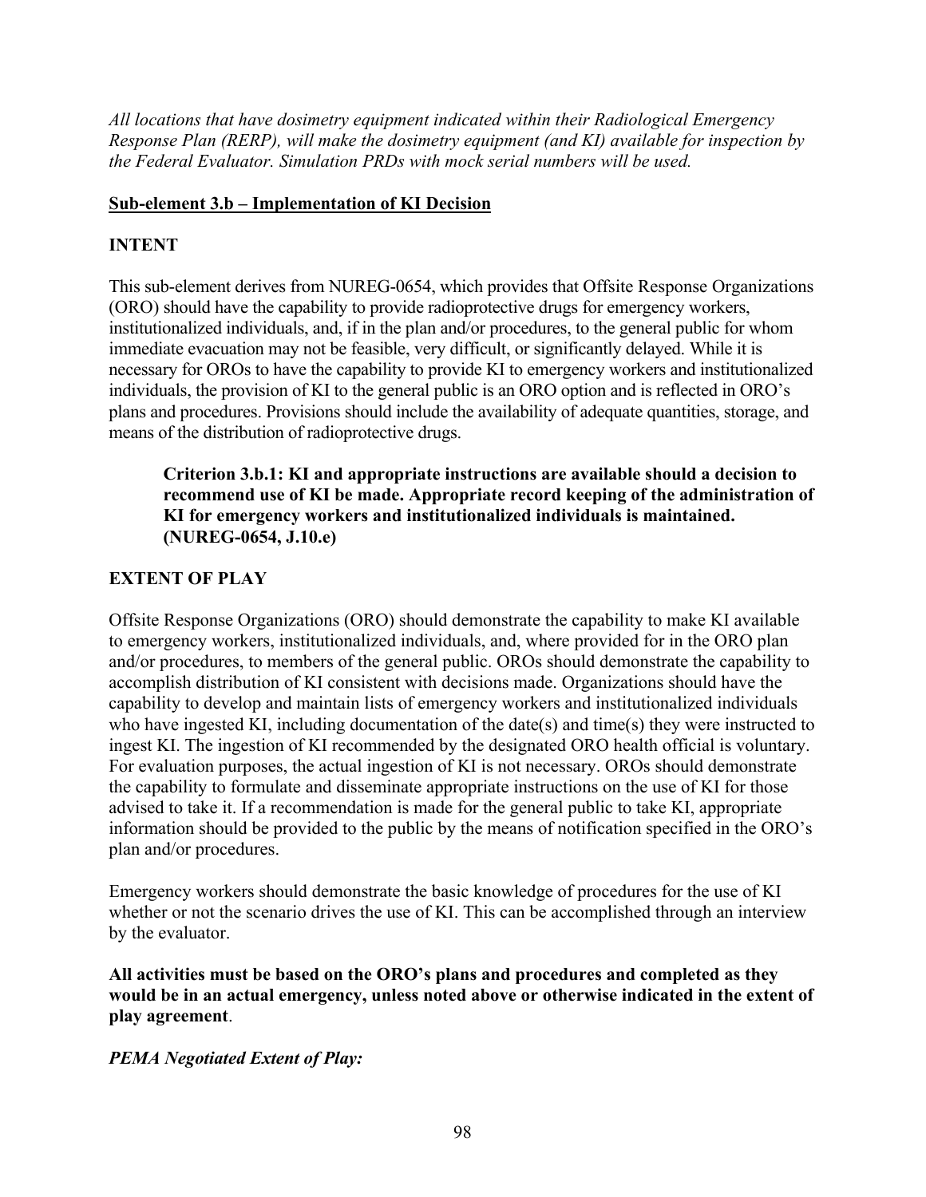*All locations that have dosimetry equipment indicated within their Radiological Emergency Response Plan (RERP), will make the dosimetry equipment (and KI) available for inspection by the Federal Evaluator. Simulation PRDs with mock serial numbers will be used.*

**Sub-element 3.b – Implementation of KI Decision**

**INTENT**

This sub-element derives from NUREG-0654, which provides that Offsite Response Organizations (ORO) should have the capability to provide radioprotective drugs for emergency workers, institutionalized individuals, and, if in the plan and/or procedures, to the general public for whom immediate evacuation may not be feasible, very difficult, or significantly delayed. While it is necessary for OROs to have the capability to provide KI to emergency workers and institutionalized individuals, the provision of KI to the general public is an ORO option and is reflected in ORO's plans and procedures. Provisions should include the availability of adequate quantities, storage, and means of the distribution of radioprotective drugs.

> **Criterion 3.b.1: KI and appropriate instructions are available should a decision to recommend use of KI be made. Appropriate record keeping of the administration of KI for emergency workers and institutionalized individuals is maintained. (NUREG-0654, J.10.e)**

**EXTENT OF PLAY**

Offsite Response Organizations (ORO) should demonstrate the capability to make KI available to emergency workers, institutionalized individuals, and, where provided for in the ORO plan and/or procedures, to members of the general public. OROs should demonstrate the capability to accomplish distribution of KI consistent with decisions made. Organizations should have the capability to develop and maintain lists of emergency workers and institutionalized individuals who have ingested KI, including documentation of the date(s) and time(s) they were instructed to ingest KI. The ingestion of KI recommended by the designated ORO health official is voluntary. For evaluation purposes, the actual ingestion of KI is not necessary. OROs should demonstrate the capability to formulate and disseminate appropriate instructions on the use of KI for those advised to take it. If a recommendation is made for the general public to take KI, appropriate information should be provided to the public by the means of notification specified in the ORO's plan and/or procedures.

Emergency workers should demonstrate the basic knowledge of procedures for the use of KI whether or not the scenario drives the use of KI. This can be accomplished through an interview by the evaluator.

**All activities must be based on the ORO's plans and procedures and completed as they would be in an actual emergency, unless noted above or otherwise indicated in the extent of play agreement**.

***PEMA Negotiated Extent of Play:***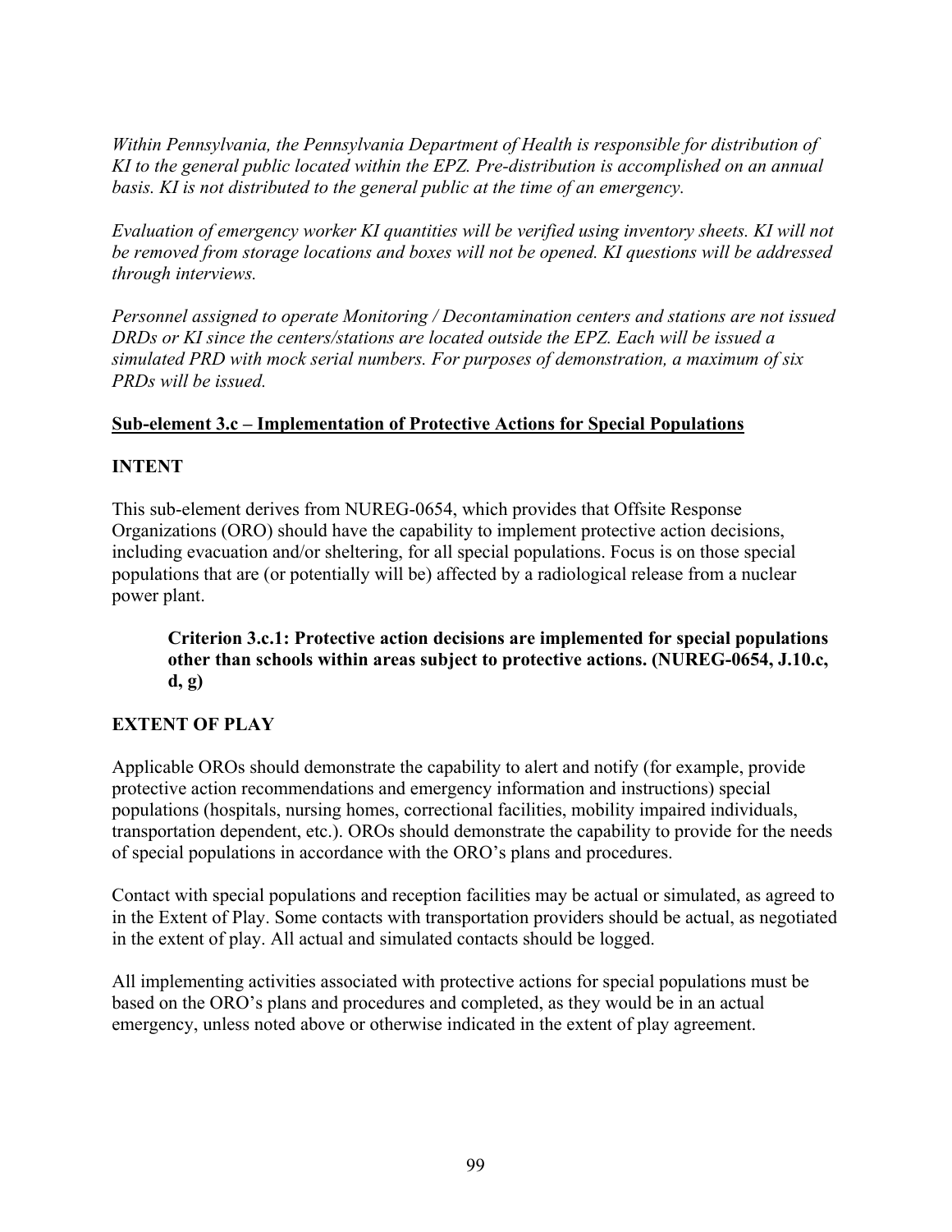*Within Pennsylvania, the Pennsylvania Department of Health is responsible for distribution of KI to the general public located within the EPZ. Pre-distribution is accomplished on an annual basis. KI is not distributed to the general public at the time of an emergency.*

*Evaluation of emergency worker KI quantities will be verified using inventory sheets. KI will not be removed from storage locations and boxes will not be opened. KI questions will be addressed through interviews.*

*Personnel assigned to operate Monitoring / Decontamination centers and stations are not issued DRDs or KI since the centers/stations are located outside the EPZ. Each will be issued a simulated PRD with mock serial numbers. For purposes of demonstration, a maximum of six PRDs will be issued.*

## Sub-element 3.c – Implementation of Protective Actions for Special Populations

### INTENT

This sub-element derives from NUREG-0654, which provides that Offsite Response Organizations (ORO) should have the capability to implement protective action decisions, including evacuation and/or sheltering, for all special populations. Focus is on those special populations that are (or potentially will be) affected by a radiological release from a nuclear power plant.

> **Criterion 3.c.1: Protective action decisions are implemented for special populations other than schools within areas subject to protective actions. (NUREG-0654, J.10.c, d, g)**

### EXTENT OF PLAY

Applicable OROs should demonstrate the capability to alert and notify (for example, provide protective action recommendations and emergency information and instructions) special populations (hospitals, nursing homes, correctional facilities, mobility impaired individuals, transportation dependent, etc.). OROs should demonstrate the capability to provide for the needs of special populations in accordance with the ORO's plans and procedures.

Contact with special populations and reception facilities may be actual or simulated, as agreed to in the Extent of Play. Some contacts with transportation providers should be actual, as negotiated in the extent of play. All actual and simulated contacts should be logged.

All implementing activities associated with protective actions for special populations must be based on the ORO's plans and procedures and completed, as they would be in an actual emergency, unless noted above or otherwise indicated in the extent of play agreement.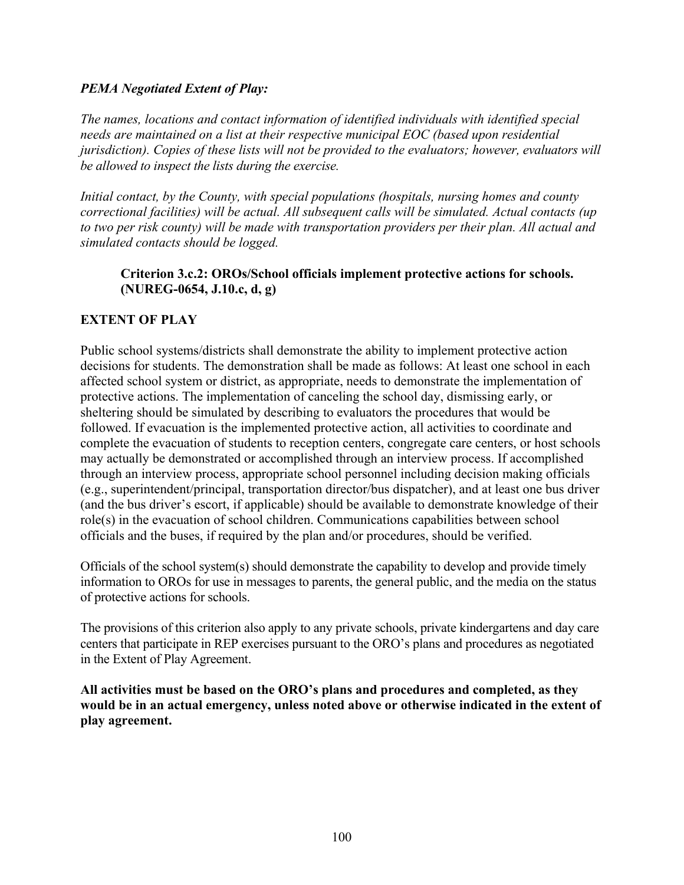***PEMA Negotiated Extent of Play:***

*The names, locations and contact information of identified individuals with identified special needs are maintained on a list at their respective municipal EOC (based upon residential jurisdiction). Copies of these lists will not be provided to the evaluators; however, evaluators will be allowed to inspect the lists during the exercise.*

*Initial contact, by the County, with special populations (hospitals, nursing homes and county correctional facilities) will be actual. All subsequent calls will be simulated. Actual contacts (up to two per risk county) will be made with transportation providers per their plan. All actual and simulated contacts should be logged.*

**Criterion 3.c.2: OROs/School officials implement protective actions for schools. (NUREG-0654, J.10.c, d, g)**

**EXTENT OF PLAY**

Public school systems/districts shall demonstrate the ability to implement protective action decisions for students. The demonstration shall be made as follows: At least one school in each affected school system or district, as appropriate, needs to demonstrate the implementation of protective actions. The implementation of canceling the school day, dismissing early, or sheltering should be simulated by describing to evaluators the procedures that would be followed. If evacuation is the implemented protective action, all activities to coordinate and complete the evacuation of students to reception centers, congregate care centers, or host schools may actually be demonstrated or accomplished through an interview process. If accomplished through an interview process, appropriate school personnel including decision making officials (e.g., superintendent/principal, transportation director/bus dispatcher), and at least one bus driver (and the bus driver's escort, if applicable) should be available to demonstrate knowledge of their role(s) in the evacuation of school children. Communications capabilities between school officials and the buses, if required by the plan and/or procedures, should be verified.

Officials of the school system(s) should demonstrate the capability to develop and provide timely information to OROs for use in messages to parents, the general public, and the media on the status of protective actions for schools.

The provisions of this criterion also apply to any private schools, private kindergartens and day care centers that participate in REP exercises pursuant to the ORO's plans and procedures as negotiated in the Extent of Play Agreement.

**All activities must be based on the ORO's plans and procedures and completed, as they would be in an actual emergency, unless noted above or otherwise indicated in the extent of play agreement.**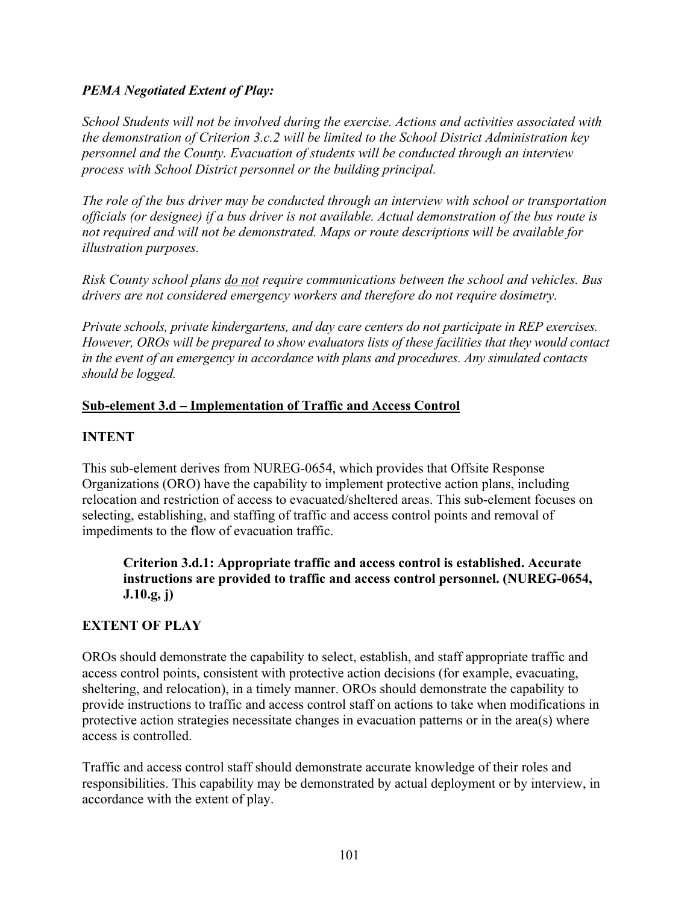***PEMA Negotiated Extent of Play:***

*School Students will not be involved during the exercise. Actions and activities associated with the demonstration of Criterion 3.c.2 will be limited to the School District Administration key personnel and the County. Evacuation of students will be conducted through an interview process with School District personnel or the building principal.*

*The role of the bus driver may be conducted through an interview with school or transportation officials (or designee) if a bus driver is not available. Actual demonstration of the bus route is not required and will not be demonstrated. Maps or route descriptions will be available for illustration purposes.*

*Risk County school plans <u>do not</u> require communications between the school and vehicles. Bus drivers are not considered emergency workers and therefore do not require dosimetry.*

*Private schools, private kindergartens, and day care centers do not participate in REP exercises. However, OROs will be prepared to show evaluators lists of these facilities that they would contact in the event of an emergency in accordance with plans and procedures. Any simulated contacts should be logged.*

## <u>Sub-element 3.d – Implementation of Traffic and Access Control</u>

### INTENT

This sub-element derives from NUREG-0654, which provides that Offsite Response Organizations (ORO) have the capability to implement protective action plans, including relocation and restriction of access to evacuated/sheltered areas. This sub-element focuses on selecting, establishing, and staffing of traffic and access control points and removal of impediments to the flow of evacuation traffic.

> **Criterion 3.d.1: Appropriate traffic and access control is established. Accurate instructions are provided to traffic and access control personnel. (NUREG-0654, J.10.g, j)**

### EXTENT OF PLAY

OROs should demonstrate the capability to select, establish, and staff appropriate traffic and access control points, consistent with protective action decisions (for example, evacuating, sheltering, and relocation), in a timely manner. OROs should demonstrate the capability to provide instructions to traffic and access control staff on actions to take when modifications in protective action strategies necessitate changes in evacuation patterns or in the area(s) where access is controlled.

Traffic and access control staff should demonstrate accurate knowledge of their roles and responsibilities. This capability may be demonstrated by actual deployment or by interview, in accordance with the extent of play.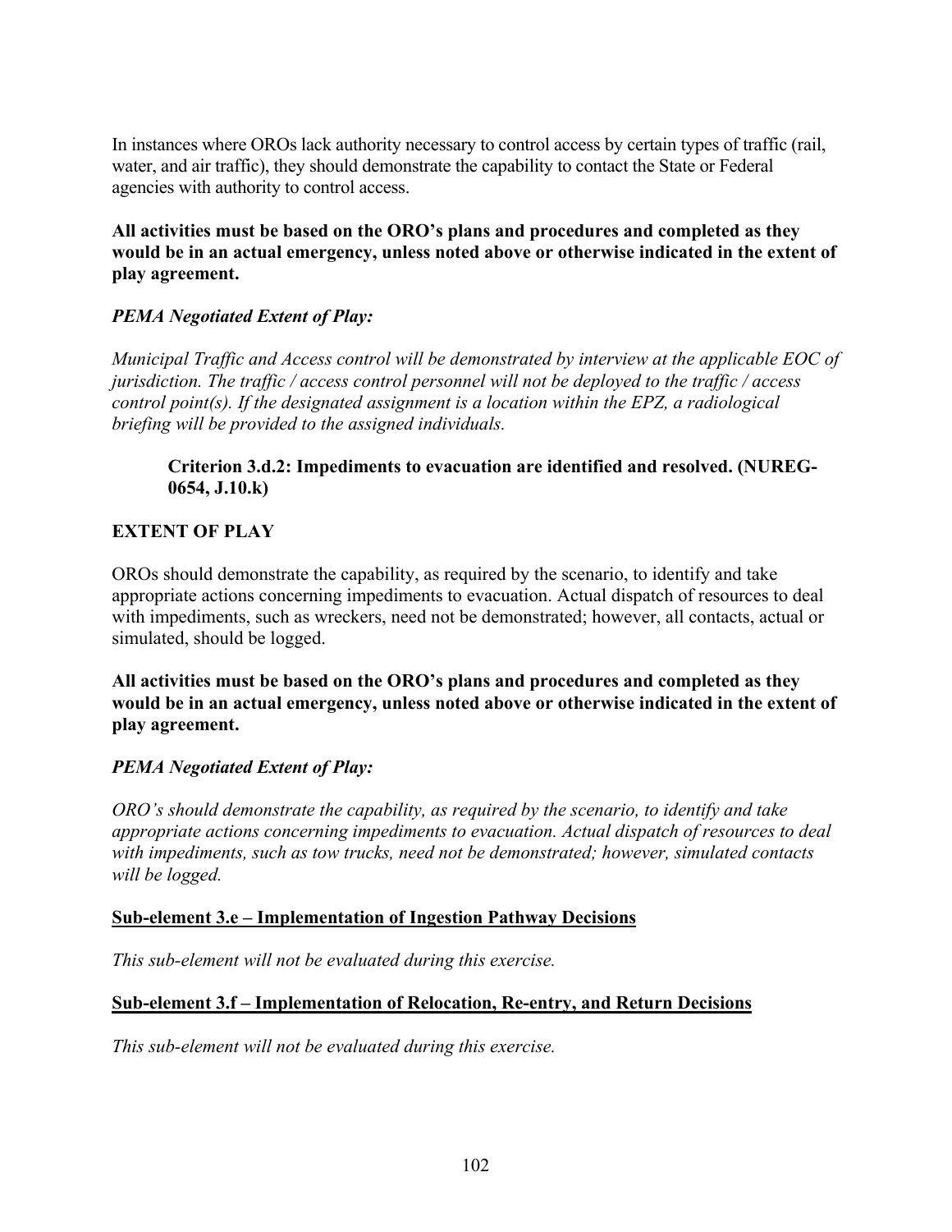In instances where OROs lack authority necessary to control access by certain types of traffic (rail, water, and air traffic), they should demonstrate the capability to contact the State or Federal agencies with authority to control access.

**All activities must be based on the ORO's plans and procedures and completed as they would be in an actual emergency, unless noted above or otherwise indicated in the extent of play agreement.**

***PEMA Negotiated Extent of Play:***

*Municipal Traffic and Access control will be demonstrated by interview at the applicable EOC of jurisdiction. The traffic / access control personnel will not be deployed to the traffic / access control point(s). If the designated assignment is a location within the EPZ, a radiological briefing will be provided to the assigned individuals.*

**Criterion 3.d.2: Impediments to evacuation are identified and resolved. (NUREG-0654, J.10.k)**

**EXTENT OF PLAY**

OROs should demonstrate the capability, as required by the scenario, to identify and take appropriate actions concerning impediments to evacuation. Actual dispatch of resources to deal with impediments, such as wreckers, need not be demonstrated; however, all contacts, actual or simulated, should be logged.

**All activities must be based on the ORO's plans and procedures and completed as they would be in an actual emergency, unless noted above or otherwise indicated in the extent of play agreement.**

***PEMA Negotiated Extent of Play:***

*ORO's should demonstrate the capability, as required by the scenario, to identify and take appropriate actions concerning impediments to evacuation. Actual dispatch of resources to deal with impediments, such as tow trucks, need not be demonstrated; however, simulated contacts will be logged.*

**<u>Sub-element 3.e – Implementation of Ingestion Pathway Decisions</u>**

*This sub-element will not be evaluated during this exercise.*

**<u>Sub-element 3.f – Implementation of Relocation, Re-entry, and Return Decisions</u>**

*This sub-element will not be evaluated during this exercise.*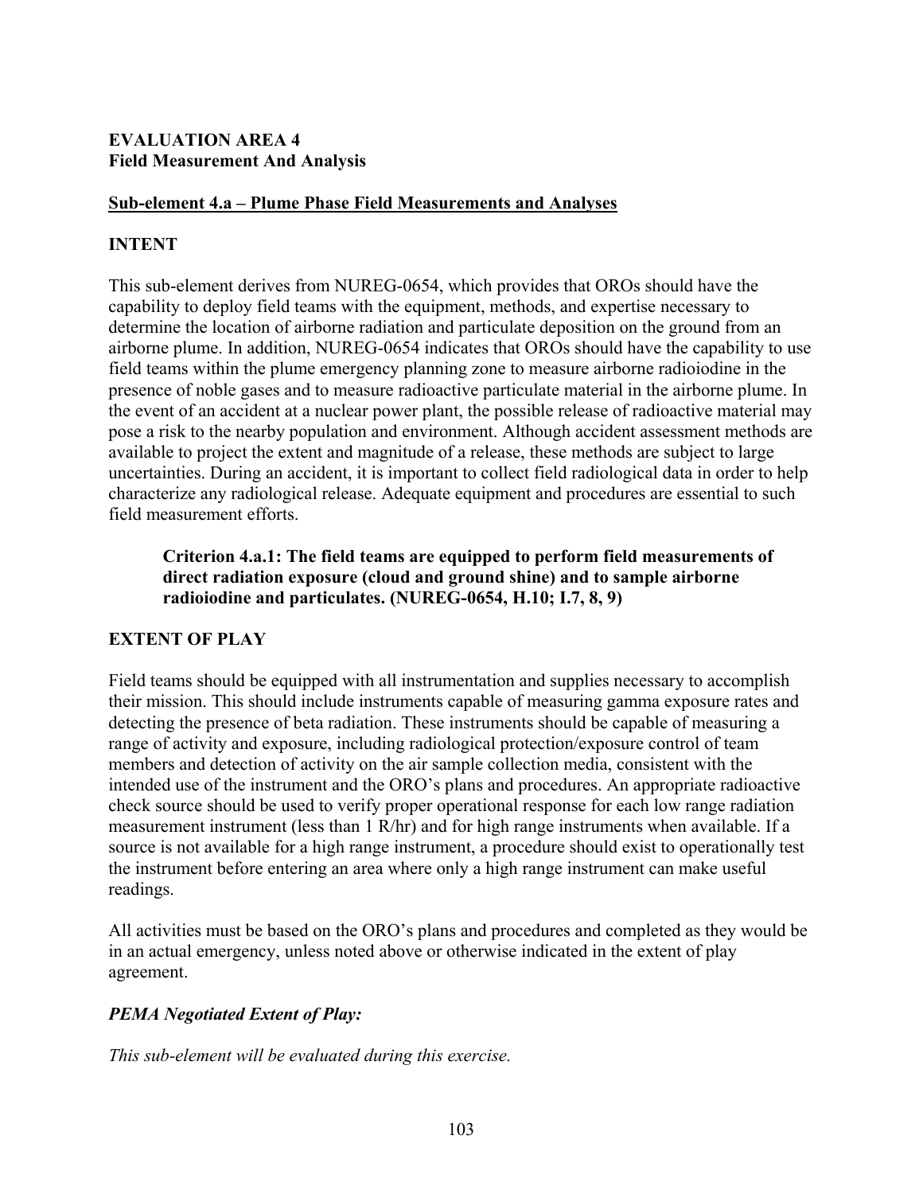**EVALUATION AREA 4**
**Field Measurement And Analysis**

**Sub-element 4.a – Plume Phase Field Measurements and Analyses**

**INTENT**

This sub-element derives from NUREG-0654, which provides that OROs should have the capability to deploy field teams with the equipment, methods, and expertise necessary to determine the location of airborne radiation and particulate deposition on the ground from an airborne plume. In addition, NUREG-0654 indicates that OROs should have the capability to use field teams within the plume emergency planning zone to measure airborne radioiodine in the presence of noble gases and to measure radioactive particulate material in the airborne plume. In the event of an accident at a nuclear power plant, the possible release of radioactive material may pose a risk to the nearby population and environment. Although accident assessment methods are available to project the extent and magnitude of a release, these methods are subject to large uncertainties. During an accident, it is important to collect field radiological data in order to help characterize any radiological release. Adequate equipment and procedures are essential to such field measurement efforts.

> **Criterion 4.a.1: The field teams are equipped to perform field measurements of direct radiation exposure (cloud and ground shine) and to sample airborne radioiodine and particulates. (NUREG-0654, H.10; I.7, 8, 9)**

**EXTENT OF PLAY**

Field teams should be equipped with all instrumentation and supplies necessary to accomplish their mission. This should include instruments capable of measuring gamma exposure rates and detecting the presence of beta radiation. These instruments should be capable of measuring a range of activity and exposure, including radiological protection/exposure control of team members and detection of activity on the air sample collection media, consistent with the intended use of the instrument and the ORO's plans and procedures. An appropriate radioactive check source should be used to verify proper operational response for each low range radiation measurement instrument (less than 1 R/hr) and for high range instruments when available. If a source is not available for a high range instrument, a procedure should exist to operationally test the instrument before entering an area where only a high range instrument can make useful readings.

All activities must be based on the ORO's plans and procedures and completed as they would be in an actual emergency, unless noted above or otherwise indicated in the extent of play agreement.

***PEMA Negotiated Extent of Play:***

*This sub-element will be evaluated during this exercise.*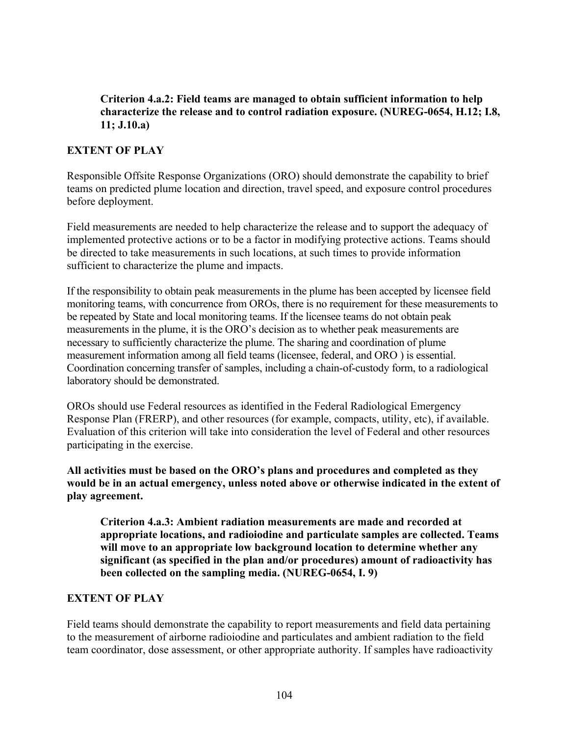**Criterion 4.a.2: Field teams are managed to obtain sufficient information to help characterize the release and to control radiation exposure. (NUREG-0654, H.12; I.8, 11; J.10.a)**

## EXTENT OF PLAY

Responsible Offsite Response Organizations (ORO) should demonstrate the capability to brief teams on predicted plume location and direction, travel speed, and exposure control procedures before deployment.

Field measurements are needed to help characterize the release and to support the adequacy of implemented protective actions or to be a factor in modifying protective actions. Teams should be directed to take measurements in such locations, at such times to provide information sufficient to characterize the plume and impacts.

If the responsibility to obtain peak measurements in the plume has been accepted by licensee field monitoring teams, with concurrence from OROs, there is no requirement for these measurements to be repeated by State and local monitoring teams. If the licensee teams do not obtain peak measurements in the plume, it is the ORO's decision as to whether peak measurements are necessary to sufficiently characterize the plume. The sharing and coordination of plume measurement information among all field teams (licensee, federal, and ORO ) is essential. Coordination concerning transfer of samples, including a chain-of-custody form, to a radiological laboratory should be demonstrated.

OROs should use Federal resources as identified in the Federal Radiological Emergency Response Plan (FRERP), and other resources (for example, compacts, utility, etc), if available. Evaluation of this criterion will take into consideration the level of Federal and other resources participating in the exercise.

**All activities must be based on the ORO's plans and procedures and completed as they would be in an actual emergency, unless noted above or otherwise indicated in the extent of play agreement.**

**Criterion 4.a.3: Ambient radiation measurements are made and recorded at appropriate locations, and radioiodine and particulate samples are collected. Teams will move to an appropriate low background location to determine whether any significant (as specified in the plan and/or procedures) amount of radioactivity has been collected on the sampling media. (NUREG-0654, I. 9)**

## EXTENT OF PLAY

Field teams should demonstrate the capability to report measurements and field data pertaining to the measurement of airborne radioiodine and particulates and ambient radiation to the field team coordinator, dose assessment, or other appropriate authority. If samples have radioactivity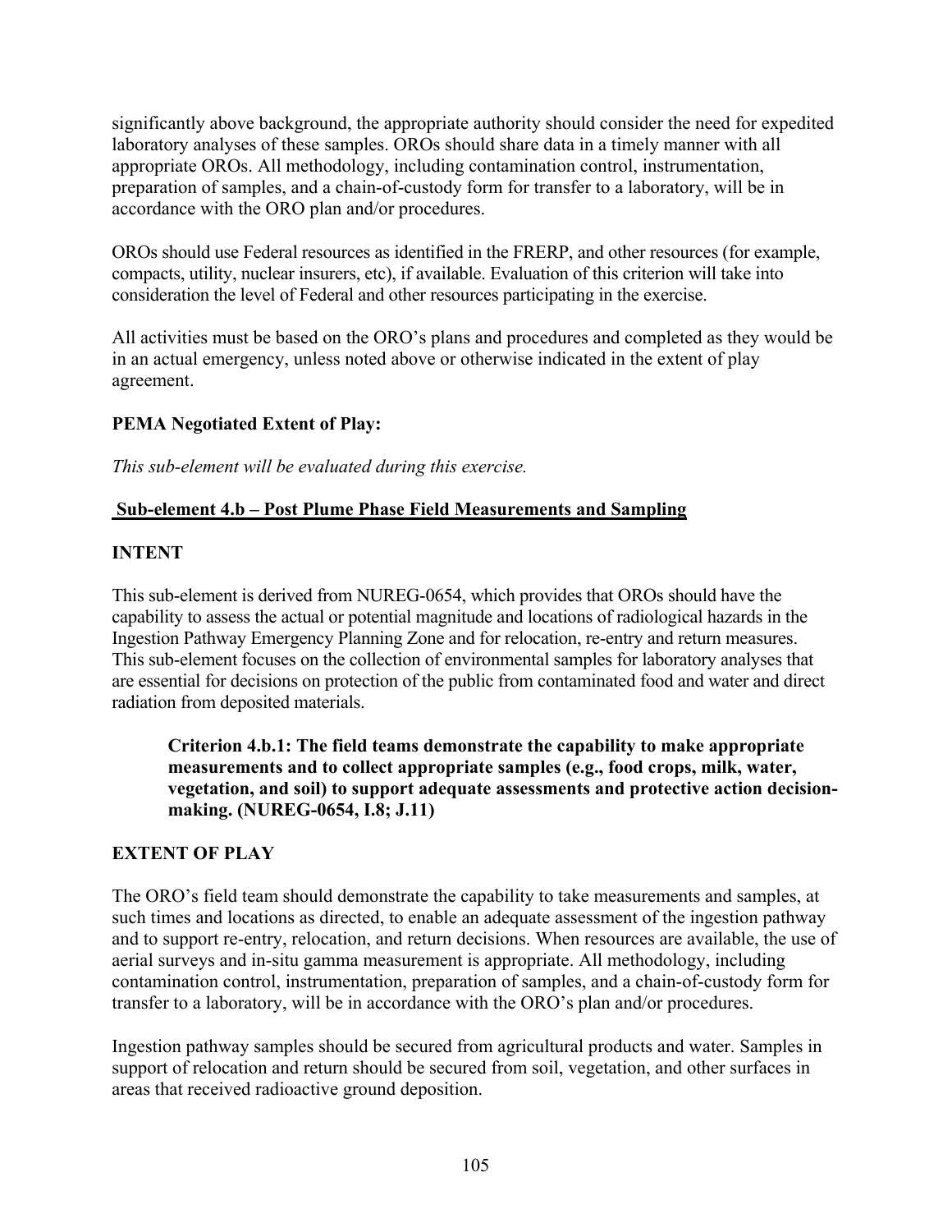significantly above background, the appropriate authority should consider the need for expedited laboratory analyses of these samples. OROs should share data in a timely manner with all appropriate OROs. All methodology, including contamination control, instrumentation, preparation of samples, and a chain-of-custody form for transfer to a laboratory, will be in accordance with the ORO plan and/or procedures.

OROs should use Federal resources as identified in the FRERP, and other resources (for example, compacts, utility, nuclear insurers, etc), if available. Evaluation of this criterion will take into consideration the level of Federal and other resources participating in the exercise.

All activities must be based on the ORO's plans and procedures and completed as they would be in an actual emergency, unless noted above or otherwise indicated in the extent of play agreement.

**PEMA Negotiated Extent of Play:**

*This sub-element will be evaluated during this exercise.*

## Sub-element 4.b – Post Plume Phase Field Measurements and Sampling

**INTENT**

This sub-element is derived from NUREG-0654, which provides that OROs should have the capability to assess the actual or potential magnitude and locations of radiological hazards in the Ingestion Pathway Emergency Planning Zone and for relocation, re-entry and return measures. This sub-element focuses on the collection of environmental samples for laboratory analyses that are essential for decisions on protection of the public from contaminated food and water and direct radiation from deposited materials.

> **Criterion 4.b.1: The field teams demonstrate the capability to make appropriate measurements and to collect appropriate samples (e.g., food crops, milk, water, vegetation, and soil) to support adequate assessments and protective action decision-making. (NUREG-0654, I.8; J.11)**

**EXTENT OF PLAY**

The ORO's field team should demonstrate the capability to take measurements and samples, at such times and locations as directed, to enable an adequate assessment of the ingestion pathway and to support re-entry, relocation, and return decisions. When resources are available, the use of aerial surveys and in-situ gamma measurement is appropriate. All methodology, including contamination control, instrumentation, preparation of samples, and a chain-of-custody form for transfer to a laboratory, will be in accordance with the ORO's plan and/or procedures.

Ingestion pathway samples should be secured from agricultural products and water. Samples in support of relocation and return should be secured from soil, vegetation, and other surfaces in areas that received radioactive ground deposition.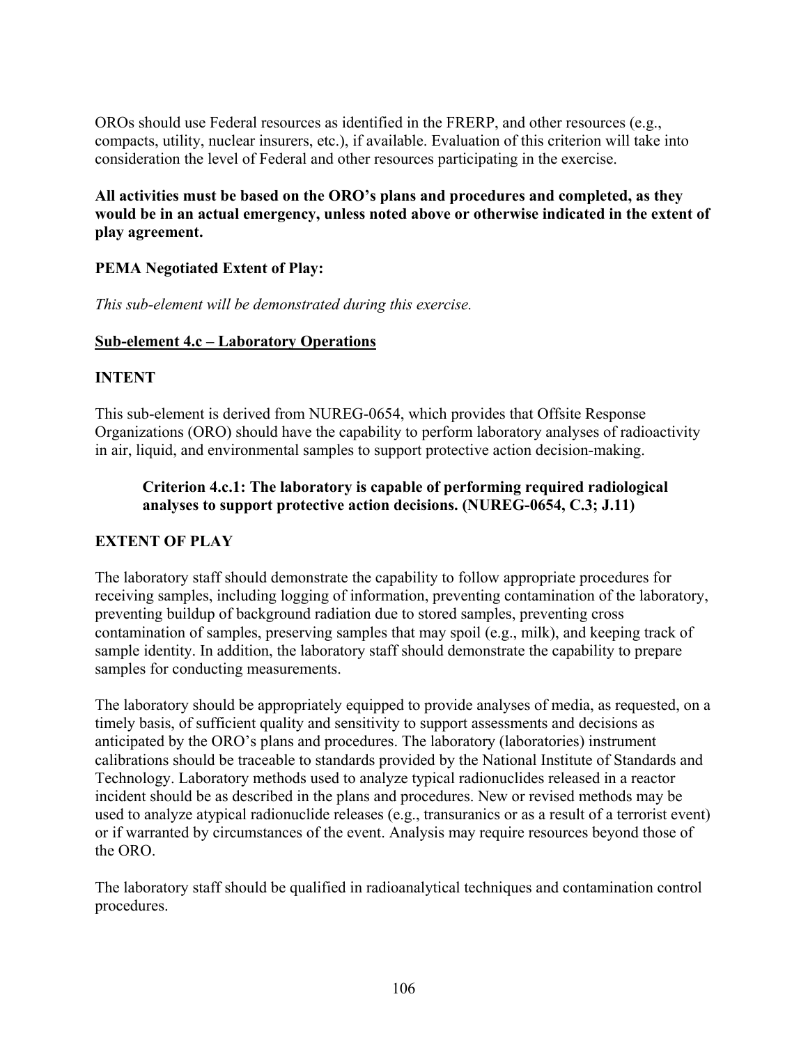OROs should use Federal resources as identified in the FRERP, and other resources (e.g., compacts, utility, nuclear insurers, etc.), if available. Evaluation of this criterion will take into consideration the level of Federal and other resources participating in the exercise.

**All activities must be based on the ORO's plans and procedures and completed, as they would be in an actual emergency, unless noted above or otherwise indicated in the extent of play agreement.**

**PEMA Negotiated Extent of Play:**

*This sub-element will be demonstrated during this exercise.*

## Sub-element 4.c – Laboratory Operations

### INTENT

This sub-element is derived from NUREG-0654, which provides that Offsite Response Organizations (ORO) should have the capability to perform laboratory analyses of radioactivity in air, liquid, and environmental samples to support protective action decision-making.

> **Criterion 4.c.1: The laboratory is capable of performing required radiological analyses to support protective action decisions. (NUREG-0654, C.3; J.11)**

### EXTENT OF PLAY

The laboratory staff should demonstrate the capability to follow appropriate procedures for receiving samples, including logging of information, preventing contamination of the laboratory, preventing buildup of background radiation due to stored samples, preventing cross contamination of samples, preserving samples that may spoil (e.g., milk), and keeping track of sample identity. In addition, the laboratory staff should demonstrate the capability to prepare samples for conducting measurements.

The laboratory should be appropriately equipped to provide analyses of media, as requested, on a timely basis, of sufficient quality and sensitivity to support assessments and decisions as anticipated by the ORO's plans and procedures. The laboratory (laboratories) instrument calibrations should be traceable to standards provided by the National Institute of Standards and Technology. Laboratory methods used to analyze typical radionuclides released in a reactor incident should be as described in the plans and procedures. New or revised methods may be used to analyze atypical radionuclide releases (e.g., transuranics or as a result of a terrorist event) or if warranted by circumstances of the event. Analysis may require resources beyond those of the ORO.

The laboratory staff should be qualified in radioanalytical techniques and contamination control procedures.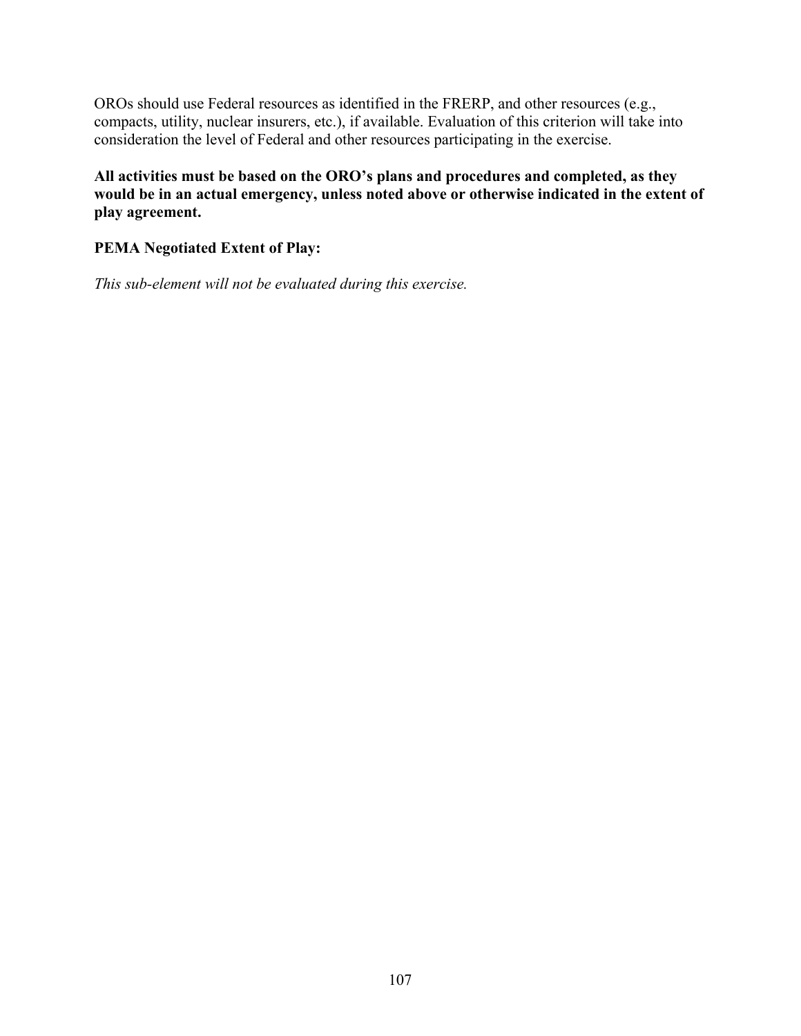OROs should use Federal resources as identified in the FRERP, and other resources (e.g., compacts, utility, nuclear insurers, etc.), if available. Evaluation of this criterion will take into consideration the level of Federal and other resources participating in the exercise.

**All activities must be based on the ORO's plans and procedures and completed, as they would be in an actual emergency, unless noted above or otherwise indicated in the extent of play agreement.**

**PEMA Negotiated Extent of Play:**

*This sub-element will not be evaluated during this exercise.*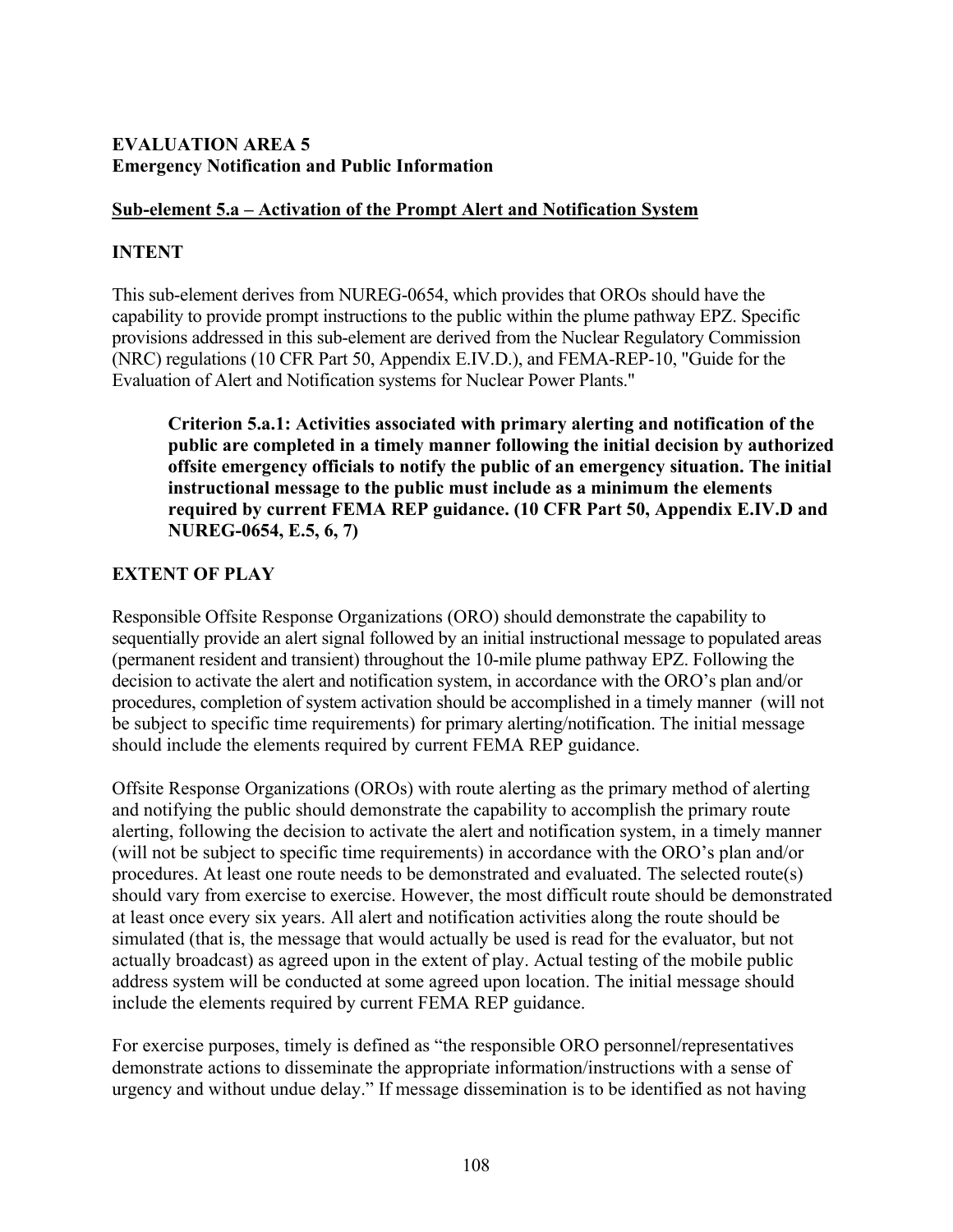**EVALUATION AREA 5**
**Emergency Notification and Public Information**

**Sub-element 5.a – Activation of the Prompt Alert and Notification System**

**INTENT**

This sub-element derives from NUREG-0654, which provides that OROs should have the capability to provide prompt instructions to the public within the plume pathway EPZ. Specific provisions addressed in this sub-element are derived from the Nuclear Regulatory Commission (NRC) regulations (10 CFR Part 50, Appendix E.IV.D.), and FEMA-REP-10, "Guide for the Evaluation of Alert and Notification systems for Nuclear Power Plants."

> **Criterion 5.a.1: Activities associated with primary alerting and notification of the public are completed in a timely manner following the initial decision by authorized offsite emergency officials to notify the public of an emergency situation. The initial instructional message to the public must include as a minimum the elements required by current FEMA REP guidance. (10 CFR Part 50, Appendix E.IV.D and NUREG-0654, E.5, 6, 7)**

**EXTENT OF PLAY**

Responsible Offsite Response Organizations (ORO) should demonstrate the capability to sequentially provide an alert signal followed by an initial instructional message to populated areas (permanent resident and transient) throughout the 10-mile plume pathway EPZ. Following the decision to activate the alert and notification system, in accordance with the ORO's plan and/or procedures, completion of system activation should be accomplished in a timely manner (will not be subject to specific time requirements) for primary alerting/notification. The initial message should include the elements required by current FEMA REP guidance.

Offsite Response Organizations (OROs) with route alerting as the primary method of alerting and notifying the public should demonstrate the capability to accomplish the primary route alerting, following the decision to activate the alert and notification system, in a timely manner (will not be subject to specific time requirements) in accordance with the ORO's plan and/or procedures. At least one route needs to be demonstrated and evaluated. The selected route(s) should vary from exercise to exercise. However, the most difficult route should be demonstrated at least once every six years. All alert and notification activities along the route should be simulated (that is, the message that would actually be used is read for the evaluator, but not actually broadcast) as agreed upon in the extent of play. Actual testing of the mobile public address system will be conducted at some agreed upon location. The initial message should include the elements required by current FEMA REP guidance.

For exercise purposes, timely is defined as "the responsible ORO personnel/representatives demonstrate actions to disseminate the appropriate information/instructions with a sense of urgency and without undue delay." If message dissemination is to be identified as not having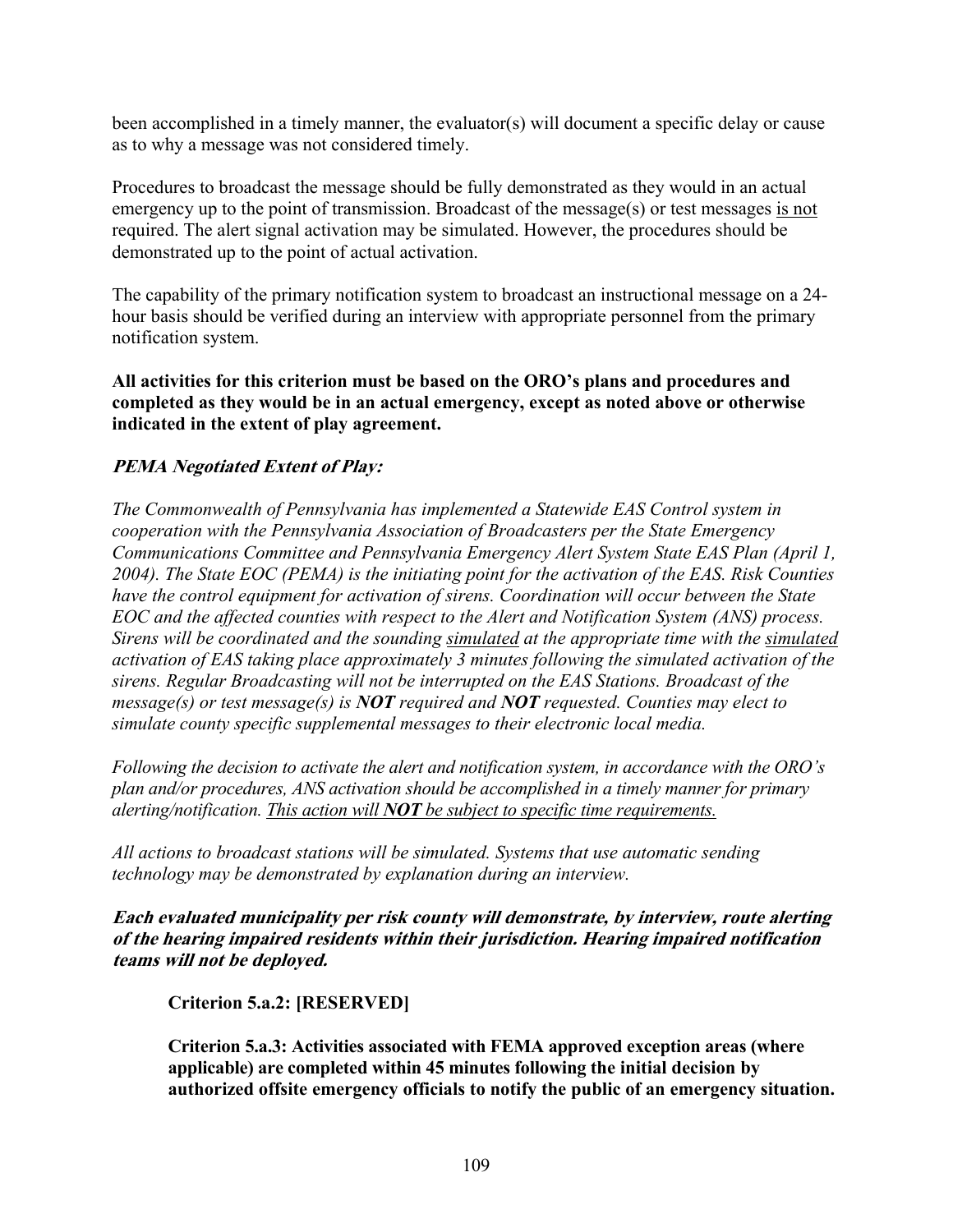been accomplished in a timely manner, the evaluator(s) will document a specific delay or cause as to why a message was not considered timely.

Procedures to broadcast the message should be fully demonstrated as they would in an actual emergency up to the point of transmission. Broadcast of the message(s) or test messages <u>is not</u> required. The alert signal activation may be simulated. However, the procedures should be demonstrated up to the point of actual activation.

The capability of the primary notification system to broadcast an instructional message on a 24-hour basis should be verified during an interview with appropriate personnel from the primary notification system.

**All activities for this criterion must be based on the ORO's plans and procedures and completed as they would be in an actual emergency, except as noted above or otherwise indicated in the extent of play agreement.**

***PEMA Negotiated Extent of Play:***

*The Commonwealth of Pennsylvania has implemented a Statewide EAS Control system in cooperation with the Pennsylvania Association of Broadcasters per the State Emergency Communications Committee and Pennsylvania Emergency Alert System State EAS Plan (April 1, 2004). The State EOC (PEMA) is the initiating point for the activation of the EAS. Risk Counties have the control equipment for activation of sirens. Coordination will occur between the State EOC and the affected counties with respect to the Alert and Notification System (ANS) process. Sirens will be coordinated and the sounding <u>simulated</u> at the appropriate time with the <u>simulated</u> activation of EAS taking place approximately 3 minutes following the simulated activation of the sirens. Regular Broadcasting will not be interrupted on the EAS Stations. Broadcast of the message(s) or test message(s) is **NOT** required and **NOT** requested. Counties may elect to simulate county specific supplemental messages to their electronic local media.*

*Following the decision to activate the alert and notification system, in accordance with the ORO's plan and/or procedures, ANS activation should be accomplished in a timely manner for primary alerting/notification. <u>This action will **NOT** be subject to specific time requirements.</u>*

*All actions to broadcast stations will be simulated. Systems that use automatic sending technology may be demonstrated by explanation during an interview.*

***Each evaluated municipality per risk county will demonstrate, by interview, route alerting of the hearing impaired residents within their jurisdiction. Hearing impaired notification teams will not be deployed.***

**Criterion 5.a.2: [RESERVED]**

**Criterion 5.a.3: Activities associated with FEMA approved exception areas (where applicable) are completed within 45 minutes following the initial decision by authorized offsite emergency officials to notify the public of an emergency situation.**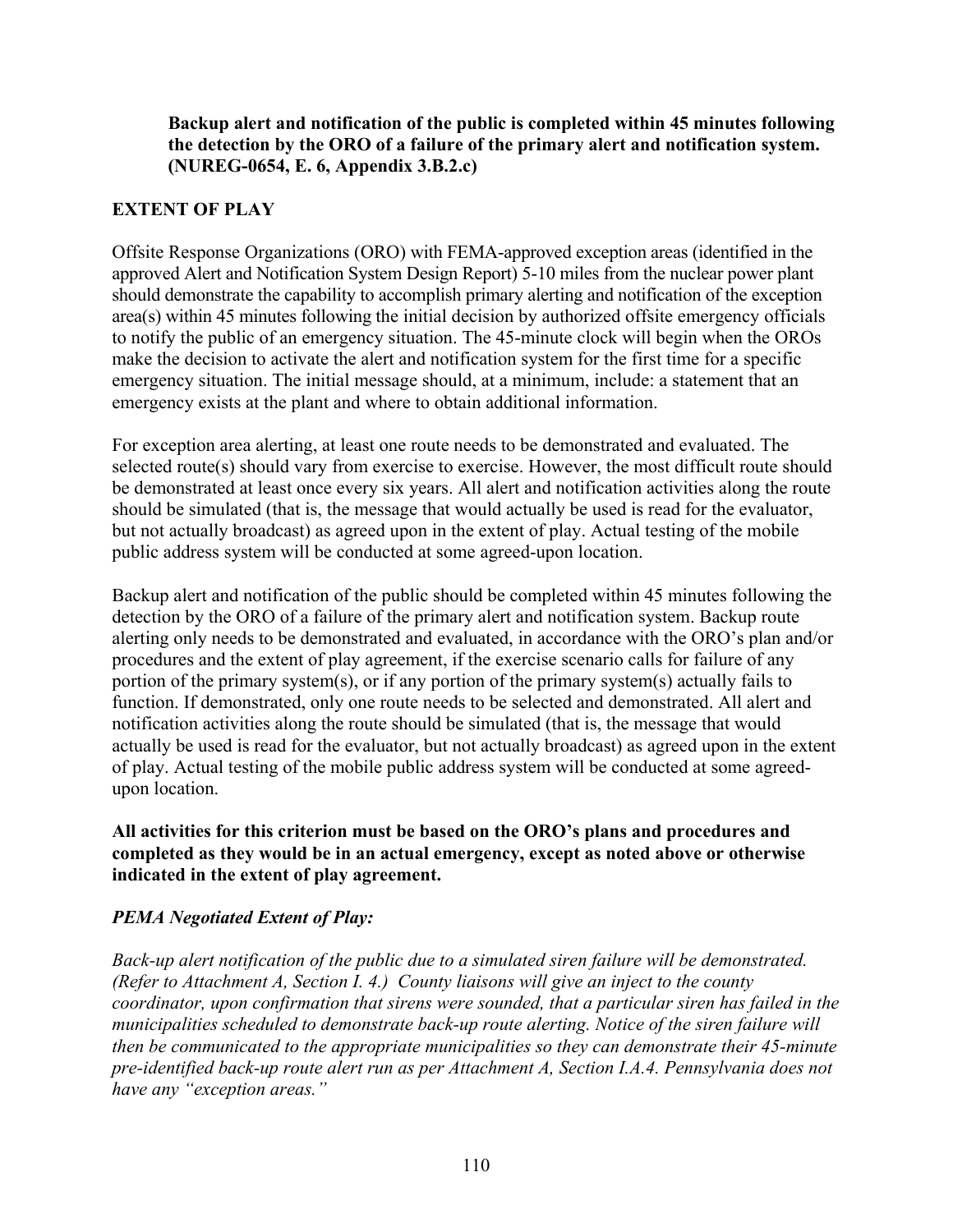**Backup alert and notification of the public is completed within 45 minutes following the detection by the ORO of a failure of the primary alert and notification system. (NUREG-0654, E. 6, Appendix 3.B.2.c)**

**EXTENT OF PLAY**

Offsite Response Organizations (ORO) with FEMA-approved exception areas (identified in the approved Alert and Notification System Design Report) 5-10 miles from the nuclear power plant should demonstrate the capability to accomplish primary alerting and notification of the exception area(s) within 45 minutes following the initial decision by authorized offsite emergency officials to notify the public of an emergency situation. The 45-minute clock will begin when the OROs make the decision to activate the alert and notification system for the first time for a specific emergency situation. The initial message should, at a minimum, include: a statement that an emergency exists at the plant and where to obtain additional information.

For exception area alerting, at least one route needs to be demonstrated and evaluated. The selected route(s) should vary from exercise to exercise. However, the most difficult route should be demonstrated at least once every six years. All alert and notification activities along the route should be simulated (that is, the message that would actually be used is read for the evaluator, but not actually broadcast) as agreed upon in the extent of play. Actual testing of the mobile public address system will be conducted at some agreed-upon location.

Backup alert and notification of the public should be completed within 45 minutes following the detection by the ORO of a failure of the primary alert and notification system. Backup route alerting only needs to be demonstrated and evaluated, in accordance with the ORO's plan and/or procedures and the extent of play agreement, if the exercise scenario calls for failure of any portion of the primary system(s), or if any portion of the primary system(s) actually fails to function. If demonstrated, only one route needs to be selected and demonstrated. All alert and notification activities along the route should be simulated (that is, the message that would actually be used is read for the evaluator, but not actually broadcast) as agreed upon in the extent of play. Actual testing of the mobile public address system will be conducted at some agreed-upon location.

**All activities for this criterion must be based on the ORO's plans and procedures and completed as they would be in an actual emergency, except as noted above or otherwise indicated in the extent of play agreement.**

***PEMA Negotiated Extent of Play:***

*Back-up alert notification of the public due to a simulated siren failure will be demonstrated. (Refer to Attachment A, Section I. 4.) County liaisons will give an inject to the county coordinator, upon confirmation that sirens were sounded, that a particular siren has failed in the municipalities scheduled to demonstrate back-up route alerting. Notice of the siren failure will then be communicated to the appropriate municipalities so they can demonstrate their 45-minute pre-identified back-up route alert run as per Attachment A, Section I.A.4. Pennsylvania does not have any "exception areas."*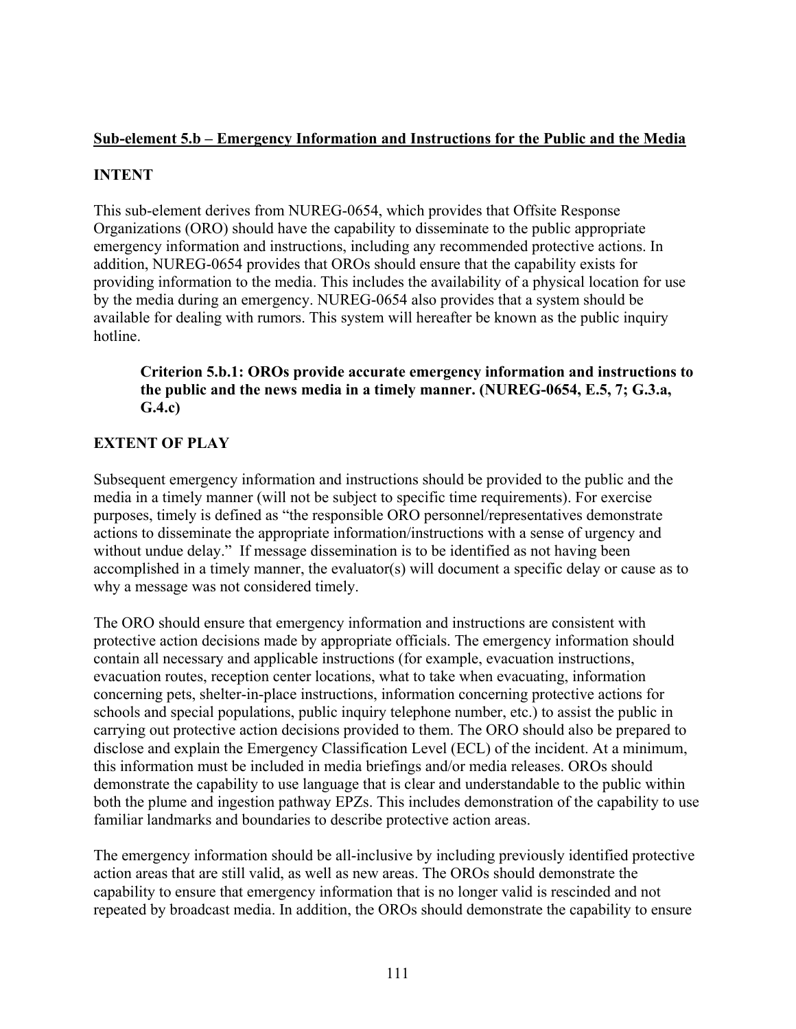**Sub-element 5.b – Emergency Information and Instructions for the Public and the Media**

**INTENT**

This sub-element derives from NUREG-0654, which provides that Offsite Response Organizations (ORO) should have the capability to disseminate to the public appropriate emergency information and instructions, including any recommended protective actions. In addition, NUREG-0654 provides that OROs should ensure that the capability exists for providing information to the media. This includes the availability of a physical location for use by the media during an emergency. NUREG-0654 also provides that a system should be available for dealing with rumors. This system will hereafter be known as the public inquiry hotline.

> **Criterion 5.b.1: OROs provide accurate emergency information and instructions to the public and the news media in a timely manner. (NUREG-0654, E.5, 7; G.3.a, G.4.c)**

**EXTENT OF PLAY**

Subsequent emergency information and instructions should be provided to the public and the media in a timely manner (will not be subject to specific time requirements). For exercise purposes, timely is defined as "the responsible ORO personnel/representatives demonstrate actions to disseminate the appropriate information/instructions with a sense of urgency and without undue delay." If message dissemination is to be identified as not having been accomplished in a timely manner, the evaluator(s) will document a specific delay or cause as to why a message was not considered timely.

The ORO should ensure that emergency information and instructions are consistent with protective action decisions made by appropriate officials. The emergency information should contain all necessary and applicable instructions (for example, evacuation instructions, evacuation routes, reception center locations, what to take when evacuating, information concerning pets, shelter-in-place instructions, information concerning protective actions for schools and special populations, public inquiry telephone number, etc.) to assist the public in carrying out protective action decisions provided to them. The ORO should also be prepared to disclose and explain the Emergency Classification Level (ECL) of the incident. At a minimum, this information must be included in media briefings and/or media releases. OROs should demonstrate the capability to use language that is clear and understandable to the public within both the plume and ingestion pathway EPZs. This includes demonstration of the capability to use familiar landmarks and boundaries to describe protective action areas.

The emergency information should be all-inclusive by including previously identified protective action areas that are still valid, as well as new areas. The OROs should demonstrate the capability to ensure that emergency information that is no longer valid is rescinded and not repeated by broadcast media. In addition, the OROs should demonstrate the capability to ensure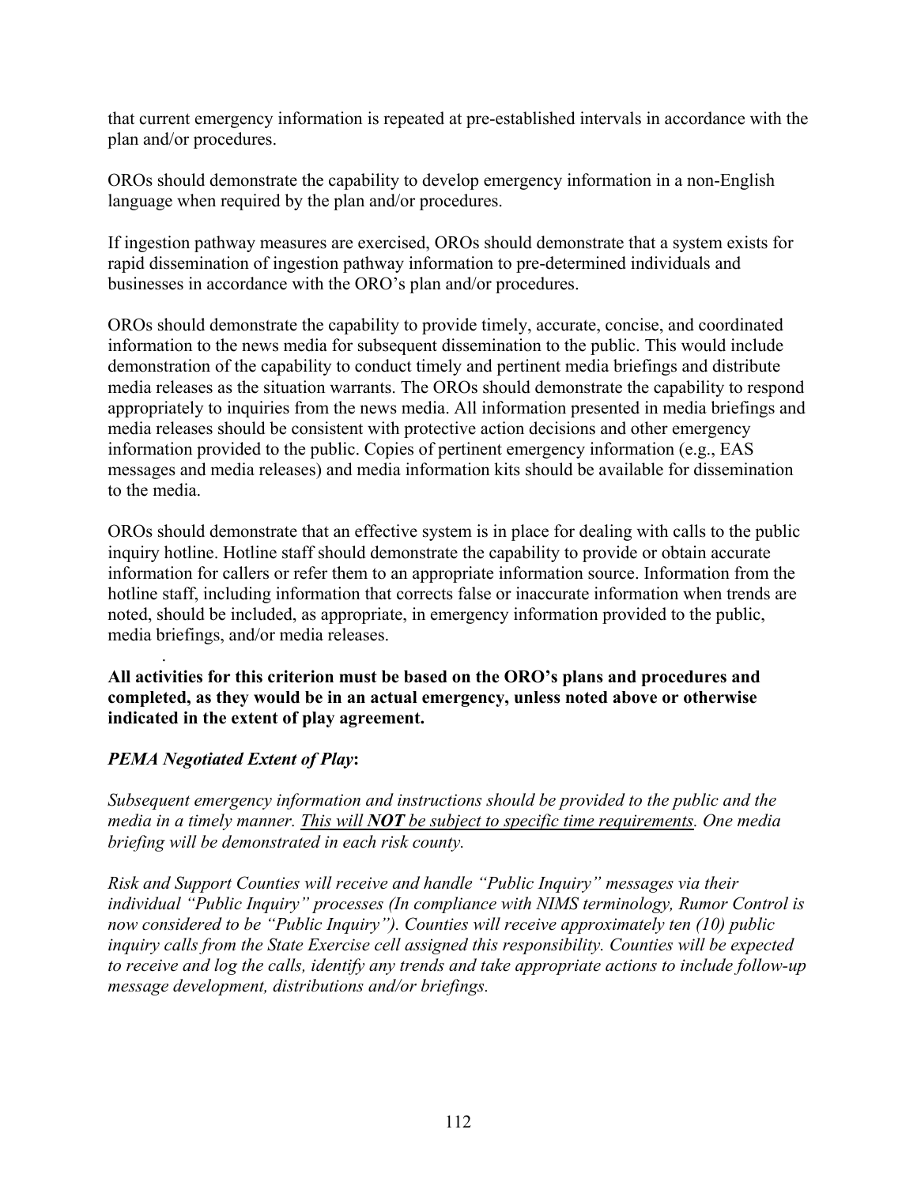that current emergency information is repeated at pre-established intervals in accordance with the plan and/or procedures.

OROs should demonstrate the capability to develop emergency information in a non-English language when required by the plan and/or procedures.

If ingestion pathway measures are exercised, OROs should demonstrate that a system exists for rapid dissemination of ingestion pathway information to pre-determined individuals and businesses in accordance with the ORO's plan and/or procedures.

OROs should demonstrate the capability to provide timely, accurate, concise, and coordinated information to the news media for subsequent dissemination to the public. This would include demonstration of the capability to conduct timely and pertinent media briefings and distribute media releases as the situation warrants. The OROs should demonstrate the capability to respond appropriately to inquiries from the news media. All information presented in media briefings and media releases should be consistent with protective action decisions and other emergency information provided to the public. Copies of pertinent emergency information (e.g., EAS messages and media releases) and media information kits should be available for dissemination to the media.

OROs should demonstrate that an effective system is in place for dealing with calls to the public inquiry hotline. Hotline staff should demonstrate the capability to provide or obtain accurate information for callers or refer them to an appropriate information source. Information from the hotline staff, including information that corrects false or inaccurate information when trends are noted, should be included, as appropriate, in emergency information provided to the public, media briefings, and/or media releases.

**All activities for this criterion must be based on the ORO's plans and procedures and completed, as they would be in an actual emergency, unless noted above or otherwise indicated in the extent of play agreement.**

***PEMA Negotiated Extent of Play*:**

*Subsequent emergency information and instructions should be provided to the public and the media in a timely manner. This will **NOT** be subject to specific time requirements. One media briefing will be demonstrated in each risk county.*

*Risk and Support Counties will receive and handle "Public Inquiry" messages via their individual "Public Inquiry" processes (In compliance with NIMS terminology, Rumor Control is now considered to be "Public Inquiry"). Counties will receive approximately ten (10) public inquiry calls from the State Exercise cell assigned this responsibility. Counties will be expected to receive and log the calls, identify any trends and take appropriate actions to include follow-up message development, distributions and/or briefings.*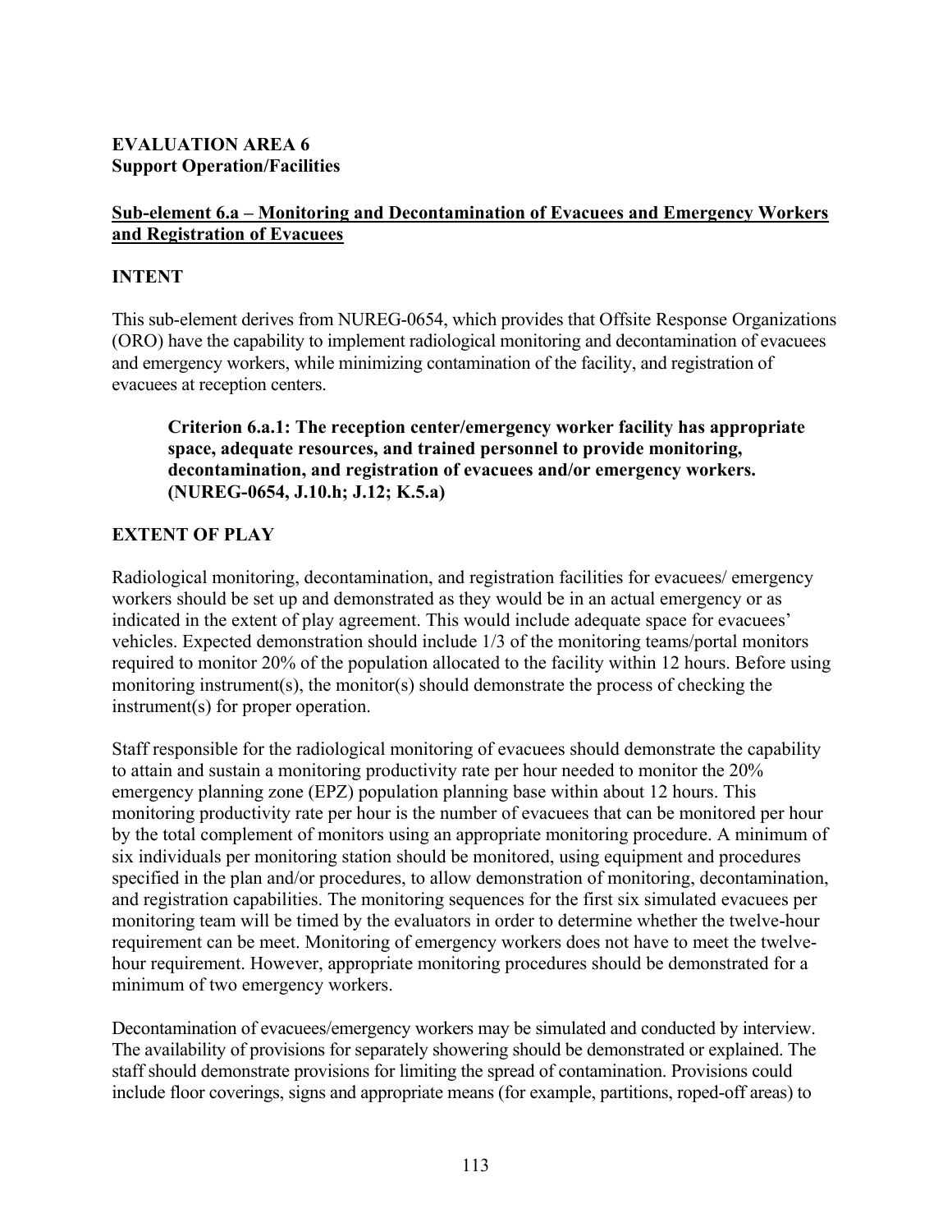**EVALUATION AREA 6**
**Support Operation/Facilities**

**Sub-element 6.a – Monitoring and Decontamination of Evacuees and Emergency Workers and Registration of Evacuees**

**INTENT**

This sub-element derives from NUREG-0654, which provides that Offsite Response Organizations (ORO) have the capability to implement radiological monitoring and decontamination of evacuees and emergency workers, while minimizing contamination of the facility, and registration of evacuees at reception centers.

> **Criterion 6.a.1: The reception center/emergency worker facility has appropriate space, adequate resources, and trained personnel to provide monitoring, decontamination, and registration of evacuees and/or emergency workers. (NUREG-0654, J.10.h; J.12; K.5.a)**

**EXTENT OF PLAY**

Radiological monitoring, decontamination, and registration facilities for evacuees/ emergency workers should be set up and demonstrated as they would be in an actual emergency or as indicated in the extent of play agreement. This would include adequate space for evacuees' vehicles. Expected demonstration should include 1/3 of the monitoring teams/portal monitors required to monitor 20% of the population allocated to the facility within 12 hours. Before using monitoring instrument(s), the monitor(s) should demonstrate the process of checking the instrument(s) for proper operation.

Staff responsible for the radiological monitoring of evacuees should demonstrate the capability to attain and sustain a monitoring productivity rate per hour needed to monitor the 20% emergency planning zone (EPZ) population planning base within about 12 hours. This monitoring productivity rate per hour is the number of evacuees that can be monitored per hour by the total complement of monitors using an appropriate monitoring procedure. A minimum of six individuals per monitoring station should be monitored, using equipment and procedures specified in the plan and/or procedures, to allow demonstration of monitoring, decontamination, and registration capabilities. The monitoring sequences for the first six simulated evacuees per monitoring team will be timed by the evaluators in order to determine whether the twelve-hour requirement can be meet. Monitoring of emergency workers does not have to meet the twelve-hour requirement. However, appropriate monitoring procedures should be demonstrated for a minimum of two emergency workers.

Decontamination of evacuees/emergency workers may be simulated and conducted by interview. The availability of provisions for separately showering should be demonstrated or explained. The staff should demonstrate provisions for limiting the spread of contamination. Provisions could include floor coverings, signs and appropriate means (for example, partitions, roped-off areas) to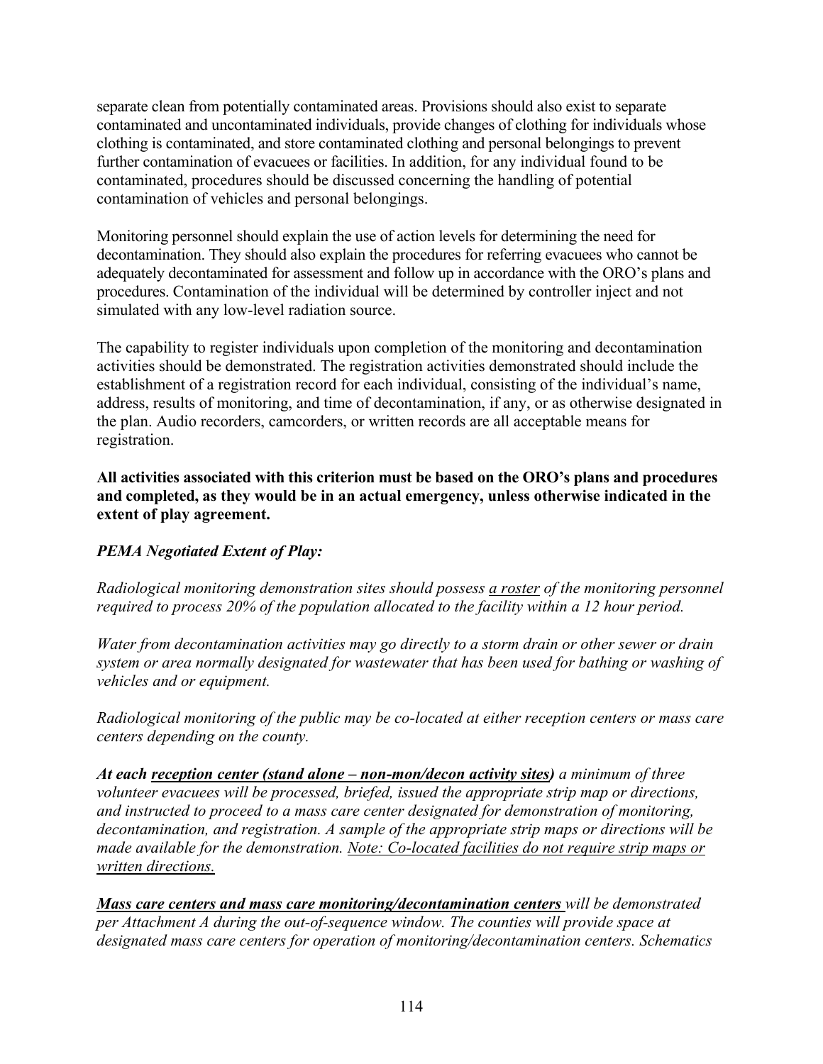separate clean from potentially contaminated areas. Provisions should also exist to separate contaminated and uncontaminated individuals, provide changes of clothing for individuals whose clothing is contaminated, and store contaminated clothing and personal belongings to prevent further contamination of evacuees or facilities. In addition, for any individual found to be contaminated, procedures should be discussed concerning the handling of potential contamination of vehicles and personal belongings.

Monitoring personnel should explain the use of action levels for determining the need for decontamination. They should also explain the procedures for referring evacuees who cannot be adequately decontaminated for assessment and follow up in accordance with the ORO's plans and procedures. Contamination of the individual will be determined by controller inject and not simulated with any low-level radiation source.

The capability to register individuals upon completion of the monitoring and decontamination activities should be demonstrated. The registration activities demonstrated should include the establishment of a registration record for each individual, consisting of the individual's name, address, results of monitoring, and time of decontamination, if any, or as otherwise designated in the plan. Audio recorders, camcorders, or written records are all acceptable means for registration.

**All activities associated with this criterion must be based on the ORO's plans and procedures and completed, as they would be in an actual emergency, unless otherwise indicated in the extent of play agreement.**

***PEMA Negotiated Extent of Play:***

*Radiological monitoring demonstration sites should possess <u>a roster</u> of the monitoring personnel required to process 20% of the population allocated to the facility within a 12 hour period.*

*Water from decontamination activities may go directly to a storm drain or other sewer or drain system or area normally designated for wastewater that has been used for bathing or washing of vehicles and or equipment.*

*Radiological monitoring of the public may be co-located at either reception centers or mass care centers depending on the county.*

***At each <u>reception center (stand alone – non-mon/decon activity sites)</u>*** *a minimum of three volunteer evacuees will be processed, briefed, issued the appropriate strip map or directions, and instructed to proceed to a mass care center designated for demonstration of monitoring, decontamination, and registration. A sample of the appropriate strip maps or directions will be made available for the demonstration. <u>Note: Co-located facilities do not require strip maps or written directions.</u>*

***<u>Mass care centers and mass care monitoring/decontamination centers</u>*** *will be demonstrated per Attachment A during the out-of-sequence window. The counties will provide space at designated mass care centers for operation of monitoring/decontamination centers. Schematics*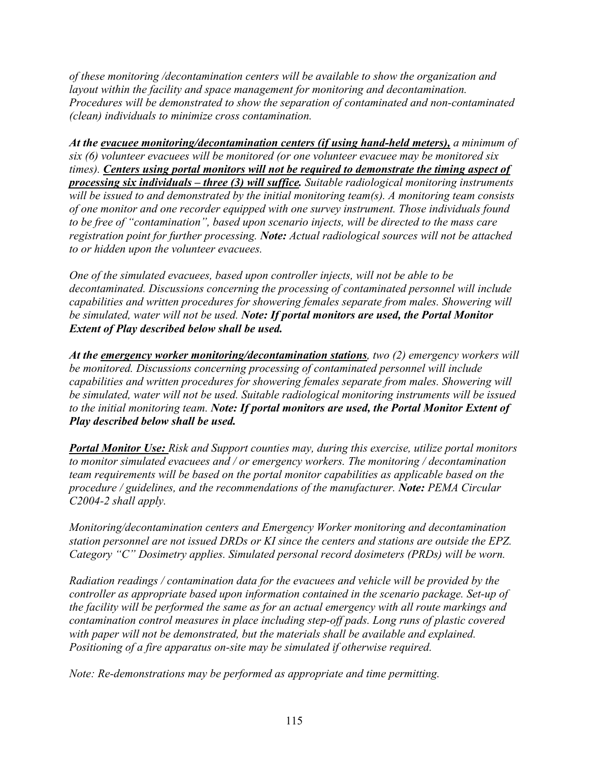*of these monitoring /decontamination centers will be available to show the organization and layout within the facility and space management for monitoring and decontamination. Procedures will be demonstrated to show the separation of contaminated and non-contaminated (clean) individuals to minimize cross contamination.*

***At the <u>evacuee monitoring/decontamination centers (if using hand-held meters),</u>*** *a minimum of six (6) volunteer evacuees will be monitored (or one volunteer evacuee may be monitored six times).* ***<u>Centers using portal monitors will not be required to demonstrate the timing aspect of processing six individuals – three (3) will suffice.</u>*** *Suitable radiological monitoring instruments will be issued to and demonstrated by the initial monitoring team(s). A monitoring team consists of one monitor and one recorder equipped with one survey instrument. Those individuals found to be free of "contamination", based upon scenario injects, will be directed to the mass care registration point for further processing.* ***Note:*** *Actual radiological sources will not be attached to or hidden upon the volunteer evacuees.*

*One of the simulated evacuees, based upon controller injects, will not be able to be decontaminated. Discussions concerning the processing of contaminated personnel will include capabilities and written procedures for showering females separate from males. Showering will be simulated, water will not be used.* ***Note: If portal monitors are used, the Portal Monitor Extent of Play described below shall be used.***

***At the <u>emergency worker monitoring/decontamination stations</u>****, two (2) emergency workers will be monitored. Discussions concerning processing of contaminated personnel will include capabilities and written procedures for showering females separate from males. Showering will be simulated, water will not be used. Suitable radiological monitoring instruments will be issued to the initial monitoring team.* ***Note: If portal monitors are used, the Portal Monitor Extent of Play described below shall be used.***

***<u>Portal Monitor Use:</u>*** *Risk and Support counties may, during this exercise, utilize portal monitors to monitor simulated evacuees and / or emergency workers. The monitoring / decontamination team requirements will be based on the portal monitor capabilities as applicable based on the procedure / guidelines, and the recommendations of the manufacturer.* ***Note:*** *PEMA Circular C2004-2 shall apply.*

*Monitoring/decontamination centers and Emergency Worker monitoring and decontamination station personnel are not issued DRDs or KI since the centers and stations are outside the EPZ. Category "C" Dosimetry applies. Simulated personal record dosimeters (PRDs) will be worn.*

*Radiation readings / contamination data for the evacuees and vehicle will be provided by the controller as appropriate based upon information contained in the scenario package. Set-up of the facility will be performed the same as for an actual emergency with all route markings and contamination control measures in place including step-off pads. Long runs of plastic covered with paper will not be demonstrated, but the materials shall be available and explained. Positioning of a fire apparatus on-site may be simulated if otherwise required.*

*Note: Re-demonstrations may be performed as appropriate and time permitting.*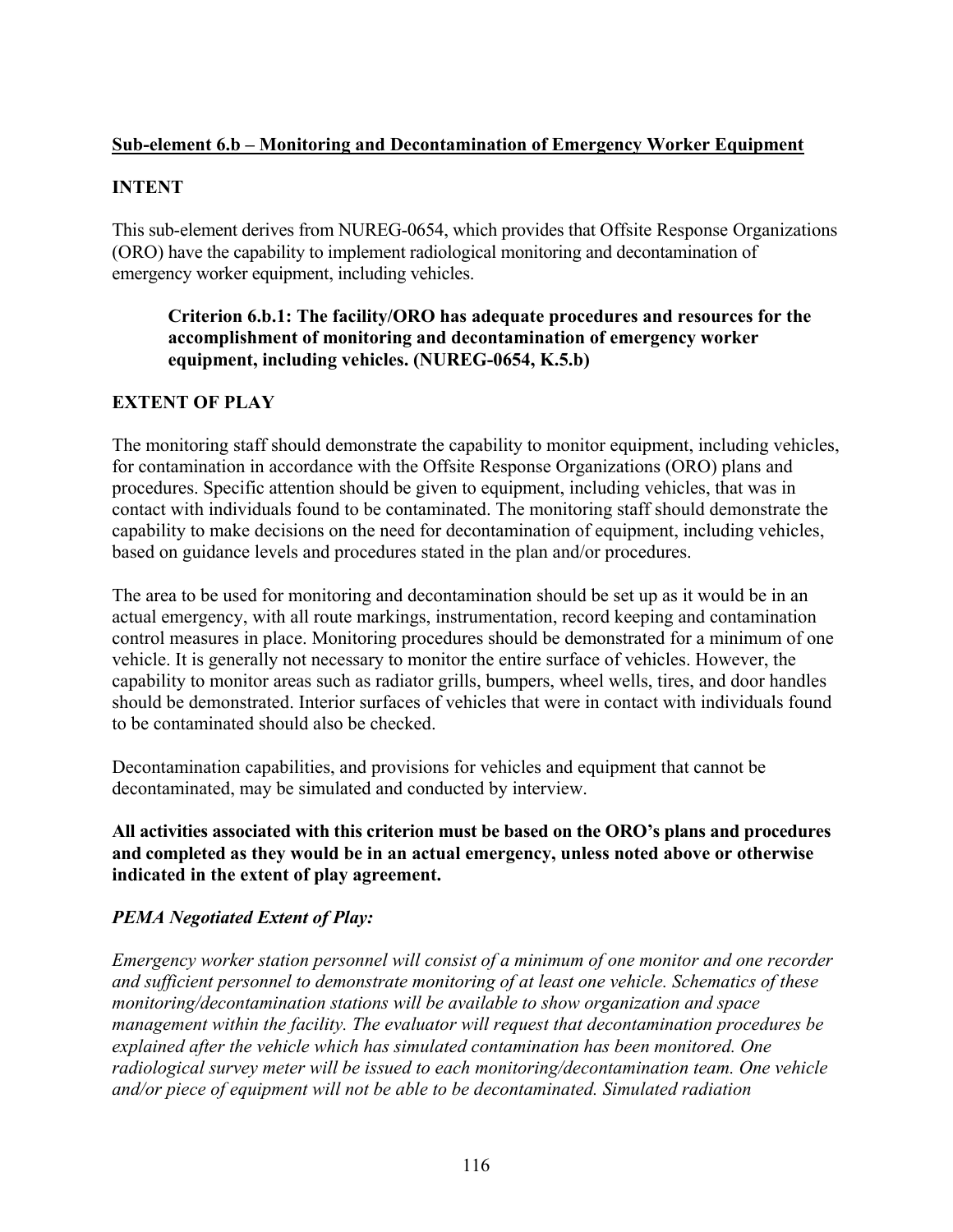**<u>Sub-element 6.b – Monitoring and Decontamination of Emergency Worker Equipment</u>**

**INTENT**

This sub-element derives from NUREG-0654, which provides that Offsite Response Organizations (ORO) have the capability to implement radiological monitoring and decontamination of emergency worker equipment, including vehicles.

> **Criterion 6.b.1: The facility/ORO has adequate procedures and resources for the accomplishment of monitoring and decontamination of emergency worker equipment, including vehicles. (NUREG-0654, K.5.b)**

**EXTENT OF PLAY**

The monitoring staff should demonstrate the capability to monitor equipment, including vehicles, for contamination in accordance with the Offsite Response Organizations (ORO) plans and procedures. Specific attention should be given to equipment, including vehicles, that was in contact with individuals found to be contaminated. The monitoring staff should demonstrate the capability to make decisions on the need for decontamination of equipment, including vehicles, based on guidance levels and procedures stated in the plan and/or procedures.

The area to be used for monitoring and decontamination should be set up as it would be in an actual emergency, with all route markings, instrumentation, record keeping and contamination control measures in place. Monitoring procedures should be demonstrated for a minimum of one vehicle. It is generally not necessary to monitor the entire surface of vehicles. However, the capability to monitor areas such as radiator grills, bumpers, wheel wells, tires, and door handles should be demonstrated. Interior surfaces of vehicles that were in contact with individuals found to be contaminated should also be checked.

Decontamination capabilities, and provisions for vehicles and equipment that cannot be decontaminated, may be simulated and conducted by interview.

**All activities associated with this criterion must be based on the ORO's plans and procedures and completed as they would be in an actual emergency, unless noted above or otherwise indicated in the extent of play agreement.**

***PEMA Negotiated Extent of Play:***

*Emergency worker station personnel will consist of a minimum of one monitor and one recorder and sufficient personnel to demonstrate monitoring of at least one vehicle. Schematics of these monitoring/decontamination stations will be available to show organization and space management within the facility. The evaluator will request that decontamination procedures be explained after the vehicle which has simulated contamination has been monitored. One radiological survey meter will be issued to each monitoring/decontamination team. One vehicle and/or piece of equipment will not be able to be decontaminated. Simulated radiation*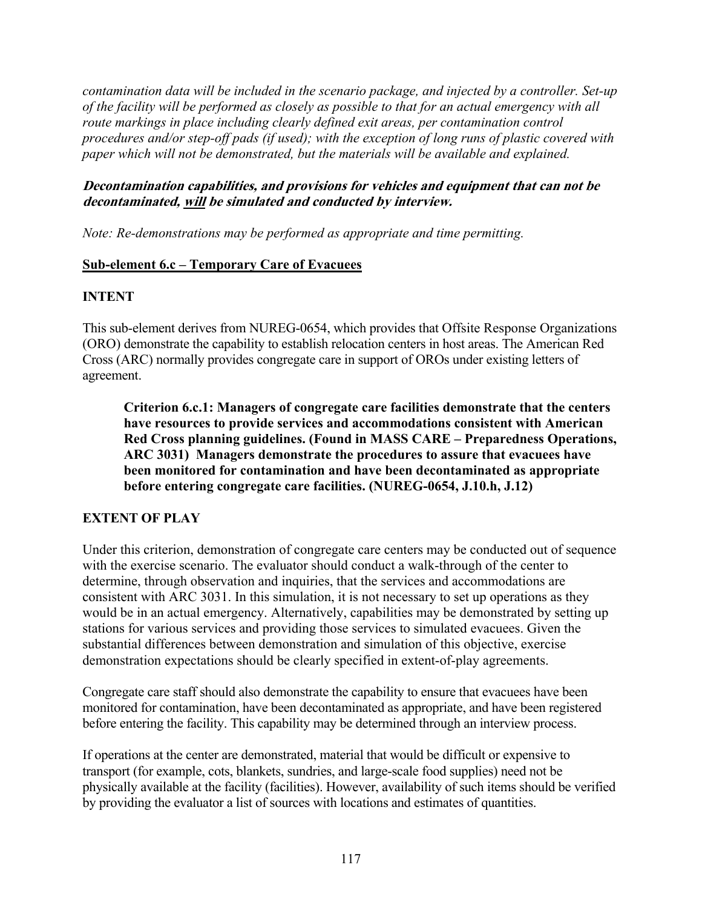*contamination data will be included in the scenario package, and injected by a controller. Set-up of the facility will be performed as closely as possible to that for an actual emergency with all route markings in place including clearly defined exit areas, per contamination control procedures and/or step-off pads (if used); with the exception of long runs of plastic covered with paper which will not be demonstrated, but the materials will be available and explained.*

***Decontamination capabilities, and provisions for vehicles and equipment that can not be decontaminated, will be simulated and conducted by interview.***

*Note: Re-demonstrations may be performed as appropriate and time permitting.*

**Sub-element 6.c – Temporary Care of Evacuees**

**INTENT**

This sub-element derives from NUREG-0654, which provides that Offsite Response Organizations (ORO) demonstrate the capability to establish relocation centers in host areas. The American Red Cross (ARC) normally provides congregate care in support of OROs under existing letters of agreement.

> **Criterion 6.c.1: Managers of congregate care facilities demonstrate that the centers have resources to provide services and accommodations consistent with American Red Cross planning guidelines. (Found in MASS CARE – Preparedness Operations, ARC 3031) Managers demonstrate the procedures to assure that evacuees have been monitored for contamination and have been decontaminated as appropriate before entering congregate care facilities. (NUREG-0654, J.10.h, J.12)**

**EXTENT OF PLAY**

Under this criterion, demonstration of congregate care centers may be conducted out of sequence with the exercise scenario. The evaluator should conduct a walk-through of the center to determine, through observation and inquiries, that the services and accommodations are consistent with ARC 3031. In this simulation, it is not necessary to set up operations as they would be in an actual emergency. Alternatively, capabilities may be demonstrated by setting up stations for various services and providing those services to simulated evacuees. Given the substantial differences between demonstration and simulation of this objective, exercise demonstration expectations should be clearly specified in extent-of-play agreements.

Congregate care staff should also demonstrate the capability to ensure that evacuees have been monitored for contamination, have been decontaminated as appropriate, and have been registered before entering the facility. This capability may be determined through an interview process.

If operations at the center are demonstrated, material that would be difficult or expensive to transport (for example, cots, blankets, sundries, and large-scale food supplies) need not be physically available at the facility (facilities). However, availability of such items should be verified by providing the evaluator a list of sources with locations and estimates of quantities.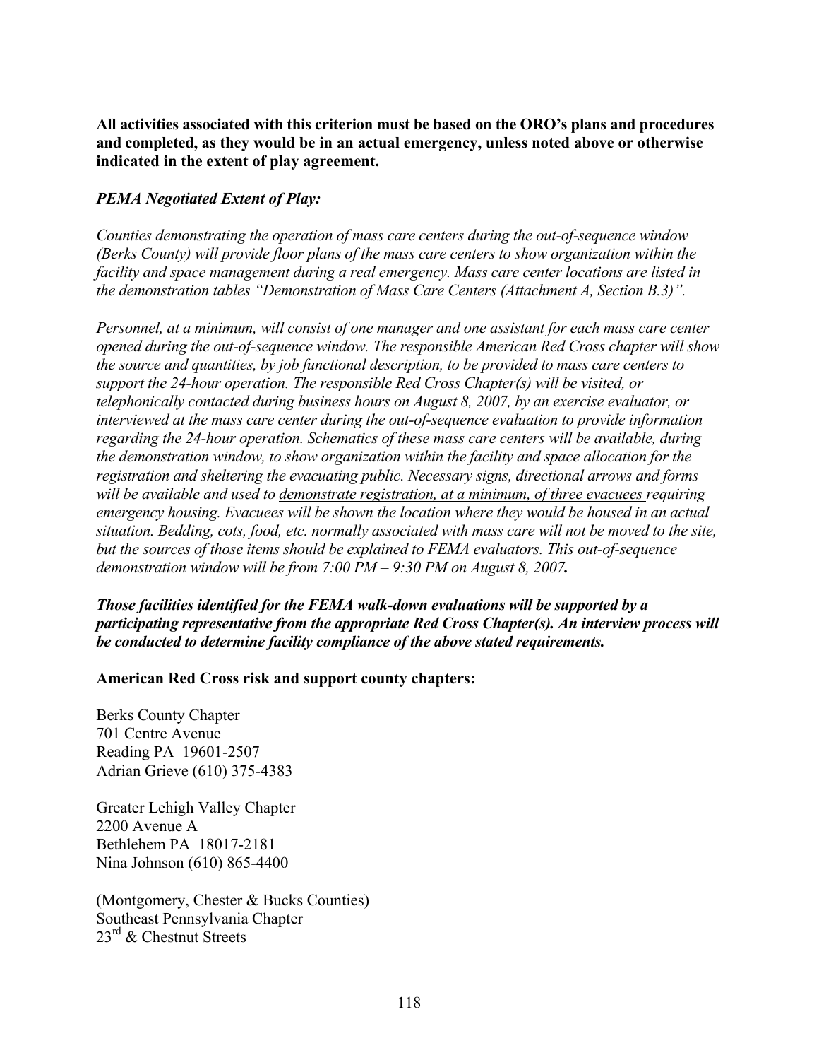**All activities associated with this criterion must be based on the ORO's plans and procedures and completed, as they would be in an actual emergency, unless noted above or otherwise indicated in the extent of play agreement.**

***PEMA Negotiated Extent of Play:***

*Counties demonstrating the operation of mass care centers during the out-of-sequence window (Berks County) will provide floor plans of the mass care centers to show organization within the facility and space management during a real emergency. Mass care center locations are listed in the demonstration tables "Demonstration of Mass Care Centers (Attachment A, Section B.3)".*

*Personnel, at a minimum, will consist of one manager and one assistant for each mass care center opened during the out-of-sequence window. The responsible American Red Cross chapter will show the source and quantities, by job functional description, to be provided to mass care centers to support the 24-hour operation. The responsible Red Cross Chapter(s) will be visited, or telephonically contacted during business hours on August 8, 2007, by an exercise evaluator, or interviewed at the mass care center during the out-of-sequence evaluation to provide information regarding the 24-hour operation. Schematics of these mass care centers will be available, during the demonstration window, to show organization within the facility and space allocation for the registration and sheltering the evacuating public. Necessary signs, directional arrows and forms will be available and used to <u>demonstrate registration, at a minimum, of three evacuees</u> requiring emergency housing. Evacuees will be shown the location where they would be housed in an actual situation. Bedding, cots, food, etc. normally associated with mass care will not be moved to the site, but the sources of those items should be explained to FEMA evaluators. This out-of-sequence demonstration window will be from 7:00 PM – 9:30 PM on August 8, 2007.*

***Those facilities identified for the FEMA walk-down evaluations will be supported by a participating representative from the appropriate Red Cross Chapter(s). An interview process will be conducted to determine facility compliance of the above stated requirements.***

**American Red Cross risk and support county chapters:**

Berks County Chapter
701 Centre Avenue
Reading PA 19601-2507
Adrian Grieve (610) 375-4383

Greater Lehigh Valley Chapter
2200 Avenue A
Bethlehem PA 18017-2181
Nina Johnson (610) 865-4400

(Montgomery, Chester & Bucks Counties)
Southeast Pennsylvania Chapter
23rd & Chestnut Streets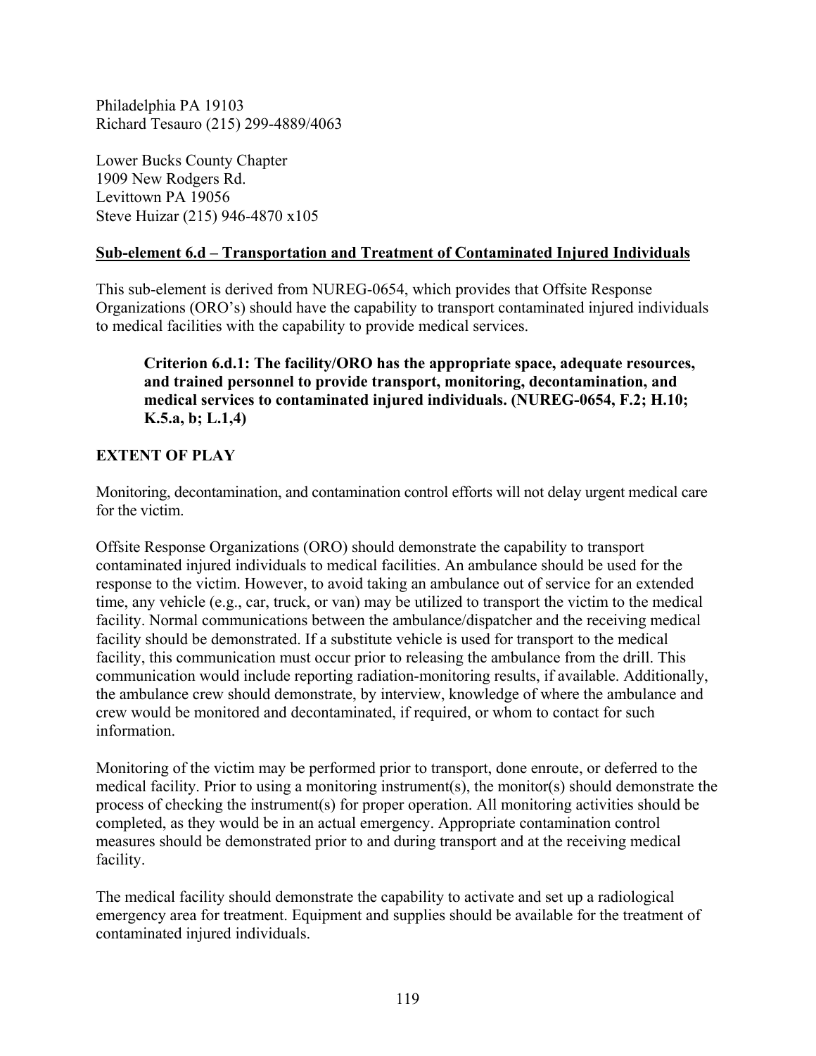Philadelphia PA 19103
Richard Tesauro (215) 299-4889/4063

Lower Bucks County Chapter
1909 New Rodgers Rd.
Levittown PA 19056
Steve Huizar (215) 946-4870 x105

**<u>Sub-element 6.d – Transportation and Treatment of Contaminated Injured Individuals</u>**

This sub-element is derived from NUREG-0654, which provides that Offsite Response Organizations (ORO's) should have the capability to transport contaminated injured individuals to medical facilities with the capability to provide medical services.

> **Criterion 6.d.1: The facility/ORO has the appropriate space, adequate resources, and trained personnel to provide transport, monitoring, decontamination, and medical services to contaminated injured individuals. (NUREG-0654, F.2; H.10; K.5.a, b; L.1,4)**

**EXTENT OF PLAY**

Monitoring, decontamination, and contamination control efforts will not delay urgent medical care for the victim.

Offsite Response Organizations (ORO) should demonstrate the capability to transport contaminated injured individuals to medical facilities. An ambulance should be used for the response to the victim. However, to avoid taking an ambulance out of service for an extended time, any vehicle (e.g., car, truck, or van) may be utilized to transport the victim to the medical facility. Normal communications between the ambulance/dispatcher and the receiving medical facility should be demonstrated. If a substitute vehicle is used for transport to the medical facility, this communication must occur prior to releasing the ambulance from the drill. This communication would include reporting radiation-monitoring results, if available. Additionally, the ambulance crew should demonstrate, by interview, knowledge of where the ambulance and crew would be monitored and decontaminated, if required, or whom to contact for such information.

Monitoring of the victim may be performed prior to transport, done enroute, or deferred to the medical facility. Prior to using a monitoring instrument(s), the monitor(s) should demonstrate the process of checking the instrument(s) for proper operation. All monitoring activities should be completed, as they would be in an actual emergency. Appropriate contamination control measures should be demonstrated prior to and during transport and at the receiving medical facility.

The medical facility should demonstrate the capability to activate and set up a radiological emergency area for treatment. Equipment and supplies should be available for the treatment of contaminated injured individuals.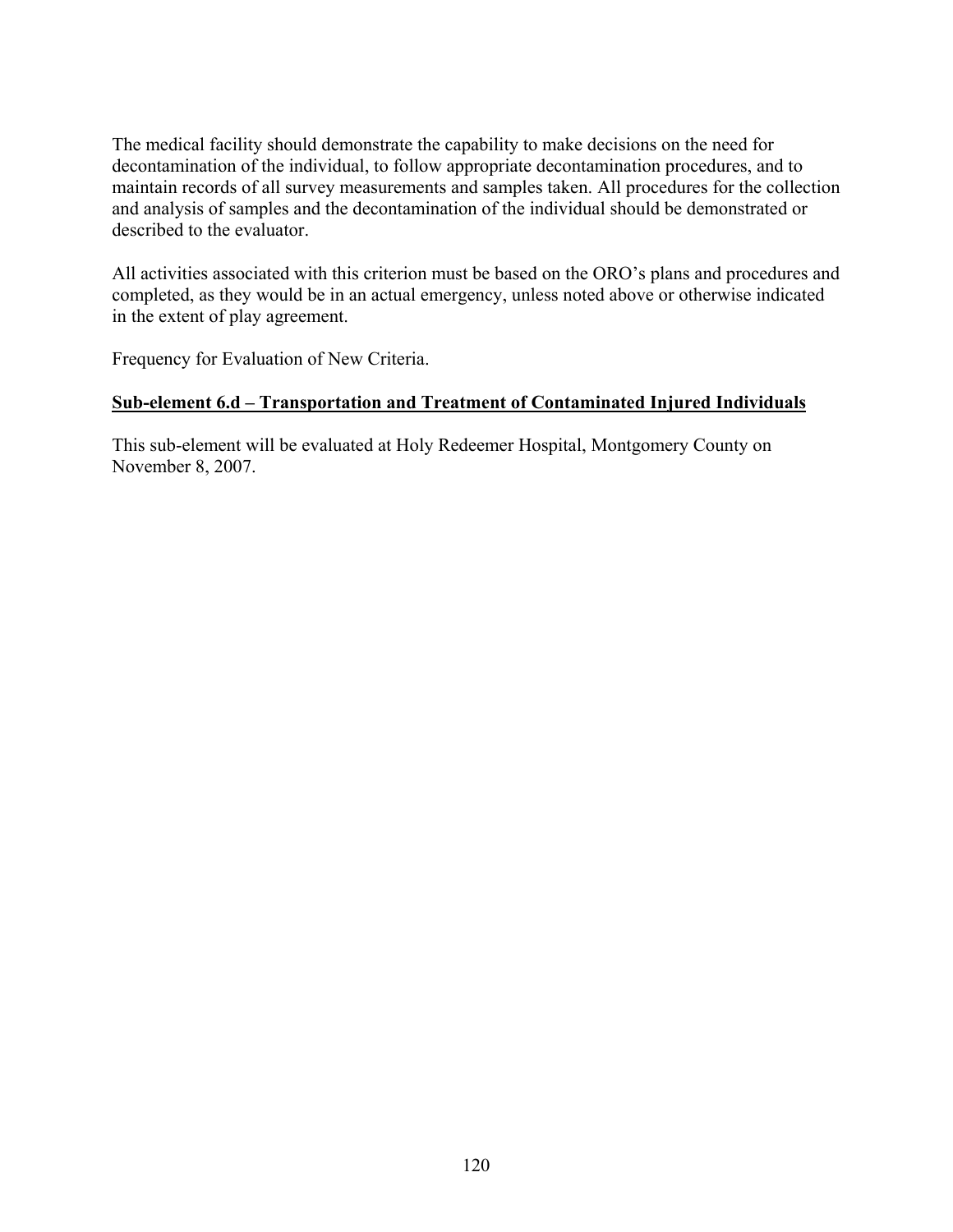The medical facility should demonstrate the capability to make decisions on the need for decontamination of the individual, to follow appropriate decontamination procedures, and to maintain records of all survey measurements and samples taken. All procedures for the collection and analysis of samples and the decontamination of the individual should be demonstrated or described to the evaluator.

All activities associated with this criterion must be based on the ORO's plans and procedures and completed, as they would be in an actual emergency, unless noted above or otherwise indicated in the extent of play agreement.

Frequency for Evaluation of New Criteria.

**Sub-element 6.d – Transportation and Treatment of Contaminated Injured Individuals**

This sub-element will be evaluated at Holy Redeemer Hospital, Montgomery County on November 8, 2007.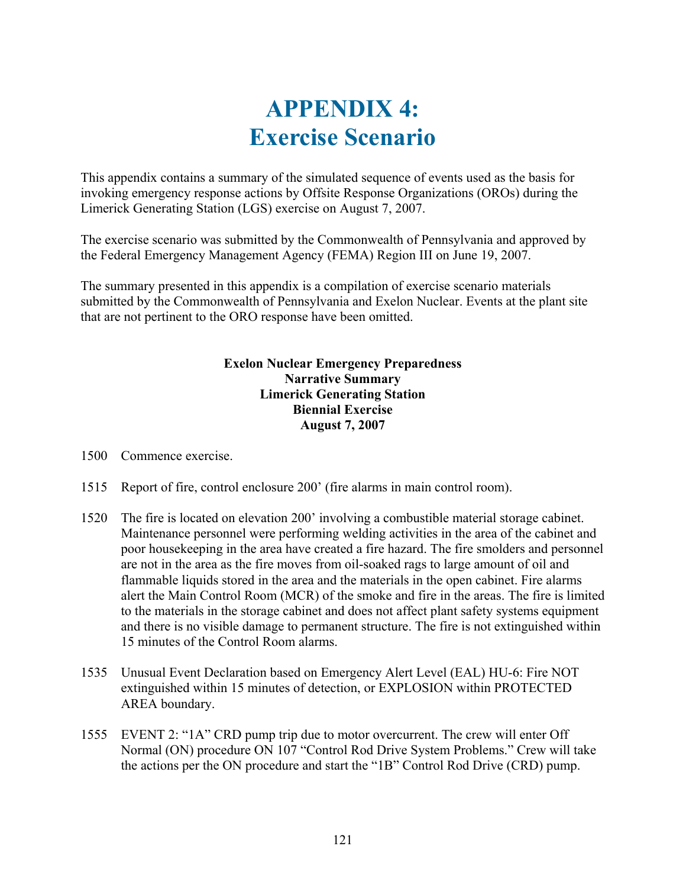# APPENDIX 4:
# Exercise Scenario

This appendix contains a summary of the simulated sequence of events used as the basis for invoking emergency response actions by Offsite Response Organizations (OROs) during the Limerick Generating Station (LGS) exercise on August 7, 2007.

The exercise scenario was submitted by the Commonwealth of Pennsylvania and approved by the Federal Emergency Management Agency (FEMA) Region III on June 19, 2007.

The summary presented in this appendix is a compilation of exercise scenario materials submitted by the Commonwealth of Pennsylvania and Exelon Nuclear. Events at the plant site that are not pertinent to the ORO response have been omitted.

**Exelon Nuclear Emergency Preparedness**
**Narrative Summary**
**Limerick Generating Station**
**Biennial Exercise**
**August 7, 2007**

1500 Commence exercise.

1515 Report of fire, control enclosure 200' (fire alarms in main control room).

1520 The fire is located on elevation 200' involving a combustible material storage cabinet. Maintenance personnel were performing welding activities in the area of the cabinet and poor housekeeping in the area have created a fire hazard. The fire smolders and personnel are not in the area as the fire moves from oil-soaked rags to large amount of oil and flammable liquids stored in the area and the materials in the open cabinet. Fire alarms alert the Main Control Room (MCR) of the smoke and fire in the areas. The fire is limited to the materials in the storage cabinet and does not affect plant safety systems equipment and there is no visible damage to permanent structure. The fire is not extinguished within 15 minutes of the Control Room alarms.

1535 Unusual Event Declaration based on Emergency Alert Level (EAL) HU-6: Fire NOT extinguished within 15 minutes of detection, or EXPLOSION within PROTECTED AREA boundary.

1555 EVENT 2: "1A" CRD pump trip due to motor overcurrent. The crew will enter Off Normal (ON) procedure ON 107 "Control Rod Drive System Problems." Crew will take the actions per the ON procedure and start the "1B" Control Rod Drive (CRD) pump.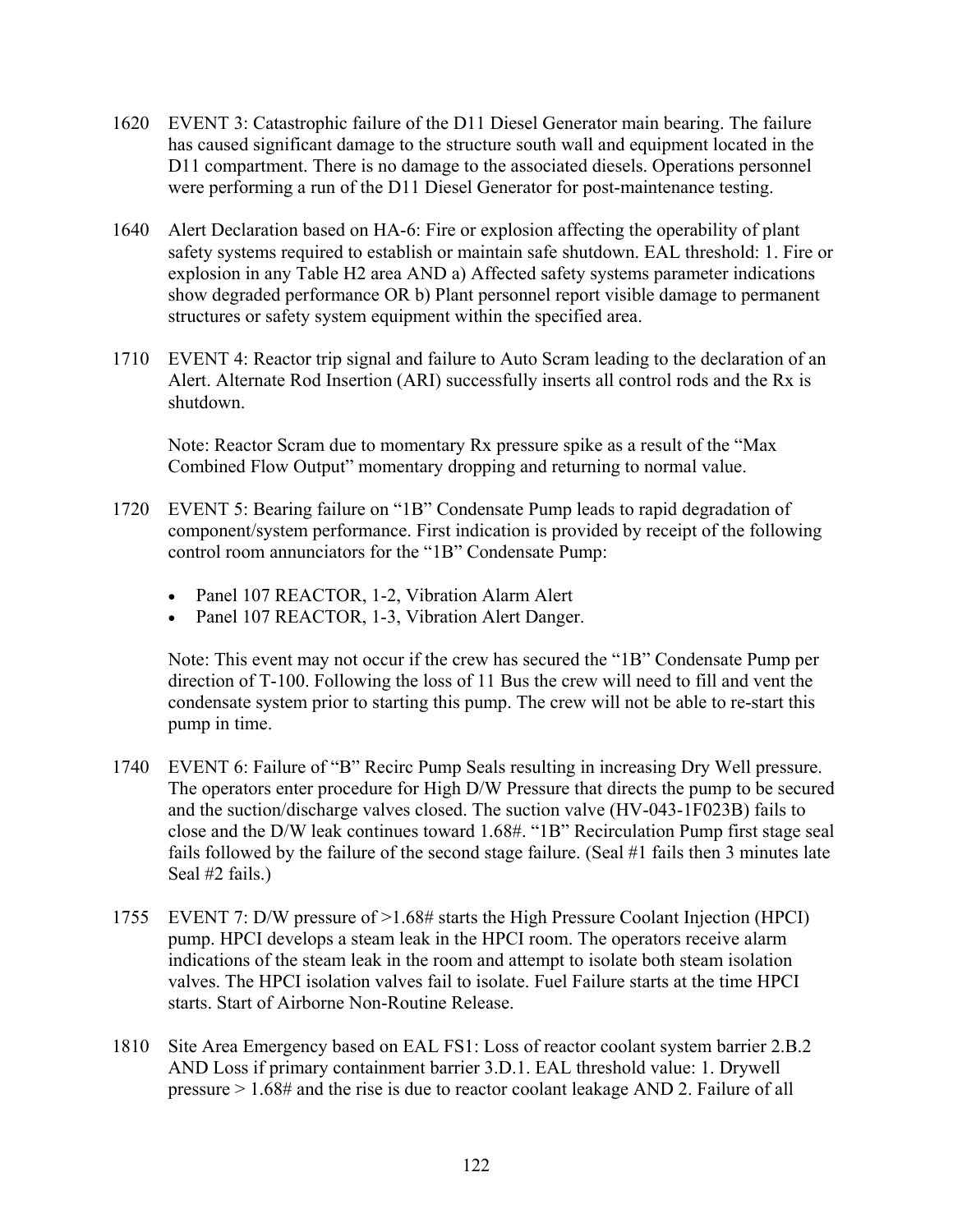1620 EVENT 3: Catastrophic failure of the D11 Diesel Generator main bearing. The failure has caused significant damage to the structure south wall and equipment located in the D11 compartment. There is no damage to the associated diesels. Operations personnel were performing a run of the D11 Diesel Generator for post-maintenance testing.

1640 Alert Declaration based on HA-6: Fire or explosion affecting the operability of plant safety systems required to establish or maintain safe shutdown. EAL threshold: 1. Fire or explosion in any Table H2 area AND a) Affected safety systems parameter indications show degraded performance OR b) Plant personnel report visible damage to permanent structures or safety system equipment within the specified area.

1710 EVENT 4: Reactor trip signal and failure to Auto Scram leading to the declaration of an Alert. Alternate Rod Insertion (ARI) successfully inserts all control rods and the Rx is shutdown.

Note: Reactor Scram due to momentary Rx pressure spike as a result of the "Max Combined Flow Output" momentary dropping and returning to normal value.

1720 EVENT 5: Bearing failure on "1B" Condensate Pump leads to rapid degradation of component/system performance. First indication is provided by receipt of the following control room annunciators for the "1B" Condensate Pump:

- Panel 107 REACTOR, 1-2, Vibration Alarm Alert
- Panel 107 REACTOR, 1-3, Vibration Alert Danger.

Note: This event may not occur if the crew has secured the "1B" Condensate Pump per direction of T-100. Following the loss of 11 Bus the crew will need to fill and vent the condensate system prior to starting this pump. The crew will not be able to re-start this pump in time.

1740 EVENT 6: Failure of "B" Recirc Pump Seals resulting in increasing Dry Well pressure. The operators enter procedure for High D/W Pressure that directs the pump to be secured and the suction/discharge valves closed. The suction valve (HV-043-1F023B) fails to close and the D/W leak continues toward 1.68#. "1B" Recirculation Pump first stage seal fails followed by the failure of the second stage failure. (Seal #1 fails then 3 minutes late Seal #2 fails.)

1755 EVENT 7: D/W pressure of >1.68# starts the High Pressure Coolant Injection (HPCI) pump. HPCI develops a steam leak in the HPCI room. The operators receive alarm indications of the steam leak in the room and attempt to isolate both steam isolation valves. The HPCI isolation valves fail to isolate. Fuel Failure starts at the time HPCI starts. Start of Airborne Non-Routine Release.

1810 Site Area Emergency based on EAL FS1: Loss of reactor coolant system barrier 2.B.2 AND Loss if primary containment barrier 3.D.1. EAL threshold value: 1. Drywell pressure > 1.68# and the rise is due to reactor coolant leakage AND 2. Failure of all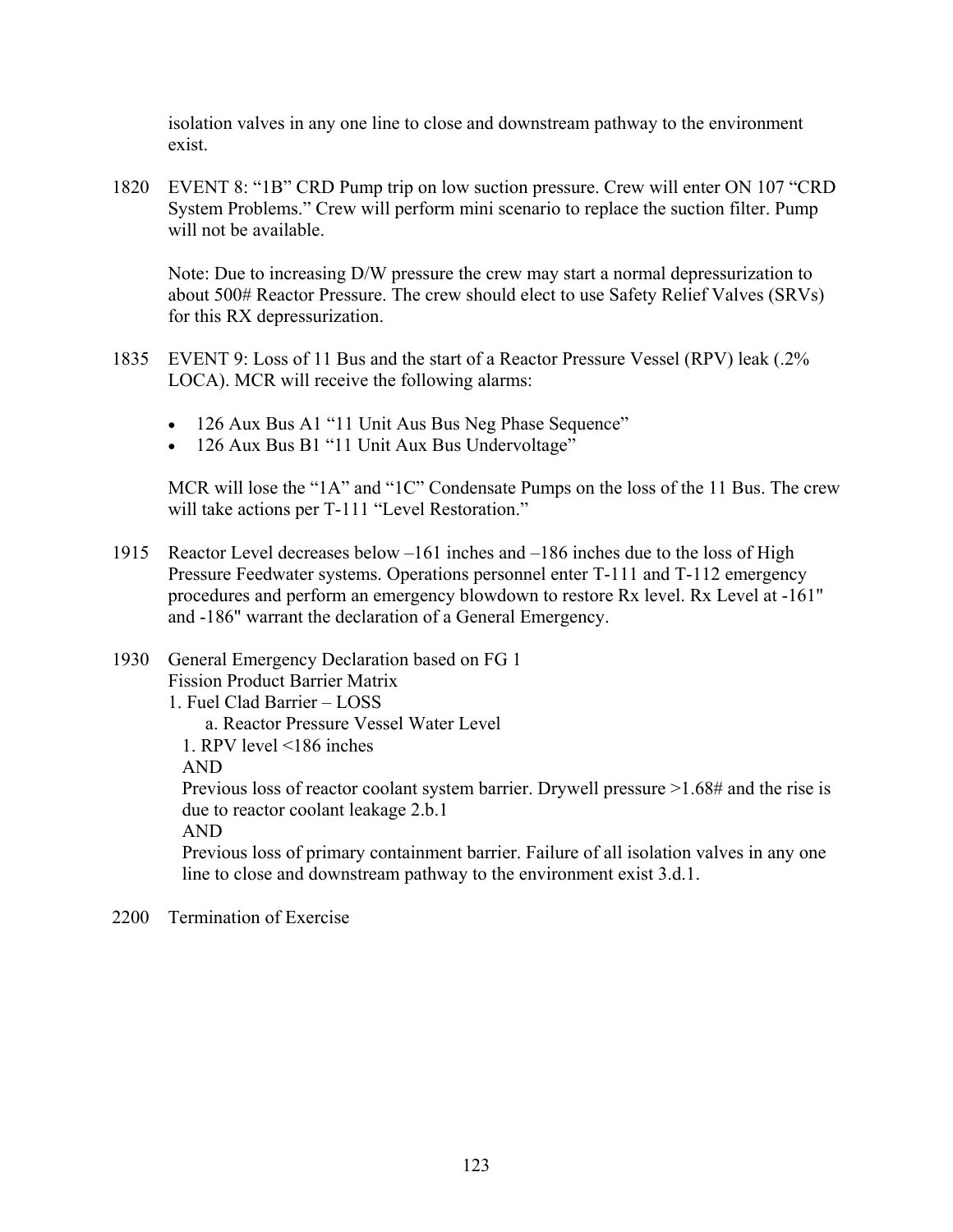isolation valves in any one line to close and downstream pathway to the environment exist.

1820 EVENT 8: "1B" CRD Pump trip on low suction pressure. Crew will enter ON 107 "CRD System Problems." Crew will perform mini scenario to replace the suction filter. Pump will not be available.

Note: Due to increasing D/W pressure the crew may start a normal depressurization to about 500# Reactor Pressure. The crew should elect to use Safety Relief Valves (SRVs) for this RX depressurization.

1835 EVENT 9: Loss of 11 Bus and the start of a Reactor Pressure Vessel (RPV) leak (.2% LOCA). MCR will receive the following alarms:

- 126 Aux Bus A1 "11 Unit Aus Bus Neg Phase Sequence"
- 126 Aux Bus B1 "11 Unit Aux Bus Undervoltage"

MCR will lose the "1A" and "1C" Condensate Pumps on the loss of the 11 Bus. The crew will take actions per T-111 "Level Restoration."

1915 Reactor Level decreases below –161 inches and –186 inches due to the loss of High Pressure Feedwater systems. Operations personnel enter T-111 and T-112 emergency procedures and perform an emergency blowdown to restore Rx level. Rx Level at -161" and -186" warrant the declaration of a General Emergency.

1930 General Emergency Declaration based on FG 1
Fission Product Barrier Matrix
1. Fuel Clad Barrier – LOSS
 a. Reactor Pressure Vessel Water Level
 1. RPV level <186 inches
 AND
 Previous loss of reactor coolant system barrier. Drywell pressure >1.68# and the rise is due to reactor coolant leakage 2.b.1
 AND
 Previous loss of primary containment barrier. Failure of all isolation valves in any one line to close and downstream pathway to the environment exist 3.d.1.

2200 Termination of Exercise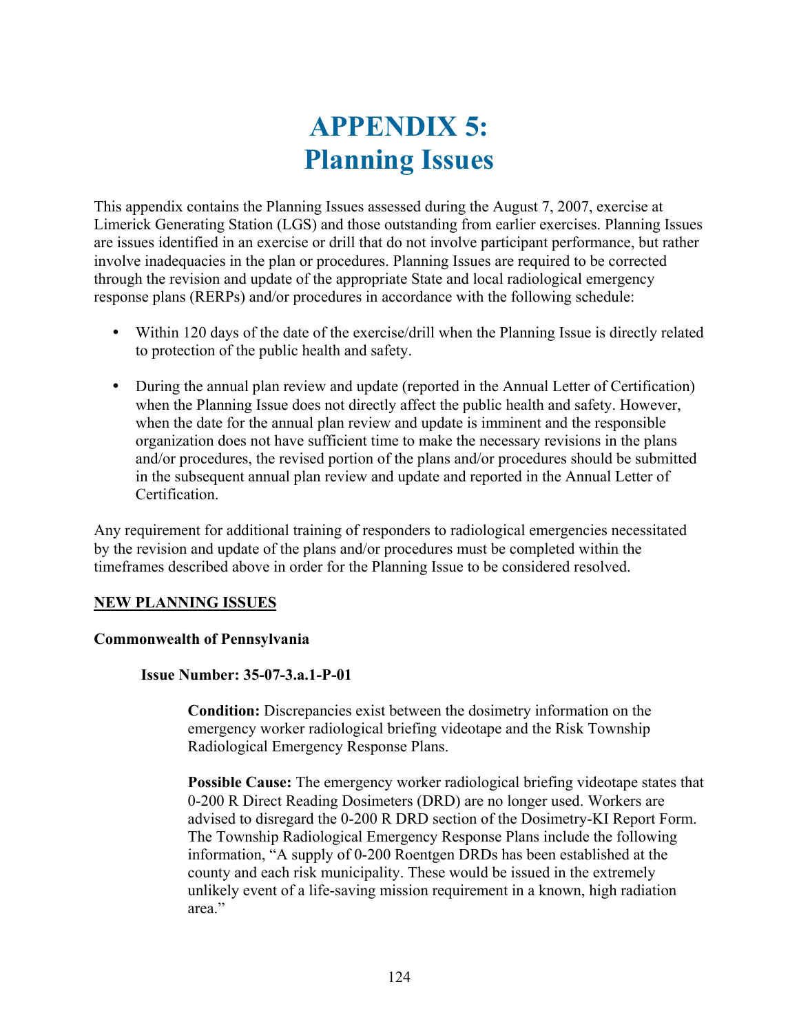# APPENDIX 5: Planning Issues

This appendix contains the Planning Issues assessed during the August 7, 2007, exercise at Limerick Generating Station (LGS) and those outstanding from earlier exercises. Planning Issues are issues identified in an exercise or drill that do not involve participant performance, but rather involve inadequacies in the plan or procedures. Planning Issues are required to be corrected through the revision and update of the appropriate State and local radiological emergency response plans (RERPs) and/or procedures in accordance with the following schedule:

- Within 120 days of the date of the exercise/drill when the Planning Issue is directly related to protection of the public health and safety.
- During the annual plan review and update (reported in the Annual Letter of Certification) when the Planning Issue does not directly affect the public health and safety. However, when the date for the annual plan review and update is imminent and the responsible organization does not have sufficient time to make the necessary revisions in the plans and/or procedures, the revised portion of the plans and/or procedures should be submitted in the subsequent annual plan review and update and reported in the Annual Letter of Certification.

Any requirement for additional training of responders to radiological emergencies necessitated by the revision and update of the plans and/or procedures must be completed within the timeframes described above in order for the Planning Issue to be considered resolved.

**NEW PLANNING ISSUES**

**Commonwealth of Pennsylvania**

**Issue Number: 35-07-3.a.1-P-01**

**Condition:** Discrepancies exist between the dosimetry information on the emergency worker radiological briefing videotape and the Risk Township Radiological Emergency Response Plans.

**Possible Cause:** The emergency worker radiological briefing videotape states that 0-200 R Direct Reading Dosimeters (DRD) are no longer used. Workers are advised to disregard the 0-200 R DRD section of the Dosimetry-KI Report Form. The Township Radiological Emergency Response Plans include the following information, "A supply of 0-200 Roentgen DRDs has been established at the county and each risk municipality. These would be issued in the extremely unlikely event of a life-saving mission requirement in a known, high radiation area."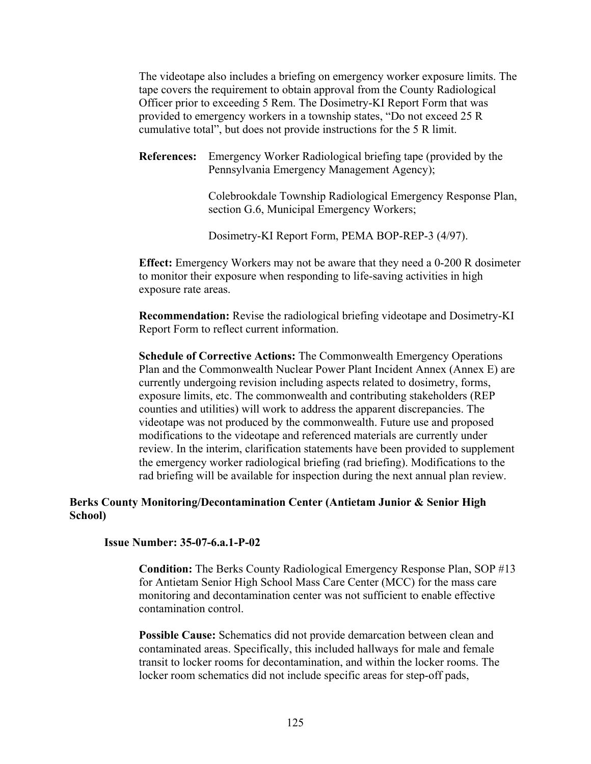The videotape also includes a briefing on emergency worker exposure limits. The tape covers the requirement to obtain approval from the County Radiological Officer prior to exceeding 5 Rem. The Dosimetry-KI Report Form that was provided to emergency workers in a township states, "Do not exceed 25 R cumulative total", but does not provide instructions for the 5 R limit.

**References:** Emergency Worker Radiological briefing tape (provided by the Pennsylvania Emergency Management Agency);

Colebrookdale Township Radiological Emergency Response Plan, section G.6, Municipal Emergency Workers;

Dosimetry-KI Report Form, PEMA BOP-REP-3 (4/97).

**Effect:** Emergency Workers may not be aware that they need a 0-200 R dosimeter to monitor their exposure when responding to life-saving activities in high exposure rate areas.

**Recommendation:** Revise the radiological briefing videotape and Dosimetry-KI Report Form to reflect current information.

**Schedule of Corrective Actions:** The Commonwealth Emergency Operations Plan and the Commonwealth Nuclear Power Plant Incident Annex (Annex E) are currently undergoing revision including aspects related to dosimetry, forms, exposure limits, etc. The commonwealth and contributing stakeholders (REP counties and utilities) will work to address the apparent discrepancies. The videotape was not produced by the commonwealth. Future use and proposed modifications to the videotape and referenced materials are currently under review. In the interim, clarification statements have been provided to supplement the emergency worker radiological briefing (rad briefing). Modifications to the rad briefing will be available for inspection during the next annual plan review.

**Berks County Monitoring/Decontamination Center (Antietam Junior & Senior High School)**

**Issue Number: 35-07-6.a.1-P-02**

**Condition:** The Berks County Radiological Emergency Response Plan, SOP #13 for Antietam Senior High School Mass Care Center (MCC) for the mass care monitoring and decontamination center was not sufficient to enable effective contamination control.

**Possible Cause:** Schematics did not provide demarcation between clean and contaminated areas. Specifically, this included hallways for male and female transit to locker rooms for decontamination, and within the locker rooms. The locker room schematics did not include specific areas for step-off pads,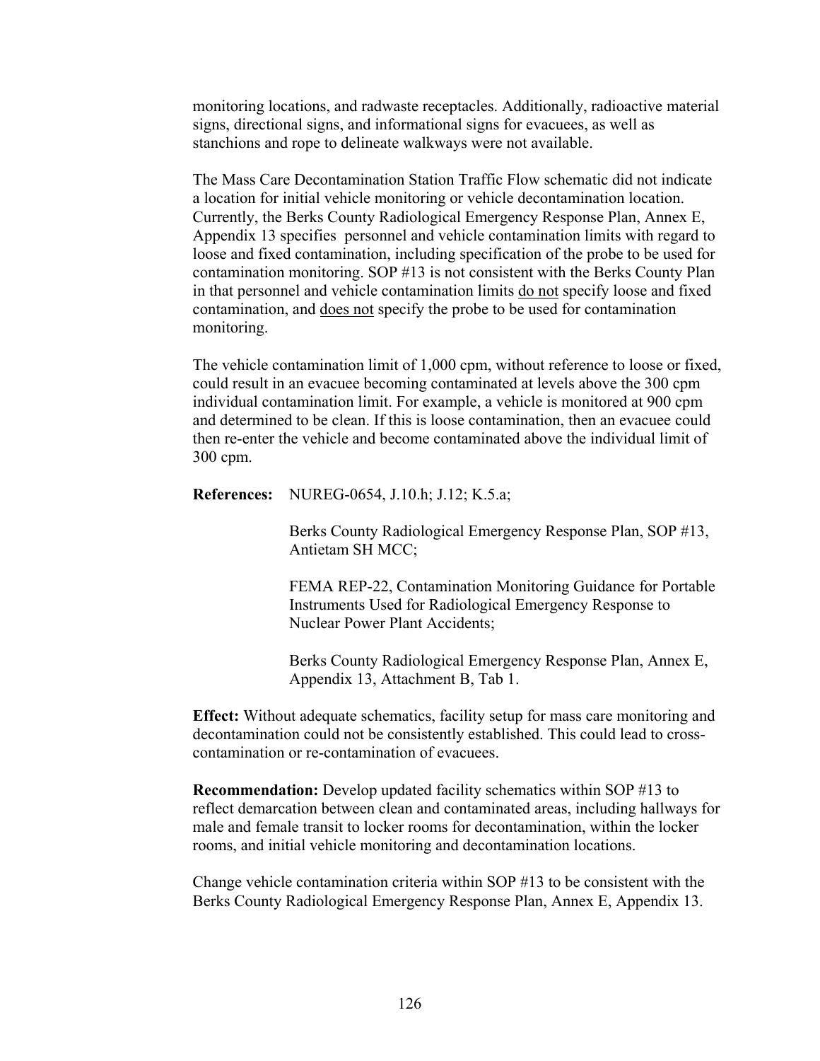monitoring locations, and radwaste receptacles. Additionally, radioactive material signs, directional signs, and informational signs for evacuees, as well as stanchions and rope to delineate walkways were not available.

The Mass Care Decontamination Station Traffic Flow schematic did not indicate a location for initial vehicle monitoring or vehicle decontamination location. Currently, the Berks County Radiological Emergency Response Plan, Annex E, Appendix 13 specifies personnel and vehicle contamination limits with regard to loose and fixed contamination, including specification of the probe to be used for contamination monitoring. SOP #13 is not consistent with the Berks County Plan in that personnel and vehicle contamination limits <u>do not</u> specify loose and fixed contamination, and <u>does not</u> specify the probe to be used for contamination monitoring.

The vehicle contamination limit of 1,000 cpm, without reference to loose or fixed, could result in an evacuee becoming contaminated at levels above the 300 cpm individual contamination limit. For example, a vehicle is monitored at 900 cpm and determined to be clean. If this is loose contamination, then an evacuee could then re-enter the vehicle and become contaminated above the individual limit of 300 cpm.

**References:** NUREG-0654, J.10.h; J.12; K.5.a;

Berks County Radiological Emergency Response Plan, SOP #13, Antietam SH MCC;

FEMA REP-22, Contamination Monitoring Guidance for Portable Instruments Used for Radiological Emergency Response to Nuclear Power Plant Accidents;

Berks County Radiological Emergency Response Plan, Annex E, Appendix 13, Attachment B, Tab 1.

**Effect:** Without adequate schematics, facility setup for mass care monitoring and decontamination could not be consistently established. This could lead to cross-contamination or re-contamination of evacuees.

**Recommendation:** Develop updated facility schematics within SOP #13 to reflect demarcation between clean and contaminated areas, including hallways for male and female transit to locker rooms for decontamination, within the locker rooms, and initial vehicle monitoring and decontamination locations.

Change vehicle contamination criteria within SOP #13 to be consistent with the Berks County Radiological Emergency Response Plan, Annex E, Appendix 13.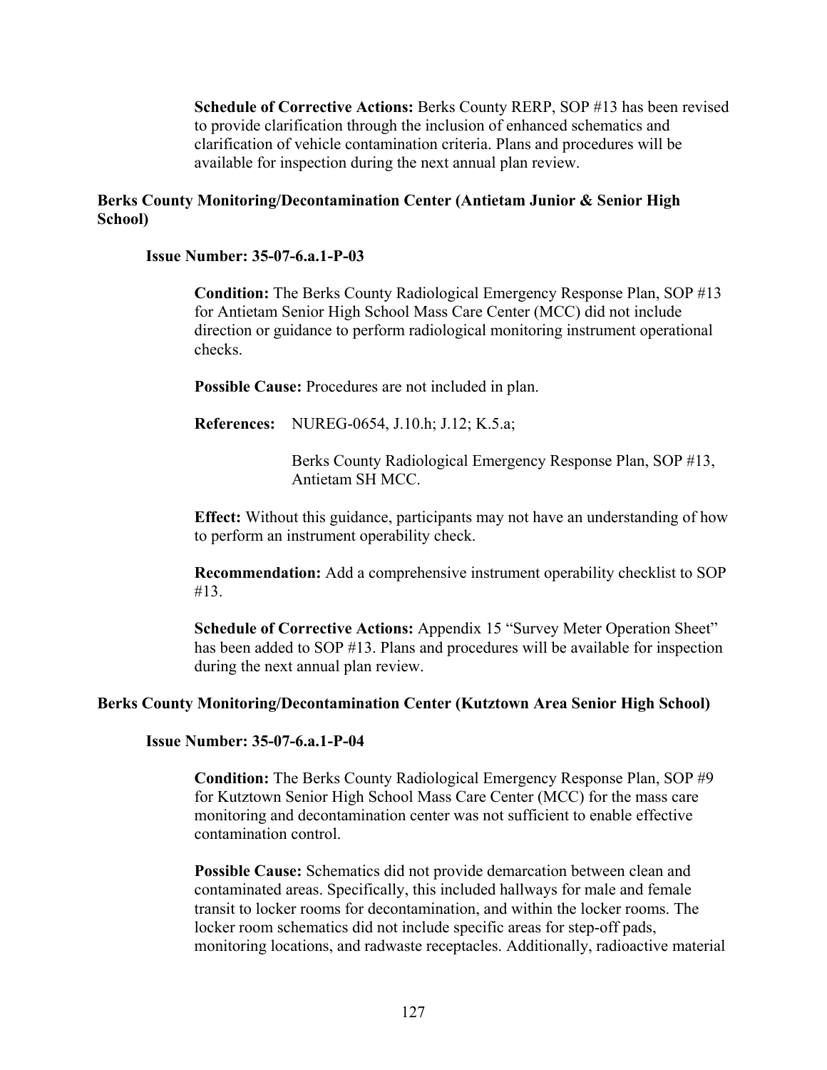**Schedule of Corrective Actions:** Berks County RERP, SOP #13 has been revised to provide clarification through the inclusion of enhanced schematics and clarification of vehicle contamination criteria. Plans and procedures will be available for inspection during the next annual plan review.

**Berks County Monitoring/Decontamination Center (Antietam Junior & Senior High School)**

**Issue Number: 35-07-6.a.1-P-03**

**Condition:** The Berks County Radiological Emergency Response Plan, SOP #13 for Antietam Senior High School Mass Care Center (MCC) did not include direction or guidance to perform radiological monitoring instrument operational checks.

**Possible Cause:** Procedures are not included in plan.

**References:** NUREG-0654, J.10.h; J.12; K.5.a;

Berks County Radiological Emergency Response Plan, SOP #13, Antietam SH MCC.

**Effect:** Without this guidance, participants may not have an understanding of how to perform an instrument operability check.

**Recommendation:** Add a comprehensive instrument operability checklist to SOP #13.

**Schedule of Corrective Actions:** Appendix 15 "Survey Meter Operation Sheet" has been added to SOP #13. Plans and procedures will be available for inspection during the next annual plan review.

**Berks County Monitoring/Decontamination Center (Kutztown Area Senior High School)**

**Issue Number: 35-07-6.a.1-P-04**

**Condition:** The Berks County Radiological Emergency Response Plan, SOP #9 for Kutztown Senior High School Mass Care Center (MCC) for the mass care monitoring and decontamination center was not sufficient to enable effective contamination control.

**Possible Cause:** Schematics did not provide demarcation between clean and contaminated areas. Specifically, this included hallways for male and female transit to locker rooms for decontamination, and within the locker rooms. The locker room schematics did not include specific areas for step-off pads, monitoring locations, and radwaste receptacles. Additionally, radioactive material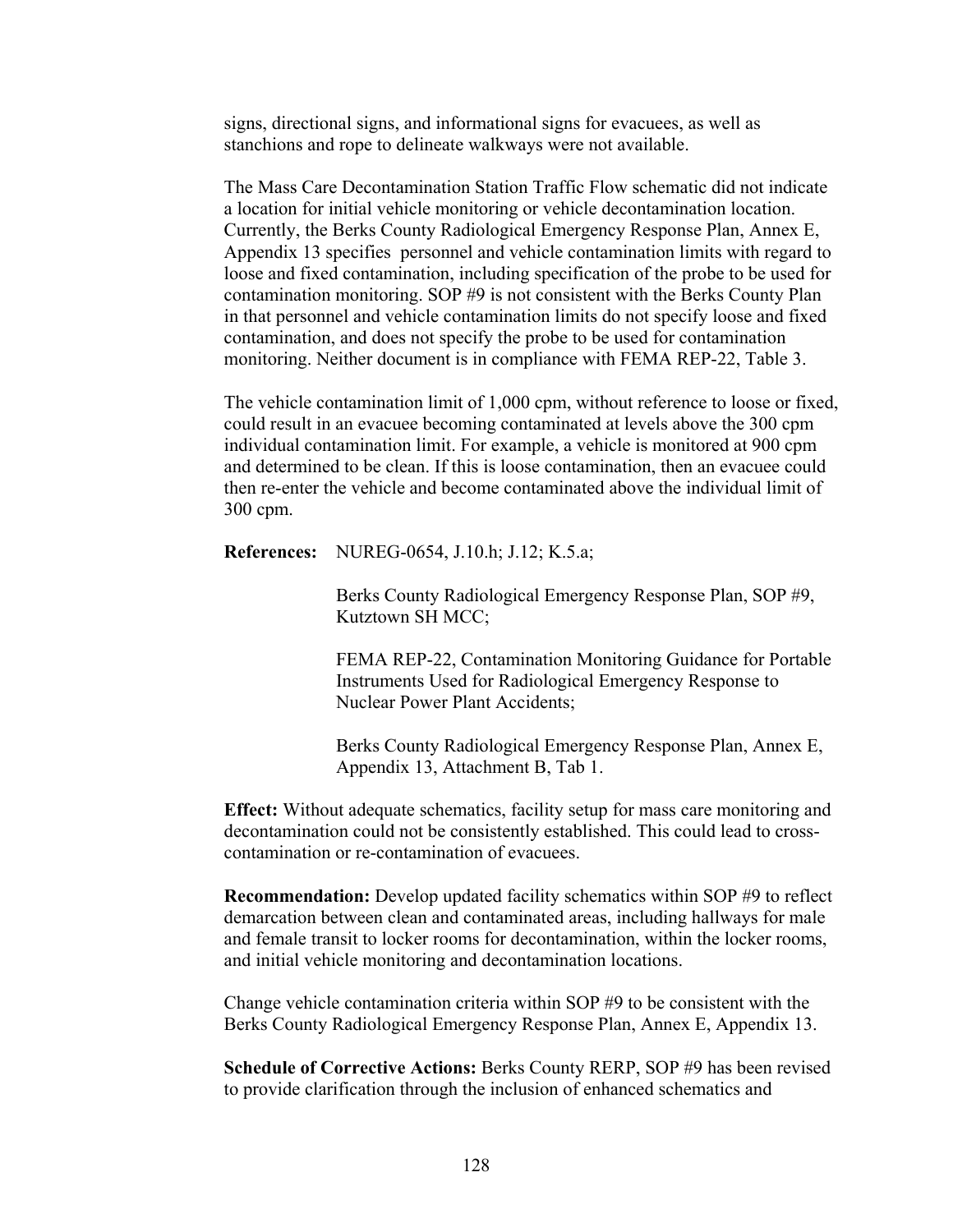signs, directional signs, and informational signs for evacuees, as well as stanchions and rope to delineate walkways were not available.

The Mass Care Decontamination Station Traffic Flow schematic did not indicate a location for initial vehicle monitoring or vehicle decontamination location. Currently, the Berks County Radiological Emergency Response Plan, Annex E, Appendix 13 specifies personnel and vehicle contamination limits with regard to loose and fixed contamination, including specification of the probe to be used for contamination monitoring. SOP #9 is not consistent with the Berks County Plan in that personnel and vehicle contamination limits do not specify loose and fixed contamination, and does not specify the probe to be used for contamination monitoring. Neither document is in compliance with FEMA REP-22, Table 3.

The vehicle contamination limit of 1,000 cpm, without reference to loose or fixed, could result in an evacuee becoming contaminated at levels above the 300 cpm individual contamination limit. For example, a vehicle is monitored at 900 cpm and determined to be clean. If this is loose contamination, then an evacuee could then re-enter the vehicle and become contaminated above the individual limit of 300 cpm.

**References:** NUREG-0654, J.10.h; J.12; K.5.a;

Berks County Radiological Emergency Response Plan, SOP #9, Kutztown SH MCC;

FEMA REP-22, Contamination Monitoring Guidance for Portable Instruments Used for Radiological Emergency Response to Nuclear Power Plant Accidents;

Berks County Radiological Emergency Response Plan, Annex E, Appendix 13, Attachment B, Tab 1.

**Effect:** Without adequate schematics, facility setup for mass care monitoring and decontamination could not be consistently established. This could lead to cross-contamination or re-contamination of evacuees.

**Recommendation:** Develop updated facility schematics within SOP #9 to reflect demarcation between clean and contaminated areas, including hallways for male and female transit to locker rooms for decontamination, within the locker rooms, and initial vehicle monitoring and decontamination locations.

Change vehicle contamination criteria within SOP #9 to be consistent with the Berks County Radiological Emergency Response Plan, Annex E, Appendix 13.

**Schedule of Corrective Actions:** Berks County RERP, SOP #9 has been revised to provide clarification through the inclusion of enhanced schematics and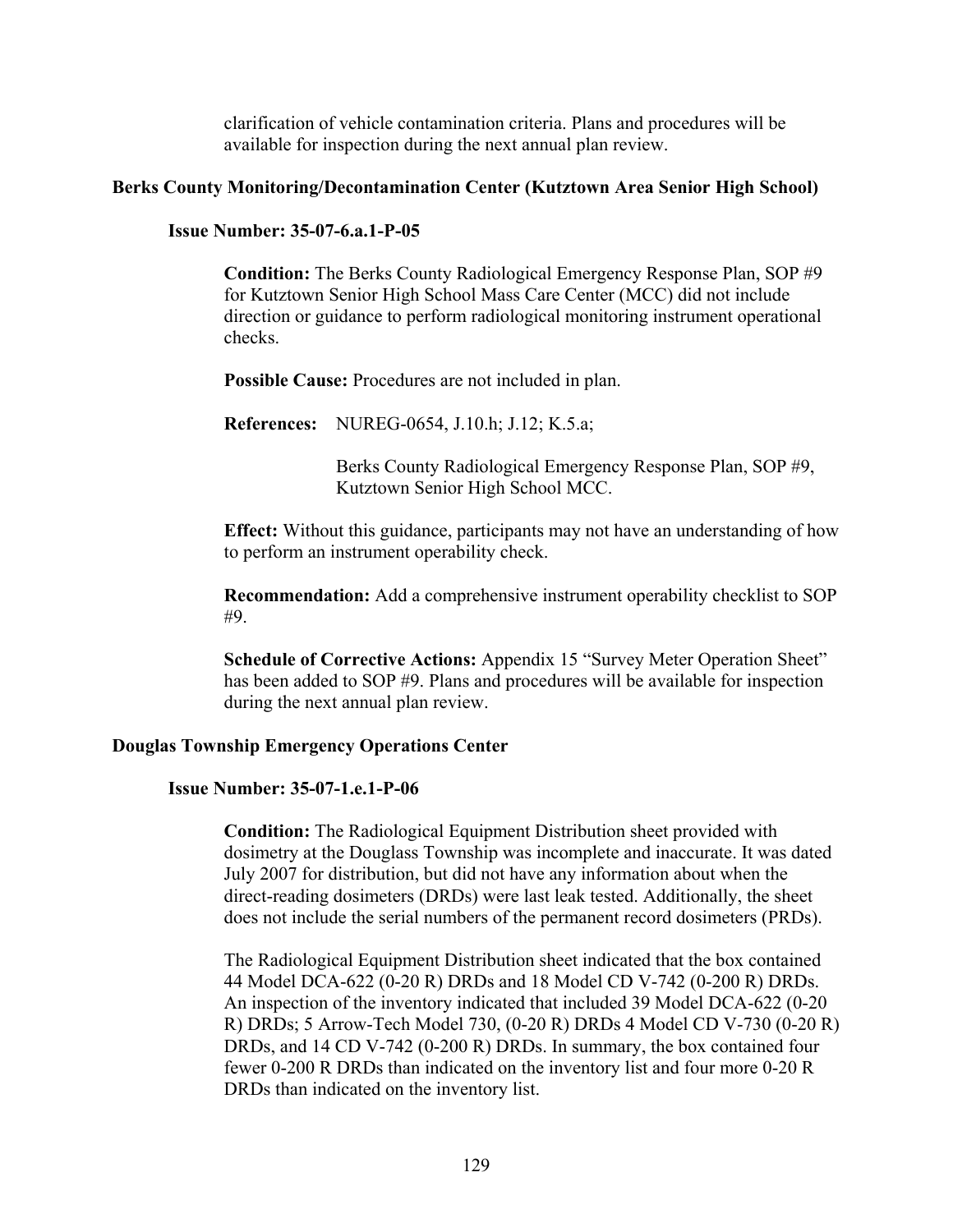clarification of vehicle contamination criteria. Plans and procedures will be available for inspection during the next annual plan review.

**Berks County Monitoring/Decontamination Center (Kutztown Area Senior High School)**

**Issue Number: 35-07-6.a.1-P-05**

**Condition:** The Berks County Radiological Emergency Response Plan, SOP #9 for Kutztown Senior High School Mass Care Center (MCC) did not include direction or guidance to perform radiological monitoring instrument operational checks.

**Possible Cause:** Procedures are not included in plan.

**References:** NUREG-0654, J.10.h; J.12; K.5.a;

Berks County Radiological Emergency Response Plan, SOP #9, Kutztown Senior High School MCC.

**Effect:** Without this guidance, participants may not have an understanding of how to perform an instrument operability check.

**Recommendation:** Add a comprehensive instrument operability checklist to SOP #9.

**Schedule of Corrective Actions:** Appendix 15 "Survey Meter Operation Sheet" has been added to SOP #9. Plans and procedures will be available for inspection during the next annual plan review.

**Douglas Township Emergency Operations Center**

**Issue Number: 35-07-1.e.1-P-06**

**Condition:** The Radiological Equipment Distribution sheet provided with dosimetry at the Douglass Township was incomplete and inaccurate. It was dated July 2007 for distribution, but did not have any information about when the direct-reading dosimeters (DRDs) were last leak tested. Additionally, the sheet does not include the serial numbers of the permanent record dosimeters (PRDs).

The Radiological Equipment Distribution sheet indicated that the box contained 44 Model DCA-622 (0-20 R) DRDs and 18 Model CD V-742 (0-200 R) DRDs. An inspection of the inventory indicated that included 39 Model DCA-622 (0-20 R) DRDs; 5 Arrow-Tech Model 730, (0-20 R) DRDs 4 Model CD V-730 (0-20 R) DRDs, and 14 CD V-742 (0-200 R) DRDs. In summary, the box contained four fewer 0-200 R DRDs than indicated on the inventory list and four more 0-20 R DRDs than indicated on the inventory list.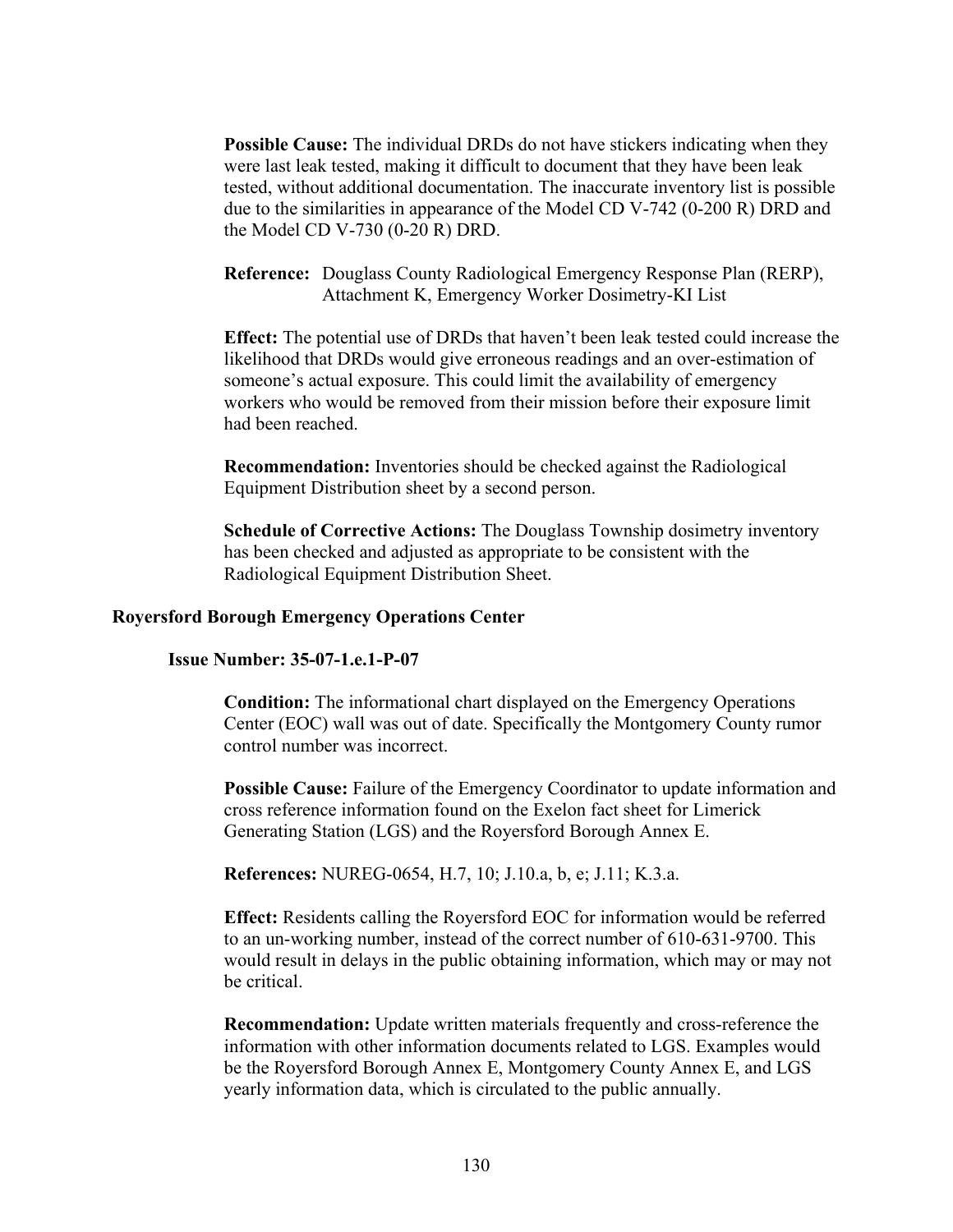**Possible Cause:** The individual DRDs do not have stickers indicating when they were last leak tested, making it difficult to document that they have been leak tested, without additional documentation. The inaccurate inventory list is possible due to the similarities in appearance of the Model CD V-742 (0-200 R) DRD and the Model CD V-730 (0-20 R) DRD.

**Reference:** Douglass County Radiological Emergency Response Plan (RERP), Attachment K, Emergency Worker Dosimetry-KI List

**Effect:** The potential use of DRDs that haven't been leak tested could increase the likelihood that DRDs would give erroneous readings and an over-estimation of someone's actual exposure. This could limit the availability of emergency workers who would be removed from their mission before their exposure limit had been reached.

**Recommendation:** Inventories should be checked against the Radiological Equipment Distribution sheet by a second person.

**Schedule of Corrective Actions:** The Douglass Township dosimetry inventory has been checked and adjusted as appropriate to be consistent with the Radiological Equipment Distribution Sheet.

### Royersford Borough Emergency Operations Center

#### Issue Number: 35-07-1.e.1-P-07

**Condition:** The informational chart displayed on the Emergency Operations Center (EOC) wall was out of date. Specifically the Montgomery County rumor control number was incorrect.

**Possible Cause:** Failure of the Emergency Coordinator to update information and cross reference information found on the Exelon fact sheet for Limerick Generating Station (LGS) and the Royersford Borough Annex E.

**References:** NUREG-0654, H.7, 10; J.10.a, b, e; J.11; K.3.a.

**Effect:** Residents calling the Royersford EOC for information would be referred to an un-working number, instead of the correct number of 610-631-9700. This would result in delays in the public obtaining information, which may or may not be critical.

**Recommendation:** Update written materials frequently and cross-reference the information with other information documents related to LGS. Examples would be the Royersford Borough Annex E, Montgomery County Annex E, and LGS yearly information data, which is circulated to the public annually.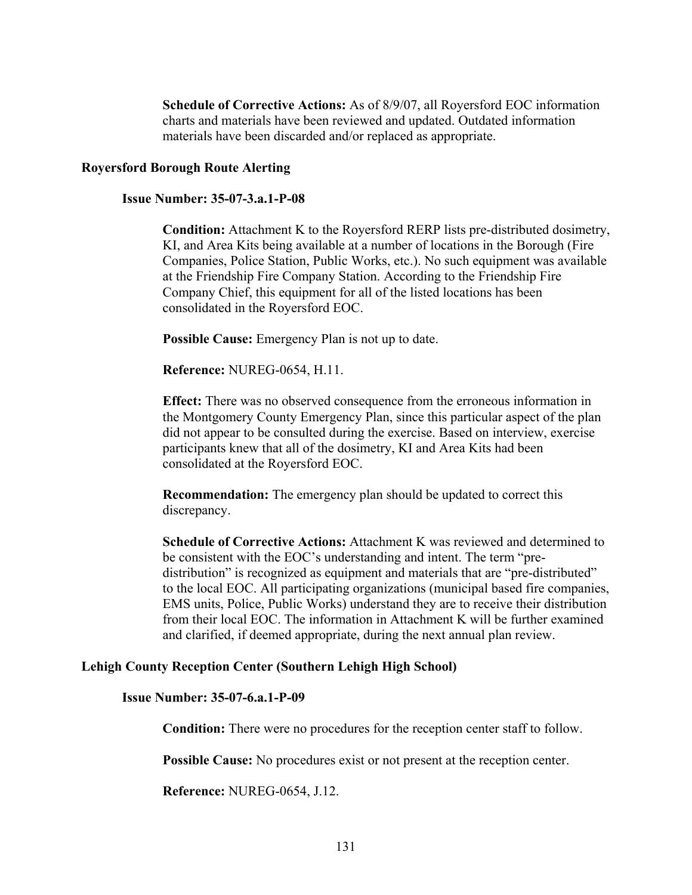**Schedule of Corrective Actions:** As of 8/9/07, all Royersford EOC information charts and materials have been reviewed and updated. Outdated information materials have been discarded and/or replaced as appropriate.

### Royersford Borough Route Alerting

#### Issue Number: 35-07-3.a.1-P-08

**Condition:** Attachment K to the Royersford RERP lists pre-distributed dosimetry, KI, and Area Kits being available at a number of locations in the Borough (Fire Companies, Police Station, Public Works, etc.). No such equipment was available at the Friendship Fire Company Station. According to the Friendship Fire Company Chief, this equipment for all of the listed locations has been consolidated in the Royersford EOC.

**Possible Cause:** Emergency Plan is not up to date.

**Reference:** NUREG-0654, H.11.

**Effect:** There was no observed consequence from the erroneous information in the Montgomery County Emergency Plan, since this particular aspect of the plan did not appear to be consulted during the exercise. Based on interview, exercise participants knew that all of the dosimetry, KI and Area Kits had been consolidated at the Royersford EOC.

**Recommendation:** The emergency plan should be updated to correct this discrepancy.

**Schedule of Corrective Actions:** Attachment K was reviewed and determined to be consistent with the EOC's understanding and intent. The term "pre-distribution" is recognized as equipment and materials that are "pre-distributed" to the local EOC. All participating organizations (municipal based fire companies, EMS units, Police, Public Works) understand they are to receive their distribution from their local EOC. The information in Attachment K will be further examined and clarified, if deemed appropriate, during the next annual plan review.

### Lehigh County Reception Center (Southern Lehigh High School)

#### Issue Number: 35-07-6.a.1-P-09

**Condition:** There were no procedures for the reception center staff to follow.

**Possible Cause:** No procedures exist or not present at the reception center.

**Reference:** NUREG-0654, J.12.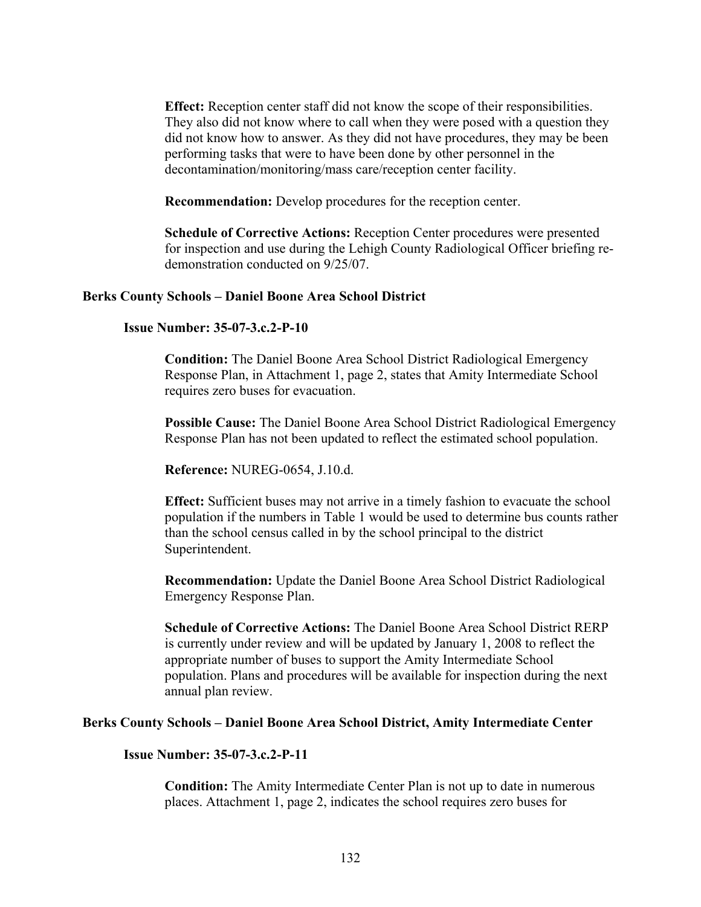**Effect:** Reception center staff did not know the scope of their responsibilities. They also did not know where to call when they were posed with a question they did not know how to answer. As they did not have procedures, they may be been performing tasks that were to have been done by other personnel in the decontamination/monitoring/mass care/reception center facility.

**Recommendation:** Develop procedures for the reception center.

**Schedule of Corrective Actions:** Reception Center procedures were presented for inspection and use during the Lehigh County Radiological Officer briefing re-demonstration conducted on 9/25/07.

### Berks County Schools – Daniel Boone Area School District

#### Issue Number: 35-07-3.c.2-P-10

**Condition:** The Daniel Boone Area School District Radiological Emergency Response Plan, in Attachment 1, page 2, states that Amity Intermediate School requires zero buses for evacuation.

**Possible Cause:** The Daniel Boone Area School District Radiological Emergency Response Plan has not been updated to reflect the estimated school population.

**Reference:** NUREG-0654, J.10.d.

**Effect:** Sufficient buses may not arrive in a timely fashion to evacuate the school population if the numbers in Table 1 would be used to determine bus counts rather than the school census called in by the school principal to the district Superintendent.

**Recommendation:** Update the Daniel Boone Area School District Radiological Emergency Response Plan.

**Schedule of Corrective Actions:** The Daniel Boone Area School District RERP is currently under review and will be updated by January 1, 2008 to reflect the appropriate number of buses to support the Amity Intermediate School population. Plans and procedures will be available for inspection during the next annual plan review.

### Berks County Schools – Daniel Boone Area School District, Amity Intermediate Center

#### Issue Number: 35-07-3.c.2-P-11

**Condition:** The Amity Intermediate Center Plan is not up to date in numerous places. Attachment 1, page 2, indicates the school requires zero buses for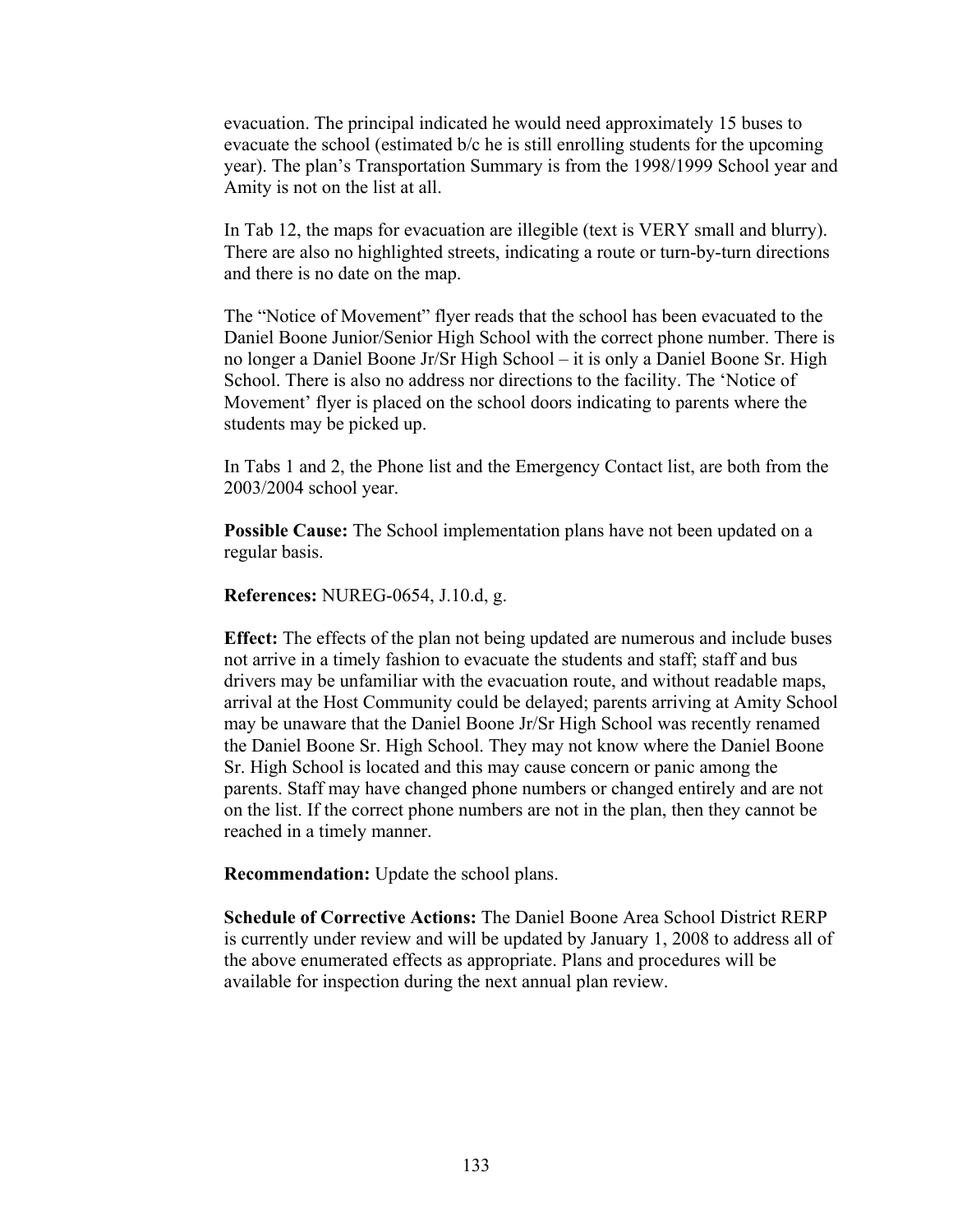evacuation. The principal indicated he would need approximately 15 buses to evacuate the school (estimated b/c he is still enrolling students for the upcoming year). The plan's Transportation Summary is from the 1998/1999 School year and Amity is not on the list at all.

In Tab 12, the maps for evacuation are illegible (text is VERY small and blurry). There are also no highlighted streets, indicating a route or turn-by-turn directions and there is no date on the map.

The "Notice of Movement" flyer reads that the school has been evacuated to the Daniel Boone Junior/Senior High School with the correct phone number. There is no longer a Daniel Boone Jr/Sr High School – it is only a Daniel Boone Sr. High School. There is also no address nor directions to the facility. The 'Notice of Movement' flyer is placed on the school doors indicating to parents where the students may be picked up.

In Tabs 1 and 2, the Phone list and the Emergency Contact list, are both from the 2003/2004 school year.

**Possible Cause:** The School implementation plans have not been updated on a regular basis.

**References:** NUREG-0654, J.10.d, g.

**Effect:** The effects of the plan not being updated are numerous and include buses not arrive in a timely fashion to evacuate the students and staff; staff and bus drivers may be unfamiliar with the evacuation route, and without readable maps, arrival at the Host Community could be delayed; parents arriving at Amity School may be unaware that the Daniel Boone Jr/Sr High School was recently renamed the Daniel Boone Sr. High School. They may not know where the Daniel Boone Sr. High School is located and this may cause concern or panic among the parents. Staff may have changed phone numbers or changed entirely and are not on the list. If the correct phone numbers are not in the plan, then they cannot be reached in a timely manner.

**Recommendation:** Update the school plans.

**Schedule of Corrective Actions:** The Daniel Boone Area School District RERP is currently under review and will be updated by January 1, 2008 to address all of the above enumerated effects as appropriate. Plans and procedures will be available for inspection during the next annual plan review.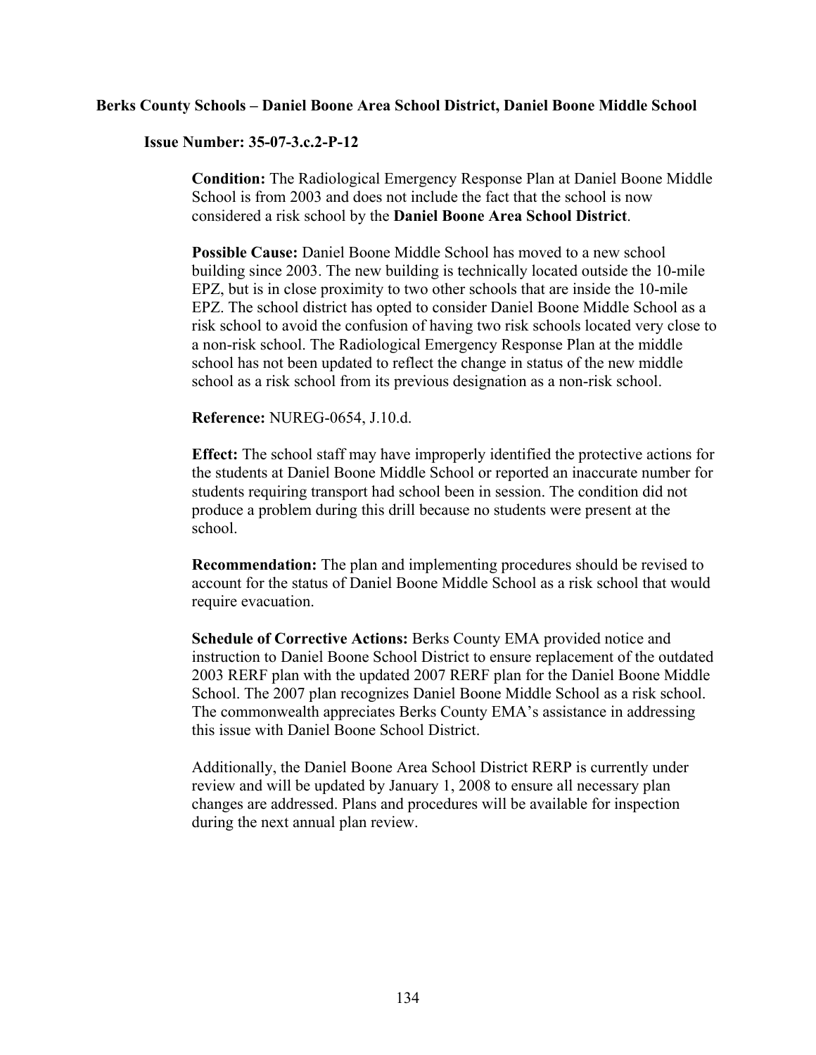**Berks County Schools – Daniel Boone Area School District, Daniel Boone Middle School**

**Issue Number: 35-07-3.c.2-P-12**

**Condition:** The Radiological Emergency Response Plan at Daniel Boone Middle School is from 2003 and does not include the fact that the school is now considered a risk school by the **Daniel Boone Area School District**.

**Possible Cause:** Daniel Boone Middle School has moved to a new school building since 2003. The new building is technically located outside the 10-mile EPZ, but is in close proximity to two other schools that are inside the 10-mile EPZ. The school district has opted to consider Daniel Boone Middle School as a risk school to avoid the confusion of having two risk schools located very close to a non-risk school. The Radiological Emergency Response Plan at the middle school has not been updated to reflect the change in status of the new middle school as a risk school from its previous designation as a non-risk school.

**Reference:** NUREG-0654, J.10.d.

**Effect:** The school staff may have improperly identified the protective actions for the students at Daniel Boone Middle School or reported an inaccurate number for students requiring transport had school been in session. The condition did not produce a problem during this drill because no students were present at the school.

**Recommendation:** The plan and implementing procedures should be revised to account for the status of Daniel Boone Middle School as a risk school that would require evacuation.

**Schedule of Corrective Actions:** Berks County EMA provided notice and instruction to Daniel Boone School District to ensure replacement of the outdated 2003 RERF plan with the updated 2007 RERF plan for the Daniel Boone Middle School. The 2007 plan recognizes Daniel Boone Middle School as a risk school. The commonwealth appreciates Berks County EMA's assistance in addressing this issue with Daniel Boone School District.

Additionally, the Daniel Boone Area School District RERP is currently under review and will be updated by January 1, 2008 to ensure all necessary plan changes are addressed. Plans and procedures will be available for inspection during the next annual plan review.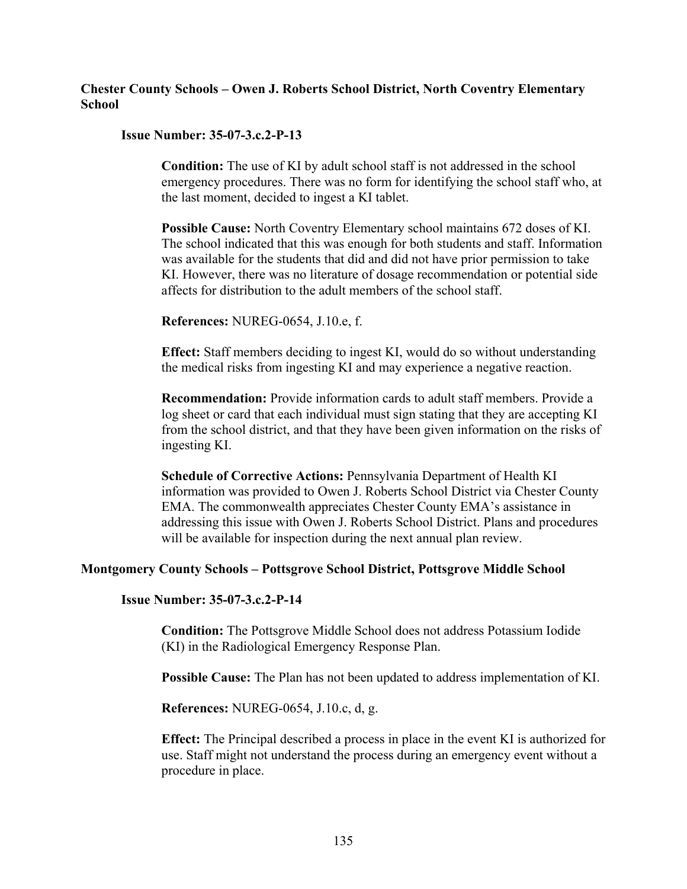**Chester County Schools – Owen J. Roberts School District, North Coventry Elementary School**

**Issue Number: 35-07-3.c.2-P-13**

**Condition:** The use of KI by adult school staff is not addressed in the school emergency procedures. There was no form for identifying the school staff who, at the last moment, decided to ingest a KI tablet.

**Possible Cause:** North Coventry Elementary school maintains 672 doses of KI. The school indicated that this was enough for both students and staff. Information was available for the students that did and did not have prior permission to take KI. However, there was no literature of dosage recommendation or potential side affects for distribution to the adult members of the school staff.

**References:** NUREG-0654, J.10.e, f.

**Effect:** Staff members deciding to ingest KI, would do so without understanding the medical risks from ingesting KI and may experience a negative reaction.

**Recommendation:** Provide information cards to adult staff members. Provide a log sheet or card that each individual must sign stating that they are accepting KI from the school district, and that they have been given information on the risks of ingesting KI.

**Schedule of Corrective Actions:** Pennsylvania Department of Health KI information was provided to Owen J. Roberts School District via Chester County EMA. The commonwealth appreciates Chester County EMA's assistance in addressing this issue with Owen J. Roberts School District. Plans and procedures will be available for inspection during the next annual plan review.

**Montgomery County Schools – Pottsgrove School District, Pottsgrove Middle School**

**Issue Number: 35-07-3.c.2-P-14**

**Condition:** The Pottsgrove Middle School does not address Potassium Iodide (KI) in the Radiological Emergency Response Plan.

**Possible Cause:** The Plan has not been updated to address implementation of KI.

**References:** NUREG-0654, J.10.c, d, g.

**Effect:** The Principal described a process in place in the event KI is authorized for use. Staff might not understand the process during an emergency event without a procedure in place.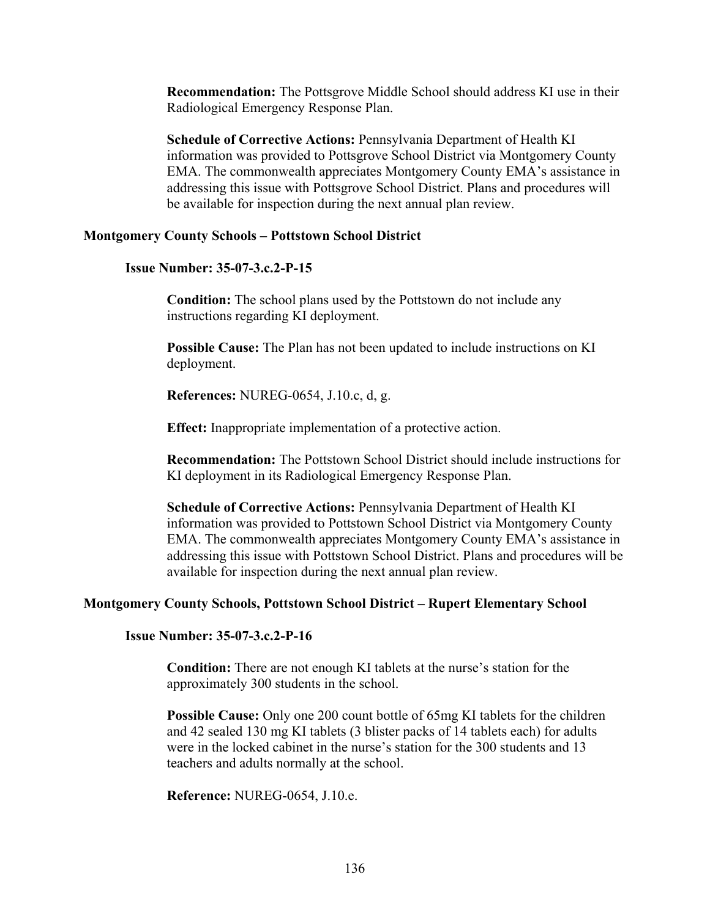**Recommendation:** The Pottsgrove Middle School should address KI use in their Radiological Emergency Response Plan.

**Schedule of Corrective Actions:** Pennsylvania Department of Health KI information was provided to Pottsgrove School District via Montgomery County EMA. The commonwealth appreciates Montgomery County EMA's assistance in addressing this issue with Pottsgrove School District. Plans and procedures will be available for inspection during the next annual plan review.

**Montgomery County Schools – Pottstown School District**

**Issue Number: 35-07-3.c.2-P-15**

**Condition:** The school plans used by the Pottstown do not include any instructions regarding KI deployment.

**Possible Cause:** The Plan has not been updated to include instructions on KI deployment.

**References:** NUREG-0654, J.10.c, d, g.

**Effect:** Inappropriate implementation of a protective action.

**Recommendation:** The Pottstown School District should include instructions for KI deployment in its Radiological Emergency Response Plan.

**Schedule of Corrective Actions:** Pennsylvania Department of Health KI information was provided to Pottstown School District via Montgomery County EMA. The commonwealth appreciates Montgomery County EMA's assistance in addressing this issue with Pottstown School District. Plans and procedures will be available for inspection during the next annual plan review.

**Montgomery County Schools, Pottstown School District – Rupert Elementary School**

**Issue Number: 35-07-3.c.2-P-16**

**Condition:** There are not enough KI tablets at the nurse's station for the approximately 300 students in the school.

**Possible Cause:** Only one 200 count bottle of 65mg KI tablets for the children and 42 sealed 130 mg KI tablets (3 blister packs of 14 tablets each) for adults were in the locked cabinet in the nurse's station for the 300 students and 13 teachers and adults normally at the school.

**Reference:** NUREG-0654, J.10.e.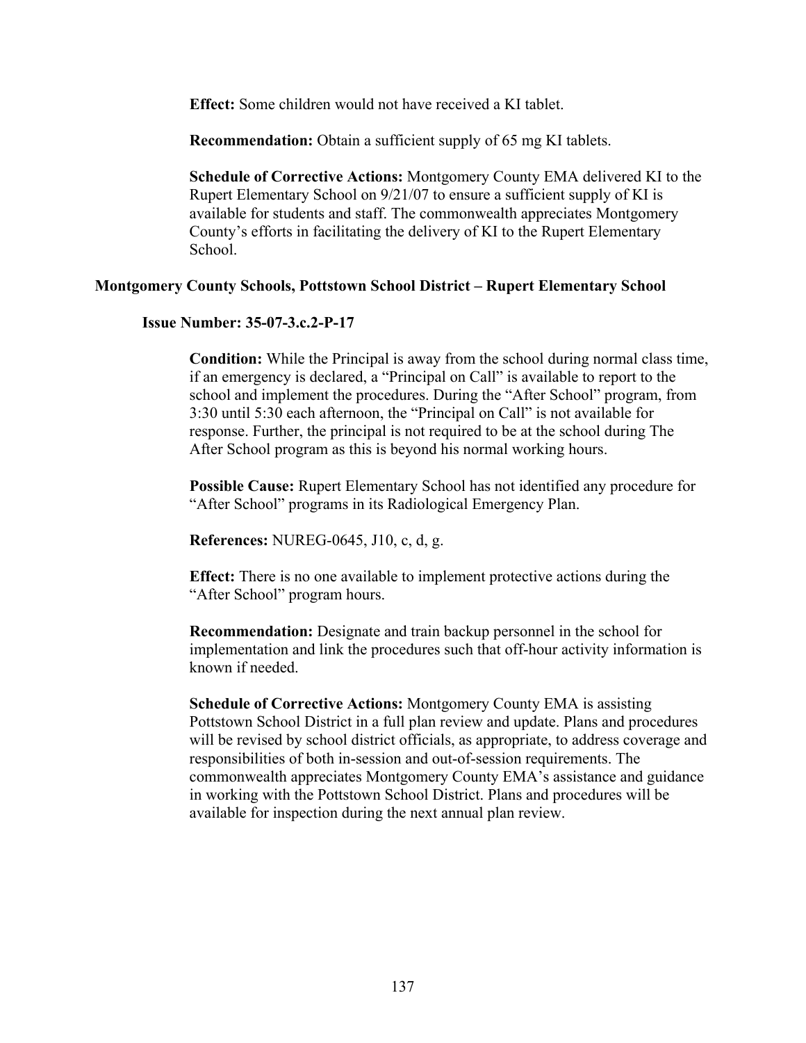**Effect:** Some children would not have received a KI tablet.

**Recommendation:** Obtain a sufficient supply of 65 mg KI tablets.

**Schedule of Corrective Actions:** Montgomery County EMA delivered KI to the Rupert Elementary School on 9/21/07 to ensure a sufficient supply of KI is available for students and staff. The commonwealth appreciates Montgomery County's efforts in facilitating the delivery of KI to the Rupert Elementary School.

### Montgomery County Schools, Pottstown School District – Rupert Elementary School

#### Issue Number: 35-07-3.c.2-P-17

**Condition:** While the Principal is away from the school during normal class time, if an emergency is declared, a "Principal on Call" is available to report to the school and implement the procedures. During the "After School" program, from 3:30 until 5:30 each afternoon, the "Principal on Call" is not available for response. Further, the principal is not required to be at the school during The After School program as this is beyond his normal working hours.

**Possible Cause:** Rupert Elementary School has not identified any procedure for "After School" programs in its Radiological Emergency Plan.

**References:** NUREG-0645, J10, c, d, g.

**Effect:** There is no one available to implement protective actions during the "After School" program hours.

**Recommendation:** Designate and train backup personnel in the school for implementation and link the procedures such that off-hour activity information is known if needed.

**Schedule of Corrective Actions:** Montgomery County EMA is assisting Pottstown School District in a full plan review and update. Plans and procedures will be revised by school district officials, as appropriate, to address coverage and responsibilities of both in-session and out-of-session requirements. The commonwealth appreciates Montgomery County EMA's assistance and guidance in working with the Pottstown School District. Plans and procedures will be available for inspection during the next annual plan review.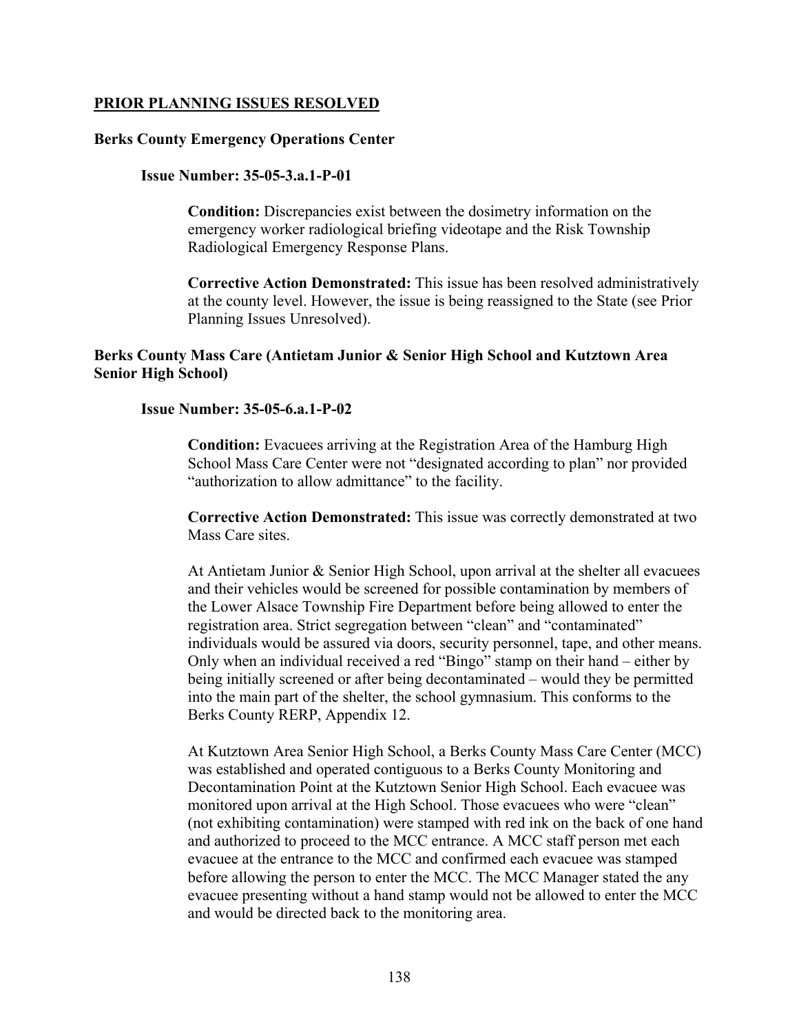## PRIOR PLANNING ISSUES RESOLVED

### Berks County Emergency Operations Center

#### Issue Number: 35-05-3.a.1-P-01

**Condition:** Discrepancies exist between the dosimetry information on the emergency worker radiological briefing videotape and the Risk Township Radiological Emergency Response Plans.

**Corrective Action Demonstrated:** This issue has been resolved administratively at the county level. However, the issue is being reassigned to the State (see Prior Planning Issues Unresolved).

### Berks County Mass Care (Antietam Junior & Senior High School and Kutztown Area Senior High School)

#### Issue Number: 35-05-6.a.1-P-02

**Condition:** Evacuees arriving at the Registration Area of the Hamburg High School Mass Care Center were not "designated according to plan" nor provided "authorization to allow admittance" to the facility.

**Corrective Action Demonstrated:** This issue was correctly demonstrated at two Mass Care sites.

At Antietam Junior & Senior High School, upon arrival at the shelter all evacuees and their vehicles would be screened for possible contamination by members of the Lower Alsace Township Fire Department before being allowed to enter the registration area. Strict segregation between "clean" and "contaminated" individuals would be assured via doors, security personnel, tape, and other means. Only when an individual received a red "Bingo" stamp on their hand – either by being initially screened or after being decontaminated – would they be permitted into the main part of the shelter, the school gymnasium. This conforms to the Berks County RERP, Appendix 12.

At Kutztown Area Senior High School, a Berks County Mass Care Center (MCC) was established and operated contiguous to a Berks County Monitoring and Decontamination Point at the Kutztown Senior High School. Each evacuee was monitored upon arrival at the High School. Those evacuees who were "clean" (not exhibiting contamination) were stamped with red ink on the back of one hand and authorized to proceed to the MCC entrance. A MCC staff person met each evacuee at the entrance to the MCC and confirmed each evacuee was stamped before allowing the person to enter the MCC. The MCC Manager stated the any evacuee presenting without a hand stamp would not be allowed to enter the MCC and would be directed back to the monitoring area.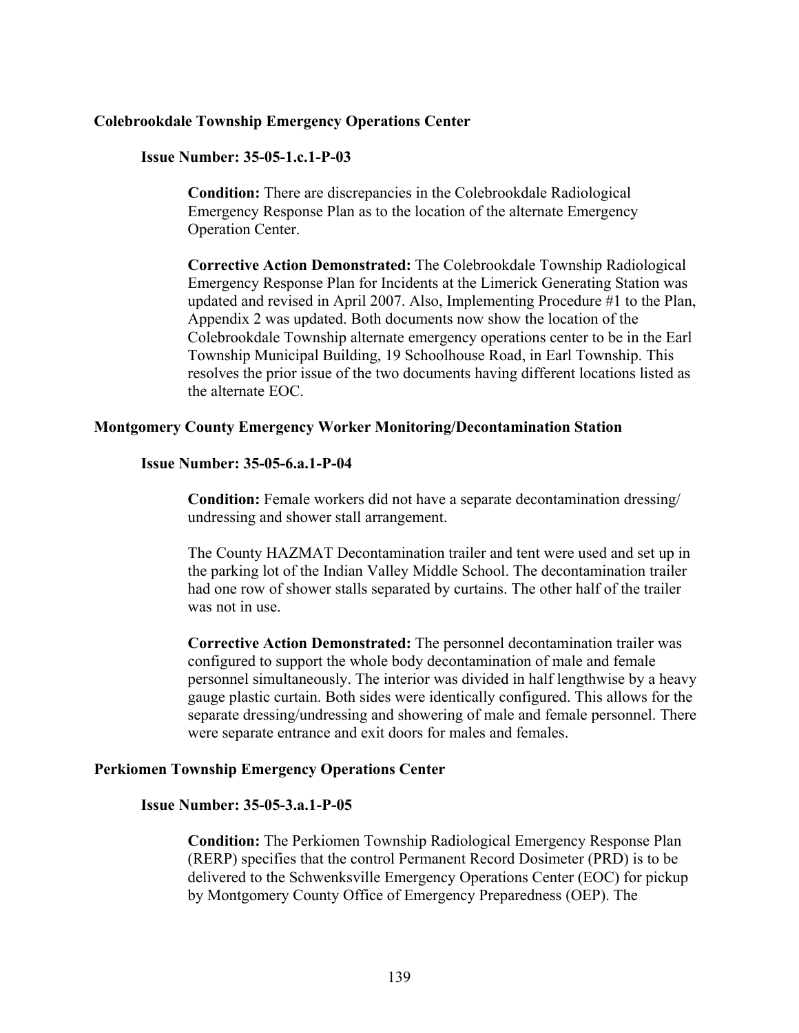### Colebrookdale Township Emergency Operations Center

#### Issue Number: 35-05-1.c.1-P-03

**Condition:** There are discrepancies in the Colebrookdale Radiological Emergency Response Plan as to the location of the alternate Emergency Operation Center.

**Corrective Action Demonstrated:** The Colebrookdale Township Radiological Emergency Response Plan for Incidents at the Limerick Generating Station was updated and revised in April 2007. Also, Implementing Procedure #1 to the Plan, Appendix 2 was updated. Both documents now show the location of the Colebrookdale Township alternate emergency operations center to be in the Earl Township Municipal Building, 19 Schoolhouse Road, in Earl Township. This resolves the prior issue of the two documents having different locations listed as the alternate EOC.

### Montgomery County Emergency Worker Monitoring/Decontamination Station

#### Issue Number: 35-05-6.a.1-P-04

**Condition:** Female workers did not have a separate decontamination dressing/ undressing and shower stall arrangement.

The County HAZMAT Decontamination trailer and tent were used and set up in the parking lot of the Indian Valley Middle School. The decontamination trailer had one row of shower stalls separated by curtains. The other half of the trailer was not in use.

**Corrective Action Demonstrated:** The personnel decontamination trailer was configured to support the whole body decontamination of male and female personnel simultaneously. The interior was divided in half lengthwise by a heavy gauge plastic curtain. Both sides were identically configured. This allows for the separate dressing/undressing and showering of male and female personnel. There were separate entrance and exit doors for males and females.

### Perkiomen Township Emergency Operations Center

#### Issue Number: 35-05-3.a.1-P-05

**Condition:** The Perkiomen Township Radiological Emergency Response Plan (RERP) specifies that the control Permanent Record Dosimeter (PRD) is to be delivered to the Schwenksville Emergency Operations Center (EOC) for pickup by Montgomery County Office of Emergency Preparedness (OEP). The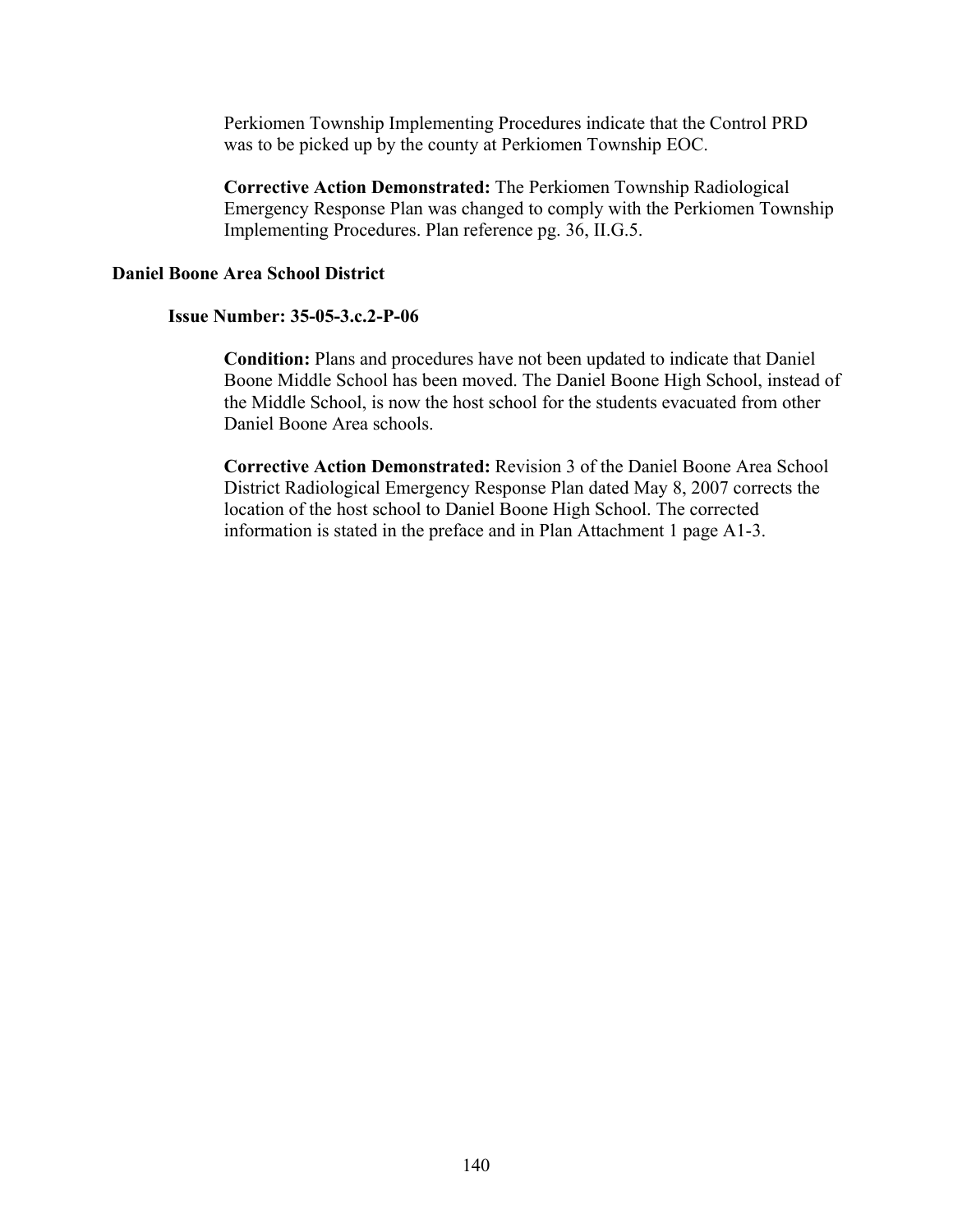Perkiomen Township Implementing Procedures indicate that the Control PRD was to be picked up by the county at Perkiomen Township EOC.

**Corrective Action Demonstrated:** The Perkiomen Township Radiological Emergency Response Plan was changed to comply with the Perkiomen Township Implementing Procedures. Plan reference pg. 36, II.G.5.

### Daniel Boone Area School District

#### Issue Number: 35-05-3.c.2-P-06

**Condition:** Plans and procedures have not been updated to indicate that Daniel Boone Middle School has been moved. The Daniel Boone High School, instead of the Middle School, is now the host school for the students evacuated from other Daniel Boone Area schools.

**Corrective Action Demonstrated:** Revision 3 of the Daniel Boone Area School District Radiological Emergency Response Plan dated May 8, 2007 corrects the location of the host school to Daniel Boone High School. The corrected information is stated in the preface and in Plan Attachment 1 page A1-3.